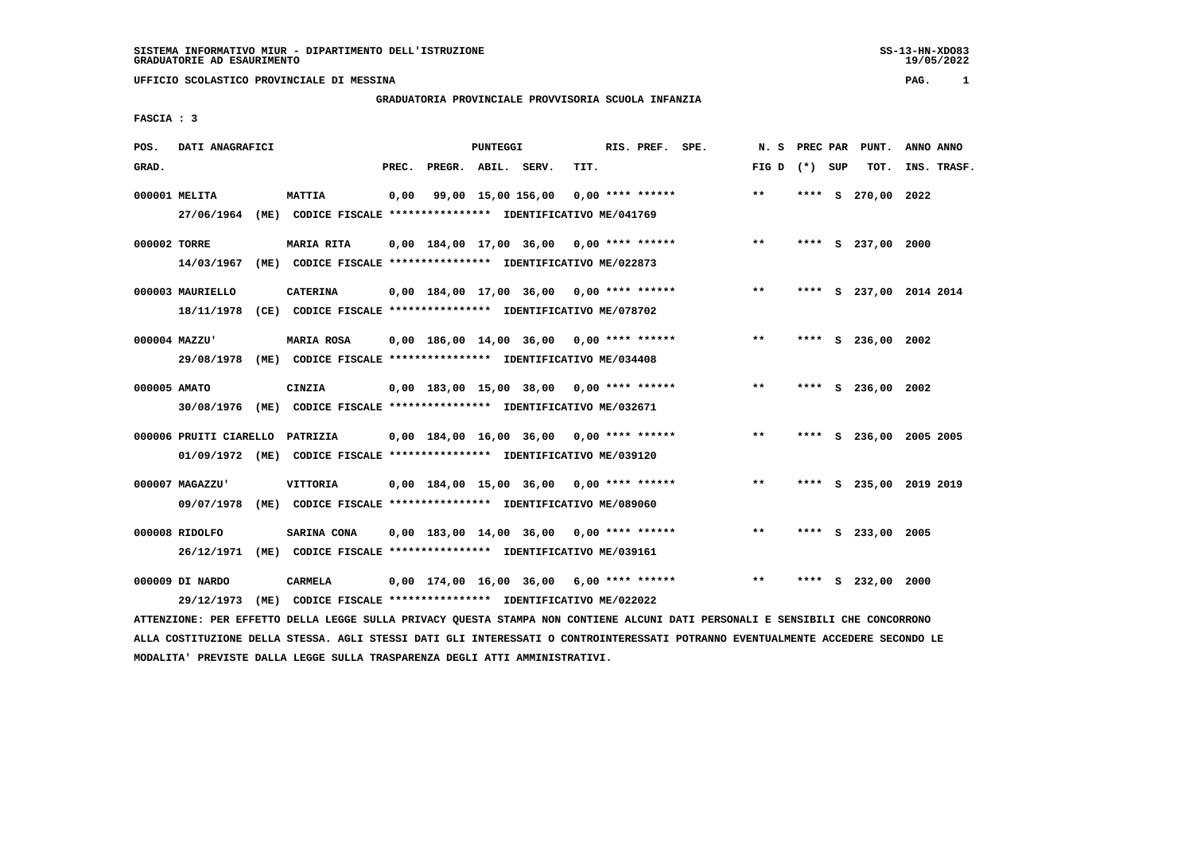SISTEMA INFORMATIVO MIUR - DIPARTIMENTO DELL'ISTRUZIONE
GRADUATORIE AD ESAURIMENTO

UFFICIO SCOLASTICO PROVINCIALE DI MESSINA

## GRADUATORIA PROVINCIALE PROVVISORIA SCUOLA INFANZIA

FASCIA : 3

| POS. GRAD. | DATI ANAGRAFICI | | PREC. | PREGR. | ABIL. | SERV. | TIT. | RIS. PREF. SPE. | N. S FIG D | PREC PAR (*) SUP | PUNT. TOT. | ANNO INS. | ANNO TRASF. |
|---|---|---|---|---|---|---|---|---|---|---|---|---|---|
| 000001 | MELITA | MATTIA | 0,00 | 99,00 | 15,00 | 156,00 | 0,00 | **** ****** | ** | **** S | 270,00 | 2022 | |
| | 27/06/1964 (ME) CODICE FISCALE **************** IDENTIFICATIVO ME/041769 | | | | | | | | | | | | |
| 000002 | TORRE | MARIA RITA | 0,00 | 184,00 | 17,00 | 36,00 | 0,00 | **** ****** | ** | **** S | 237,00 | 2000 | |
| | 14/03/1967 (ME) CODICE FISCALE **************** IDENTIFICATIVO ME/022873 | | | | | | | | | | | | |
| 000003 | MAURIELLO | CATERINA | 0,00 | 184,00 | 17,00 | 36,00 | 0,00 | **** ****** | ** | **** S | 237,00 | 2014 | 2014 |
| | 18/11/1978 (CE) CODICE FISCALE **************** IDENTIFICATIVO ME/078702 | | | | | | | | | | | | |
| 000004 | MAZZU' | MARIA ROSA | 0,00 | 186,00 | 14,00 | 36,00 | 0,00 | **** ****** | ** | **** S | 236,00 | 2002 | |
| | 29/08/1978 (ME) CODICE FISCALE **************** IDENTIFICATIVO ME/034408 | | | | | | | | | | | | |
| 000005 | AMATO | CINZIA | 0,00 | 183,00 | 15,00 | 38,00 | 0,00 | **** ****** | ** | **** S | 236,00 | 2002 | |
| | 30/08/1976 (ME) CODICE FISCALE **************** IDENTIFICATIVO ME/032671 | | | | | | | | | | | | |
| 000006 | PRUITI CIARELLO | PATRIZIA | 0,00 | 184,00 | 16,00 | 36,00 | 0,00 | **** ****** | ** | **** S | 236,00 | 2005 | 2005 |
| | 01/09/1972 (ME) CODICE FISCALE **************** IDENTIFICATIVO ME/039120 | | | | | | | | | | | | |
| 000007 | MAGAZZU' | VITTORIA | 0,00 | 184,00 | 15,00 | 36,00 | 0,00 | **** ****** | ** | **** S | 235,00 | 2019 | 2019 |
| | 09/07/1978 (ME) CODICE FISCALE **************** IDENTIFICATIVO ME/089060 | | | | | | | | | | | | |
| 000008 | RIDOLFO | SARINA CONA | 0,00 | 183,00 | 14,00 | 36,00 | 0,00 | **** ****** | ** | **** S | 233,00 | 2005 | |
| | 26/12/1971 (ME) CODICE FISCALE **************** IDENTIFICATIVO ME/039161 | | | | | | | | | | | | |
| 000009 | DI NARDO | CARMELA | 0,00 | 174,00 | 16,00 | 36,00 | 6,00 | **** ****** | ** | **** S | 232,00 | 2000 | |
| | 29/12/1973 (ME) CODICE FISCALE **************** IDENTIFICATIVO ME/022022 | | | | | | | | | | | | |

ATTENZIONE: PER EFFETTO DELLA LEGGE SULLA PRIVACY QUESTA STAMPA NON CONTIENE ALCUNI DATI PERSONALI E SENSIBILI CHE CONCORRONO ALLA COSTITUZIONE DELLA STESSA. AGLI STESSI DATI GLI INTERESSATI O CONTROINTERESSATI POTRANNO EVENTUALMENTE ACCEDERE SECONDO LE MODALITA' PREVISTE DALLA LEGGE SULLA TRASPARENZA DEGLI ATTI AMMINISTRATIVI.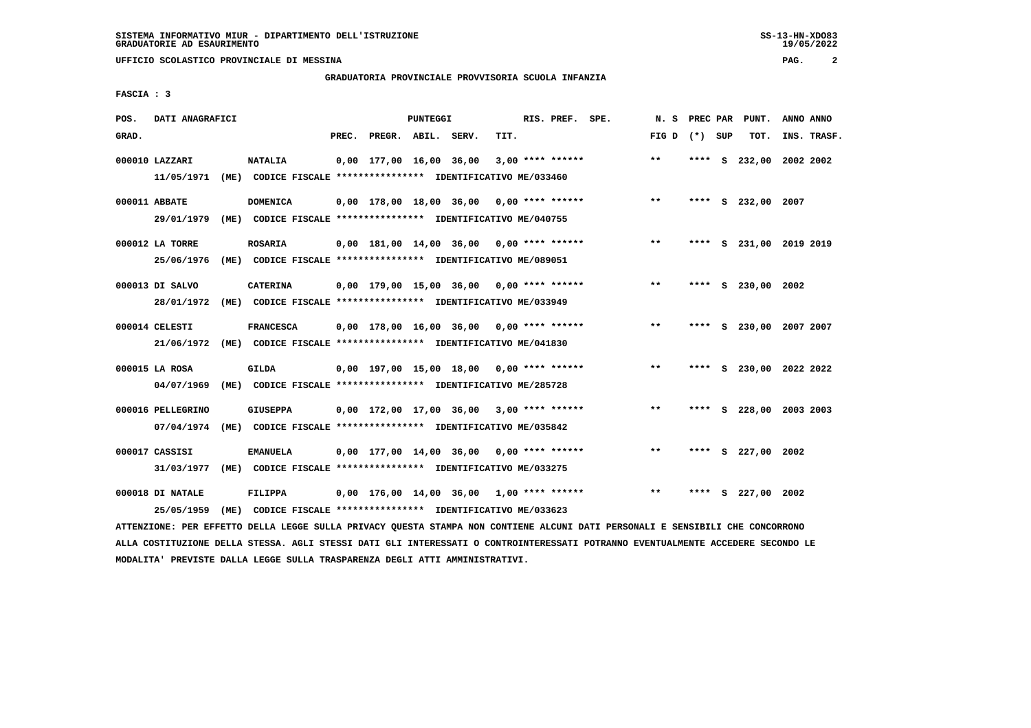SISTEMA INFORMATIVO MIUR - DIPARTIMENTO DELL'ISTRUZIONE
GRADUATORIE AD ESAURIMENTO

UFFICIO SCOLASTICO PROVINCIALE DI MESSINA

GRADUATORIA PROVINCIALE PROVVISORIA SCUOLA INFANZIA

FASCIA : 3

| POS. GRAD. | DATI ANAGRAFICI | | PREC. | PREGR. | ABIL. | SERV. | TIT. | RIS. PREF. | SPE. | N. S FIG D | PREC PAR (*) | SUP | PUNT. TOT. | ANNO INS. | ANNO TRASF. |
|---|---|---|---|---|---|---|---|---|---|---|---|---|---|---|---|
| 000010 | LAZZARI | NATALIA | 0,00 | 177,00 | 16,00 | 36,00 | 3,00 | **** ****** | | ** | **** | S | 232,00 | 2002 | 2002 |
| | 11/05/1971 (ME) | CODICE FISCALE **************** IDENTIFICATIVO ME/033460 | | | | | | | | | | | | | |
| 000011 | ABBATE | DOMENICA | 0,00 | 178,00 | 18,00 | 36,00 | 0,00 | **** ****** | | ** | **** | S | 232,00 | 2007 | |
| | 29/01/1979 (ME) | CODICE FISCALE **************** IDENTIFICATIVO ME/040755 | | | | | | | | | | | | | |
| 000012 | LA TORRE | ROSARIA | 0,00 | 181,00 | 14,00 | 36,00 | 0,00 | **** ****** | | ** | **** | S | 231,00 | 2019 | 2019 |
| | 25/06/1976 (ME) | CODICE FISCALE **************** IDENTIFICATIVO ME/089051 | | | | | | | | | | | | | |
| 000013 | DI SALVO | CATERINA | 0,00 | 179,00 | 15,00 | 36,00 | 0,00 | **** ****** | | ** | **** | S | 230,00 | 2002 | |
| | 28/01/1972 (ME) | CODICE FISCALE **************** IDENTIFICATIVO ME/033949 | | | | | | | | | | | | | |
| 000014 | CELESTI | FRANCESCA | 0,00 | 178,00 | 16,00 | 36,00 | 0,00 | **** ****** | | ** | **** | S | 230,00 | 2007 | 2007 |
| | 21/06/1972 (ME) | CODICE FISCALE **************** IDENTIFICATIVO ME/041830 | | | | | | | | | | | | | |
| 000015 | LA ROSA | GILDA | 0,00 | 197,00 | 15,00 | 18,00 | 0,00 | **** ****** | | ** | **** | S | 230,00 | 2022 | 2022 |
| | 04/07/1969 (ME) | CODICE FISCALE **************** IDENTIFICATIVO ME/285728 | | | | | | | | | | | | | |
| 000016 | PELLEGRINO | GIUSEPPA | 0,00 | 172,00 | 17,00 | 36,00 | 3,00 | **** ****** | | ** | **** | S | 228,00 | 2003 | 2003 |
| | 07/04/1974 (ME) | CODICE FISCALE **************** IDENTIFICATIVO ME/035842 | | | | | | | | | | | | | |
| 000017 | CASSISI | EMANUELA | 0,00 | 177,00 | 14,00 | 36,00 | 0,00 | **** ****** | | ** | **** | S | 227,00 | 2002 | |
| | 31/03/1977 (ME) | CODICE FISCALE **************** IDENTIFICATIVO ME/033275 | | | | | | | | | | | | | |
| 000018 | DI NATALE | FILIPPA | 0,00 | 176,00 | 14,00 | 36,00 | 1,00 | **** ****** | | ** | **** | S | 227,00 | 2002 | |
| | 25/05/1959 (ME) | CODICE FISCALE **************** IDENTIFICATIVO ME/033623 | | | | | | | | | | | | | |

ATTENZIONE: PER EFFETTO DELLA LEGGE SULLA PRIVACY QUESTA STAMPA NON CONTIENE ALCUNI DATI PERSONALI E SENSIBILI CHE CONCORRONO ALLA COSTITUZIONE DELLA STESSA. AGLI STESSI DATI GLI INTERESSATI O CONTROINTERESSATI POTRANNO EVENTUALMENTE ACCEDERE SECONDO LE MODALITA' PREVISTE DALLA LEGGE SULLA TRASPARENZA DEGLI ATTI AMMINISTRATIVI.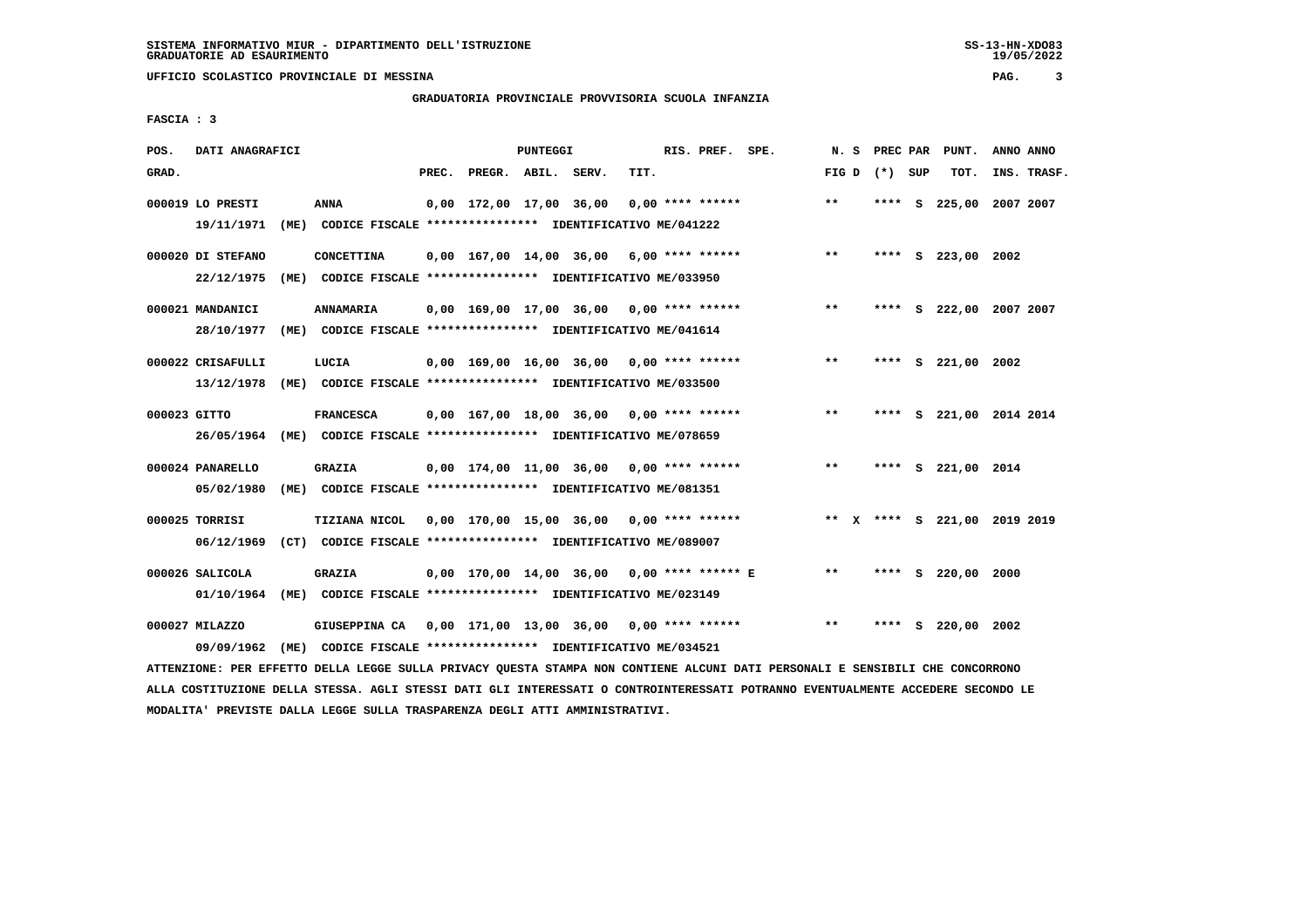GRADUATORIA PROVINCIALE PROVVISORIA SCUOLA INFANZIA

FASCIA : 3

| POS. GRAD. | DATI ANAGRAFICI | | PREC. | PREGR. | ABIL. | SERV. | TIT. | RIS. PREF. | SPE. | N. S FIG D | PREC (*) | PAR SUP | PUNT. TOT. | ANNO INS. | ANNO TRASF. |
|---|---|---|---|---|---|---|---|---|---|---|---|---|---|---|---|
| 000019 | LO PRESTI 19/11/1971 (ME) CODICE FISCALE **************** IDENTIFICATIVO ME/041222 | ANNA | 0,00 | 172,00 | 17,00 | 36,00 | 0,00 | **** ****** | | ** | **** | S | 225,00 | 2007 | 2007 |
| 000020 | DI STEFANO 22/12/1975 (ME) CODICE FISCALE **************** IDENTIFICATIVO ME/033950 | CONCETTINA | 0,00 | 167,00 | 14,00 | 36,00 | 6,00 | **** ****** | | ** | **** | S | 223,00 | 2002 | |
| 000021 | MANDANICI 28/10/1977 (ME) CODICE FISCALE **************** IDENTIFICATIVO ME/041614 | ANNAMARIA | 0,00 | 169,00 | 17,00 | 36,00 | 0,00 | **** ****** | | ** | **** | S | 222,00 | 2007 | 2007 |
| 000022 | CRISAFULLI 13/12/1978 (ME) CODICE FISCALE **************** IDENTIFICATIVO ME/033500 | LUCIA | 0,00 | 169,00 | 16,00 | 36,00 | 0,00 | **** ****** | | ** | **** | S | 221,00 | 2002 | |
| 000023 | GITTO 26/05/1964 (ME) CODICE FISCALE **************** IDENTIFICATIVO ME/078659 | FRANCESCA | 0,00 | 167,00 | 18,00 | 36,00 | 0,00 | **** ****** | | ** | **** | S | 221,00 | 2014 | 2014 |
| 000024 | PANARELLO 05/02/1980 (ME) CODICE FISCALE **************** IDENTIFICATIVO ME/081351 | GRAZIA | 0,00 | 174,00 | 11,00 | 36,00 | 0,00 | **** ****** | | ** | **** | S | 221,00 | 2014 | |
| 000025 | TORRISI 06/12/1969 (CT) CODICE FISCALE **************** IDENTIFICATIVO ME/089007 | TIZIANA NICOL | 0,00 | 170,00 | 15,00 | 36,00 | 0,00 | **** ****** | | ** X | **** | S | 221,00 | 2019 | 2019 |
| 000026 | SALICOLA 01/10/1964 (ME) CODICE FISCALE **************** IDENTIFICATIVO ME/023149 | GRAZIA | 0,00 | 170,00 | 14,00 | 36,00 | 0,00 | **** ****** E | | ** | **** | S | 220,00 | 2000 | |
| 000027 | MILAZZO 09/09/1962 (ME) CODICE FISCALE **************** IDENTIFICATIVO ME/034521 | GIUSEPPINA CA | 0,00 | 171,00 | 13,00 | 36,00 | 0,00 | **** ****** | | ** | **** | S | 220,00 | 2002 | |

ATTENZIONE: PER EFFETTO DELLA LEGGE SULLA PRIVACY QUESTA STAMPA NON CONTIENE ALCUNI DATI PERSONALI E SENSIBILI CHE CONCORRONO ALLA COSTITUZIONE DELLA STESSA. AGLI STESSI DATI GLI INTERESSATI O CONTROINTERESSATI POTRANNO EVENTUALMENTE ACCEDERE SECONDO LE MODALITA' PREVISTE DALLA LEGGE SULLA TRASPARENZA DEGLI ATTI AMMINISTRATIVI.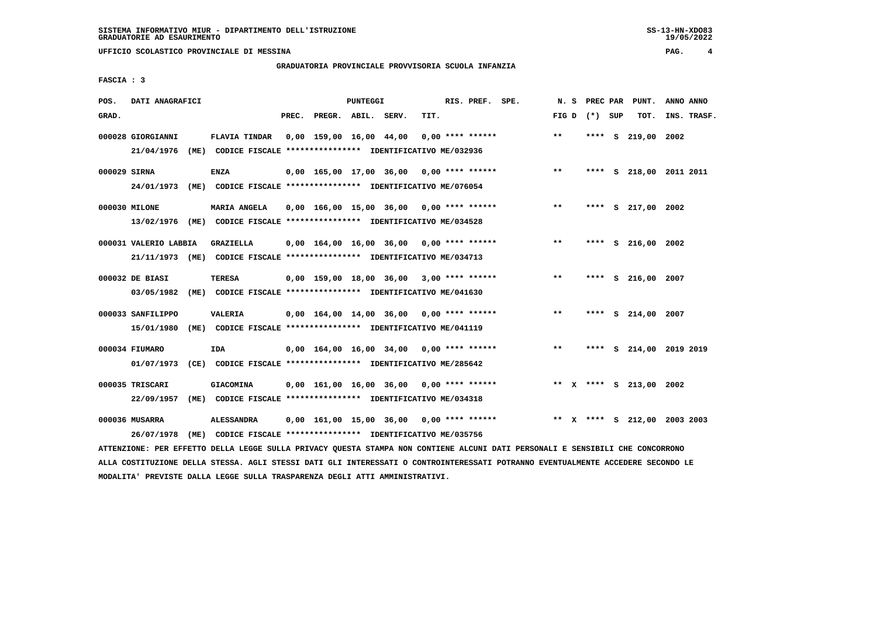SISTEMA INFORMATIVO MIUR - DIPARTIMENTO DELL'ISTRUZIONE
GRADUATORIE AD ESAURIMENTO

UFFICIO SCOLASTICO PROVINCIALE DI MESSINA

GRADUATORIA PROVINCIALE PROVVISORIA SCUOLA INFANZIA

FASCIA : 3

| POS. GRAD. | DATI ANAGRAFICI | | PREC. | PREGR. | ABIL. | SERV. | TIT. | RIS. PREF. | SPE. | N. S FIG D | PREC PAR (*) SUP | PUNT. TOT. | ANNO INS. | ANNO TRASF. |
|---|---|---|---|---|---|---|---|---|---|---|---|---|---|---|
| 000028 | GIORGIANNI | FLAVIA TINDAR | 0,00 | 159,00 | 16,00 | 44,00 | 0,00 | **** ****** | | ** | **** S | 219,00 | 2002 | |
| | 21/04/1976 (ME) | CODICE FISCALE **************** IDENTIFICATIVO ME/032936 | | | | | | | | | | | | |
| 000029 | SIRNA | ENZA | 0,00 | 165,00 | 17,00 | 36,00 | 0,00 | **** ****** | | ** | **** S | 218,00 | 2011 | 2011 |
| | 24/01/1973 (ME) | CODICE FISCALE **************** IDENTIFICATIVO ME/076054 | | | | | | | | | | | | |
| 000030 | MILONE | MARIA ANGELA | 0,00 | 166,00 | 15,00 | 36,00 | 0,00 | **** ****** | | ** | **** S | 217,00 | 2002 | |
| | 13/02/1976 (ME) | CODICE FISCALE **************** IDENTIFICATIVO ME/034528 | | | | | | | | | | | | |
| 000031 | VALERIO LABBIA | GRAZIELLA | 0,00 | 164,00 | 16,00 | 36,00 | 0,00 | **** ****** | | ** | **** S | 216,00 | 2002 | |
| | 21/11/1973 (ME) | CODICE FISCALE **************** IDENTIFICATIVO ME/034713 | | | | | | | | | | | | |
| 000032 | DE BIASI | TERESA | 0,00 | 159,00 | 18,00 | 36,00 | 3,00 | **** ****** | | ** | **** S | 216,00 | 2007 | |
| | 03/05/1982 (ME) | CODICE FISCALE **************** IDENTIFICATIVO ME/041630 | | | | | | | | | | | | |
| 000033 | SANFILIPPO | VALERIA | 0,00 | 164,00 | 14,00 | 36,00 | 0,00 | **** ****** | | ** | **** S | 214,00 | 2007 | |
| | 15/01/1980 (ME) | CODICE FISCALE **************** IDENTIFICATIVO ME/041119 | | | | | | | | | | | | |
| 000034 | FIUMARO | IDA | 0,00 | 164,00 | 16,00 | 34,00 | 0,00 | **** ****** | | ** | **** S | 214,00 | 2019 | 2019 |
| | 01/07/1973 (CE) | CODICE FISCALE **************** IDENTIFICATIVO ME/285642 | | | | | | | | | | | | |
| 000035 | TRISCARI | GIACOMINA | 0,00 | 161,00 | 16,00 | 36,00 | 0,00 | **** ****** | | ** X | **** S | 213,00 | 2002 | |
| | 22/09/1957 (ME) | CODICE FISCALE **************** IDENTIFICATIVO ME/034318 | | | | | | | | | | | | |
| 000036 | MUSARRA | ALESSANDRA | 0,00 | 161,00 | 15,00 | 36,00 | 0,00 | **** ****** | | ** X | **** S | 212,00 | 2003 | 2003 |
| | 26/07/1978 (ME) | CODICE FISCALE **************** IDENTIFICATIVO ME/035756 | | | | | | | | | | | | |

ATTENZIONE: PER EFFETTO DELLA LEGGE SULLA PRIVACY QUESTA STAMPA NON CONTIENE ALCUNI DATI PERSONALI E SENSIBILI CHE CONCORRONO ALLA COSTITUZIONE DELLA STESSA. AGLI STESSI DATI GLI INTERESSATI O CONTROINTERESSATI POTRANNO EVENTUALMENTE ACCEDERE SECONDO LE MODALITA' PREVISTE DALLA LEGGE SULLA TRASPARENZA DEGLI ATTI AMMINISTRATIVI.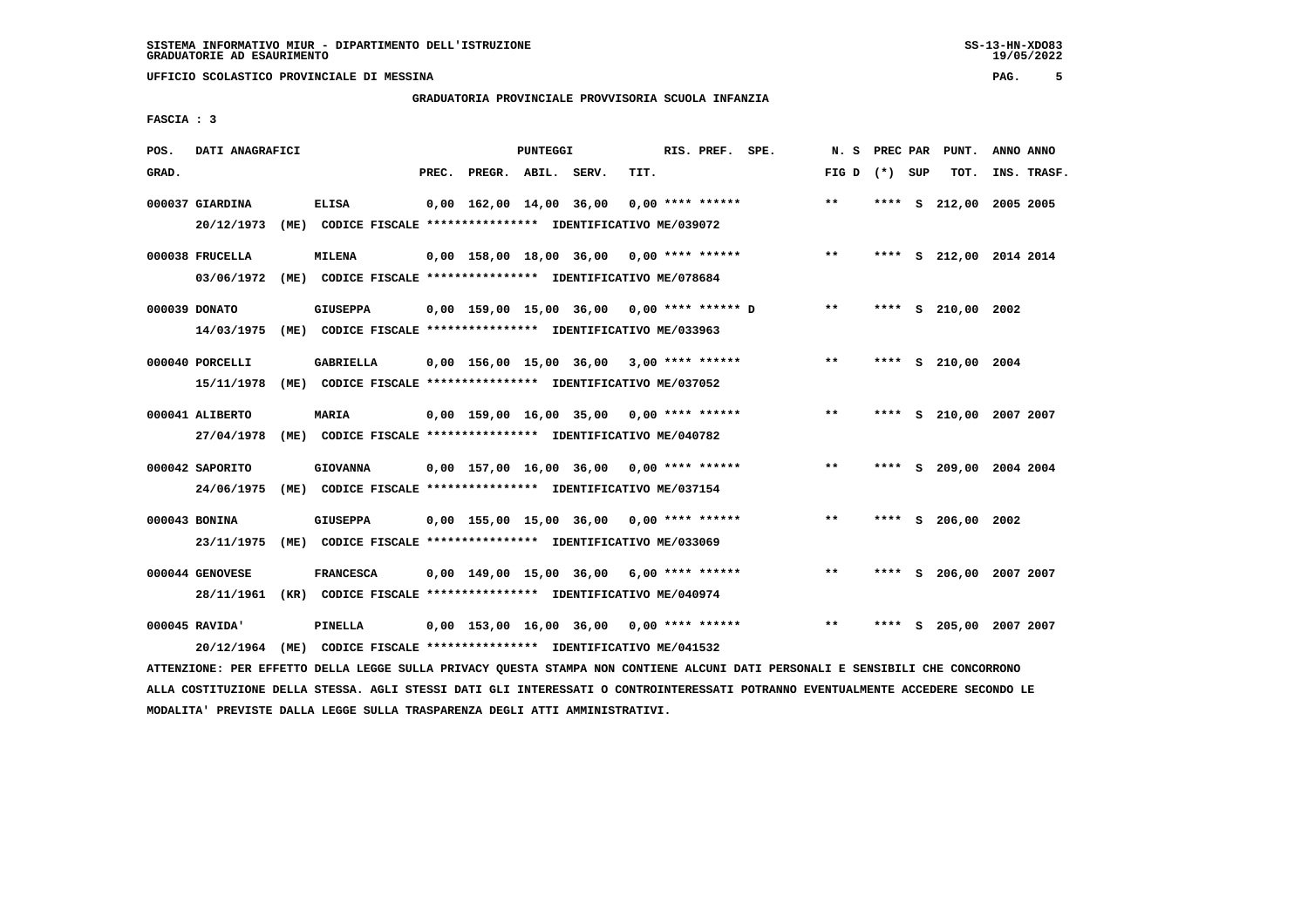SISTEMA INFORMATIVO MIUR - DIPARTIMENTO DELL'ISTRUZIONE
GRADUATORIE AD ESAURIMENTO

UFFICIO SCOLASTICO PROVINCIALE DI MESSINA

GRADUATORIA PROVINCIALE PROVVISORIA SCUOLA INFANZIA

FASCIA : 3

| POS. GRAD. | DATI ANAGRAFICI | | PREC. | PREGR. | ABIL. | SERV. | TIT. | RIS. PREF. SPE. | N. S FIG D | PREC PAR (*) SUP | PUNT. TOT. | ANNO INS. | ANNO TRASF. |
|---|---|---|---|---|---|---|---|---|---|---|---|---|---|
| 000037 | GIARDINA | ELISA | 0,00 | 162,00 | 14,00 | 36,00 | 0,00 | **** ****** | ** | **** S | 212,00 | 2005 | 2005 |
| | 20/12/1973 (ME) | CODICE FISCALE **************** IDENTIFICATIVO ME/039072 | | | | | | | | | | | |
| 000038 | FRUCELLA | MILENA | 0,00 | 158,00 | 18,00 | 36,00 | 0,00 | **** ****** | ** | **** S | 212,00 | 2014 | 2014 |
| | 03/06/1972 (ME) | CODICE FISCALE **************** IDENTIFICATIVO ME/078684 | | | | | | | | | | | |
| 000039 | DONATO | GIUSEPPA | 0,00 | 159,00 | 15,00 | 36,00 | 0,00 | **** ****** D | ** | **** S | 210,00 | 2002 | |
| | 14/03/1975 (ME) | CODICE FISCALE **************** IDENTIFICATIVO ME/033963 | | | | | | | | | | | |
| 000040 | PORCELLI | GABRIELLA | 0,00 | 156,00 | 15,00 | 36,00 | 3,00 | **** ****** | ** | **** S | 210,00 | 2004 | |
| | 15/11/1978 (ME) | CODICE FISCALE **************** IDENTIFICATIVO ME/037052 | | | | | | | | | | | |
| 000041 | ALIBERTO | MARIA | 0,00 | 159,00 | 16,00 | 35,00 | 0,00 | **** ****** | ** | **** S | 210,00 | 2007 | 2007 |
| | 27/04/1978 (ME) | CODICE FISCALE **************** IDENTIFICATIVO ME/040782 | | | | | | | | | | | |
| 000042 | SAPORITO | GIOVANNA | 0,00 | 157,00 | 16,00 | 36,00 | 0,00 | **** ****** | ** | **** S | 209,00 | 2004 | 2004 |
| | 24/06/1975 (ME) | CODICE FISCALE **************** IDENTIFICATIVO ME/037154 | | | | | | | | | | | |
| 000043 | BONINA | GIUSEPPA | 0,00 | 155,00 | 15,00 | 36,00 | 0,00 | **** ****** | ** | **** S | 206,00 | 2002 | |
| | 23/11/1975 (ME) | CODICE FISCALE **************** IDENTIFICATIVO ME/033069 | | | | | | | | | | | |
| 000044 | GENOVESE | FRANCESCA | 0,00 | 149,00 | 15,00 | 36,00 | 6,00 | **** ****** | ** | **** S | 206,00 | 2007 | 2007 |
| | 28/11/1961 (KR) | CODICE FISCALE **************** IDENTIFICATIVO ME/040974 | | | | | | | | | | | |
| 000045 | RAVIDA' | PINELLA | 0,00 | 153,00 | 16,00 | 36,00 | 0,00 | **** ****** | ** | **** S | 205,00 | 2007 | 2007 |
| | 20/12/1964 (ME) | CODICE FISCALE **************** IDENTIFICATIVO ME/041532 | | | | | | | | | | | |

ATTENZIONE: PER EFFETTO DELLA LEGGE SULLA PRIVACY QUESTA STAMPA NON CONTIENE ALCUNI DATI PERSONALI E SENSIBILI CHE CONCORRONO ALLA COSTITUZIONE DELLA STESSA. AGLI STESSI DATI GLI INTERESSATI O CONTROINTERESSATI POTRANNO EVENTUALMENTE ACCEDERE SECONDO LE MODALITA' PREVISTE DALLA LEGGE SULLA TRASPARENZA DEGLI ATTI AMMINISTRATIVI.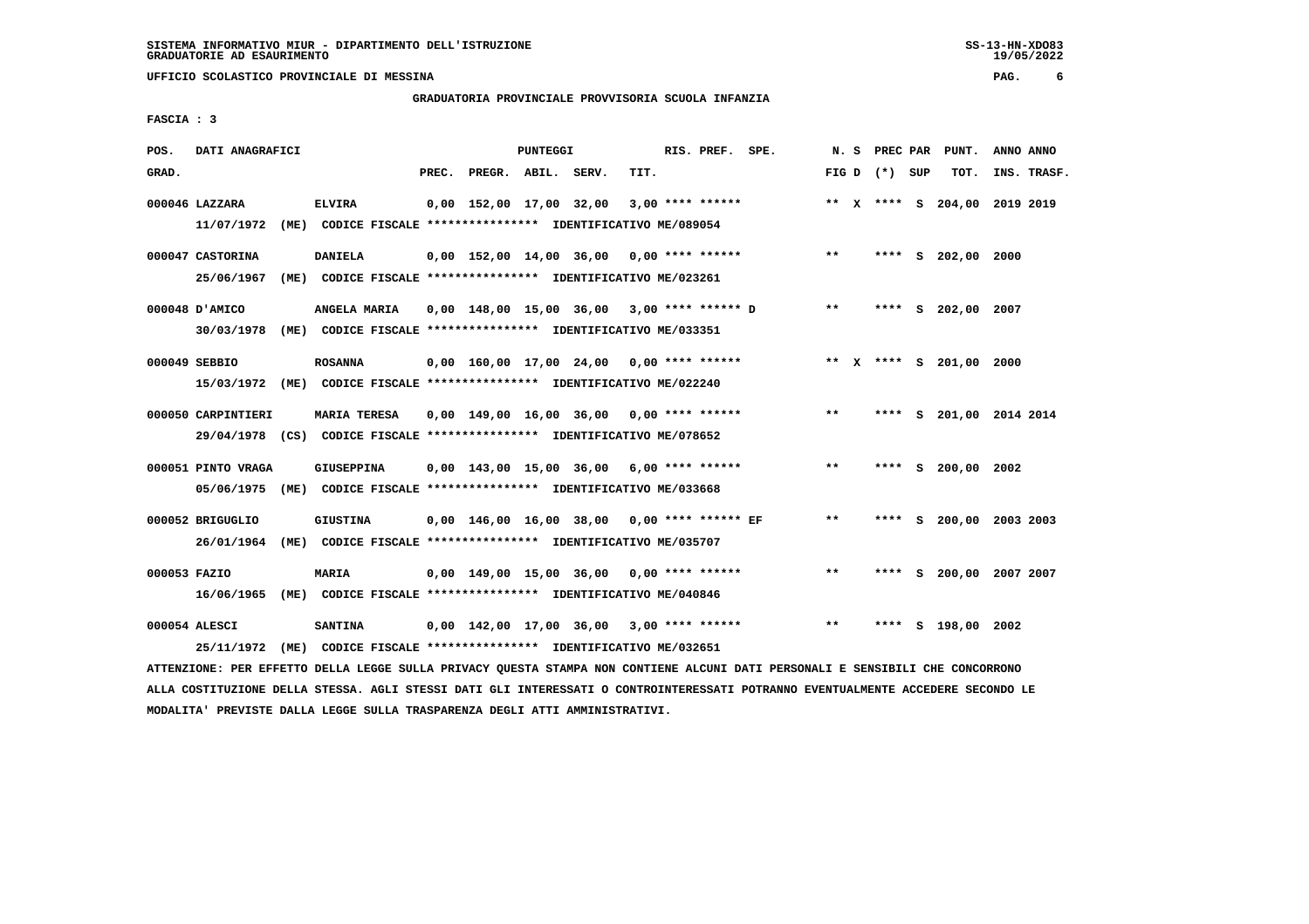SISTEMA INFORMATIVO MIUR - DIPARTIMENTO DELL'ISTRUZIONE
GRADUATORIE AD ESAURIMENTO

UFFICIO SCOLASTICO PROVINCIALE DI MESSINA

GRADUATORIA PROVINCIALE PROVVISORIA SCUOLA INFANZIA

FASCIA : 3

| POS. GRAD. | DATI ANAGRAFICI | | PREC. | PREGR. | ABIL. | SERV. | TIT. | RIS. PREF. SPE. | N. S FIG D | PREC PAR (*) | SUP | PUNT. TOT. | ANNO INS. | ANNO TRASF. |
|---|---|---|---|---|---|---|---|---|---|---|---|---|---|---|
| 000046 | LAZZARA | ELVIRA | 0,00 | 152,00 | 17,00 | 32,00 | 3,00 | **** ****** | ** X | **** | S | 204,00 | 2019 | 2019 |
| | 11/07/1972 (ME) CODICE FISCALE **************** IDENTIFICATIVO ME/089054 | | | | | | | | | | | | | |
| 000047 | CASTORINA | DANIELA | 0,00 | 152,00 | 14,00 | 36,00 | 0,00 | **** ****** | ** | **** | S | 202,00 | 2000 | |
| | 25/06/1967 (ME) CODICE FISCALE **************** IDENTIFICATIVO ME/023261 | | | | | | | | | | | | | |
| 000048 | D'AMICO | ANGELA MARIA | 0,00 | 148,00 | 15,00 | 36,00 | 3,00 | **** ****** D | ** | **** | S | 202,00 | 2007 | |
| | 30/03/1978 (ME) CODICE FISCALE **************** IDENTIFICATIVO ME/033351 | | | | | | | | | | | | | |
| 000049 | SEBBIO | ROSANNA | 0,00 | 160,00 | 17,00 | 24,00 | 0,00 | **** ****** | ** X | **** | S | 201,00 | 2000 | |
| | 15/03/1972 (ME) CODICE FISCALE **************** IDENTIFICATIVO ME/022240 | | | | | | | | | | | | | |
| 000050 | CARPINTIERI | MARIA TERESA | 0,00 | 149,00 | 16,00 | 36,00 | 0,00 | **** ****** | ** | **** | S | 201,00 | 2014 | 2014 |
| | 29/04/1978 (CS) CODICE FISCALE **************** IDENTIFICATIVO ME/078652 | | | | | | | | | | | | | |
| 000051 | PINTO VRAGA | GIUSEPPINA | 0,00 | 143,00 | 15,00 | 36,00 | 6,00 | **** ****** | ** | **** | S | 200,00 | 2002 | |
| | 05/06/1975 (ME) CODICE FISCALE **************** IDENTIFICATIVO ME/033668 | | | | | | | | | | | | | |
| 000052 | BRIGUGLIO | GIUSTINA | 0,00 | 146,00 | 16,00 | 38,00 | 0,00 | **** ****** EF | ** | **** | S | 200,00 | 2003 | 2003 |
| | 26/01/1964 (ME) CODICE FISCALE **************** IDENTIFICATIVO ME/035707 | | | | | | | | | | | | | |
| 000053 | FAZIO | MARIA | 0,00 | 149,00 | 15,00 | 36,00 | 0,00 | **** ****** | ** | **** | S | 200,00 | 2007 | 2007 |
| | 16/06/1965 (ME) CODICE FISCALE **************** IDENTIFICATIVO ME/040846 | | | | | | | | | | | | | |
| 000054 | ALESCI | SANTINA | 0,00 | 142,00 | 17,00 | 36,00 | 3,00 | **** ****** | ** | **** | S | 198,00 | 2002 | |
| | 25/11/1972 (ME) CODICE FISCALE **************** IDENTIFICATIVO ME/032651 | | | | | | | | | | | | | |

ATTENZIONE: PER EFFETTO DELLA LEGGE SULLA PRIVACY QUESTA STAMPA NON CONTIENE ALCUNI DATI PERSONALI E SENSIBILI CHE CONCORRONO ALLA COSTITUZIONE DELLA STESSA. AGLI STESSI DATI GLI INTERESSATI O CONTROINTERESSATI POTRANNO EVENTUALMENTE ACCEDERE SECONDO LE MODALITA' PREVISTE DALLA LEGGE SULLA TRASPARENZA DEGLI ATTI AMMINISTRATIVI.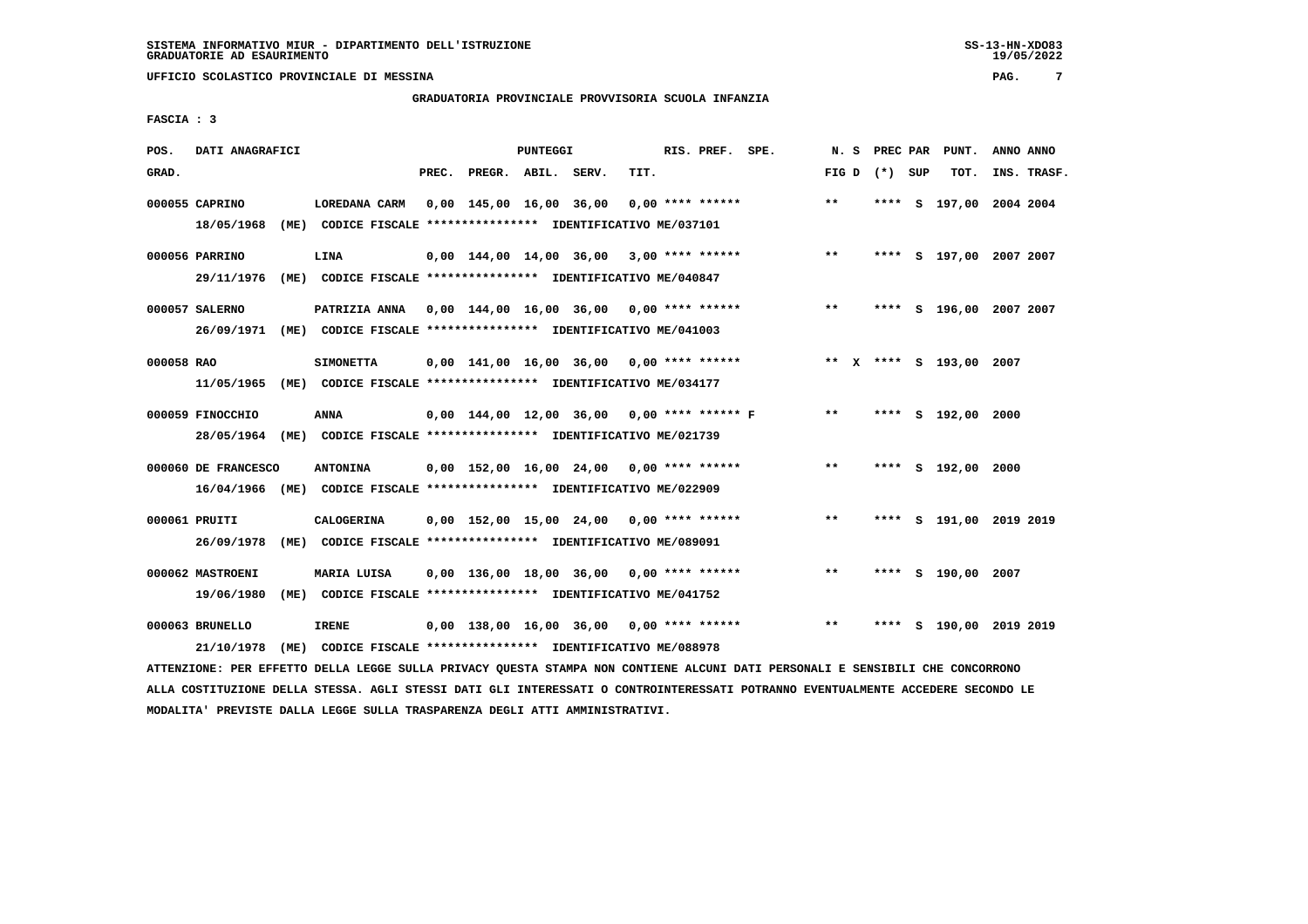SISTEMA INFORMATIVO MIUR - DIPARTIMENTO DELL'ISTRUZIONE
GRADUATORIE AD ESAURIMENTO

UFFICIO SCOLASTICO PROVINCIALE DI MESSINA

GRADUATORIA PROVINCIALE PROVVISORIA SCUOLA INFANZIA

FASCIA : 3

| POS. GRAD. | DATI ANAGRAFICI | | PREC. | PREGR. | ABIL. | SERV. | TIT. | RIS. PREF. SPE. | N. S FIG D | PREC PAR (*) SUP | PUNT. TOT. | ANNO INS. | ANNO TRASF. |
|---|---|---|---|---|---|---|---|---|---|---|---|---|---|
| 000055 | CAPRINO | LOREDANA CARM | 0,00 | 145,00 | 16,00 | 36,00 | 0,00 | **** ****** | ** | **** S | 197,00 | 2004 | 2004 |
| | 18/05/1968 (ME) | CODICE FISCALE **************** IDENTIFICATIVO ME/037101 | | | | | | | | | | | |
| 000056 | PARRINO | LINA | 0,00 | 144,00 | 14,00 | 36,00 | 3,00 | **** ****** | ** | **** S | 197,00 | 2007 | 2007 |
| | 29/11/1976 (ME) | CODICE FISCALE **************** IDENTIFICATIVO ME/040847 | | | | | | | | | | | |
| 000057 | SALERNO | PATRIZIA ANNA | 0,00 | 144,00 | 16,00 | 36,00 | 0,00 | **** ****** | ** | **** S | 196,00 | 2007 | 2007 |
| | 26/09/1971 (ME) | CODICE FISCALE **************** IDENTIFICATIVO ME/041003 | | | | | | | | | | | |
| 000058 | RAO | SIMONETTA | 0,00 | 141,00 | 16,00 | 36,00 | 0,00 | **** ****** | ** X | **** S | 193,00 | 2007 | |
| | 11/05/1965 (ME) | CODICE FISCALE **************** IDENTIFICATIVO ME/034177 | | | | | | | | | | | |
| 000059 | FINOCCHIO | ANNA | 0,00 | 144,00 | 12,00 | 36,00 | 0,00 | **** ****** F | ** | **** S | 192,00 | 2000 | |
| | 28/05/1964 (ME) | CODICE FISCALE **************** IDENTIFICATIVO ME/021739 | | | | | | | | | | | |
| 000060 | DE FRANCESCO | ANTONINA | 0,00 | 152,00 | 16,00 | 24,00 | 0,00 | **** ****** | ** | **** S | 192,00 | 2000 | |
| | 16/04/1966 (ME) | CODICE FISCALE **************** IDENTIFICATIVO ME/022909 | | | | | | | | | | | |
| 000061 | PRUITI | CALOGERINA | 0,00 | 152,00 | 15,00 | 24,00 | 0,00 | **** ****** | ** | **** S | 191,00 | 2019 | 2019 |
| | 26/09/1978 (ME) | CODICE FISCALE **************** IDENTIFICATIVO ME/089091 | | | | | | | | | | | |
| 000062 | MASTROENI | MARIA LUISA | 0,00 | 136,00 | 18,00 | 36,00 | 0,00 | **** ****** | ** | **** S | 190,00 | 2007 | |
| | 19/06/1980 (ME) | CODICE FISCALE **************** IDENTIFICATIVO ME/041752 | | | | | | | | | | | |
| 000063 | BRUNELLO | IRENE | 0,00 | 138,00 | 16,00 | 36,00 | 0,00 | **** ****** | ** | **** S | 190,00 | 2019 | 2019 |
| | 21/10/1978 (ME) | CODICE FISCALE **************** IDENTIFICATIVO ME/088978 | | | | | | | | | | | |

ATTENZIONE: PER EFFETTO DELLA LEGGE SULLA PRIVACY QUESTA STAMPA NON CONTIENE ALCUNI DATI PERSONALI E SENSIBILI CHE CONCORRONO ALLA COSTITUZIONE DELLA STESSA. AGLI STESSI DATI GLI INTERESSATI O CONTROINTERESSATI POTRANNO EVENTUALMENTE ACCEDERE SECONDO LE MODALITA' PREVISTE DALLA LEGGE SULLA TRASPARENZA DEGLI ATTI AMMINISTRATIVI.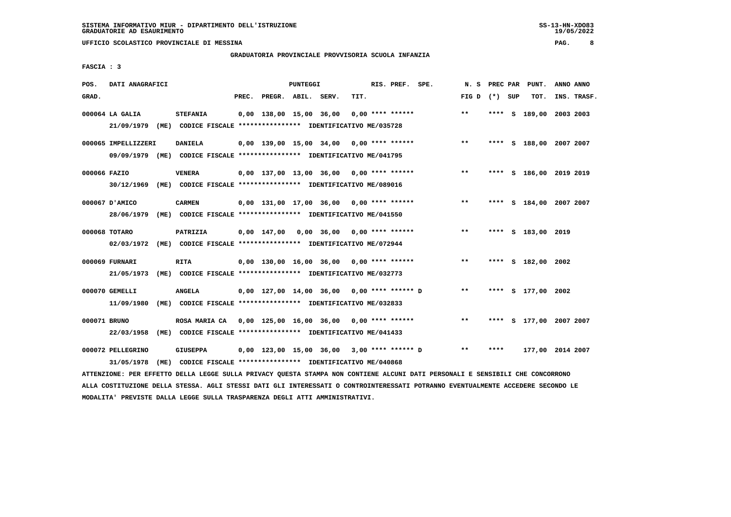SISTEMA INFORMATIVO MIUR - DIPARTIMENTO DELL'ISTRUZIONE
GRADUATORIE AD ESAURIMENTO

UFFICIO SCOLASTICO PROVINCIALE DI MESSINA

GRADUATORIA PROVINCIALE PROVVISORIA SCUOLA INFANZIA

FASCIA : 3

| POS. GRAD. | DATI ANAGRAFICI | | PREC. | PREGR. | ABIL. | SERV. | TIT. | RIS. PREF. | SPE. | N. S FIG D | PREC PAR (*) | SUP | PUNT. TOT. | ANNO INS. | ANNO TRASF. |
|---|---|---|---|---|---|---|---|---|---|---|---|---|---|---|---|
| 000064 | LA GALIA | STEFANIA | 0,00 | 138,00 | 15,00 | 36,00 | 0,00 | **** ****** | | ** | **** | S | 189,00 | 2003 | 2003 |
| | 21/09/1979 (ME) | CODICE FISCALE **************** IDENTIFICATIVO ME/035728 | | | | | | | | | | | | | |
| 000065 | IMPELLIZZERI | DANIELA | 0,00 | 139,00 | 15,00 | 34,00 | 0,00 | **** ****** | | ** | **** | S | 188,00 | 2007 | 2007 |
| | 09/09/1979 (ME) | CODICE FISCALE **************** IDENTIFICATIVO ME/041795 | | | | | | | | | | | | | |
| 000066 | FAZIO | VENERA | 0,00 | 137,00 | 13,00 | 36,00 | 0,00 | **** ****** | | ** | **** | S | 186,00 | 2019 | 2019 |
| | 30/12/1969 (ME) | CODICE FISCALE **************** IDENTIFICATIVO ME/089016 | | | | | | | | | | | | | |
| 000067 | D'AMICO | CARMEN | 0,00 | 131,00 | 17,00 | 36,00 | 0,00 | **** ****** | | ** | **** | S | 184,00 | 2007 | 2007 |
| | 28/06/1979 (ME) | CODICE FISCALE **************** IDENTIFICATIVO ME/041550 | | | | | | | | | | | | | |
| 000068 | TOTARO | PATRIZIA | 0,00 | 147,00 | 0,00 | 36,00 | 0,00 | **** ****** | | ** | **** | S | 183,00 | 2019 | |
| | 02/03/1972 (ME) | CODICE FISCALE **************** IDENTIFICATIVO ME/072944 | | | | | | | | | | | | | |
| 000069 | FURNARI | RITA | 0,00 | 130,00 | 16,00 | 36,00 | 0,00 | **** ****** | | ** | **** | S | 182,00 | 2002 | |
| | 21/05/1973 (ME) | CODICE FISCALE **************** IDENTIFICATIVO ME/032773 | | | | | | | | | | | | | |
| 000070 | GEMELLI | ANGELA | 0,00 | 127,00 | 14,00 | 36,00 | 0,00 | **** ****** | D | ** | **** | S | 177,00 | 2002 | |
| | 11/09/1980 (ME) | CODICE FISCALE **************** IDENTIFICATIVO ME/032833 | | | | | | | | | | | | | |
| 000071 | BRUNO | ROSA MARIA CA | 0,00 | 125,00 | 16,00 | 36,00 | 0,00 | **** ****** | | ** | **** | S | 177,00 | 2007 | 2007 |
| | 22/03/1958 (ME) | CODICE FISCALE **************** IDENTIFICATIVO ME/041433 | | | | | | | | | | | | | |
| 000072 | PELLEGRINO | GIUSEPPA | 0,00 | 123,00 | 15,00 | 36,00 | 3,00 | **** ****** | D | ** | **** | | 177,00 | 2014 | 2007 |
| | 31/05/1978 (ME) | CODICE FISCALE **************** IDENTIFICATIVO ME/040868 | | | | | | | | | | | | | |

ATTENZIONE: PER EFFETTO DELLA LEGGE SULLA PRIVACY QUESTA STAMPA NON CONTIENE ALCUNI DATI PERSONALI E SENSIBILI CHE CONCORRONO ALLA COSTITUZIONE DELLA STESSA. AGLI STESSI DATI GLI INTERESSATI O CONTROINTERESSATI POTRANNO EVENTUALMENTE ACCEDERE SECONDO LE MODALITA' PREVISTE DALLA LEGGE SULLA TRASPARENZA DEGLI ATTI AMMINISTRATIVI.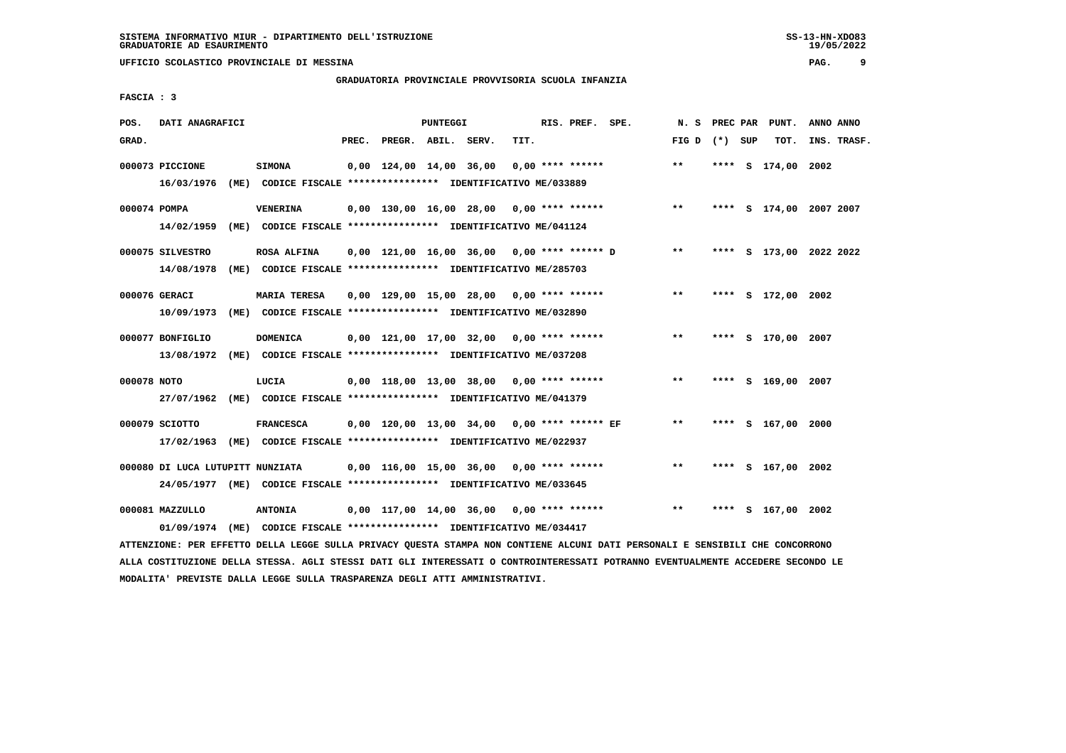SISTEMA INFORMATIVO MIUR - DIPARTIMENTO DELL'ISTRUZIONE
GRADUATORIE AD ESAURIMENTO

UFFICIO SCOLASTICO PROVINCIALE DI MESSINA

GRADUATORIA PROVINCIALE PROVVISORIA SCUOLA INFANZIA

FASCIA : 3

| POS. GRAD. | DATI ANAGRAFICI | | PREC. | PREGR. | ABIL. | SERV. | TIT. | RIS. PREF. SPE. | N. S FIG D | PREC PAR (*) | SUP | PUNT. TOT. | ANNO INS. | ANNO TRASF. |
|---|---|---|---|---|---|---|---|---|---|---|---|---|---|---|
| 000073 | PICCIONE | SIMONA | 0,00 | 124,00 | 14,00 | 36,00 | 0,00 | **** ****** | ** | **** | S | 174,00 | 2002 | |
| | 16/03/1976 (ME) CODICE FISCALE **************** IDENTIFICATIVO ME/033889 | | | | | | | | | | | | | |
| 000074 | POMPA | VENERINA | 0,00 | 130,00 | 16,00 | 28,00 | 0,00 | **** ****** | ** | **** | S | 174,00 | 2007 | 2007 |
| | 14/02/1959 (ME) CODICE FISCALE **************** IDENTIFICATIVO ME/041124 | | | | | | | | | | | | | |
| 000075 | SILVESTRO | ROSA ALFINA | 0,00 | 121,00 | 16,00 | 36,00 | 0,00 | **** ****** D | ** | **** | S | 173,00 | 2022 | 2022 |
| | 14/08/1978 (ME) CODICE FISCALE **************** IDENTIFICATIVO ME/285703 | | | | | | | | | | | | | |
| 000076 | GERACI | MARIA TERESA | 0,00 | 129,00 | 15,00 | 28,00 | 0,00 | **** ****** | ** | **** | S | 172,00 | 2002 | |
| | 10/09/1973 (ME) CODICE FISCALE **************** IDENTIFICATIVO ME/032890 | | | | | | | | | | | | | |
| 000077 | BONFIGLIO | DOMENICA | 0,00 | 121,00 | 17,00 | 32,00 | 0,00 | **** ****** | ** | **** | S | 170,00 | 2007 | |
| | 13/08/1972 (ME) CODICE FISCALE **************** IDENTIFICATIVO ME/037208 | | | | | | | | | | | | | |
| 000078 | NOTO | LUCIA | 0,00 | 118,00 | 13,00 | 38,00 | 0,00 | **** ****** | ** | **** | S | 169,00 | 2007 | |
| | 27/07/1962 (ME) CODICE FISCALE **************** IDENTIFICATIVO ME/041379 | | | | | | | | | | | | | |
| 000079 | SCIOTTO | FRANCESCA | 0,00 | 120,00 | 13,00 | 34,00 | 0,00 | **** ****** EF | ** | **** | S | 167,00 | 2000 | |
| | 17/02/1963 (ME) CODICE FISCALE **************** IDENTIFICATIVO ME/022937 | | | | | | | | | | | | | |
| 000080 | DI LUCA LUTUPITT NUNZIATA | | 0,00 | 116,00 | 15,00 | 36,00 | 0,00 | **** ****** | ** | **** | S | 167,00 | 2002 | |
| | 24/05/1977 (ME) CODICE FISCALE **************** IDENTIFICATIVO ME/033645 | | | | | | | | | | | | | |
| 000081 | MAZZULLO | ANTONIA | 0,00 | 117,00 | 14,00 | 36,00 | 0,00 | **** ****** | ** | **** | S | 167,00 | 2002 | |
| | 01/09/1974 (ME) CODICE FISCALE **************** IDENTIFICATIVO ME/034417 | | | | | | | | | | | | | |

ATTENZIONE: PER EFFETTO DELLA LEGGE SULLA PRIVACY QUESTA STAMPA NON CONTIENE ALCUNI DATI PERSONALI E SENSIBILI CHE CONCORRONO ALLA COSTITUZIONE DELLA STESSA. AGLI STESSI DATI GLI INTERESSATI O CONTROINTERESSATI POTRANNO EVENTUALMENTE ACCEDERE SECONDO LE MODALITA' PREVISTE DALLA LEGGE SULLA TRASPARENZA DEGLI ATTI AMMINISTRATIVI.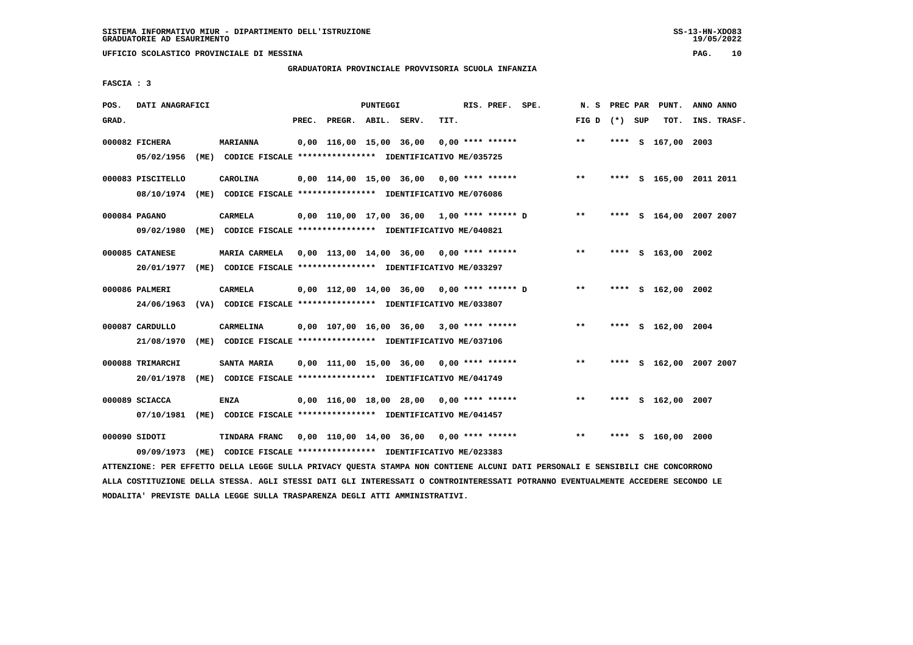SISTEMA INFORMATIVO MIUR - DIPARTIMENTO DELL'ISTRUZIONE
GRADUATORIE AD ESAURIMENTO

UFFICIO SCOLASTICO PROVINCIALE DI MESSINA

GRADUATORIA PROVINCIALE PROVVISORIA SCUOLA INFANZIA

FASCIA : 3

| POS. GRAD. | DATI ANAGRAFICI | | PREC. | PREGR. | ABIL. | SERV. | TIT. | RIS. PREF. | SPE. | N. S FIG D | PREC PAR (*) | SUP | PUNT. TOT. | ANNO INS. | ANNO TRASF. |
|---|---|---|---|---|---|---|---|---|---|---|---|---|---|---|---|
| 000082 | FICHERA | MARIANNA | 0,00 | 116,00 | 15,00 | 36,00 | 0,00 | **** ****** | | ** | **** | S | 167,00 | 2003 | |
| | 05/02/1956 (ME) CODICE FISCALE **************** IDENTIFICATIVO ME/035725 | | | | | | | | | | | | | | |
| 000083 | PISCITELLO | CAROLINA | 0,00 | 114,00 | 15,00 | 36,00 | 0,00 | **** ****** | | ** | **** | S | 165,00 | 2011 | 2011 |
| | 08/10/1974 (ME) CODICE FISCALE **************** IDENTIFICATIVO ME/076086 | | | | | | | | | | | | | | |
| 000084 | PAGANO | CARMELA | 0,00 | 110,00 | 17,00 | 36,00 | 1,00 | **** ****** | D | ** | **** | S | 164,00 | 2007 | 2007 |
| | 09/02/1980 (ME) CODICE FISCALE **************** IDENTIFICATIVO ME/040821 | | | | | | | | | | | | | | |
| 000085 | CATANESE | MARIA CARMELA | 0,00 | 113,00 | 14,00 | 36,00 | 0,00 | **** ****** | | ** | **** | S | 163,00 | 2002 | |
| | 20/01/1977 (ME) CODICE FISCALE **************** IDENTIFICATIVO ME/033297 | | | | | | | | | | | | | | |
| 000086 | PALMERI | CARMELA | 0,00 | 112,00 | 14,00 | 36,00 | 0,00 | **** ****** | D | ** | **** | S | 162,00 | 2002 | |
| | 24/06/1963 (VA) CODICE FISCALE **************** IDENTIFICATIVO ME/033807 | | | | | | | | | | | | | | |
| 000087 | CARDULLO | CARMELINA | 0,00 | 107,00 | 16,00 | 36,00 | 3,00 | **** ****** | | ** | **** | S | 162,00 | 2004 | |
| | 21/08/1970 (ME) CODICE FISCALE **************** IDENTIFICATIVO ME/037106 | | | | | | | | | | | | | | |
| 000088 | TRIMARCHI | SANTA MARIA | 0,00 | 111,00 | 15,00 | 36,00 | 0,00 | **** ****** | | ** | **** | S | 162,00 | 2007 | 2007 |
| | 20/01/1978 (ME) CODICE FISCALE **************** IDENTIFICATIVO ME/041749 | | | | | | | | | | | | | | |
| 000089 | SCIACCA | ENZA | 0,00 | 116,00 | 18,00 | 28,00 | 0,00 | **** ****** | | ** | **** | S | 162,00 | 2007 | |
| | 07/10/1981 (ME) CODICE FISCALE **************** IDENTIFICATIVO ME/041457 | | | | | | | | | | | | | | |
| 000090 | SIDOTI | TINDARA FRANC | 0,00 | 110,00 | 14,00 | 36,00 | 0,00 | **** ****** | | ** | **** | S | 160,00 | 2000 | |
| | 09/09/1973 (ME) CODICE FISCALE **************** IDENTIFICATIVO ME/023383 | | | | | | | | | | | | | | |

ATTENZIONE: PER EFFETTO DELLA LEGGE SULLA PRIVACY QUESTA STAMPA NON CONTIENE ALCUNI DATI PERSONALI E SENSIBILI CHE CONCORRONO ALLA COSTITUZIONE DELLA STESSA. AGLI STESSI DATI GLI INTERESSATI O CONTROINTERESSATI POTRANNO EVENTUALMENTE ACCEDERE SECONDO LE MODALITA' PREVISTE DALLA LEGGE SULLA TRASPARENZA DEGLI ATTI AMMINISTRATIVI.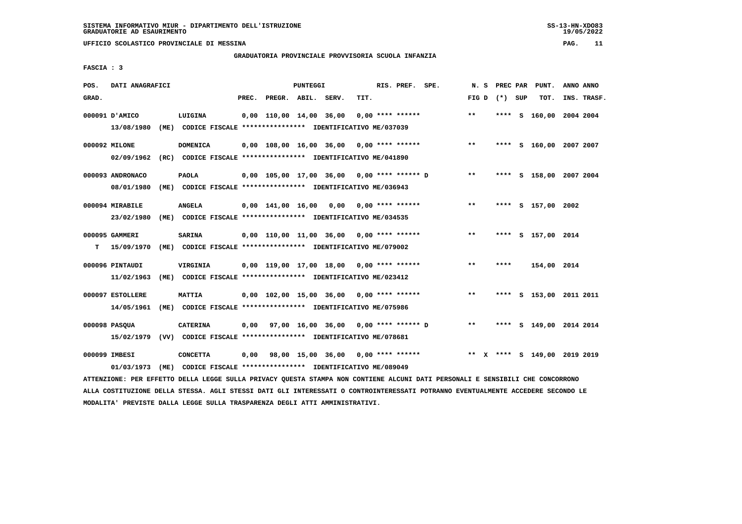SISTEMA INFORMATIVO MIUR - DIPARTIMENTO DELL'ISTRUZIONE
GRADUATORIE AD ESAURIMENTO

UFFICIO SCOLASTICO PROVINCIALE DI MESSINA

GRADUATORIA PROVINCIALE PROVVISORIA SCUOLA INFANZIA

FASCIA : 3

| POS. GRAD. | DATI ANAGRAFICI | | PREC. | PREGR. | ABIL. | SERV. | TIT. | RIS. PREF. SPE. | N. S FIG D | PREC PAR (*) SUP | PUNT. TOT. | ANNO INS. | ANNO TRASF. |
|---|---|---|---|---|---|---|---|---|---|---|---|---|---|
| 000091 | D'AMICO | LUIGINA | 0,00 | 110,00 | 14,00 | 36,00 | 0,00 | **** ****** | ** | **** S | 160,00 | 2004 | 2004 |
| | 13/08/1980 (ME) | CODICE FISCALE **************** IDENTIFICATIVO ME/037039 | | | | | | | | | | | |
| 000092 | MILONE | DOMENICA | 0,00 | 108,00 | 16,00 | 36,00 | 0,00 | **** ****** | ** | **** S | 160,00 | 2007 | 2007 |
| | 02/09/1962 (RC) | CODICE FISCALE **************** IDENTIFICATIVO ME/041890 | | | | | | | | | | | |
| 000093 | ANDRONACO | PAOLA | 0,00 | 105,00 | 17,00 | 36,00 | 0,00 | **** ****** D | ** | **** S | 158,00 | 2007 | 2004 |
| | 08/01/1980 (ME) | CODICE FISCALE **************** IDENTIFICATIVO ME/036943 | | | | | | | | | | | |
| 000094 | MIRABILE | ANGELA | 0,00 | 141,00 | 16,00 | 0,00 | 0,00 | **** ****** | ** | **** S | 157,00 | 2002 | |
| | 23/02/1980 (ME) | CODICE FISCALE **************** IDENTIFICATIVO ME/034535 | | | | | | | | | | | |
| 000095 | GAMMERI | SARINA | 0,00 | 110,00 | 11,00 | 36,00 | 0,00 | **** ****** | ** | **** S | 157,00 | 2014 | |
| T | 15/09/1970 (ME) | CODICE FISCALE **************** IDENTIFICATIVO ME/079002 | | | | | | | | | | | |
| 000096 | PINTAUDI | VIRGINIA | 0,00 | 119,00 | 17,00 | 18,00 | 0,00 | **** ****** | ** | **** | 154,00 | 2014 | |
| | 11/02/1963 (ME) | CODICE FISCALE **************** IDENTIFICATIVO ME/023412 | | | | | | | | | | | |
| 000097 | ESTOLLERE | MATTIA | 0,00 | 102,00 | 15,00 | 36,00 | 0,00 | **** ****** | ** | **** S | 153,00 | 2011 | 2011 |
| | 14/05/1961 (ME) | CODICE FISCALE **************** IDENTIFICATIVO ME/075986 | | | | | | | | | | | |
| 000098 | PASQUA | CATERINA | 0,00 | 97,00 | 16,00 | 36,00 | 0,00 | **** ****** D | ** | **** S | 149,00 | 2014 | 2014 |
| | 15/02/1979 (VV) | CODICE FISCALE **************** IDENTIFICATIVO ME/078681 | | | | | | | | | | | |
| 000099 | IMBESI | CONCETTA | 0,00 | 98,00 | 15,00 | 36,00 | 0,00 | **** ****** | ** X | **** S | 149,00 | 2019 | 2019 |
| | 01/03/1973 (ME) | CODICE FISCALE **************** IDENTIFICATIVO ME/089049 | | | | | | | | | | | |

ATTENZIONE: PER EFFETTO DELLA LEGGE SULLA PRIVACY QUESTA STAMPA NON CONTIENE ALCUNI DATI PERSONALI E SENSIBILI CHE CONCORRONO ALLA COSTITUZIONE DELLA STESSA. AGLI STESSI DATI GLI INTERESSATI O CONTROINTERESSATI POTRANNO EVENTUALMENTE ACCEDERE SECONDO LE MODALITA' PREVISTE DALLA LEGGE SULLA TRASPARENZA DEGLI ATTI AMMINISTRATIVI.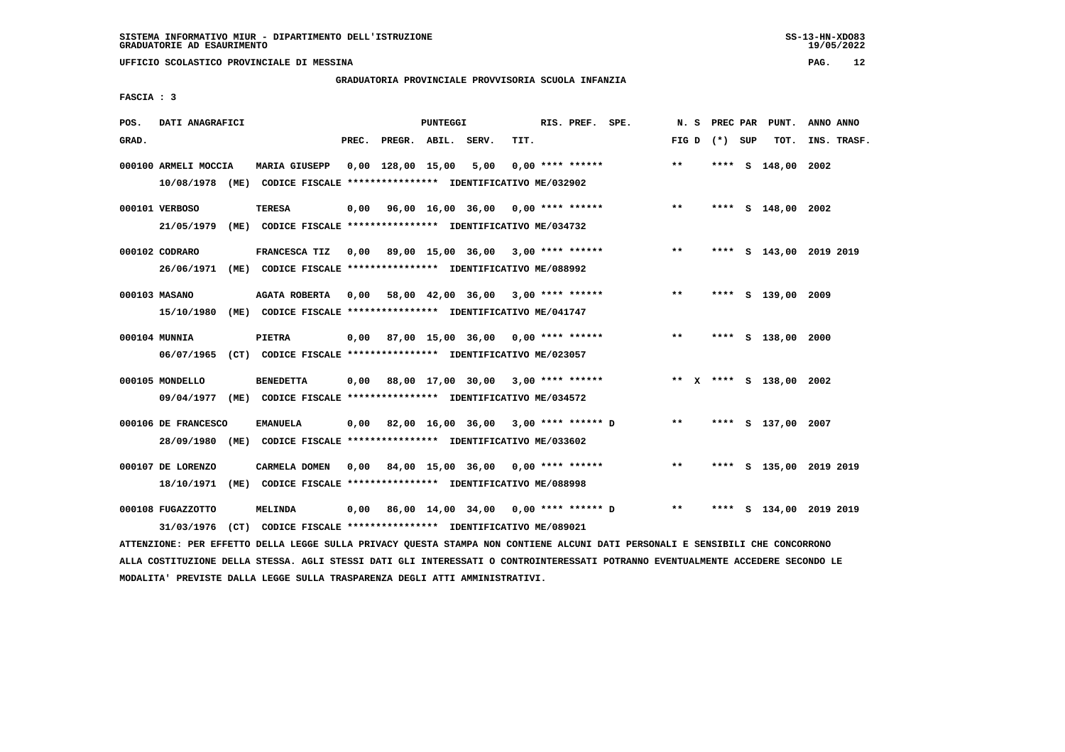SISTEMA INFORMATIVO MIUR - DIPARTIMENTO DELL'ISTRUZIONE
GRADUATORIE AD ESAURIMENTO

UFFICIO SCOLASTICO PROVINCIALE DI MESSINA

GRADUATORIA PROVINCIALE PROVVISORIA SCUOLA INFANZIA

FASCIA : 3

| POS. GRAD. | DATI ANAGRAFICI | | PREC. | PREGR. | ABIL. | SERV. | TIT. | RIS. PREF. SPE. | N. S FIG D | PREC PAR (*) SUP | PUNT. TOT. | ANNO ANNO INS. TRASF. |
|---|---|---|---|---|---|---|---|---|---|---|---|---|
| 000100 | ARMELI MOCCIA | MARIA GIUSEPP | 0,00 | 128,00 | 15,00 | 5,00 | 0,00 | **** ****** | ** | **** S | 148,00 | 2002 |
| | 10/08/1978 (ME) CODICE FISCALE **************** IDENTIFICATIVO ME/032902 | | | | | | | | | | | |
| 000101 | VERBOSO | TERESA | 0,00 | 96,00 | 16,00 | 36,00 | 0,00 | **** ****** | ** | **** S | 148,00 | 2002 |
| | 21/05/1979 (ME) CODICE FISCALE **************** IDENTIFICATIVO ME/034732 | | | | | | | | | | | |
| 000102 | CODRARO | FRANCESCA TIZ | 0,00 | 89,00 | 15,00 | 36,00 | 3,00 | **** ****** | ** | **** S | 143,00 | 2019 2019 |
| | 26/06/1971 (ME) CODICE FISCALE **************** IDENTIFICATIVO ME/088992 | | | | | | | | | | | |
| 000103 | MASANO | AGATA ROBERTA | 0,00 | 58,00 | 42,00 | 36,00 | 3,00 | **** ****** | ** | **** S | 139,00 | 2009 |
| | 15/10/1980 (ME) CODICE FISCALE **************** IDENTIFICATIVO ME/041747 | | | | | | | | | | | |
| 000104 | MUNNIA | PIETRA | 0,00 | 87,00 | 15,00 | 36,00 | 0,00 | **** ****** | ** | **** S | 138,00 | 2000 |
| | 06/07/1965 (CT) CODICE FISCALE **************** IDENTIFICATIVO ME/023057 | | | | | | | | | | | |
| 000105 | MONDELLO | BENEDETTA | 0,00 | 88,00 | 17,00 | 30,00 | 3,00 | **** ****** | ** X | **** S | 138,00 | 2002 |
| | 09/04/1977 (ME) CODICE FISCALE **************** IDENTIFICATIVO ME/034572 | | | | | | | | | | | |
| 000106 | DE FRANCESCO | EMANUELA | 0,00 | 82,00 | 16,00 | 36,00 | 3,00 | **** ****** D | ** | **** S | 137,00 | 2007 |
| | 28/09/1980 (ME) CODICE FISCALE **************** IDENTIFICATIVO ME/033602 | | | | | | | | | | | |
| 000107 | DE LORENZO | CARMELA DOMEN | 0,00 | 84,00 | 15,00 | 36,00 | 0,00 | **** ****** | ** | **** S | 135,00 | 2019 2019 |
| | 18/10/1971 (ME) CODICE FISCALE **************** IDENTIFICATIVO ME/088998 | | | | | | | | | | | |
| 000108 | FUGAZZOTTO | MELINDA | 0,00 | 86,00 | 14,00 | 34,00 | 0,00 | **** ****** D | ** | **** S | 134,00 | 2019 2019 |
| | 31/03/1976 (CT) CODICE FISCALE **************** IDENTIFICATIVO ME/089021 | | | | | | | | | | | |

ATTENZIONE: PER EFFETTO DELLA LEGGE SULLA PRIVACY QUESTA STAMPA NON CONTIENE ALCUNI DATI PERSONALI E SENSIBILI CHE CONCORRONO ALLA COSTITUZIONE DELLA STESSA. AGLI STESSI DATI GLI INTERESSATI O CONTROINTERESSATI POTRANNO EVENTUALMENTE ACCEDERE SECONDO LE MODALITA' PREVISTE DALLA LEGGE SULLA TRASPARENZA DEGLI ATTI AMMINISTRATIVI.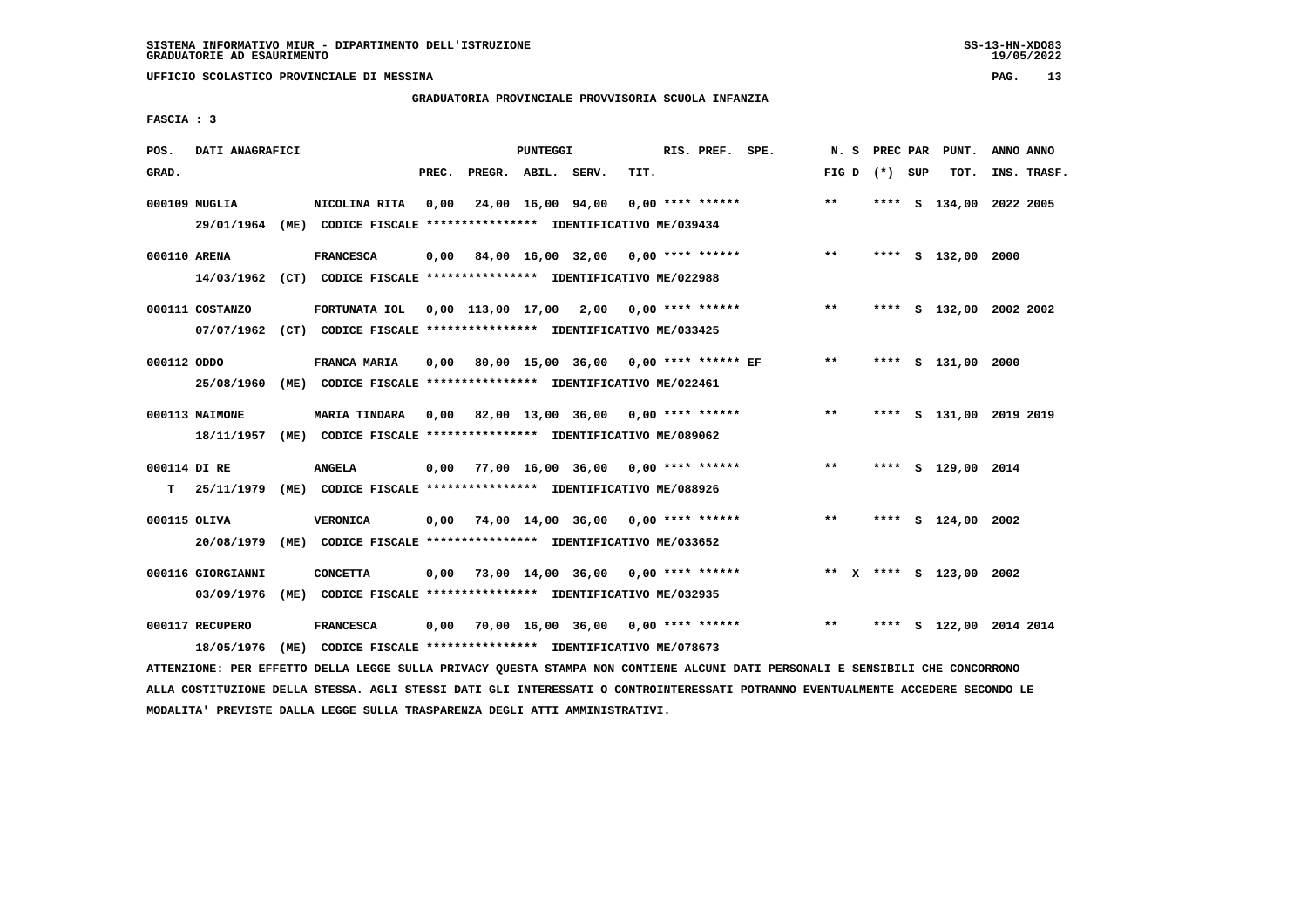SISTEMA INFORMATIVO MIUR - DIPARTIMENTO DELL'ISTRUZIONE
GRADUATORIE AD ESAURIMENTO

UFFICIO SCOLASTICO PROVINCIALE DI MESSINA

GRADUATORIA PROVINCIALE PROVVISORIA SCUOLA INFANZIA

FASCIA : 3

| POS. GRAD. | DATI ANAGRAFICI | | PREC. | PREGR. | ABIL. | SERV. | TIT. | RIS. PREF. SPE. | N. S FIG D | PREC PAR (*) SUP | PUNT. TOT. | ANNO INS. | ANNO TRASF. |
|---|---|---|---|---|---|---|---|---|---|---|---|---|---|
| 000109 MUGLIA | NICOLINA RITA | | 0,00 | 24,00 | 16,00 | 94,00 | 0,00 | **** ****** | ** | **** S | 134,00 | 2022 | 2005 |
| | 29/01/1964 (ME) CODICE FISCALE **************** IDENTIFICATIVO ME/039434 | | | | | | | | | | | | |
| 000110 ARENA | FRANCESCA | | 0,00 | 84,00 | 16,00 | 32,00 | 0,00 | **** ****** | ** | **** S | 132,00 | 2000 | |
| | 14/03/1962 (CT) CODICE FISCALE **************** IDENTIFICATIVO ME/022988 | | | | | | | | | | | | |
| 000111 COSTANZO | FORTUNATA IOL | | 0,00 | 113,00 | 17,00 | 2,00 | 0,00 | **** ****** | ** | **** S | 132,00 | 2002 | 2002 |
| | 07/07/1962 (CT) CODICE FISCALE **************** IDENTIFICATIVO ME/033425 | | | | | | | | | | | | |
| 000112 ODDO | FRANCA MARIA | | 0,00 | 80,00 | 15,00 | 36,00 | 0,00 | **** ****** EF | ** | **** S | 131,00 | 2000 | |
| | 25/08/1960 (ME) CODICE FISCALE **************** IDENTIFICATIVO ME/022461 | | | | | | | | | | | | |
| 000113 MAIMONE | MARIA TINDARA | | 0,00 | 82,00 | 13,00 | 36,00 | 0,00 | **** ****** | ** | **** S | 131,00 | 2019 | 2019 |
| | 18/11/1957 (ME) CODICE FISCALE **************** IDENTIFICATIVO ME/089062 | | | | | | | | | | | | |
| 000114 DI RE | ANGELA | | 0,00 | 77,00 | 16,00 | 36,00 | 0,00 | **** ****** | ** | **** S | 129,00 | 2014 | |
| T | 25/11/1979 (ME) CODICE FISCALE **************** IDENTIFICATIVO ME/088926 | | | | | | | | | | | | |
| 000115 OLIVA | VERONICA | | 0,00 | 74,00 | 14,00 | 36,00 | 0,00 | **** ****** | ** | **** S | 124,00 | 2002 | |
| | 20/08/1979 (ME) CODICE FISCALE **************** IDENTIFICATIVO ME/033652 | | | | | | | | | | | | |
| 000116 GIORGIANNI | CONCETTA | | 0,00 | 73,00 | 14,00 | 36,00 | 0,00 | **** ****** | ** X | **** S | 123,00 | 2002 | |
| | 03/09/1976 (ME) CODICE FISCALE **************** IDENTIFICATIVO ME/032935 | | | | | | | | | | | | |
| 000117 RECUPERO | FRANCESCA | | 0,00 | 70,00 | 16,00 | 36,00 | 0,00 | **** ****** | ** | **** S | 122,00 | 2014 | 2014 |
| | 18/05/1976 (ME) CODICE FISCALE **************** IDENTIFICATIVO ME/078673 | | | | | | | | | | | | |

ATTENZIONE: PER EFFETTO DELLA LEGGE SULLA PRIVACY QUESTA STAMPA NON CONTIENE ALCUNI DATI PERSONALI E SENSIBILI CHE CONCORRONO ALLA COSTITUZIONE DELLA STESSA. AGLI STESSI DATI GLI INTERESSATI O CONTROINTERESSATI POTRANNO EVENTUALMENTE ACCEDERE SECONDO LE MODALITA' PREVISTE DALLA LEGGE SULLA TRASPARENZA DEGLI ATTI AMMINISTRATIVI.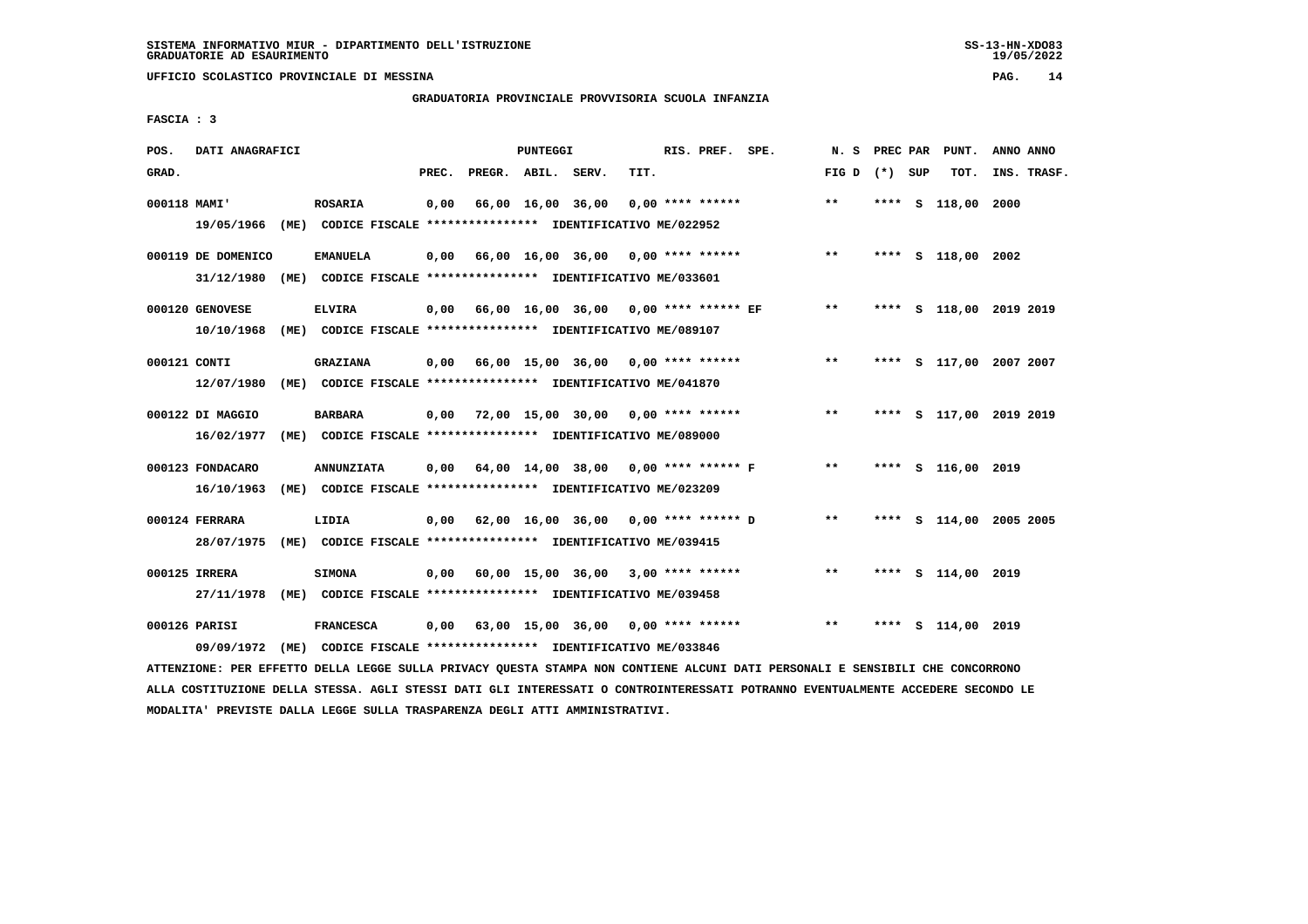SISTEMA INFORMATIVO MIUR - DIPARTIMENTO DELL'ISTRUZIONE
GRADUATORIE AD ESAURIMENTO

UFFICIO SCOLASTICO PROVINCIALE DI MESSINA

GRADUATORIA PROVINCIALE PROVVISORIA SCUOLA INFANZIA

FASCIA : 3

| POS. GRAD. | DATI ANAGRAFICI | | PREC. | PREGR. | ABIL. | SERV. | TIT. | RIS. PREF. SPE. | N. S FIG D | PREC PAR (*) SUP | PUNT. TOT. | ANNO ANNO INS. TRASF. |
|---|---|---|---|---|---|---|---|---|---|---|---|---|
| 000118 | MAMI' | ROSARIA | 0,00 | 66,00 | 16,00 | 36,00 | 0,00 | **** ****** | ** | **** S | 118,00 | 2000 |
| | 19/05/1966 (ME) CODICE FISCALE **************** IDENTIFICATIVO ME/022952 | | | | | | | | | | | |
| 000119 | DE DOMENICO | EMANUELA | 0,00 | 66,00 | 16,00 | 36,00 | 0,00 | **** ****** | ** | **** S | 118,00 | 2002 |
| | 31/12/1980 (ME) CODICE FISCALE **************** IDENTIFICATIVO ME/033601 | | | | | | | | | | | |
| 000120 | GENOVESE | ELVIRA | 0,00 | 66,00 | 16,00 | 36,00 | 0,00 | **** ****** EF | ** | **** S | 118,00 | 2019 2019 |
| | 10/10/1968 (ME) CODICE FISCALE **************** IDENTIFICATIVO ME/089107 | | | | | | | | | | | |
| 000121 | CONTI | GRAZIANA | 0,00 | 66,00 | 15,00 | 36,00 | 0,00 | **** ****** | ** | **** S | 117,00 | 2007 2007 |
| | 12/07/1980 (ME) CODICE FISCALE **************** IDENTIFICATIVO ME/041870 | | | | | | | | | | | |
| 000122 | DI MAGGIO | BARBARA | 0,00 | 72,00 | 15,00 | 30,00 | 0,00 | **** ****** | ** | **** S | 117,00 | 2019 2019 |
| | 16/02/1977 (ME) CODICE FISCALE **************** IDENTIFICATIVO ME/089000 | | | | | | | | | | | |
| 000123 | FONDACARO | ANNUNZIATA | 0,00 | 64,00 | 14,00 | 38,00 | 0,00 | **** ****** F | ** | **** S | 116,00 | 2019 |
| | 16/10/1963 (ME) CODICE FISCALE **************** IDENTIFICATIVO ME/023209 | | | | | | | | | | | |
| 000124 | FERRARA | LIDIA | 0,00 | 62,00 | 16,00 | 36,00 | 0,00 | **** ****** D | ** | **** S | 114,00 | 2005 2005 |
| | 28/07/1975 (ME) CODICE FISCALE **************** IDENTIFICATIVO ME/039415 | | | | | | | | | | | |
| 000125 | IRRERA | SIMONA | 0,00 | 60,00 | 15,00 | 36,00 | 3,00 | **** ****** | ** | **** S | 114,00 | 2019 |
| | 27/11/1978 (ME) CODICE FISCALE **************** IDENTIFICATIVO ME/039458 | | | | | | | | | | | |
| 000126 | PARISI | FRANCESCA | 0,00 | 63,00 | 15,00 | 36,00 | 0,00 | **** ****** | ** | **** S | 114,00 | 2019 |
| | 09/09/1972 (ME) CODICE FISCALE **************** IDENTIFICATIVO ME/033846 | | | | | | | | | | | |

ATTENZIONE: PER EFFETTO DELLA LEGGE SULLA PRIVACY QUESTA STAMPA NON CONTIENE ALCUNI DATI PERSONALI E SENSIBILI CHE CONCORRONO ALLA COSTITUZIONE DELLA STESSA. AGLI STESSI DATI GLI INTERESSATI O CONTROINTERESSATI POTRANNO EVENTUALMENTE ACCEDERE SECONDO LE MODALITA' PREVISTE DALLA LEGGE SULLA TRASPARENZA DEGLI ATTI AMMINISTRATIVI.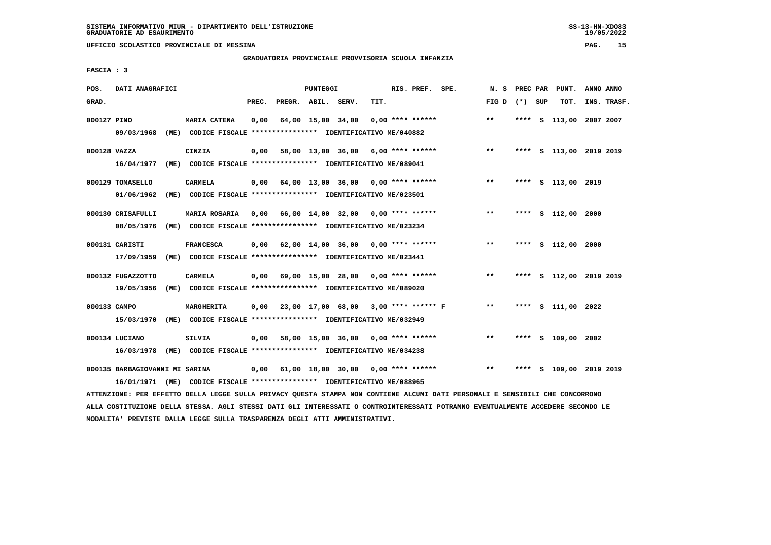SISTEMA INFORMATIVO MIUR - DIPARTIMENTO DELL'ISTRUZIONE
GRADUATORIE AD ESAURIMENTO

UFFICIO SCOLASTICO PROVINCIALE DI MESSINA

GRADUATORIA PROVINCIALE PROVVISORIA SCUOLA INFANZIA

FASCIA : 3

| POS. GRAD. | DATI ANAGRAFICI | | PREC. | PREGR. | ABIL. | SERV. | TIT. | RIS. PREF. SPE. | N. S FIG D | PREC PAR (*) SUP | PUNT. TOT. | ANNO INS. | ANNO TRASF. |
|---|---|---|---|---|---|---|---|---|---|---|---|---|---|
| 000127 | PINO | MARIA CATENA | 0,00 | 64,00 | 15,00 | 34,00 | 0,00 | **** ****** | ** | **** S | 113,00 | 2007 | 2007 |
| | 09/03/1968 (ME) CODICE FISCALE **************** IDENTIFICATIVO ME/040882 | | | | | | | | | | | | |
| 000128 | VAZZA | CINZIA | 0,00 | 58,00 | 13,00 | 36,00 | 6,00 | **** ****** | ** | **** S | 113,00 | 2019 | 2019 |
| | 16/04/1977 (ME) CODICE FISCALE **************** IDENTIFICATIVO ME/089041 | | | | | | | | | | | | |
| 000129 | TOMASELLO | CARMELA | 0,00 | 64,00 | 13,00 | 36,00 | 0,00 | **** ****** | ** | **** S | 113,00 | 2019 | |
| | 01/06/1962 (ME) CODICE FISCALE **************** IDENTIFICATIVO ME/023501 | | | | | | | | | | | | |
| 000130 | CRISAFULLI | MARIA ROSARIA | 0,00 | 66,00 | 14,00 | 32,00 | 0,00 | **** ****** | ** | **** S | 112,00 | 2000 | |
| | 08/05/1976 (ME) CODICE FISCALE **************** IDENTIFICATIVO ME/023234 | | | | | | | | | | | | |
| 000131 | CARISTI | FRANCESCA | 0,00 | 62,00 | 14,00 | 36,00 | 0,00 | **** ****** | ** | **** S | 112,00 | 2000 | |
| | 17/09/1959 (ME) CODICE FISCALE **************** IDENTIFICATIVO ME/023441 | | | | | | | | | | | | |
| 000132 | FUGAZZOTTO | CARMELA | 0,00 | 69,00 | 15,00 | 28,00 | 0,00 | **** ****** | ** | **** S | 112,00 | 2019 | 2019 |
| | 19/05/1956 (ME) CODICE FISCALE **************** IDENTIFICATIVO ME/089020 | | | | | | | | | | | | |
| 000133 | CAMPO | MARGHERITA | 0,00 | 23,00 | 17,00 | 68,00 | 3,00 | **** ****** F | ** | **** S | 111,00 | 2022 | |
| | 15/03/1970 (ME) CODICE FISCALE **************** IDENTIFICATIVO ME/032949 | | | | | | | | | | | | |
| 000134 | LUCIANO | SILVIA | 0,00 | 58,00 | 15,00 | 36,00 | 0,00 | **** ****** | ** | **** S | 109,00 | 2002 | |
| | 16/03/1978 (ME) CODICE FISCALE **************** IDENTIFICATIVO ME/034238 | | | | | | | | | | | | |
| 000135 | BARBAGIOVANNI MI SARINA | | 0,00 | 61,00 | 18,00 | 30,00 | 0,00 | **** ****** | ** | **** S | 109,00 | 2019 | 2019 |
| | 16/01/1971 (ME) CODICE FISCALE **************** IDENTIFICATIVO ME/088965 | | | | | | | | | | | | |

ATTENZIONE: PER EFFETTO DELLA LEGGE SULLA PRIVACY QUESTA STAMPA NON CONTIENE ALCUNI DATI PERSONALI E SENSIBILI CHE CONCORRONO ALLA COSTITUZIONE DELLA STESSA. AGLI STESSI DATI GLI INTERESSATI O CONTROINTERESSATI POTRANNO EVENTUALMENTE ACCEDERE SECONDO LE MODALITA' PREVISTE DALLA LEGGE SULLA TRASPARENZA DEGLI ATTI AMMINISTRATIVI.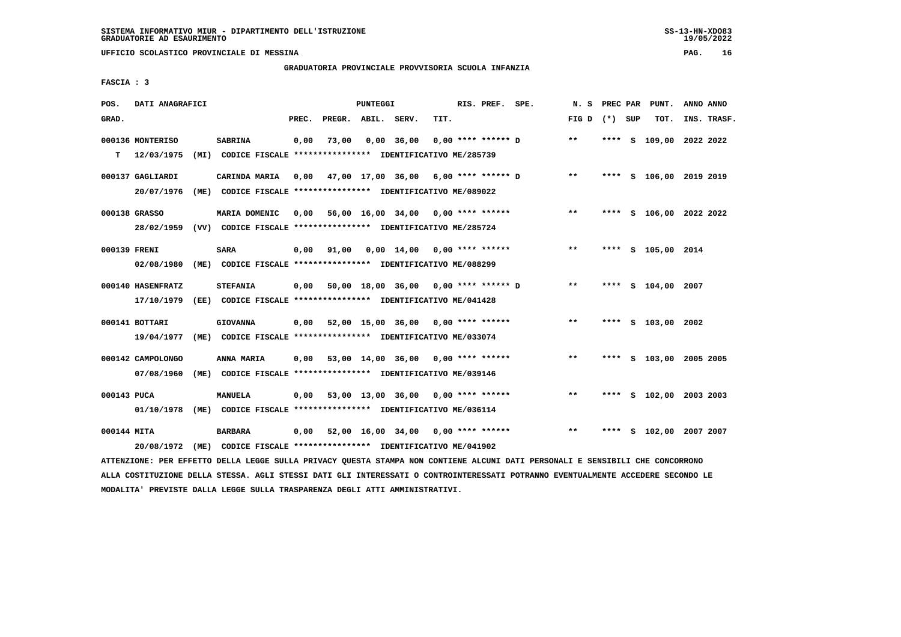SISTEMA INFORMATIVO MIUR - DIPARTIMENTO DELL'ISTRUZIONE
GRADUATORIE AD ESAURIMENTO

UFFICIO SCOLASTICO PROVINCIALE DI MESSINA

GRADUATORIA PROVINCIALE PROVVISORIA SCUOLA INFANZIA

FASCIA : 3

| POS. GRAD. | DATI ANAGRAFICI | | PREC. | PREGR. | ABIL. | SERV. | TIT. | RIS. PREF. | SPE. | N. S FIG D | PREC (*) | PAR SUP | PUNT. TOT. | ANNO INS. | ANNO TRASF. |
|---|---|---|---|---|---|---|---|---|---|---|---|---|---|---|---|
| 000136 | MONTERISO | SABRINA | 0,00 | 73,00 | 0,00 | 36,00 | 0,00 | **** ****** | D | ** | **** | S | 109,00 | 2022 | 2022 |
| T | 12/03/1975 (MI) | CODICE FISCALE **************** IDENTIFICATIVO ME/285739 | | | | | | | | | | | | | |
| 000137 | GAGLIARDI | CARINDA MARIA | 0,00 | 47,00 | 17,00 | 36,00 | 6,00 | **** ****** | D | ** | **** | S | 106,00 | 2019 | 2019 |
| | 20/07/1976 (ME) | CODICE FISCALE **************** IDENTIFICATIVO ME/089022 | | | | | | | | | | | | | |
| 000138 | GRASSO | MARIA DOMENIC | 0,00 | 56,00 | 16,00 | 34,00 | 0,00 | **** ****** | | ** | **** | S | 106,00 | 2022 | 2022 |
| | 28/02/1959 (VV) | CODICE FISCALE **************** IDENTIFICATIVO ME/285724 | | | | | | | | | | | | | |
| 000139 | FRENI | SARA | 0,00 | 91,00 | 0,00 | 14,00 | 0,00 | **** ****** | | ** | **** | S | 105,00 | 2014 | |
| | 02/08/1980 (ME) | CODICE FISCALE **************** IDENTIFICATIVO ME/088299 | | | | | | | | | | | | | |
| 000140 | HASENFRATZ | STEFANIA | 0,00 | 50,00 | 18,00 | 36,00 | 0,00 | **** ****** | D | ** | **** | S | 104,00 | 2007 | |
| | 17/10/1979 (EE) | CODICE FISCALE **************** IDENTIFICATIVO ME/041428 | | | | | | | | | | | | | |
| 000141 | BOTTARI | GIOVANNA | 0,00 | 52,00 | 15,00 | 36,00 | 0,00 | **** ****** | | ** | **** | S | 103,00 | 2002 | |
| | 19/04/1977 (ME) | CODICE FISCALE **************** IDENTIFICATIVO ME/033074 | | | | | | | | | | | | | |
| 000142 | CAMPOLONGO | ANNA MARIA | 0,00 | 53,00 | 14,00 | 36,00 | 0,00 | **** ****** | | ** | **** | S | 103,00 | 2005 | 2005 |
| | 07/08/1960 (ME) | CODICE FISCALE **************** IDENTIFICATIVO ME/039146 | | | | | | | | | | | | | |
| 000143 | PUCA | MANUELA | 0,00 | 53,00 | 13,00 | 36,00 | 0,00 | **** ****** | | ** | **** | S | 102,00 | 2003 | 2003 |
| | 01/10/1978 (ME) | CODICE FISCALE **************** IDENTIFICATIVO ME/036114 | | | | | | | | | | | | | |
| 000144 | MITA | BARBARA | 0,00 | 52,00 | 16,00 | 34,00 | 0,00 | **** ****** | | ** | **** | S | 102,00 | 2007 | 2007 |
| | 20/08/1972 (ME) | CODICE FISCALE **************** IDENTIFICATIVO ME/041902 | | | | | | | | | | | | | |

ATTENZIONE: PER EFFETTO DELLA LEGGE SULLA PRIVACY QUESTA STAMPA NON CONTIENE ALCUNI DATI PERSONALI E SENSIBILI CHE CONCORRONO ALLA COSTITUZIONE DELLA STESSA. AGLI STESSI DATI GLI INTERESSATI O CONTROINTERESSATI POTRANNO EVENTUALMENTE ACCEDERE SECONDO LE MODALITA' PREVISTE DALLA LEGGE SULLA TRASPARENZA DEGLI ATTI AMMINISTRATIVI.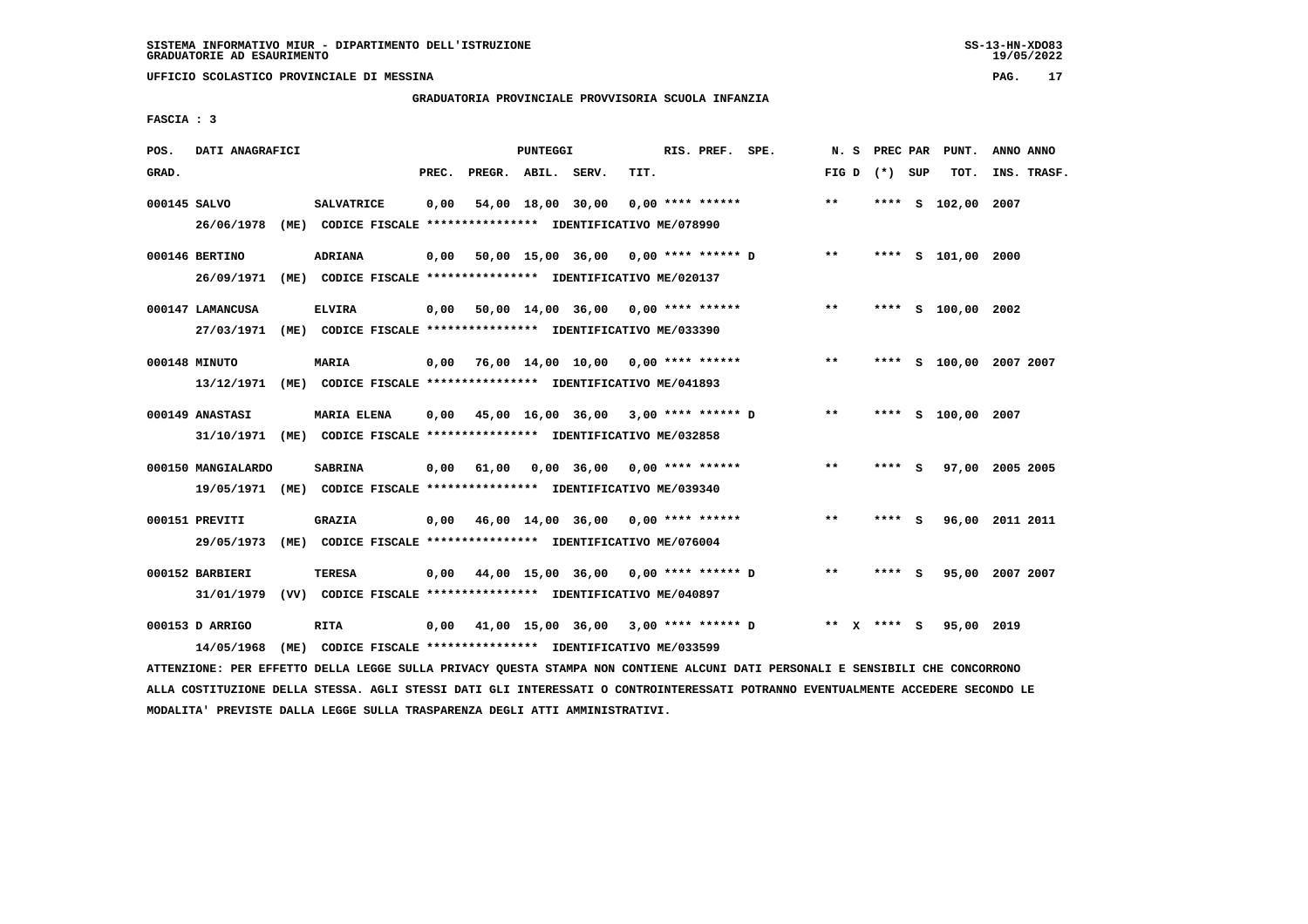SISTEMA INFORMATIVO MIUR - DIPARTIMENTO DELL'ISTRUZIONE
GRADUATORIE AD ESAURIMENTO

UFFICIO SCOLASTICO PROVINCIALE DI MESSINA

GRADUATORIA PROVINCIALE PROVVISORIA SCUOLA INFANZIA

FASCIA : 3

| POS. GRAD. | DATI ANAGRAFICI | | PREC. | PREGR. | ABIL. | SERV. | TIT. | RIS. PREF. SPE. | N. S FIG D | PREC PAR (*) SUP | PUNT. TOT. | ANNO INS. | ANNO TRASF. |
|---|---|---|---|---|---|---|---|---|---|---|---|---|---|
| 000145 | SALVO | SALVATRICE | 0,00 | 54,00 | 18,00 | 30,00 | 0,00 | **** ****** | ** | **** S | 102,00 | 2007 | |
| | 26/06/1978 (ME) CODICE FISCALE **************** IDENTIFICATIVO ME/078990 | | | | | | | | | | | | |
| 000146 | BERTINO | ADRIANA | 0,00 | 50,00 | 15,00 | 36,00 | 0,00 | **** ****** D | ** | **** S | 101,00 | 2000 | |
| | 26/09/1971 (ME) CODICE FISCALE **************** IDENTIFICATIVO ME/020137 | | | | | | | | | | | | |
| 000147 | LAMANCUSA | ELVIRA | 0,00 | 50,00 | 14,00 | 36,00 | 0,00 | **** ****** | ** | **** S | 100,00 | 2002 | |
| | 27/03/1971 (ME) CODICE FISCALE **************** IDENTIFICATIVO ME/033390 | | | | | | | | | | | | |
| 000148 | MINUTO | MARIA | 0,00 | 76,00 | 14,00 | 10,00 | 0,00 | **** ****** | ** | **** S | 100,00 | 2007 | 2007 |
| | 13/12/1971 (ME) CODICE FISCALE **************** IDENTIFICATIVO ME/041893 | | | | | | | | | | | | |
| 000149 | ANASTASI | MARIA ELENA | 0,00 | 45,00 | 16,00 | 36,00 | 3,00 | **** ****** D | ** | **** S | 100,00 | 2007 | |
| | 31/10/1971 (ME) CODICE FISCALE **************** IDENTIFICATIVO ME/032858 | | | | | | | | | | | | |
| 000150 | MANGIALARDO | SABRINA | 0,00 | 61,00 | 0,00 | 36,00 | 0,00 | **** ****** | ** | **** S | 97,00 | 2005 | 2005 |
| | 19/05/1971 (ME) CODICE FISCALE **************** IDENTIFICATIVO ME/039340 | | | | | | | | | | | | |
| 000151 | PREVITI | GRAZIA | 0,00 | 46,00 | 14,00 | 36,00 | 0,00 | **** ****** | ** | **** S | 96,00 | 2011 | 2011 |
| | 29/05/1973 (ME) CODICE FISCALE **************** IDENTIFICATIVO ME/076004 | | | | | | | | | | | | |
| 000152 | BARBIERI | TERESA | 0,00 | 44,00 | 15,00 | 36,00 | 0,00 | **** ****** D | ** | **** S | 95,00 | 2007 | 2007 |
| | 31/01/1979 (VV) CODICE FISCALE **************** IDENTIFICATIVO ME/040897 | | | | | | | | | | | | |
| 000153 | D ARRIGO | RITA | 0,00 | 41,00 | 15,00 | 36,00 | 3,00 | **** ****** D | ** X | **** S | 95,00 | 2019 | |
| | 14/05/1968 (ME) CODICE FISCALE **************** IDENTIFICATIVO ME/033599 | | | | | | | | | | | | |

ATTENZIONE: PER EFFETTO DELLA LEGGE SULLA PRIVACY QUESTA STAMPA NON CONTIENE ALCUNI DATI PERSONALI E SENSIBILI CHE CONCORRONO ALLA COSTITUZIONE DELLA STESSA. AGLI STESSI DATI GLI INTERESSATI O CONTROINTERESSATI POTRANNO EVENTUALMENTE ACCEDERE SECONDO LE MODALITA' PREVISTE DALLA LEGGE SULLA TRASPARENZA DEGLI ATTI AMMINISTRATIVI.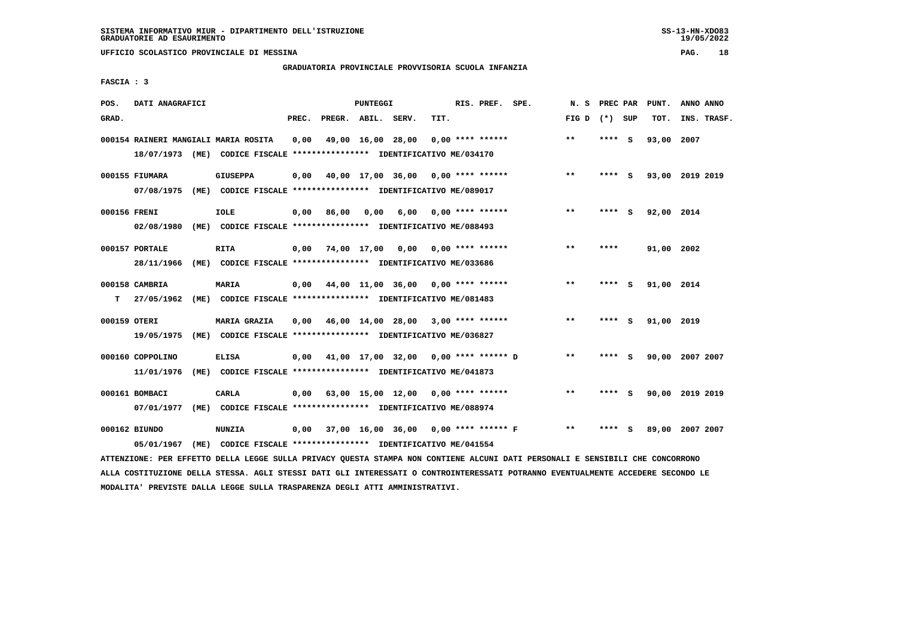SISTEMA INFORMATIVO MIUR - DIPARTIMENTO DELL'ISTRUZIONE
GRADUATORIE AD ESAURIMENTO

UFFICIO SCOLASTICO PROVINCIALE DI MESSINA

GRADUATORIA PROVINCIALE PROVVISORIA SCUOLA INFANZIA

FASCIA : 3

| POS. GRAD. | DATI ANAGRAFICI | | PREC. | PREGR. | ABIL. | SERV. | TIT. | RIS. PREF. SPE. | N. S FIG D | PREC PAR (*) SUP | PUNT. TOT. | ANNO ANNO INS. TRASF. |
|---|---|---|---|---|---|---|---|---|---|---|---|---|
| 000154 | RAINERI MANGIALI MARIA ROSITA<br>18/07/1973 (ME) CODICE FISCALE **************** IDENTIFICATIVO ME/034170 | | 0,00 | 49,00 | 16,00 | 28,00 | 0,00 | **** ****** | ** | **** S | 93,00 | 2007 |
| 000155 | FIUMARA<br>07/08/1975 (ME) CODICE FISCALE **************** IDENTIFICATIVO ME/089017 | GIUSEPPA | 0,00 | 40,00 | 17,00 | 36,00 | 0,00 | **** ****** | ** | **** S | 93,00 | 2019 2019 |
| 000156 | FRENI<br>02/08/1980 (ME) CODICE FISCALE **************** IDENTIFICATIVO ME/088493 | IOLE | 0,00 | 86,00 | 0,00 | 6,00 | 0,00 | **** ****** | ** | **** S | 92,00 | 2014 |
| 000157 | PORTALE<br>28/11/1966 (ME) CODICE FISCALE **************** IDENTIFICATIVO ME/033686 | RITA | 0,00 | 74,00 | 17,00 | 0,00 | 0,00 | **** ****** | ** | **** | 91,00 | 2002 |
| 000158 | CAMBRIA<br>T 27/05/1962 (ME) CODICE FISCALE **************** IDENTIFICATIVO ME/081483 | MARIA | 0,00 | 44,00 | 11,00 | 36,00 | 0,00 | **** ****** | ** | **** S | 91,00 | 2014 |
| 000159 | OTERI<br>19/05/1975 (ME) CODICE FISCALE **************** IDENTIFICATIVO ME/036827 | MARIA GRAZIA | 0,00 | 46,00 | 14,00 | 28,00 | 3,00 | **** ****** | ** | **** S | 91,00 | 2019 |
| 000160 | COPPOLINO<br>11/01/1976 (ME) CODICE FISCALE **************** IDENTIFICATIVO ME/041873 | ELISA | 0,00 | 41,00 | 17,00 | 32,00 | 0,00 | **** ****** D | ** | **** S | 90,00 | 2007 2007 |
| 000161 | BOMBACI<br>07/01/1977 (ME) CODICE FISCALE **************** IDENTIFICATIVO ME/088974 | CARLA | 0,00 | 63,00 | 15,00 | 12,00 | 0,00 | **** ****** | ** | **** S | 90,00 | 2019 2019 |
| 000162 | BIUNDO<br>05/01/1967 (ME) CODICE FISCALE **************** IDENTIFICATIVO ME/041554 | NUNZIA | 0,00 | 37,00 | 16,00 | 36,00 | 0,00 | **** ****** F | ** | **** S | 89,00 | 2007 2007 |

ATTENZIONE: PER EFFETTO DELLA LEGGE SULLA PRIVACY QUESTA STAMPA NON CONTIENE ALCUNI DATI PERSONALI E SENSIBILI CHE CONCORRONO ALLA COSTITUZIONE DELLA STESSA. AGLI STESSI DATI GLI INTERESSATI O CONTROINTERESSATI POTRANNO EVENTUALMENTE ACCEDERE SECONDO LE MODALITA' PREVISTE DALLA LEGGE SULLA TRASPARENZA DEGLI ATTI AMMINISTRATIVI.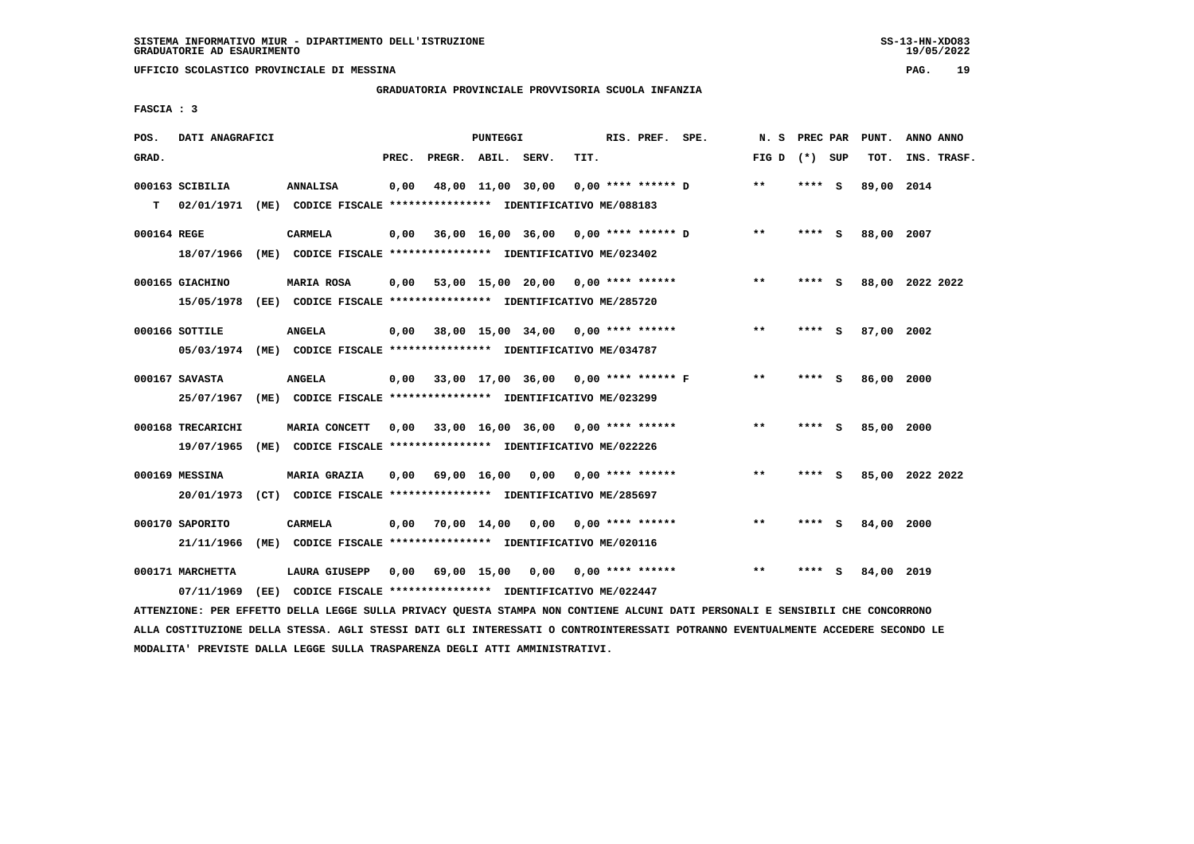SISTEMA INFORMATIVO MIUR - DIPARTIMENTO DELL'ISTRUZIONE
GRADUATORIE AD ESAURIMENTO

UFFICIO SCOLASTICO PROVINCIALE DI MESSINA

GRADUATORIA PROVINCIALE PROVVISORIA SCUOLA INFANZIA

FASCIA : 3

| POS. GRAD. | DATI ANAGRAFICI | | PREC. | PREGR. | ABIL. | SERV. | TIT. | RIS. PREF. | SPE. | N. S FIG D | PREC PAR (*) | SUP | PUNT. TOT. | ANNO INS. | ANNO TRASF. |
|---|---|---|---|---|---|---|---|---|---|---|---|---|---|---|---|
| 000163 | SCIBILIA | ANNALISA | 0,00 | 48,00 | 11,00 | 30,00 | 0,00 | **** ****** D | | ** | **** | S | 89,00 | 2014 | |
| T | 02/01/1971 (ME) CODICE FISCALE **************** IDENTIFICATIVO ME/088183 | | | | | | | | | | | | | | |
| 000164 | REGE | CARMELA | 0,00 | 36,00 | 16,00 | 36,00 | 0,00 | **** ****** D | | ** | **** | S | 88,00 | 2007 | |
| | 18/07/1966 (ME) CODICE FISCALE **************** IDENTIFICATIVO ME/023402 | | | | | | | | | | | | | | |
| 000165 | GIACHINO | MARIA ROSA | 0,00 | 53,00 | 15,00 | 20,00 | 0,00 | **** ****** | | ** | **** | S | 88,00 | 2022 | 2022 |
| | 15/05/1978 (EE) CODICE FISCALE **************** IDENTIFICATIVO ME/285720 | | | | | | | | | | | | | | |
| 000166 | SOTTILE | ANGELA | 0,00 | 38,00 | 15,00 | 34,00 | 0,00 | **** ****** | | ** | **** | S | 87,00 | 2002 | |
| | 05/03/1974 (ME) CODICE FISCALE **************** IDENTIFICATIVO ME/034787 | | | | | | | | | | | | | | |
| 000167 | SAVASTA | ANGELA | 0,00 | 33,00 | 17,00 | 36,00 | 0,00 | **** ****** F | | ** | **** | S | 86,00 | 2000 | |
| | 25/07/1967 (ME) CODICE FISCALE **************** IDENTIFICATIVO ME/023299 | | | | | | | | | | | | | | |
| 000168 | TRECARICHI | MARIA CONCETT | 0,00 | 33,00 | 16,00 | 36,00 | 0,00 | **** ****** | | ** | **** | S | 85,00 | 2000 | |
| | 19/07/1965 (ME) CODICE FISCALE **************** IDENTIFICATIVO ME/022226 | | | | | | | | | | | | | | |
| 000169 | MESSINA | MARIA GRAZIA | 0,00 | 69,00 | 16,00 | 0,00 | 0,00 | **** ****** | | ** | **** | S | 85,00 | 2022 | 2022 |
| | 20/01/1973 (CT) CODICE FISCALE **************** IDENTIFICATIVO ME/285697 | | | | | | | | | | | | | | |
| 000170 | SAPORITO | CARMELA | 0,00 | 70,00 | 14,00 | 0,00 | 0,00 | **** ****** | | ** | **** | S | 84,00 | 2000 | |
| | 21/11/1966 (ME) CODICE FISCALE **************** IDENTIFICATIVO ME/020116 | | | | | | | | | | | | | | |
| 000171 | MARCHETTA | LAURA GIUSEPP | 0,00 | 69,00 | 15,00 | 0,00 | 0,00 | **** ****** | | ** | **** | S | 84,00 | 2019 | |
| | 07/11/1969 (EE) CODICE FISCALE **************** IDENTIFICATIVO ME/022447 | | | | | | | | | | | | | | |

ATTENZIONE: PER EFFETTO DELLA LEGGE SULLA PRIVACY QUESTA STAMPA NON CONTIENE ALCUNI DATI PERSONALI E SENSIBILI CHE CONCORRONO ALLA COSTITUZIONE DELLA STESSA. AGLI STESSI DATI GLI INTERESSATI O CONTROINTERESSATI POTRANNO EVENTUALMENTE ACCEDERE SECONDO LE MODALITA' PREVISTE DALLA LEGGE SULLA TRASPARENZA DEGLI ATTI AMMINISTRATIVI.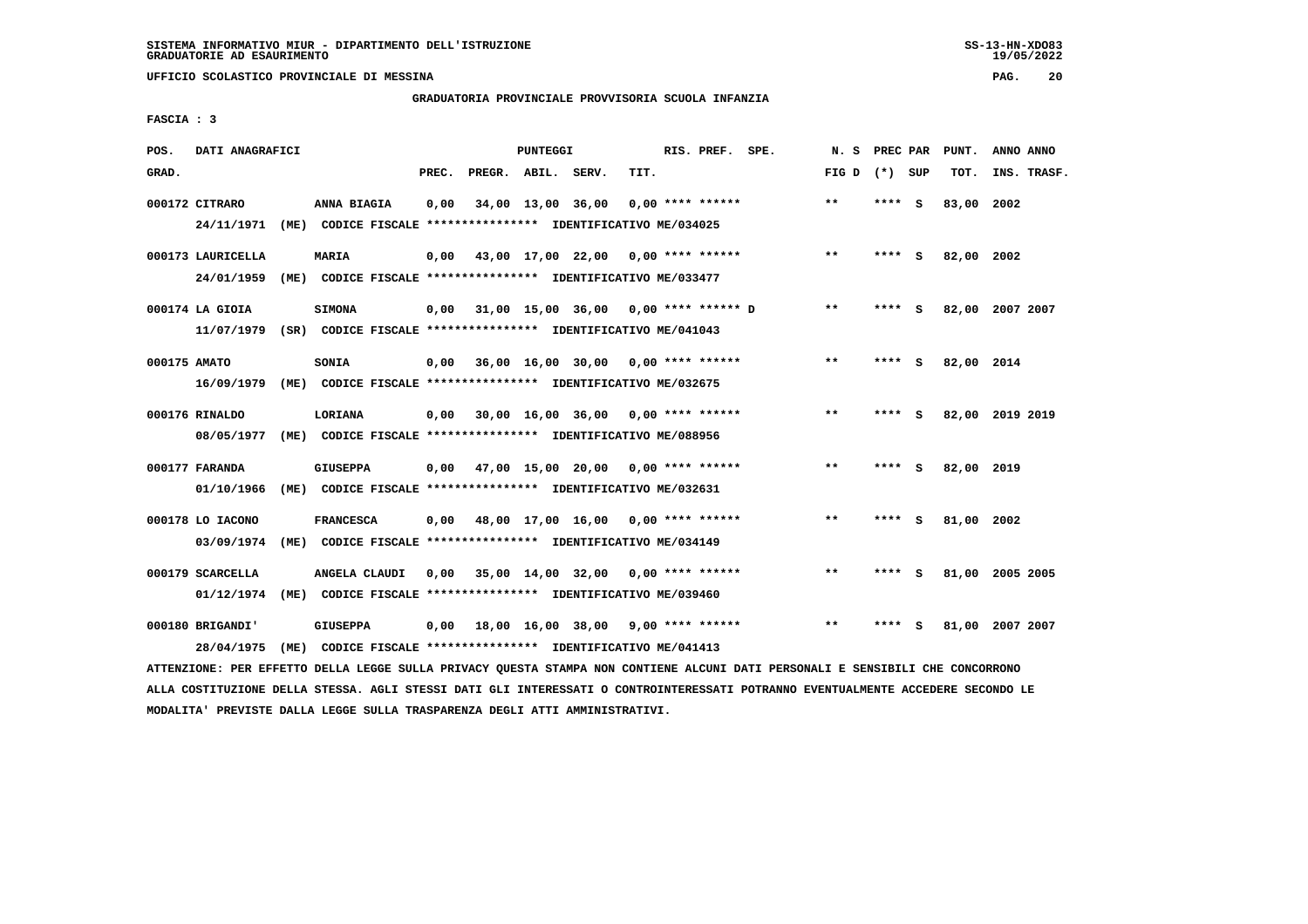**UFFICIO SCOLASTICO PROVINCIALE DI MESSINA**

**GRADUATORIA PROVINCIALE PROVVISORIA SCUOLA INFANZIA**

**FASCIA : 3**

| POS. GRAD. | DATI ANAGRAFICI | | PREC. | PREGR. | ABIL. | SERV. | TIT. | RIS. PREF. SPE. | N. S FIG D | PREC PAR (*) SUP | PUNT. TOT. | ANNO ANNO INS. TRASF. |
|---|---|---|---|---|---|---|---|---|---|---|---|---|
| 000172 | CITRARO | ANNA BIAGIA | 0,00 | 34,00 | 13,00 | 36,00 | 0,00 | **** ****** | ** | **** S | 83,00 | 2002 |
| | 24/11/1971 (ME) CODICE FISCALE **************** IDENTIFICATIVO ME/034025 | | | | | | | | | | | |
| 000173 | LAURICELLA | MARIA | 0,00 | 43,00 | 17,00 | 22,00 | 0,00 | **** ****** | ** | **** S | 82,00 | 2002 |
| | 24/01/1959 (ME) CODICE FISCALE **************** IDENTIFICATIVO ME/033477 | | | | | | | | | | | |
| 000174 | LA GIOIA | SIMONA | 0,00 | 31,00 | 15,00 | 36,00 | 0,00 | **** ****** D | ** | **** S | 82,00 | 2007 2007 |
| | 11/07/1979 (SR) CODICE FISCALE **************** IDENTIFICATIVO ME/041043 | | | | | | | | | | | |
| 000175 | AMATO | SONIA | 0,00 | 36,00 | 16,00 | 30,00 | 0,00 | **** ****** | ** | **** S | 82,00 | 2014 |
| | 16/09/1979 (ME) CODICE FISCALE **************** IDENTIFICATIVO ME/032675 | | | | | | | | | | | |
| 000176 | RINALDO | LORIANA | 0,00 | 30,00 | 16,00 | 36,00 | 0,00 | **** ****** | ** | **** S | 82,00 | 2019 2019 |
| | 08/05/1977 (ME) CODICE FISCALE **************** IDENTIFICATIVO ME/088956 | | | | | | | | | | | |
| 000177 | FARANDA | GIUSEPPA | 0,00 | 47,00 | 15,00 | 20,00 | 0,00 | **** ****** | ** | **** S | 82,00 | 2019 |
| | 01/10/1966 (ME) CODICE FISCALE **************** IDENTIFICATIVO ME/032631 | | | | | | | | | | | |
| 000178 | LO IACONO | FRANCESCA | 0,00 | 48,00 | 17,00 | 16,00 | 0,00 | **** ****** | ** | **** S | 81,00 | 2002 |
| | 03/09/1974 (ME) CODICE FISCALE **************** IDENTIFICATIVO ME/034149 | | | | | | | | | | | |
| 000179 | SCARCELLA | ANGELA CLAUDI | 0,00 | 35,00 | 14,00 | 32,00 | 0,00 | **** ****** | ** | **** S | 81,00 | 2005 2005 |
| | 01/12/1974 (ME) CODICE FISCALE **************** IDENTIFICATIVO ME/039460 | | | | | | | | | | | |
| 000180 | BRIGANDI' | GIUSEPPA | 0,00 | 18,00 | 16,00 | 38,00 | 9,00 | **** ****** | ** | **** S | 81,00 | 2007 2007 |
| | 28/04/1975 (ME) CODICE FISCALE **************** IDENTIFICATIVO ME/041413 | | | | | | | | | | | |

ATTENZIONE: PER EFFETTO DELLA LEGGE SULLA PRIVACY QUESTA STAMPA NON CONTIENE ALCUNI DATI PERSONALI E SENSIBILI CHE CONCORRONO ALLA COSTITUZIONE DELLA STESSA. AGLI STESSI DATI GLI INTERESSATI O CONTROINTERESSATI POTRANNO EVENTUALMENTE ACCEDERE SECONDO LE MODALITA' PREVISTE DALLA LEGGE SULLA TRASPARENZA DEGLI ATTI AMMINISTRATIVI.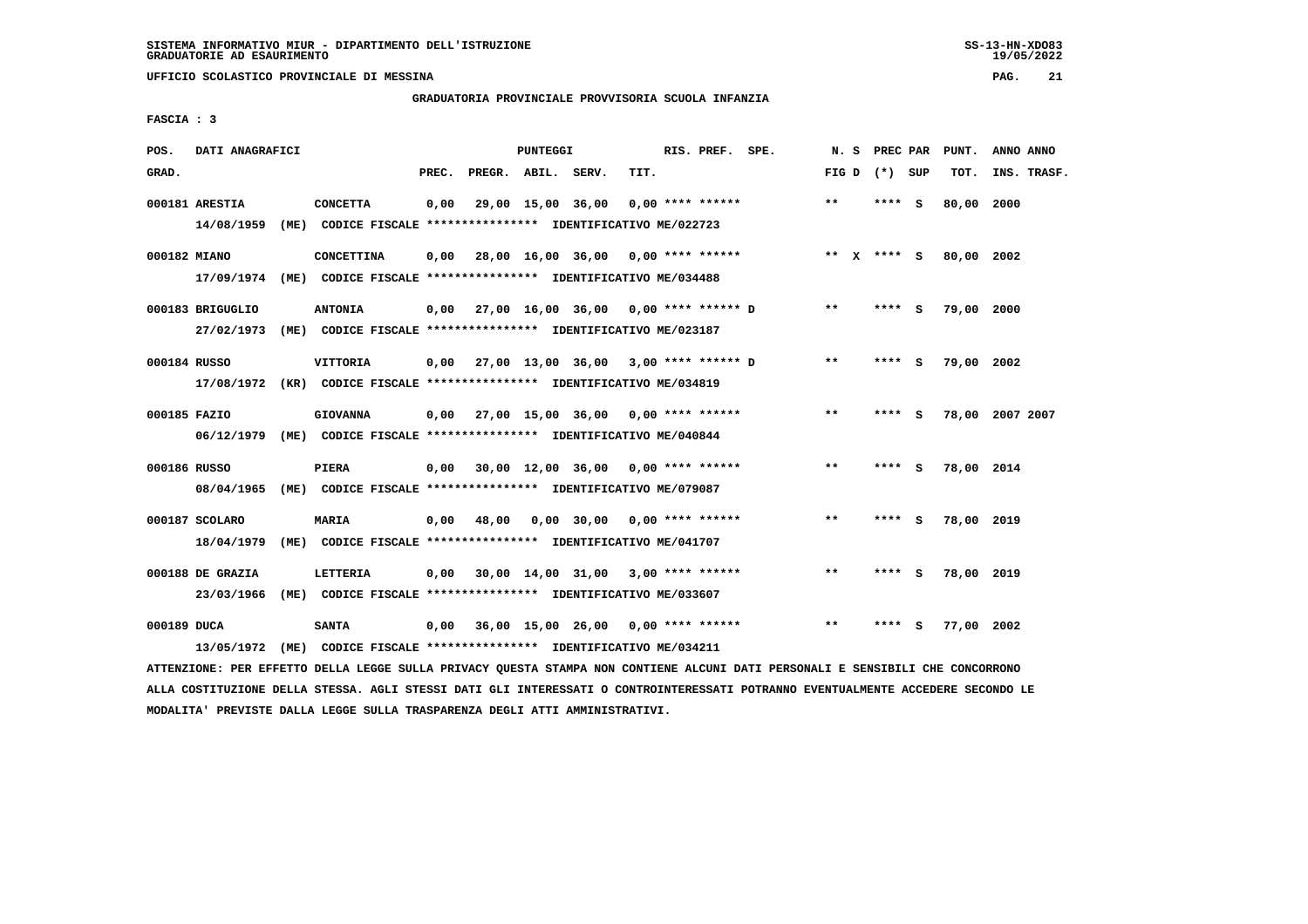SISTEMA INFORMATIVO MIUR - DIPARTIMENTO DELL'ISTRUZIONE
GRADUATORIE AD ESAURIMENTO

UFFICIO SCOLASTICO PROVINCIALE DI MESSINA

GRADUATORIA PROVINCIALE PROVVISORIA SCUOLA INFANZIA

FASCIA : 3

| POS. GRAD. | DATI ANAGRAFICI | | PREC. | PREGR. | ABIL. | SERV. | TIT. | RIS. PREF. SPE. | N. S FIG D | PREC PAR (*) SUP | PUNT. TOT. | ANNO ANNO INS. TRASF. |
|---|---|---|---|---|---|---|---|---|---|---|---|---|
| 000181 | ARESTIA | CONCETTA | 0,00 | 29,00 | 15,00 | 36,00 | 0,00 | **** ****** | ** | **** S | 80,00 | 2000 |
| | 14/08/1959 (ME) CODICE FISCALE **************** IDENTIFICATIVO ME/022723 | | | | | | | | | | | |
| 000182 | MIANO | CONCETTINA | 0,00 | 28,00 | 16,00 | 36,00 | 0,00 | **** ****** | ** X | **** S | 80,00 | 2002 |
| | 17/09/1974 (ME) CODICE FISCALE **************** IDENTIFICATIVO ME/034488 | | | | | | | | | | | |
| 000183 | BRIGUGLIO | ANTONIA | 0,00 | 27,00 | 16,00 | 36,00 | 0,00 | **** ****** D | ** | **** S | 79,00 | 2000 |
| | 27/02/1973 (ME) CODICE FISCALE **************** IDENTIFICATIVO ME/023187 | | | | | | | | | | | |
| 000184 | RUSSO | VITTORIA | 0,00 | 27,00 | 13,00 | 36,00 | 3,00 | **** ****** D | ** | **** S | 79,00 | 2002 |
| | 17/08/1972 (KR) CODICE FISCALE **************** IDENTIFICATIVO ME/034819 | | | | | | | | | | | |
| 000185 | FAZIO | GIOVANNA | 0,00 | 27,00 | 15,00 | 36,00 | 0,00 | **** ****** | ** | **** S | 78,00 | 2007 2007 |
| | 06/12/1979 (ME) CODICE FISCALE **************** IDENTIFICATIVO ME/040844 | | | | | | | | | | | |
| 000186 | RUSSO | PIERA | 0,00 | 30,00 | 12,00 | 36,00 | 0,00 | **** ****** | ** | **** S | 78,00 | 2014 |
| | 08/04/1965 (ME) CODICE FISCALE **************** IDENTIFICATIVO ME/079087 | | | | | | | | | | | |
| 000187 | SCOLARO | MARIA | 0,00 | 48,00 | 0,00 | 30,00 | 0,00 | **** ****** | ** | **** S | 78,00 | 2019 |
| | 18/04/1979 (ME) CODICE FISCALE **************** IDENTIFICATIVO ME/041707 | | | | | | | | | | | |
| 000188 | DE GRAZIA | LETTERIA | 0,00 | 30,00 | 14,00 | 31,00 | 3,00 | **** ****** | ** | **** S | 78,00 | 2019 |
| | 23/03/1966 (ME) CODICE FISCALE **************** IDENTIFICATIVO ME/033607 | | | | | | | | | | | |
| 000189 | DUCA | SANTA | 0,00 | 36,00 | 15,00 | 26,00 | 0,00 | **** ****** | ** | **** S | 77,00 | 2002 |
| | 13/05/1972 (ME) CODICE FISCALE **************** IDENTIFICATIVO ME/034211 | | | | | | | | | | | |

ATTENZIONE: PER EFFETTO DELLA LEGGE SULLA PRIVACY QUESTA STAMPA NON CONTIENE ALCUNI DATI PERSONALI E SENSIBILI CHE CONCORRONO ALLA COSTITUZIONE DELLA STESSA. AGLI STESSI DATI GLI INTERESSATI O CONTROINTERESSATI POTRANNO EVENTUALMENTE ACCEDERE SECONDO LE MODALITA' PREVISTE DALLA LEGGE SULLA TRASPARENZA DEGLI ATTI AMMINISTRATIVI.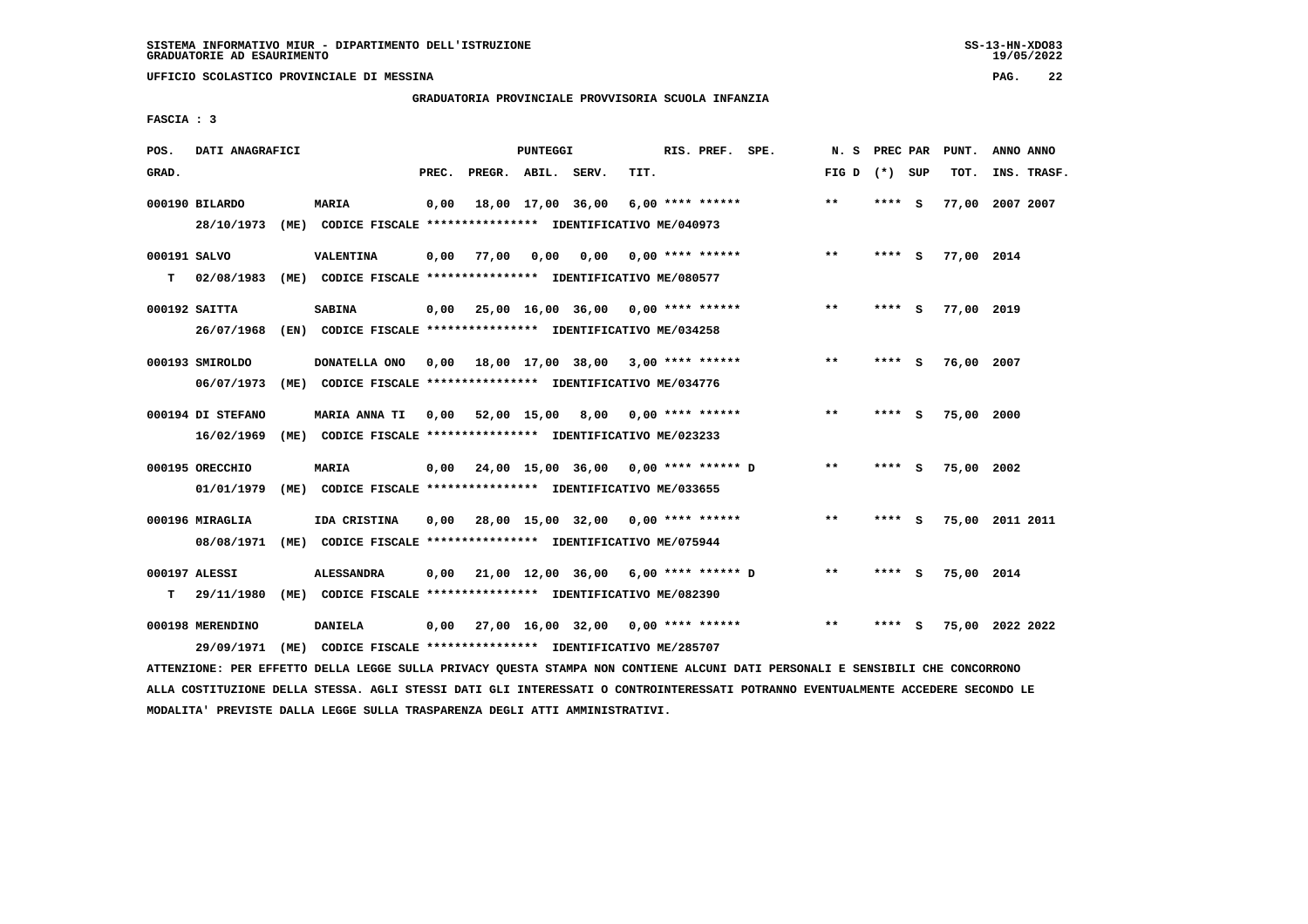SISTEMA INFORMATIVO MIUR - DIPARTIMENTO DELL'ISTRUZIONE
GRADUATORIE AD ESAURIMENTO

UFFICIO SCOLASTICO PROVINCIALE DI MESSINA

## GRADUATORIA PROVINCIALE PROVVISORIA SCUOLA INFANZIA

FASCIA : 3

| POS. GRAD. | DATI ANAGRAFICI | | PREC. | PREGR. | ABIL. | SERV. | TIT. | RIS. PREF. SPE. | N. S FIG D | PREC PAR (*) SUP | PUNT. TOT. | ANNO ANNO INS. TRASF. |
|---|---|---|---|---|---|---|---|---|---|---|---|---|
| 000190 BILARDO | MARIA | | 0,00 | 18,00 | 17,00 | 36,00 | 6,00 | **** ****** | ** | **** S | 77,00 | 2007 2007 |
| | 28/10/1973 (ME) CODICE FISCALE **************** IDENTIFICATIVO ME/040973 | | | | | | | | | | | |
| 000191 SALVO | VALENTINA | | 0,00 | 77,00 | 0,00 | 0,00 | 0,00 | **** ****** | ** | **** S | 77,00 | 2014 |
| T | 02/08/1983 (ME) CODICE FISCALE **************** IDENTIFICATIVO ME/080577 | | | | | | | | | | | |
| 000192 SAITTA | SABINA | | 0,00 | 25,00 | 16,00 | 36,00 | 0,00 | **** ****** | ** | **** S | 77,00 | 2019 |
| | 26/07/1968 (EN) CODICE FISCALE **************** IDENTIFICATIVO ME/034258 | | | | | | | | | | | |
| 000193 SMIROLDO | DONATELLA ONO | | 0,00 | 18,00 | 17,00 | 38,00 | 3,00 | **** ****** | ** | **** S | 76,00 | 2007 |
| | 06/07/1973 (ME) CODICE FISCALE **************** IDENTIFICATIVO ME/034776 | | | | | | | | | | | |
| 000194 DI STEFANO | MARIA ANNA TI | | 0,00 | 52,00 | 15,00 | 8,00 | 0,00 | **** ****** | ** | **** S | 75,00 | 2000 |
| | 16/02/1969 (ME) CODICE FISCALE **************** IDENTIFICATIVO ME/023233 | | | | | | | | | | | |
| 000195 ORECCHIO | MARIA | | 0,00 | 24,00 | 15,00 | 36,00 | 0,00 | **** ****** D | ** | **** S | 75,00 | 2002 |
| | 01/01/1979 (ME) CODICE FISCALE **************** IDENTIFICATIVO ME/033655 | | | | | | | | | | | |
| 000196 MIRAGLIA | IDA CRISTINA | | 0,00 | 28,00 | 15,00 | 32,00 | 0,00 | **** ****** | ** | **** S | 75,00 | 2011 2011 |
| | 08/08/1971 (ME) CODICE FISCALE **************** IDENTIFICATIVO ME/075944 | | | | | | | | | | | |
| 000197 ALESSI | ALESSANDRA | | 0,00 | 21,00 | 12,00 | 36,00 | 6,00 | **** ****** D | ** | **** S | 75,00 | 2014 |
| T | 29/11/1980 (ME) CODICE FISCALE **************** IDENTIFICATIVO ME/082390 | | | | | | | | | | | |
| 000198 MERENDINO | DANIELA | | 0,00 | 27,00 | 16,00 | 32,00 | 0,00 | **** ****** | ** | **** S | 75,00 | 2022 2022 |
| | 29/09/1971 (ME) CODICE FISCALE **************** IDENTIFICATIVO ME/285707 | | | | | | | | | | | |

ATTENZIONE: PER EFFETTO DELLA LEGGE SULLA PRIVACY QUESTA STAMPA NON CONTIENE ALCUNI DATI PERSONALI E SENSIBILI CHE CONCORRONO ALLA COSTITUZIONE DELLA STESSA. AGLI STESSI DATI GLI INTERESSATI O CONTROINTERESSATI POTRANNO EVENTUALMENTE ACCEDERE SECONDO LE MODALITA' PREVISTE DALLA LEGGE SULLA TRASPARENZA DEGLI ATTI AMMINISTRATIVI.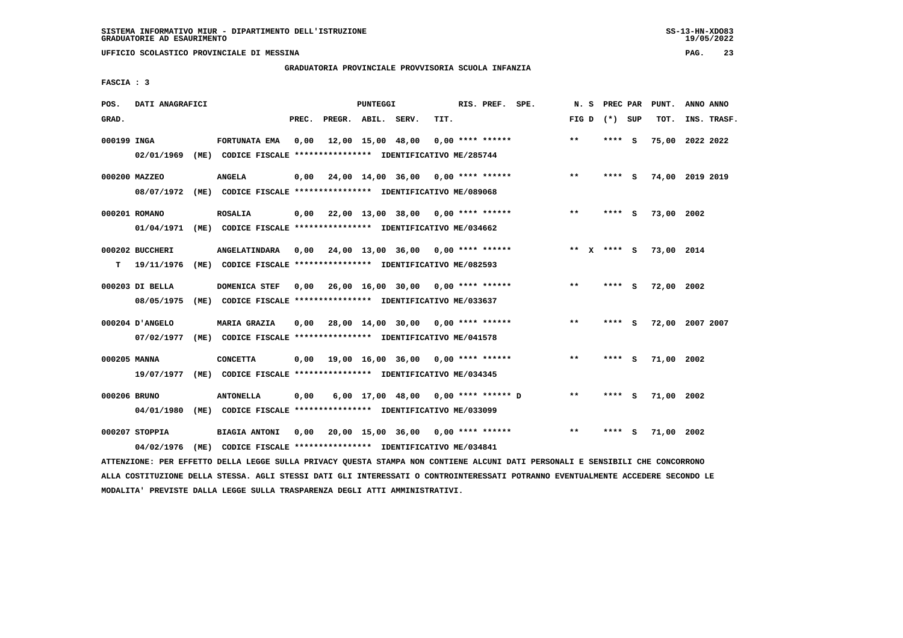SISTEMA INFORMATIVO MIUR - DIPARTIMENTO DELL'ISTRUZIONE
GRADUATORIE AD ESAURIMENTO

UFFICIO SCOLASTICO PROVINCIALE DI MESSINA

GRADUATORIA PROVINCIALE PROVVISORIA SCUOLA INFANZIA

FASCIA : 3

| POS. GRAD. | DATI ANAGRAFICI | | PREC. | PREGR. | ABIL. | SERV. | TIT. | RIS. PREF. SPE. | N. S FIG D | PREC PAR (*) SUP | PUNT. TOT. | ANNO ANNO INS. TRASF. |
|---|---|---|---|---|---|---|---|---|---|---|---|---|
| 000199 INGA | FORTUNATA EMA | | 0,00 | 12,00 | 15,00 | 48,00 | 0,00 | **** ****** | ** | **** S | 75,00 | 2022 2022 |
| | 02/01/1969 (ME) CODICE FISCALE **************** IDENTIFICATIVO ME/285744 | | | | | | | | | | | |
| 000200 MAZZEO | ANGELA | | 0,00 | 24,00 | 14,00 | 36,00 | 0,00 | **** ****** | ** | **** S | 74,00 | 2019 2019 |
| | 08/07/1972 (ME) CODICE FISCALE **************** IDENTIFICATIVO ME/089068 | | | | | | | | | | | |
| 000201 ROMANO | ROSALIA | | 0,00 | 22,00 | 13,00 | 38,00 | 0,00 | **** ****** | ** | **** S | 73,00 | 2002 |
| | 01/04/1971 (ME) CODICE FISCALE **************** IDENTIFICATIVO ME/034662 | | | | | | | | | | | |
| 000202 BUCCHERI | ANGELATINDARA | | 0,00 | 24,00 | 13,00 | 36,00 | 0,00 | **** ****** | ** X | **** S | 73,00 | 2014 |
| T | 19/11/1976 (ME) CODICE FISCALE **************** IDENTIFICATIVO ME/082593 | | | | | | | | | | | |
| 000203 DI BELLA | DOMENICA STEF | | 0,00 | 26,00 | 16,00 | 30,00 | 0,00 | **** ****** | ** | **** S | 72,00 | 2002 |
| | 08/05/1975 (ME) CODICE FISCALE **************** IDENTIFICATIVO ME/033637 | | | | | | | | | | | |
| 000204 D'ANGELO | MARIA GRAZIA | | 0,00 | 28,00 | 14,00 | 30,00 | 0,00 | **** ****** | ** | **** S | 72,00 | 2007 2007 |
| | 07/02/1977 (ME) CODICE FISCALE **************** IDENTIFICATIVO ME/041578 | | | | | | | | | | | |
| 000205 MANNA | CONCETTA | | 0,00 | 19,00 | 16,00 | 36,00 | 0,00 | **** ****** | ** | **** S | 71,00 | 2002 |
| | 19/07/1977 (ME) CODICE FISCALE **************** IDENTIFICATIVO ME/034345 | | | | | | | | | | | |
| 000206 BRUNO | ANTONELLA | | 0,00 | 6,00 | 17,00 | 48,00 | 0,00 | **** ****** D | ** | **** S | 71,00 | 2002 |
| | 04/01/1980 (ME) CODICE FISCALE **************** IDENTIFICATIVO ME/033099 | | | | | | | | | | | |
| 000207 STOPPIA | BIAGIA ANTONI | | 0,00 | 20,00 | 15,00 | 36,00 | 0,00 | **** ****** | ** | **** S | 71,00 | 2002 |
| | 04/02/1976 (ME) CODICE FISCALE **************** IDENTIFICATIVO ME/034841 | | | | | | | | | | | |

ATTENZIONE: PER EFFETTO DELLA LEGGE SULLA PRIVACY QUESTA STAMPA NON CONTIENE ALCUNI DATI PERSONALI E SENSIBILI CHE CONCORRONO ALLA COSTITUZIONE DELLA STESSA. AGLI STESSI DATI GLI INTERESSATI O CONTROINTERESSATI POTRANNO EVENTUALMENTE ACCEDERE SECONDO LE MODALITA' PREVISTE DALLA LEGGE SULLA TRASPARENZA DEGLI ATTI AMMINISTRATIVI.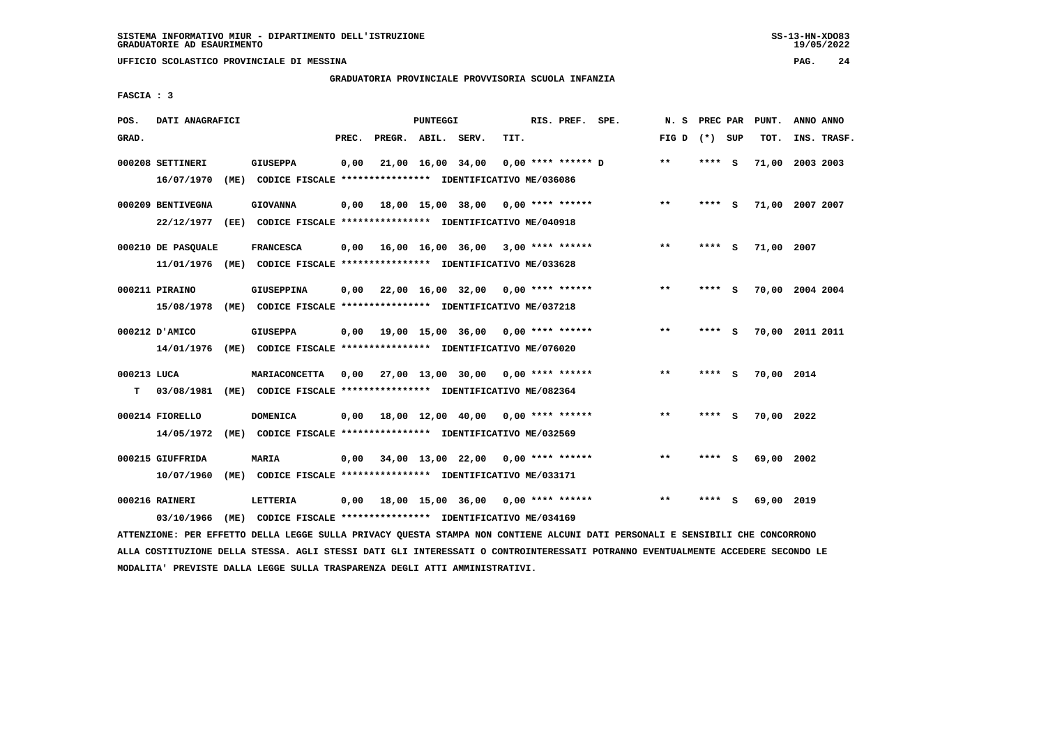SISTEMA INFORMATIVO MIUR - DIPARTIMENTO DELL'ISTRUZIONE
GRADUATORIE AD ESAURIMENTO

UFFICIO SCOLASTICO PROVINCIALE DI MESSINA

GRADUATORIA PROVINCIALE PROVVISORIA SCUOLA INFANZIA

FASCIA : 3

| POS. GRAD. | DATI ANAGRAFICI | | PUNTEGGI PREC. | PREGR. | ABIL. | SERV. | TIT. | RIS. PREF. | SPE. | N. S FIG D | PREC PAR (*) | SUP | PUNT. TOT. | ANNO ANNO INS. TRASF. |
|---|---|---|---|---|---|---|---|---|---|---|---|---|---|---|
| 000208 | SETTINERI | GIUSEPPA | 0,00 | 21,00 | 16,00 | 34,00 | 0,00 | **** ****** | D | ** | **** | S | 71,00 | 2003 2003 |
| | 16/07/1970 (ME) | CODICE FISCALE **************** IDENTIFICATIVO ME/036086 | | | | | | | | | | | | |
| 000209 | BENTIVEGNA | GIOVANNA | 0,00 | 18,00 | 15,00 | 38,00 | 0,00 | **** ****** | | ** | **** | S | 71,00 | 2007 2007 |
| | 22/12/1977 (EE) | CODICE FISCALE **************** IDENTIFICATIVO ME/040918 | | | | | | | | | | | | |
| 000210 | DE PASQUALE | FRANCESCA | 0,00 | 16,00 | 16,00 | 36,00 | 3,00 | **** ****** | | ** | **** | S | 71,00 | 2007 |
| | 11/01/1976 (ME) | CODICE FISCALE **************** IDENTIFICATIVO ME/033628 | | | | | | | | | | | | |
| 000211 | PIRAINO | GIUSEPPINA | 0,00 | 22,00 | 16,00 | 32,00 | 0,00 | **** ****** | | ** | **** | S | 70,00 | 2004 2004 |
| | 15/08/1978 (ME) | CODICE FISCALE **************** IDENTIFICATIVO ME/037218 | | | | | | | | | | | | |
| 000212 | D'AMICO | GIUSEPPA | 0,00 | 19,00 | 15,00 | 36,00 | 0,00 | **** ****** | | ** | **** | S | 70,00 | 2011 2011 |
| | 14/01/1976 (ME) | CODICE FISCALE **************** IDENTIFICATIVO ME/076020 | | | | | | | | | | | | |
| 000213 | LUCA | MARIACONCETTA | 0,00 | 27,00 | 13,00 | 30,00 | 0,00 | **** ****** | | ** | **** | S | 70,00 | 2014 |
| T | 03/08/1981 (ME) | CODICE FISCALE **************** IDENTIFICATIVO ME/082364 | | | | | | | | | | | | |
| 000214 | FIORELLO | DOMENICA | 0,00 | 18,00 | 12,00 | 40,00 | 0,00 | **** ****** | | ** | **** | S | 70,00 | 2022 |
| | 14/05/1972 (ME) | CODICE FISCALE **************** IDENTIFICATIVO ME/032569 | | | | | | | | | | | | |
| 000215 | GIUFFRIDA | MARIA | 0,00 | 34,00 | 13,00 | 22,00 | 0,00 | **** ****** | | ** | **** | S | 69,00 | 2002 |
| | 10/07/1960 (ME) | CODICE FISCALE **************** IDENTIFICATIVO ME/033171 | | | | | | | | | | | | |
| 000216 | RAINERI | LETTERIA | 0,00 | 18,00 | 15,00 | 36,00 | 0,00 | **** ****** | | ** | **** | S | 69,00 | 2019 |
| | 03/10/1966 (ME) | CODICE FISCALE **************** IDENTIFICATIVO ME/034169 | | | | | | | | | | | | |

ATTENZIONE: PER EFFETTO DELLA LEGGE SULLA PRIVACY QUESTA STAMPA NON CONTIENE ALCUNI DATI PERSONALI E SENSIBILI CHE CONCORRONO ALLA COSTITUZIONE DELLA STESSA. AGLI STESSI DATI GLI INTERESSATI O CONTROINTERESSATI POTRANNO EVENTUALMENTE ACCEDERE SECONDO LE MODALITA' PREVISTE DALLA LEGGE SULLA TRASPARENZA DEGLI ATTI AMMINISTRATIVI.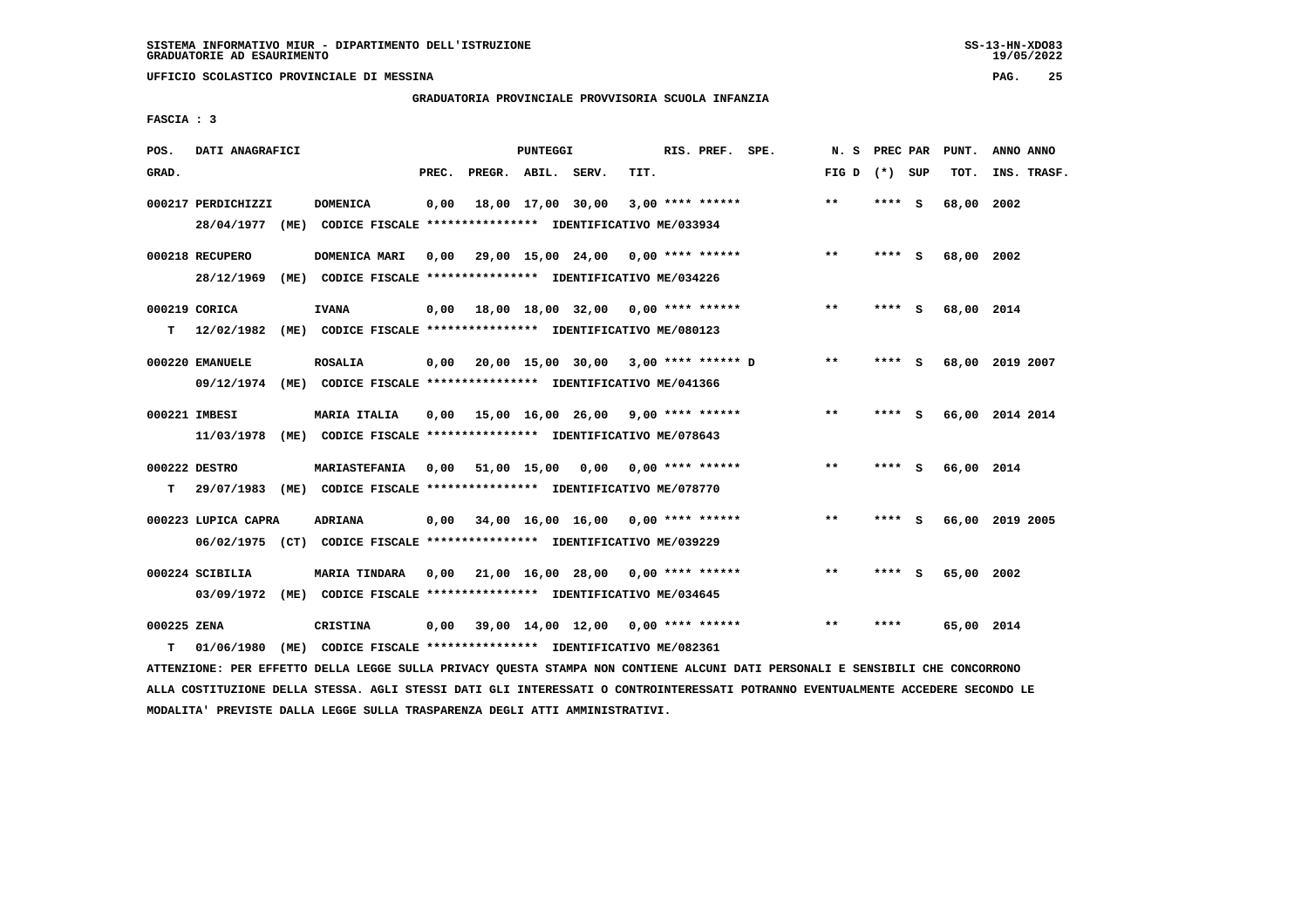SISTEMA INFORMATIVO MIUR - DIPARTIMENTO DELL'ISTRUZIONE
GRADUATORIE AD ESAURIMENTO

UFFICIO SCOLASTICO PROVINCIALE DI MESSINA

GRADUATORIA PROVINCIALE PROVVISORIA SCUOLA INFANZIA

FASCIA : 3

| POS. GRAD. | DATI ANAGRAFICI | | PREC. | PREGR. | ABIL. | SERV. | TIT. | RIS. PREF. | SPE. | N. S FIG D | PREC PAR (*) | SUP | PUNT. TOT. | ANNO INS. | ANNO TRASF. |
|---|---|---|---|---|---|---|---|---|---|---|---|---|---|---|---|
| 000217 | PERDICHIZZI | DOMENICA | 0,00 | 18,00 | 17,00 | 30,00 | 3,00 | **** ****** | | ** | **** | S | 68,00 | 2002 | |
| | 28/04/1977 (ME) CODICE FISCALE **************** IDENTIFICATIVO ME/033934 | | | | | | | | | | | | | | |
| 000218 | RECUPERO | DOMENICA MARI | 0,00 | 29,00 | 15,00 | 24,00 | 0,00 | **** ****** | | ** | **** | S | 68,00 | 2002 | |
| | 28/12/1969 (ME) CODICE FISCALE **************** IDENTIFICATIVO ME/034226 | | | | | | | | | | | | | | |
| 000219 | CORICA | IVANA | 0,00 | 18,00 | 18,00 | 32,00 | 0,00 | **** ****** | | ** | **** | S | 68,00 | 2014 | |
| T | 12/02/1982 (ME) CODICE FISCALE **************** IDENTIFICATIVO ME/080123 | | | | | | | | | | | | | | |
| 000220 | EMANUELE | ROSALIA | 0,00 | 20,00 | 15,00 | 30,00 | 3,00 | **** ****** | D | ** | **** | S | 68,00 | 2019 | 2007 |
| | 09/12/1974 (ME) CODICE FISCALE **************** IDENTIFICATIVO ME/041366 | | | | | | | | | | | | | | |
| 000221 | IMBESI | MARIA ITALIA | 0,00 | 15,00 | 16,00 | 26,00 | 9,00 | **** ****** | | ** | **** | S | 66,00 | 2014 | 2014 |
| | 11/03/1978 (ME) CODICE FISCALE **************** IDENTIFICATIVO ME/078643 | | | | | | | | | | | | | | |
| 000222 | DESTRO | MARIASTEFANIA | 0,00 | 51,00 | 15,00 | 0,00 | 0,00 | **** ****** | | ** | **** | S | 66,00 | 2014 | |
| T | 29/07/1983 (ME) CODICE FISCALE **************** IDENTIFICATIVO ME/078770 | | | | | | | | | | | | | | |
| 000223 | LUPICA CAPRA | ADRIANA | 0,00 | 34,00 | 16,00 | 16,00 | 0,00 | **** ****** | | ** | **** | S | 66,00 | 2019 | 2005 |
| | 06/02/1975 (CT) CODICE FISCALE **************** IDENTIFICATIVO ME/039229 | | | | | | | | | | | | | | |
| 000224 | SCIBILIA | MARIA TINDARA | 0,00 | 21,00 | 16,00 | 28,00 | 0,00 | **** ****** | | ** | **** | S | 65,00 | 2002 | |
| | 03/09/1972 (ME) CODICE FISCALE **************** IDENTIFICATIVO ME/034645 | | | | | | | | | | | | | | |
| 000225 | ZENA | CRISTINA | 0,00 | 39,00 | 14,00 | 12,00 | 0,00 | **** ****** | | ** | **** | | 65,00 | 2014 | |
| T | 01/06/1980 (ME) CODICE FISCALE **************** IDENTIFICATIVO ME/082361 | | | | | | | | | | | | | | |

ATTENZIONE: PER EFFETTO DELLA LEGGE SULLA PRIVACY QUESTA STAMPA NON CONTIENE ALCUNI DATI PERSONALI E SENSIBILI CHE CONCORRONO ALLA COSTITUZIONE DELLA STESSA. AGLI STESSI DATI GLI INTERESSATI O CONTROINTERESSATI POTRANNO EVENTUALMENTE ACCEDERE SECONDO LE MODALITA' PREVISTE DALLA LEGGE SULLA TRASPARENZA DEGLI ATTI AMMINISTRATIVI.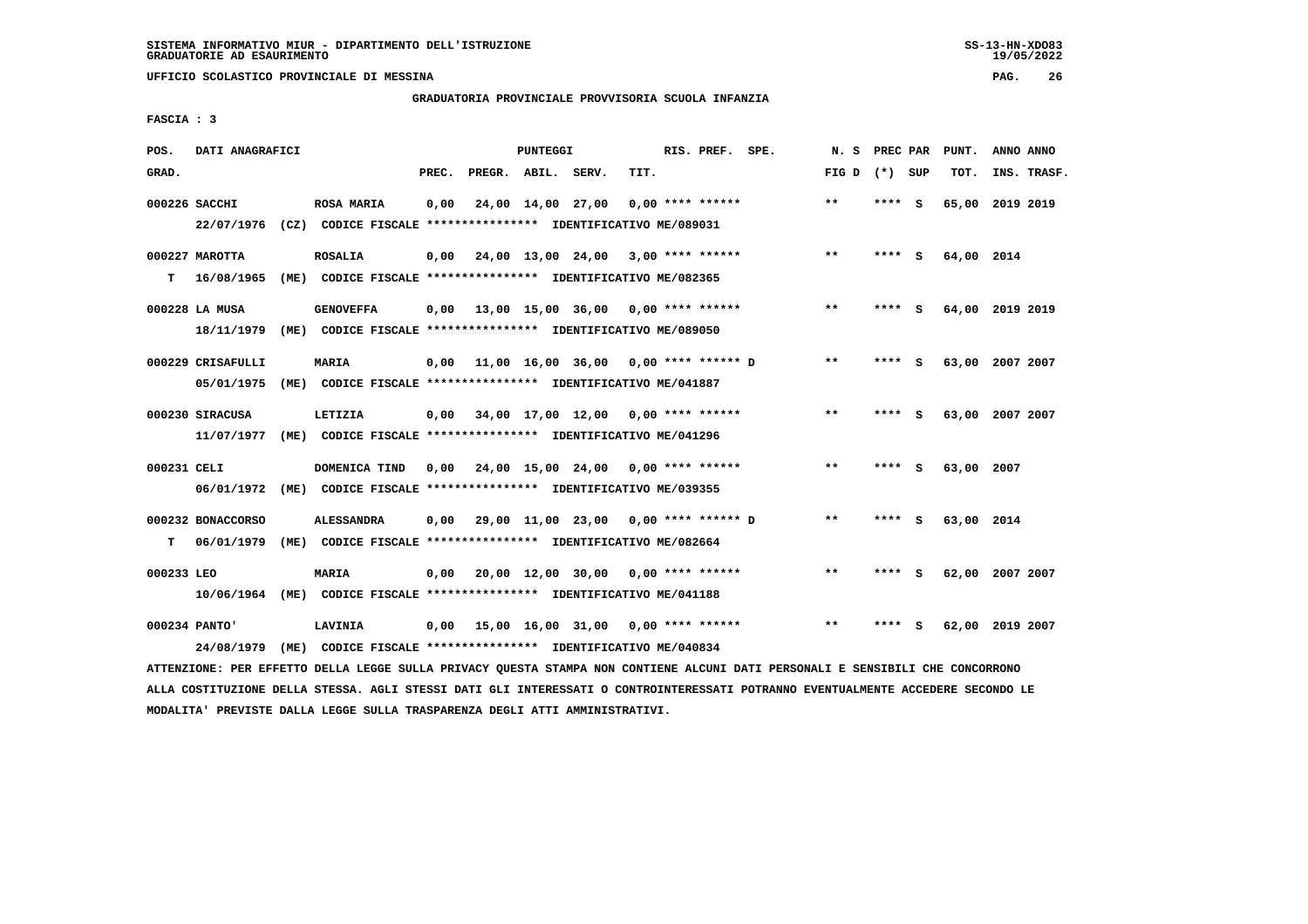SISTEMA INFORMATIVO MIUR - DIPARTIMENTO DELL'ISTRUZIONE
GRADUATORIE AD ESAURIMENTO

UFFICIO SCOLASTICO PROVINCIALE DI MESSINA

GRADUATORIA PROVINCIALE PROVVISORIA SCUOLA INFANZIA

FASCIA : 3

| POS. GRAD. | DATI ANAGRAFICI | | PREC. | PREGR. | ABIL. | SERV. | TIT. | RIS. PREF. SPE. | N. S FIG D | PREC PAR (*) SUP | PUNT. TOT. | ANNO ANNO INS. TRASF. |
|---|---|---|---|---|---|---|---|---|---|---|---|---|
| 000226 | SACCHI | ROSA MARIA | 0,00 | 24,00 | 14,00 | 27,00 | 0,00 | **** ****** | ** | **** S | 65,00 | 2019 2019 |
| | 22/07/1976 (CZ) CODICE FISCALE **************** IDENTIFICATIVO ME/089031 | | | | | | | | | | | |
| 000227 | MAROTTA | ROSALIA | 0,00 | 24,00 | 13,00 | 24,00 | 3,00 | **** ****** | ** | **** S | 64,00 | 2014 |
| T | 16/08/1965 (ME) CODICE FISCALE **************** IDENTIFICATIVO ME/082365 | | | | | | | | | | | |
| 000228 | LA MUSA | GENOVEFFA | 0,00 | 13,00 | 15,00 | 36,00 | 0,00 | **** ****** | ** | **** S | 64,00 | 2019 2019 |
| | 18/11/1979 (ME) CODICE FISCALE **************** IDENTIFICATIVO ME/089050 | | | | | | | | | | | |
| 000229 | CRISAFULLI | MARIA | 0,00 | 11,00 | 16,00 | 36,00 | 0,00 | **** ****** D | ** | **** S | 63,00 | 2007 2007 |
| | 05/01/1975 (ME) CODICE FISCALE **************** IDENTIFICATIVO ME/041887 | | | | | | | | | | | |
| 000230 | SIRACUSA | LETIZIA | 0,00 | 34,00 | 17,00 | 12,00 | 0,00 | **** ****** | ** | **** S | 63,00 | 2007 2007 |
| | 11/07/1977 (ME) CODICE FISCALE **************** IDENTIFICATIVO ME/041296 | | | | | | | | | | | |
| 000231 | CELI | DOMENICA TIND | 0,00 | 24,00 | 15,00 | 24,00 | 0,00 | **** ****** | ** | **** S | 63,00 | 2007 |
| | 06/01/1972 (ME) CODICE FISCALE **************** IDENTIFICATIVO ME/039355 | | | | | | | | | | | |
| 000232 | BONACCORSO | ALESSANDRA | 0,00 | 29,00 | 11,00 | 23,00 | 0,00 | **** ****** D | ** | **** S | 63,00 | 2014 |
| T | 06/01/1979 (ME) CODICE FISCALE **************** IDENTIFICATIVO ME/082664 | | | | | | | | | | | |
| 000233 | LEO | MARIA | 0,00 | 20,00 | 12,00 | 30,00 | 0,00 | **** ****** | ** | **** S | 62,00 | 2007 2007 |
| | 10/06/1964 (ME) CODICE FISCALE **************** IDENTIFICATIVO ME/041188 | | | | | | | | | | | |
| 000234 | PANTO' | LAVINIA | 0,00 | 15,00 | 16,00 | 31,00 | 0,00 | **** ****** | ** | **** S | 62,00 | 2019 2007 |
| | 24/08/1979 (ME) CODICE FISCALE **************** IDENTIFICATIVO ME/040834 | | | | | | | | | | | |

ATTENZIONE: PER EFFETTO DELLA LEGGE SULLA PRIVACY QUESTA STAMPA NON CONTIENE ALCUNI DATI PERSONALI E SENSIBILI CHE CONCORRONO ALLA COSTITUZIONE DELLA STESSA. AGLI STESSI DATI GLI INTERESSATI O CONTROINTERESSATI POTRANNO EVENTUALMENTE ACCEDERE SECONDO LE MODALITA' PREVISTE DALLA LEGGE SULLA TRASPARENZA DEGLI ATTI AMMINISTRATIVI.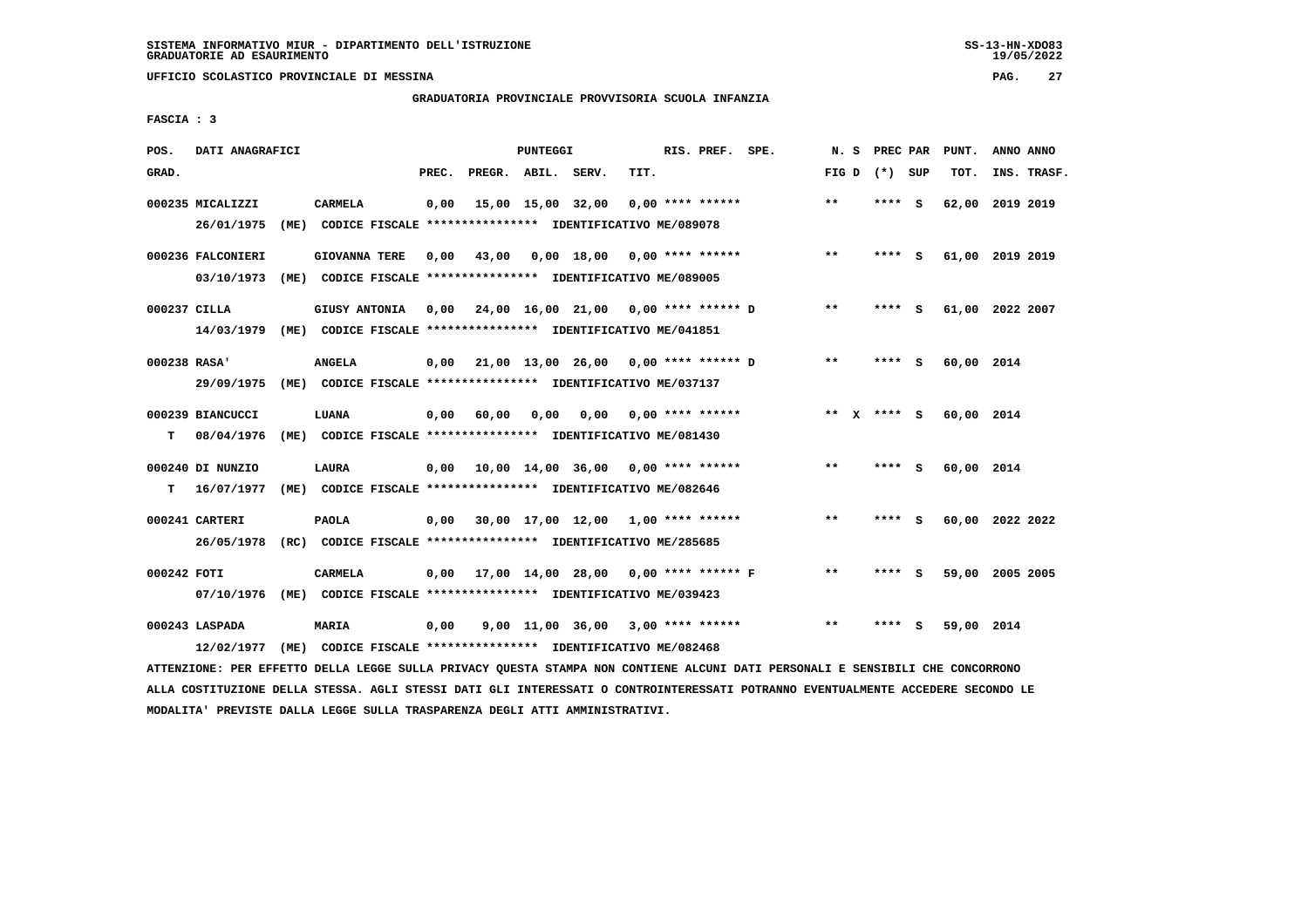SISTEMA INFORMATIVO MIUR - DIPARTIMENTO DELL'ISTRUZIONE
GRADUATORIE AD ESAURIMENTO

UFFICIO SCOLASTICO PROVINCIALE DI MESSINA

GRADUATORIA PROVINCIALE PROVVISORIA SCUOLA INFANZIA

FASCIA : 3

| POS. GRAD. | DATI ANAGRAFICI | | PREC. | PREGR. | ABIL. | SERV. | TIT. | RIS. PREF. SPE. | N. S FIG D | PREC PAR (*) SUP | PUNT. TOT. | ANNO ANNO INS. TRASF. |
|---|---|---|---|---|---|---|---|---|---|---|---|---|
| 000235 | MICALIZZI | CARMELA | 0,00 | 15,00 | 15,00 | 32,00 | 0,00 | **** ****** | ** | **** S | 62,00 | 2019 2019 |
| | 26/01/1975 (ME) CODICE FISCALE **************** IDENTIFICATIVO ME/089078 | | | | | | | | | | | |
| 000236 | FALCONIERI | GIOVANNA TERE | 0,00 | 43,00 | 0,00 | 18,00 | 0,00 | **** ****** | ** | **** S | 61,00 | 2019 2019 |
| | 03/10/1973 (ME) CODICE FISCALE **************** IDENTIFICATIVO ME/089005 | | | | | | | | | | | |
| 000237 | CILLA | GIUSY ANTONIA | 0,00 | 24,00 | 16,00 | 21,00 | 0,00 | **** ****** D | ** | **** S | 61,00 | 2022 2007 |
| | 14/03/1979 (ME) CODICE FISCALE **************** IDENTIFICATIVO ME/041851 | | | | | | | | | | | |
| 000238 | RASA' | ANGELA | 0,00 | 21,00 | 13,00 | 26,00 | 0,00 | **** ****** D | ** | **** S | 60,00 | 2014 |
| | 29/09/1975 (ME) CODICE FISCALE **************** IDENTIFICATIVO ME/037137 | | | | | | | | | | | |
| 000239 | BIANCUCCI | LUANA | 0,00 | 60,00 | 0,00 | 0,00 | 0,00 | **** ****** | ** X | **** S | 60,00 | 2014 |
| T | 08/04/1976 (ME) CODICE FISCALE **************** IDENTIFICATIVO ME/081430 | | | | | | | | | | | |
| 000240 | DI NUNZIO | LAURA | 0,00 | 10,00 | 14,00 | 36,00 | 0,00 | **** ****** | ** | **** S | 60,00 | 2014 |
| T | 16/07/1977 (ME) CODICE FISCALE **************** IDENTIFICATIVO ME/082646 | | | | | | | | | | | |
| 000241 | CARTERI | PAOLA | 0,00 | 30,00 | 17,00 | 12,00 | 1,00 | **** ****** | ** | **** S | 60,00 | 2022 2022 |
| | 26/05/1978 (RC) CODICE FISCALE **************** IDENTIFICATIVO ME/285685 | | | | | | | | | | | |
| 000242 | FOTI | CARMELA | 0,00 | 17,00 | 14,00 | 28,00 | 0,00 | **** ****** F | ** | **** S | 59,00 | 2005 2005 |
| | 07/10/1976 (ME) CODICE FISCALE **************** IDENTIFICATIVO ME/039423 | | | | | | | | | | | |
| 000243 | LASPADA | MARIA | 0,00 | 9,00 | 11,00 | 36,00 | 3,00 | **** ****** | ** | **** S | 59,00 | 2014 |
| | 12/02/1977 (ME) CODICE FISCALE **************** IDENTIFICATIVO ME/082468 | | | | | | | | | | | |

ATTENZIONE: PER EFFETTO DELLA LEGGE SULLA PRIVACY QUESTA STAMPA NON CONTIENE ALCUNI DATI PERSONALI E SENSIBILI CHE CONCORRONO ALLA COSTITUZIONE DELLA STESSA. AGLI STESSI DATI GLI INTERESSATI O CONTROINTERESSATI POTRANNO EVENTUALMENTE ACCEDERE SECONDO LE MODALITA' PREVISTE DALLA LEGGE SULLA TRASPARENZA DEGLI ATTI AMMINISTRATIVI.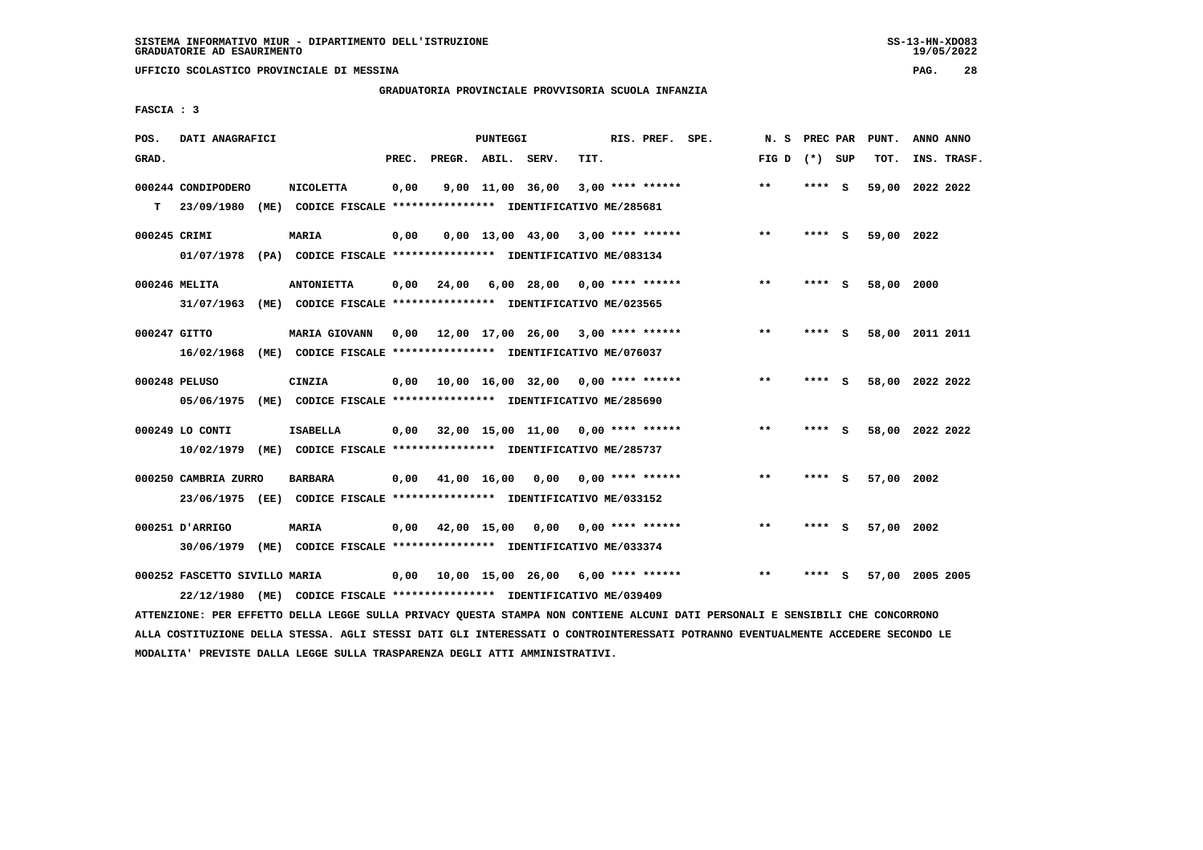SISTEMA INFORMATIVO MIUR - DIPARTIMENTO DELL'ISTRUZIONE
GRADUATORIE AD ESAURIMENTO

UFFICIO SCOLASTICO PROVINCIALE DI MESSINA

GRADUATORIA PROVINCIALE PROVVISORIA SCUOLA INFANZIA

FASCIA : 3

| POS. GRAD. | DATI ANAGRAFICI | | PREC. | PREGR. | ABIL. | SERV. | TIT. | RIS. PREF. | SPE. | N. S FIG D | PREC PAR (*) SUP | PUNT. TOT. | ANNO ANNO INS. TRASF. |
|---|---|---|---|---|---|---|---|---|---|---|---|---|---|
| 000244 | CONDIPODERO | NICOLETTA | 0,00 | 9,00 | 11,00 | 36,00 | 3,00 | **** ****** | | ** | **** S | 59,00 | 2022 2022 |
| T | 23/09/1980 (ME) CODICE FISCALE **************** IDENTIFICATIVO ME/285681 | | | | | | | | | | | | |
| 000245 | CRIMI | MARIA | 0,00 | 0,00 | 13,00 | 43,00 | 3,00 | **** ****** | | ** | **** S | 59,00 | 2022 |
| | 01/07/1978 (PA) CODICE FISCALE **************** IDENTIFICATIVO ME/083134 | | | | | | | | | | | | |
| 000246 | MELITA | ANTONIETTA | 0,00 | 24,00 | 6,00 | 28,00 | 0,00 | **** ****** | | ** | **** S | 58,00 | 2000 |
| | 31/07/1963 (ME) CODICE FISCALE **************** IDENTIFICATIVO ME/023565 | | | | | | | | | | | | |
| 000247 | GITTO | MARIA GIOVANN | 0,00 | 12,00 | 17,00 | 26,00 | 3,00 | **** ****** | | ** | **** S | 58,00 | 2011 2011 |
| | 16/02/1968 (ME) CODICE FISCALE **************** IDENTIFICATIVO ME/076037 | | | | | | | | | | | | |
| 000248 | PELUSO | CINZIA | 0,00 | 10,00 | 16,00 | 32,00 | 0,00 | **** ****** | | ** | **** S | 58,00 | 2022 2022 |
| | 05/06/1975 (ME) CODICE FISCALE **************** IDENTIFICATIVO ME/285690 | | | | | | | | | | | | |
| 000249 | LO CONTI | ISABELLA | 0,00 | 32,00 | 15,00 | 11,00 | 0,00 | **** ****** | | ** | **** S | 58,00 | 2022 2022 |
| | 10/02/1979 (ME) CODICE FISCALE **************** IDENTIFICATIVO ME/285737 | | | | | | | | | | | | |
| 000250 | CAMBRIA ZURRO | BARBARA | 0,00 | 41,00 | 16,00 | 0,00 | 0,00 | **** ****** | | ** | **** S | 57,00 | 2002 |
| | 23/06/1975 (EE) CODICE FISCALE **************** IDENTIFICATIVO ME/033152 | | | | | | | | | | | | |
| 000251 | D'ARRIGO | MARIA | 0,00 | 42,00 | 15,00 | 0,00 | 0,00 | **** ****** | | ** | **** S | 57,00 | 2002 |
| | 30/06/1979 (ME) CODICE FISCALE **************** IDENTIFICATIVO ME/033374 | | | | | | | | | | | | |
| 000252 | FASCETTO SIVILLO MARIA | | 0,00 | 10,00 | 15,00 | 26,00 | 6,00 | **** ****** | | ** | **** S | 57,00 | 2005 2005 |
| | 22/12/1980 (ME) CODICE FISCALE **************** IDENTIFICATIVO ME/039409 | | | | | | | | | | | | |

ATTENZIONE: PER EFFETTO DELLA LEGGE SULLA PRIVACY QUESTA STAMPA NON CONTIENE ALCUNI DATI PERSONALI E SENSIBILI CHE CONCORRONO ALLA COSTITUZIONE DELLA STESSA. AGLI STESSI DATI GLI INTERESSATI O CONTROINTERESSATI POTRANNO EVENTUALMENTE ACCEDERE SECONDO LE MODALITA' PREVISTE DALLA LEGGE SULLA TRASPARENZA DEGLI ATTI AMMINISTRATIVI.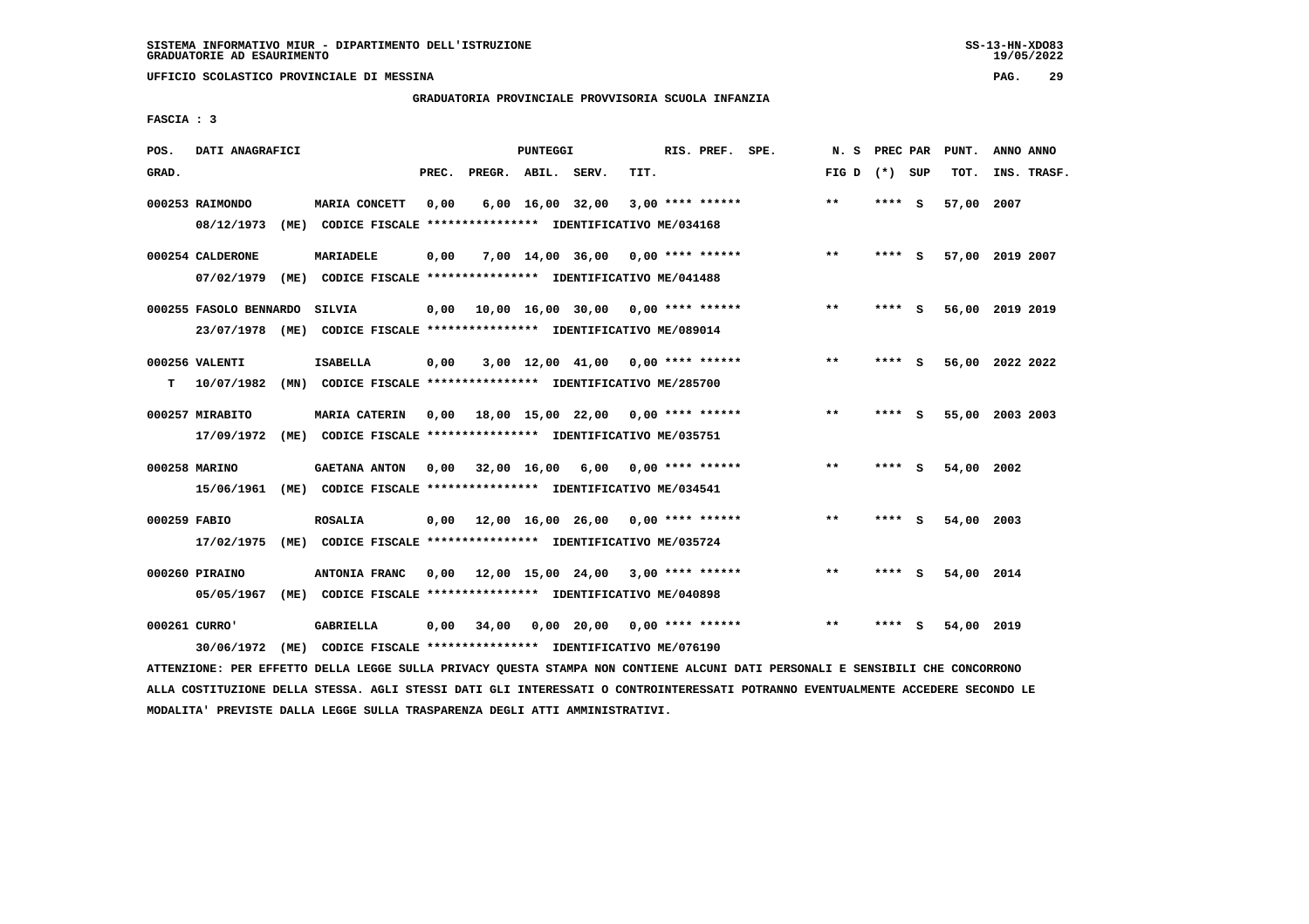SISTEMA INFORMATIVO MIUR - DIPARTIMENTO DELL'ISTRUZIONE
GRADUATORIE AD ESAURIMENTO

UFFICIO SCOLASTICO PROVINCIALE DI MESSINA

GRADUATORIA PROVINCIALE PROVVISORIA SCUOLA INFANZIA

FASCIA : 3

| POS. GRAD. | DATI ANAGRAFICI | | PREC. | PREGR. | ABIL. | SERV. | TIT. | RIS. PREF. | SPE. | N. S FIG D | PREC PAR (*) | SUP | PUNT. TOT. | ANNO INS. | ANNO TRASF. |
|---|---|---|---|---|---|---|---|---|---|---|---|---|---|---|---|
| 000253 | RAIMONDO 08/12/1973 (ME) CODICE FISCALE **************** IDENTIFICATIVO ME/034168 | MARIA CONCETT | 0,00 | 6,00 | 16,00 | 32,00 | 3,00 | **** ****** | | ** | **** | S | 57,00 | 2007 | |
| 000254 | CALDERONE 07/02/1979 (ME) CODICE FISCALE **************** IDENTIFICATIVO ME/041488 | MARIADELE | 0,00 | 7,00 | 14,00 | 36,00 | 0,00 | **** ****** | | ** | **** | S | 57,00 | 2019 | 2007 |
| 000255 | FASOLO BENNARDO 23/07/1978 (ME) CODICE FISCALE **************** IDENTIFICATIVO ME/089014 | SILVIA | 0,00 | 10,00 | 16,00 | 30,00 | 0,00 | **** ****** | | ** | **** | S | 56,00 | 2019 | 2019 |
| 000256 T | VALENTI 10/07/1982 (MN) CODICE FISCALE **************** IDENTIFICATIVO ME/285700 | ISABELLA | 0,00 | 3,00 | 12,00 | 41,00 | 0,00 | **** ****** | | ** | **** | S | 56,00 | 2022 | 2022 |
| 000257 | MIRABITO 17/09/1972 (ME) CODICE FISCALE **************** IDENTIFICATIVO ME/035751 | MARIA CATERIN | 0,00 | 18,00 | 15,00 | 22,00 | 0,00 | **** ****** | | ** | **** | S | 55,00 | 2003 | 2003 |
| 000258 | MARINO 15/06/1961 (ME) CODICE FISCALE **************** IDENTIFICATIVO ME/034541 | GAETANA ANTON | 0,00 | 32,00 | 16,00 | 6,00 | 0,00 | **** ****** | | ** | **** | S | 54,00 | 2002 | |
| 000259 | FABIO 17/02/1975 (ME) CODICE FISCALE **************** IDENTIFICATIVO ME/035724 | ROSALIA | 0,00 | 12,00 | 16,00 | 26,00 | 0,00 | **** ****** | | ** | **** | S | 54,00 | 2003 | |
| 000260 | PIRAINO 05/05/1967 (ME) CODICE FISCALE **************** IDENTIFICATIVO ME/040898 | ANTONIA FRANC | 0,00 | 12,00 | 15,00 | 24,00 | 3,00 | **** ****** | | ** | **** | S | 54,00 | 2014 | |
| 000261 | CURRO' 30/06/1972 (ME) CODICE FISCALE **************** IDENTIFICATIVO ME/076190 | GABRIELLA | 0,00 | 34,00 | 0,00 | 20,00 | 0,00 | **** ****** | | ** | **** | S | 54,00 | 2019 | |

ATTENZIONE: PER EFFETTO DELLA LEGGE SULLA PRIVACY QUESTA STAMPA NON CONTIENE ALCUNI DATI PERSONALI E SENSIBILI CHE CONCORRONO ALLA COSTITUZIONE DELLA STESSA. AGLI STESSI DATI GLI INTERESSATI O CONTROINTERESSATI POTRANNO EVENTUALMENTE ACCEDERE SECONDO LE MODALITA' PREVISTE DALLA LEGGE SULLA TRASPARENZA DEGLI ATTI AMMINISTRATIVI.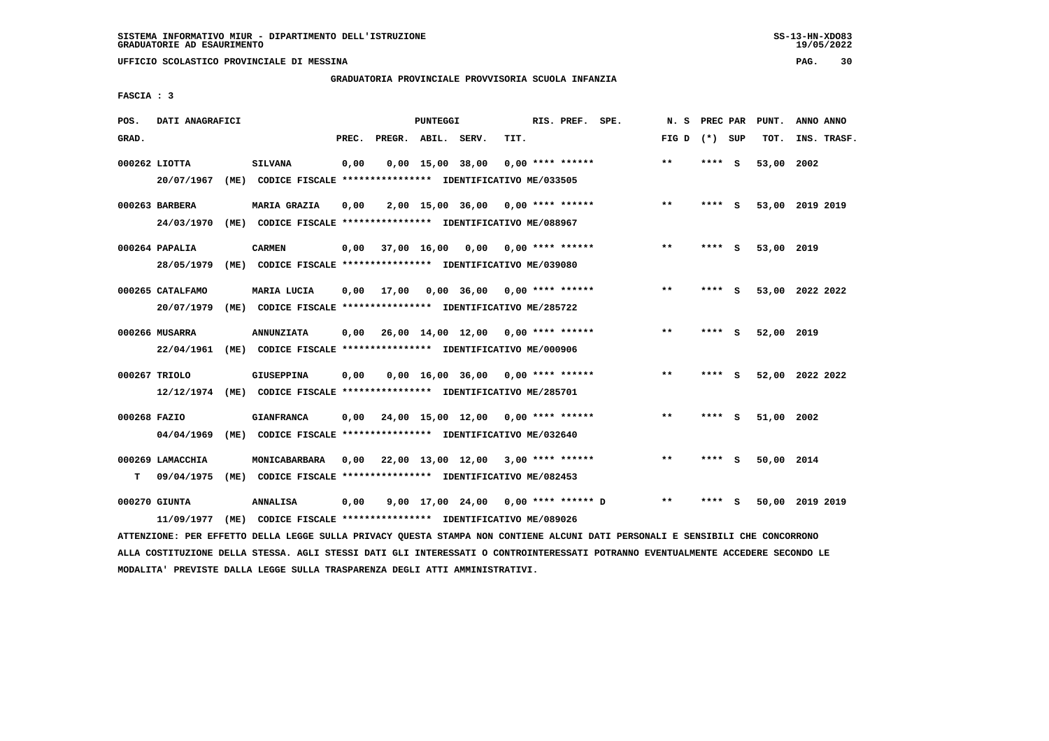GRADUATORIA PROVINCIALE PROVVISORIA SCUOLA INFANZIA

FASCIA : 3

| POS. | DATI ANAGRAFICI | | PUNTEGGI | | | | | RIS. PREF. SPE. | N. S | PREC PAR | PUNT. | ANNO ANNO |
|---|---|---|---|---|---|---|---|---|---|---|---|---|
| GRAD. | | | PREC. | PREGR. | ABIL. | SERV. | TIT. | | FIG D | (*) SUP | TOT. | INS. TRASF. |
| 000262 LIOTTA | 20/07/1967 (ME) CODICE FISCALE **************** IDENTIFICATIVO ME/033505 | SILVANA | 0,00 | 0,00 | 15,00 | 38,00 | 0,00 | **** ****** | ** | **** S | 53,00 | 2002 |
| 000263 BARBERA | 24/03/1970 (ME) CODICE FISCALE **************** IDENTIFICATIVO ME/088967 | MARIA GRAZIA | 0,00 | 2,00 | 15,00 | 36,00 | 0,00 | **** ****** | ** | **** S | 53,00 | 2019 2019 |
| 000264 PAPALIA | 28/05/1979 (ME) CODICE FISCALE **************** IDENTIFICATIVO ME/039080 | CARMEN | 0,00 | 37,00 | 16,00 | 0,00 | 0,00 | **** ****** | ** | **** S | 53,00 | 2019 |
| 000265 CATALFAMO | 20/07/1979 (ME) CODICE FISCALE **************** IDENTIFICATIVO ME/285722 | MARIA LUCIA | 0,00 | 17,00 | 0,00 | 36,00 | 0,00 | **** ****** | ** | **** S | 53,00 | 2022 2022 |
| 000266 MUSARRA | 22/04/1961 (ME) CODICE FISCALE **************** IDENTIFICATIVO ME/000906 | ANNUNZIATA | 0,00 | 26,00 | 14,00 | 12,00 | 0,00 | **** ****** | ** | **** S | 52,00 | 2019 |
| 000267 TRIOLO | 12/12/1974 (ME) CODICE FISCALE **************** IDENTIFICATIVO ME/285701 | GIUSEPPINA | 0,00 | 0,00 | 16,00 | 36,00 | 0,00 | **** ****** | ** | **** S | 52,00 | 2022 2022 |
| 000268 FAZIO | 04/04/1969 (ME) CODICE FISCALE **************** IDENTIFICATIVO ME/032640 | GIANFRANCA | 0,00 | 24,00 | 15,00 | 12,00 | 0,00 | **** ****** | ** | **** S | 51,00 | 2002 |
| 000269 LAMACCHIA | T 09/04/1975 (ME) CODICE FISCALE **************** IDENTIFICATIVO ME/082453 | MONICABARBARA | 0,00 | 22,00 | 13,00 | 12,00 | 3,00 | **** ****** | ** | **** S | 50,00 | 2014 |
| 000270 GIUNTA | 11/09/1977 (ME) CODICE FISCALE **************** IDENTIFICATIVO ME/089026 | ANNALISA | 0,00 | 9,00 | 17,00 | 24,00 | 0,00 | **** ****** D | ** | **** S | 50,00 | 2019 2019 |

ATTENZIONE: PER EFFETTO DELLA LEGGE SULLA PRIVACY QUESTA STAMPA NON CONTIENE ALCUNI DATI PERSONALI E SENSIBILI CHE CONCORRONO ALLA COSTITUZIONE DELLA STESSA. AGLI STESSI DATI GLI INTERESSATI O CONTROINTERESSATI POTRANNO EVENTUALMENTE ACCEDERE SECONDO LE MODALITA' PREVISTE DALLA LEGGE SULLA TRASPARENZA DEGLI ATTI AMMINISTRATIVI.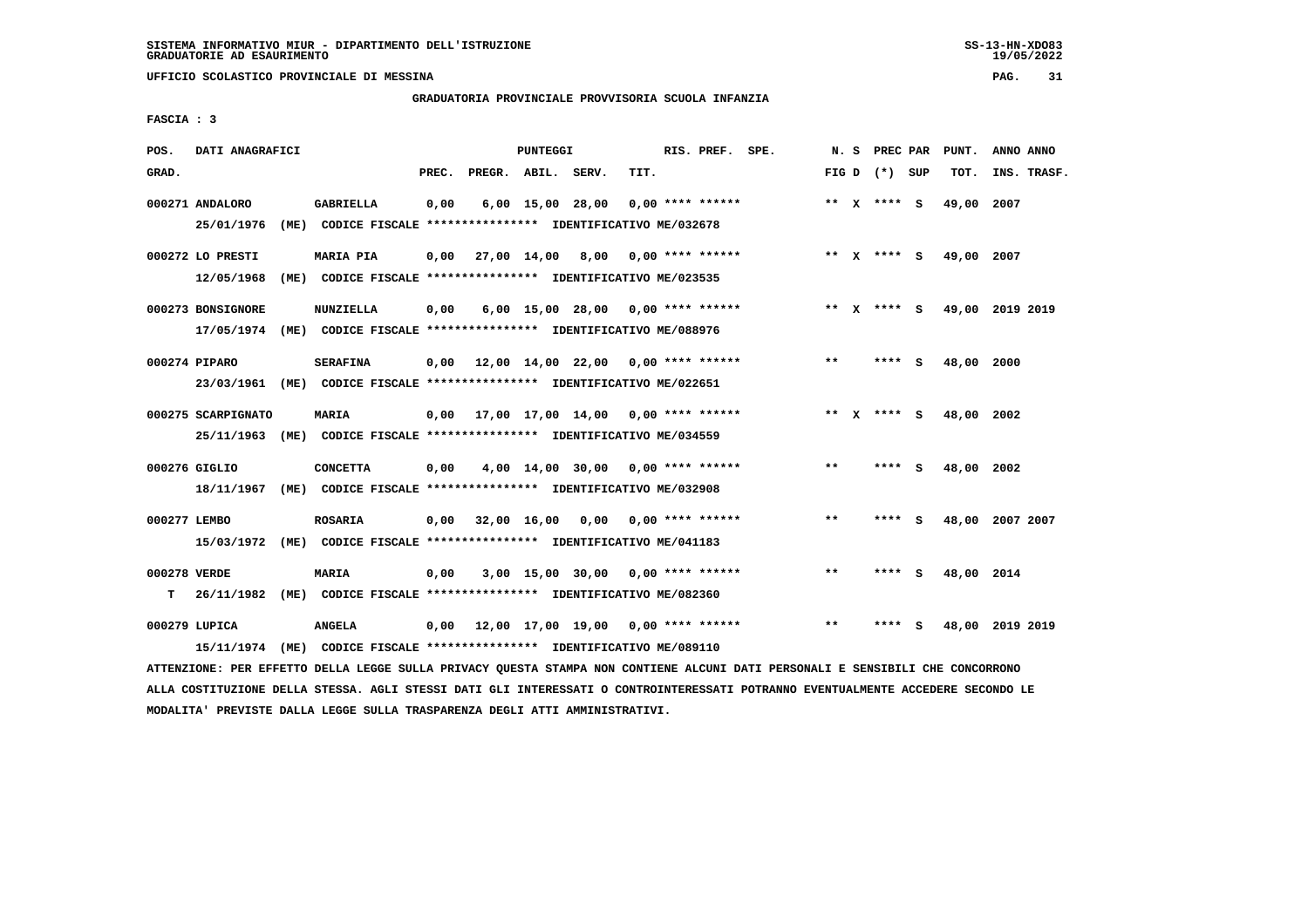SISTEMA INFORMATIVO MIUR - DIPARTIMENTO DELL'ISTRUZIONE
GRADUATORIE AD ESAURIMENTO

UFFICIO SCOLASTICO PROVINCIALE DI MESSINA

GRADUATORIA PROVINCIALE PROVVISORIA SCUOLA INFANZIA

FASCIA : 3

| POS. GRAD. | DATI ANAGRAFICI | | PUNTEGGI PREC. | PREGR. | ABIL. | SERV. | TIT. | RIS. PREF. | SPE. | N. S FIG D | PREC PAR (*) | SUP | PUNT. TOT. | ANNO ANNO INS. TRASF. |
|---|---|---|---|---|---|---|---|---|---|---|---|---|---|---|
| 000271 | ANDALORO 25/01/1976 (ME) CODICE FISCALE **************** IDENTIFICATIVO ME/032678 | GABRIELLA | 0,00 | 6,00 | 15,00 | 28,00 | 0,00 | **** ****** | | ** X | **** | S | 49,00 | 2007 |
| 000272 | LO PRESTI 12/05/1968 (ME) CODICE FISCALE **************** IDENTIFICATIVO ME/023535 | MARIA PIA | 0,00 | 27,00 | 14,00 | 8,00 | 0,00 | **** ****** | | ** X | **** | S | 49,00 | 2007 |
| 000273 | BONSIGNORE 17/05/1974 (ME) CODICE FISCALE **************** IDENTIFICATIVO ME/088976 | NUNZIELLA | 0,00 | 6,00 | 15,00 | 28,00 | 0,00 | **** ****** | | ** X | **** | S | 49,00 | 2019 2019 |
| 000274 | PIPARO 23/03/1961 (ME) CODICE FISCALE **************** IDENTIFICATIVO ME/022651 | SERAFINA | 0,00 | 12,00 | 14,00 | 22,00 | 0,00 | **** ****** | | ** | **** | S | 48,00 | 2000 |
| 000275 | SCARPIGNATO 25/11/1963 (ME) CODICE FISCALE **************** IDENTIFICATIVO ME/034559 | MARIA | 0,00 | 17,00 | 17,00 | 14,00 | 0,00 | **** ****** | | ** X | **** | S | 48,00 | 2002 |
| 000276 | GIGLIO 18/11/1967 (ME) CODICE FISCALE **************** IDENTIFICATIVO ME/032908 | CONCETTA | 0,00 | 4,00 | 14,00 | 30,00 | 0,00 | **** ****** | | ** | **** | S | 48,00 | 2002 |
| 000277 | LEMBO 15/03/1972 (ME) CODICE FISCALE **************** IDENTIFICATIVO ME/041183 | ROSARIA | 0,00 | 32,00 | 16,00 | 0,00 | 0,00 | **** ****** | | ** | **** | S | 48,00 | 2007 2007 |
| 000278 T | VERDE 26/11/1982 (ME) CODICE FISCALE **************** IDENTIFICATIVO ME/082360 | MARIA | 0,00 | 3,00 | 15,00 | 30,00 | 0,00 | **** ****** | | ** | **** | S | 48,00 | 2014 |
| 000279 | LUPICA 15/11/1974 (ME) CODICE FISCALE **************** IDENTIFICATIVO ME/089110 | ANGELA | 0,00 | 12,00 | 17,00 | 19,00 | 0,00 | **** ****** | | ** | **** | S | 48,00 | 2019 2019 |

ATTENZIONE: PER EFFETTO DELLA LEGGE SULLA PRIVACY QUESTA STAMPA NON CONTIENE ALCUNI DATI PERSONALI E SENSIBILI CHE CONCORRONO ALLA COSTITUZIONE DELLA STESSA. AGLI STESSI DATI GLI INTERESSATI O CONTROINTERESSATI POTRANNO EVENTUALMENTE ACCEDERE SECONDO LE MODALITA' PREVISTE DALLA LEGGE SULLA TRASPARENZA DEGLI ATTI AMMINISTRATIVI.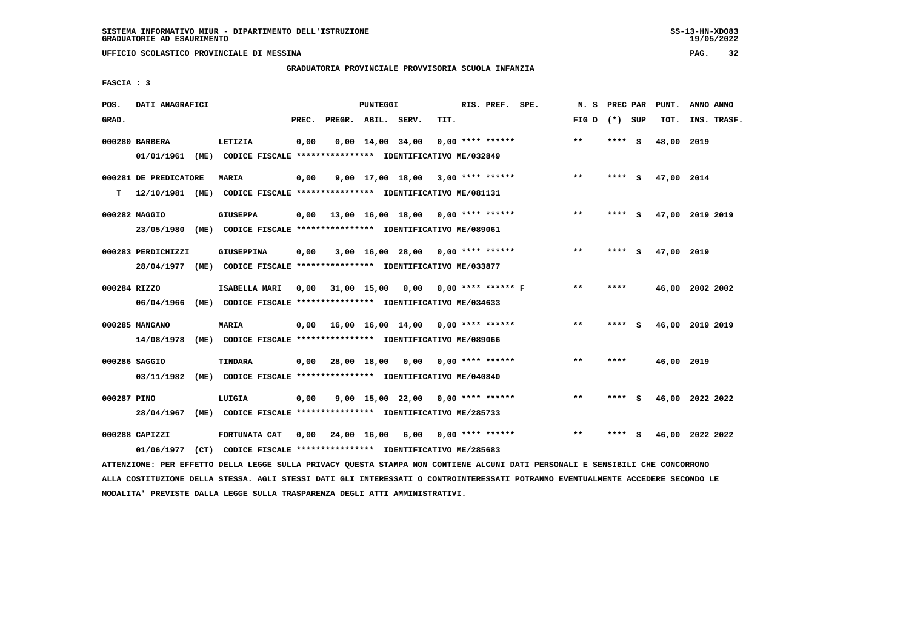SISTEMA INFORMATIVO MIUR - DIPARTIMENTO DELL'ISTRUZIONE
GRADUATORIE AD ESAURIMENTO

UFFICIO SCOLASTICO PROVINCIALE DI MESSINA

GRADUATORIA PROVINCIALE PROVVISORIA SCUOLA INFANZIA

FASCIA : 3

| POS. GRAD. | DATI ANAGRAFICI | | PREC. | PREGR. | ABIL. | SERV. | TIT. | RIS. PREF. SPE. | N. S FIG D | PREC PAR (*) SUP | PUNT. TOT. | ANNO ANNO INS. TRASF. |
|---|---|---|---|---|---|---|---|---|---|---|---|---|
| 000280 | BARBERA | LETIZIA | 0,00 | 0,00 | 14,00 | 34,00 | 0,00 | **** ****** | ** | **** S | 48,00 | 2019 |
| | 01/01/1961 (ME) CODICE FISCALE **************** IDENTIFICATIVO ME/032849 | | | | | | | | | | | |
| 000281 | DE PREDICATORE | MARIA | 0,00 | 9,00 | 17,00 | 18,00 | 3,00 | **** ****** | ** | **** S | 47,00 | 2014 |
| T | 12/10/1981 (ME) CODICE FISCALE **************** IDENTIFICATIVO ME/081131 | | | | | | | | | | | |
| 000282 | MAGGIO | GIUSEPPA | 0,00 | 13,00 | 16,00 | 18,00 | 0,00 | **** ****** | ** | **** S | 47,00 | 2019 2019 |
| | 23/05/1980 (ME) CODICE FISCALE **************** IDENTIFICATIVO ME/089061 | | | | | | | | | | | |
| 000283 | PERDICHIZZI | GIUSEPPINA | 0,00 | 3,00 | 16,00 | 28,00 | 0,00 | **** ****** | ** | **** S | 47,00 | 2019 |
| | 28/04/1977 (ME) CODICE FISCALE **************** IDENTIFICATIVO ME/033877 | | | | | | | | | | | |
| 000284 | RIZZO | ISABELLA MARI | 0,00 | 31,00 | 15,00 | 0,00 | 0,00 | **** ****** F | ** | **** | 46,00 | 2002 2002 |
| | 06/04/1966 (ME) CODICE FISCALE **************** IDENTIFICATIVO ME/034633 | | | | | | | | | | | |
| 000285 | MANGANO | MARIA | 0,00 | 16,00 | 16,00 | 14,00 | 0,00 | **** ****** | ** | **** S | 46,00 | 2019 2019 |
| | 14/08/1978 (ME) CODICE FISCALE **************** IDENTIFICATIVO ME/089066 | | | | | | | | | | | |
| 000286 | SAGGIO | TINDARA | 0,00 | 28,00 | 18,00 | 0,00 | 0,00 | **** ****** | ** | **** | 46,00 | 2019 |
| | 03/11/1982 (ME) CODICE FISCALE **************** IDENTIFICATIVO ME/040840 | | | | | | | | | | | |
| 000287 | PINO | LUIGIA | 0,00 | 9,00 | 15,00 | 22,00 | 0,00 | **** ****** | ** | **** S | 46,00 | 2022 2022 |
| | 28/04/1967 (ME) CODICE FISCALE **************** IDENTIFICATIVO ME/285733 | | | | | | | | | | | |
| 000288 | CAPIZZI | FORTUNATA CAT | 0,00 | 24,00 | 16,00 | 6,00 | 0,00 | **** ****** | ** | **** S | 46,00 | 2022 2022 |
| | 01/06/1977 (CT) CODICE FISCALE **************** IDENTIFICATIVO ME/285683 | | | | | | | | | | | |

ATTENZIONE: PER EFFETTO DELLA LEGGE SULLA PRIVACY QUESTA STAMPA NON CONTIENE ALCUNI DATI PERSONALI E SENSIBILI CHE CONCORRONO ALLA COSTITUZIONE DELLA STESSA. AGLI STESSI DATI GLI INTERESSATI O CONTROINTERESSATI POTRANNO EVENTUALMENTE ACCEDERE SECONDO LE MODALITA' PREVISTE DALLA LEGGE SULLA TRASPARENZA DEGLI ATTI AMMINISTRATIVI.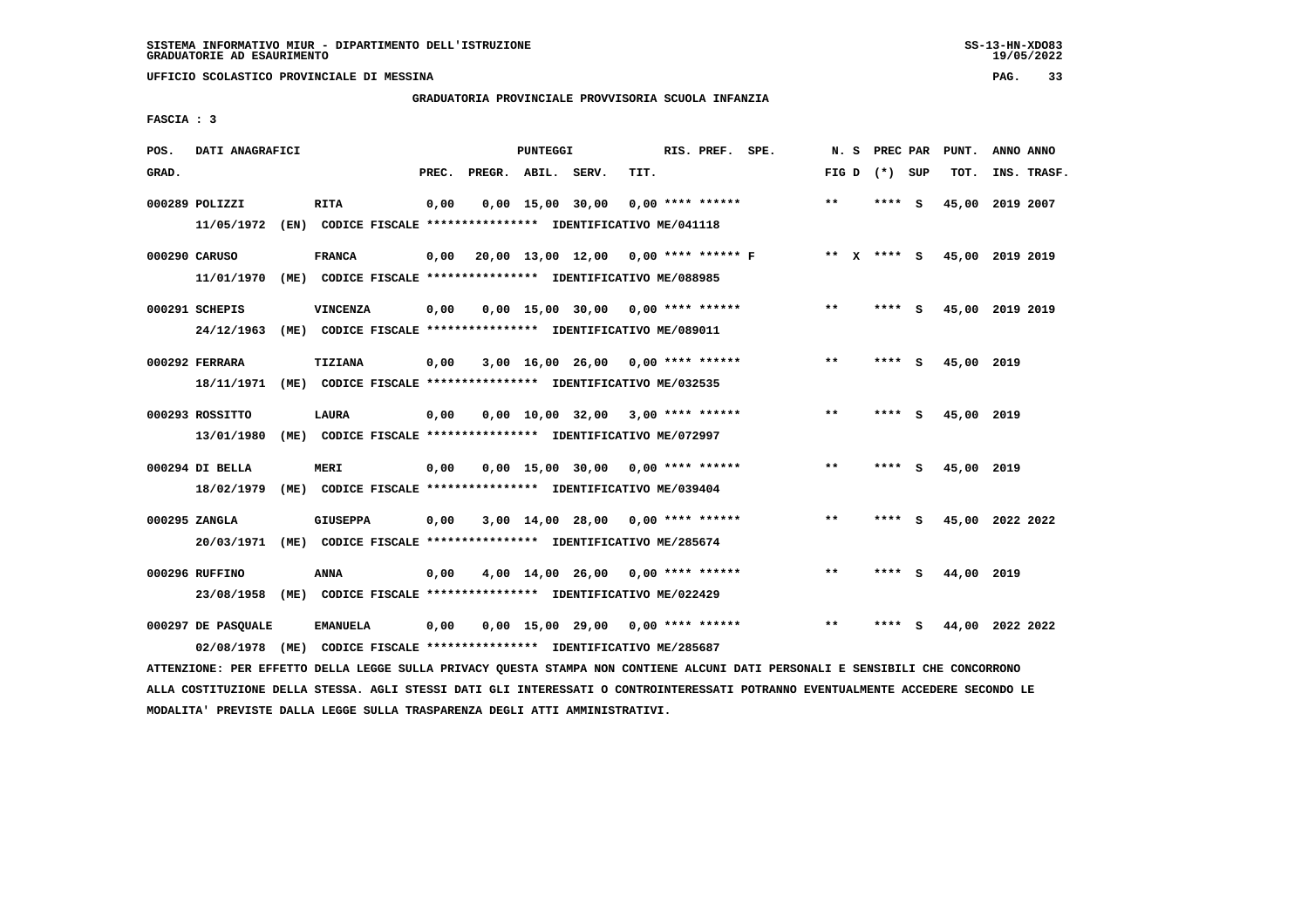SISTEMA INFORMATIVO MIUR - DIPARTIMENTO DELL'ISTRUZIONE
GRADUATORIE AD ESAURIMENTO

UFFICIO SCOLASTICO PROVINCIALE DI MESSINA

GRADUATORIA PROVINCIALE PROVVISORIA SCUOLA INFANZIA

FASCIA : 3

| POS. GRAD. | DATI ANAGRAFICI | | PUNTEGGI PREC. | PREGR. | ABIL. | SERV. | TIT. | RIS. PREF. | SPE. | N. S FIG D | PREC PAR (*) | SUP | PUNT. TOT. | ANNO INS. | ANNO TRASF. |
|---|---|---|---|---|---|---|---|---|---|---|---|---|---|---|---|
| 000289 | POLIZZI | RITA | 0,00 | 0,00 | 15,00 | 30,00 | 0,00 | **** ****** | | ** | **** | S | 45,00 | 2019 | 2007 |
| | 11/05/1972 (EN) CODICE FISCALE **************** IDENTIFICATIVO ME/041118 | | | | | | | | | | | | | | |
| 000290 | CARUSO | FRANCA | 0,00 | 20,00 | 13,00 | 12,00 | 0,00 | **** ****** | F | ** X | **** | S | 45,00 | 2019 | 2019 |
| | 11/01/1970 (ME) CODICE FISCALE **************** IDENTIFICATIVO ME/088985 | | | | | | | | | | | | | | |
| 000291 | SCHEPIS | VINCENZA | 0,00 | 0,00 | 15,00 | 30,00 | 0,00 | **** ****** | | ** | **** | S | 45,00 | 2019 | 2019 |
| | 24/12/1963 (ME) CODICE FISCALE **************** IDENTIFICATIVO ME/089011 | | | | | | | | | | | | | | |
| 000292 | FERRARA | TIZIANA | 0,00 | 3,00 | 16,00 | 26,00 | 0,00 | **** ****** | | ** | **** | S | 45,00 | 2019 | |
| | 18/11/1971 (ME) CODICE FISCALE **************** IDENTIFICATIVO ME/032535 | | | | | | | | | | | | | | |
| 000293 | ROSSITTO | LAURA | 0,00 | 0,00 | 10,00 | 32,00 | 3,00 | **** ****** | | ** | **** | S | 45,00 | 2019 | |
| | 13/01/1980 (ME) CODICE FISCALE **************** IDENTIFICATIVO ME/072997 | | | | | | | | | | | | | | |
| 000294 | DI BELLA | MERI | 0,00 | 0,00 | 15,00 | 30,00 | 0,00 | **** ****** | | ** | **** | S | 45,00 | 2019 | |
| | 18/02/1979 (ME) CODICE FISCALE **************** IDENTIFICATIVO ME/039404 | | | | | | | | | | | | | | |
| 000295 | ZANGLA | GIUSEPPA | 0,00 | 3,00 | 14,00 | 28,00 | 0,00 | **** ****** | | ** | **** | S | 45,00 | 2022 | 2022 |
| | 20/03/1971 (ME) CODICE FISCALE **************** IDENTIFICATIVO ME/285674 | | | | | | | | | | | | | | |
| 000296 | RUFFINO | ANNA | 0,00 | 4,00 | 14,00 | 26,00 | 0,00 | **** ****** | | ** | **** | S | 44,00 | 2019 | |
| | 23/08/1958 (ME) CODICE FISCALE **************** IDENTIFICATIVO ME/022429 | | | | | | | | | | | | | | |
| 000297 | DE PASQUALE | EMANUELA | 0,00 | 0,00 | 15,00 | 29,00 | 0,00 | **** ****** | | ** | **** | S | 44,00 | 2022 | 2022 |
| | 02/08/1978 (ME) CODICE FISCALE **************** IDENTIFICATIVO ME/285687 | | | | | | | | | | | | | | |

ATTENZIONE: PER EFFETTO DELLA LEGGE SULLA PRIVACY QUESTA STAMPA NON CONTIENE ALCUNI DATI PERSONALI E SENSIBILI CHE CONCORRONO ALLA COSTITUZIONE DELLA STESSA. AGLI STESSI DATI GLI INTERESSATI O CONTROINTERESSATI POTRANNO EVENTUALMENTE ACCEDERE SECONDO LE MODALITA' PREVISTE DALLA LEGGE SULLA TRASPARENZA DEGLI ATTI AMMINISTRATIVI.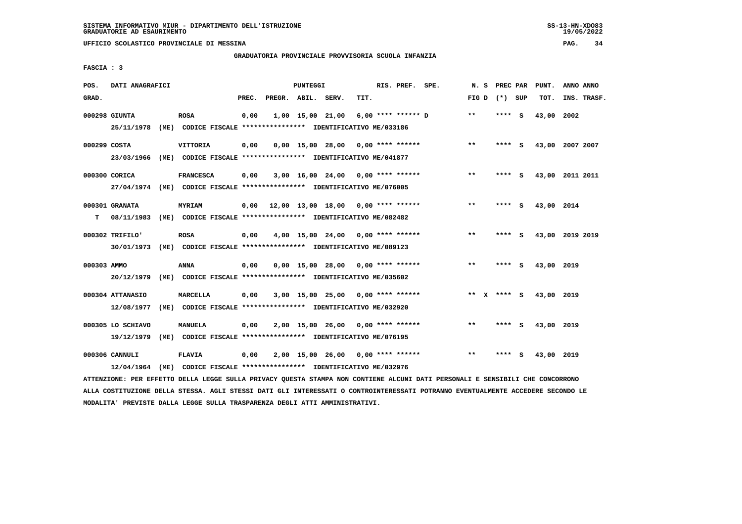GRADUATORIA PROVINCIALE PROVVISORIA SCUOLA INFANZIA

FASCIA : 3

| POS. GRAD. | DATI ANAGRAFICI | | PREC. | PREGR. | ABIL. | SERV. | TIT. | RIS. PREF. SPE. | N. S FIG D | PREC PAR (*) SUP | PUNT. TOT. | ANNO ANNO INS. TRASF. |
|---|---|---|---|---|---|---|---|---|---|---|---|---|
| 000298 | GIUNTA | ROSA | 0,00 | 1,00 | 15,00 | 21,00 | 6,00 | **** ****** D | ** | **** S | 43,00 | 2002 |
| | 25/11/1978 (ME) CODICE FISCALE **************** IDENTIFICATIVO ME/033186 | | | | | | | | | | | |
| 000299 | COSTA | VITTORIA | 0,00 | 0,00 | 15,00 | 28,00 | 0,00 | **** ****** | ** | **** S | 43,00 | 2007 2007 |
| | 23/03/1966 (ME) CODICE FISCALE **************** IDENTIFICATIVO ME/041877 | | | | | | | | | | | |
| 000300 | CORICA | FRANCESCA | 0,00 | 3,00 | 16,00 | 24,00 | 0,00 | **** ****** | ** | **** S | 43,00 | 2011 2011 |
| | 27/04/1974 (ME) CODICE FISCALE **************** IDENTIFICATIVO ME/076005 | | | | | | | | | | | |
| 000301 | GRANATA | MYRIAM | 0,00 | 12,00 | 13,00 | 18,00 | 0,00 | **** ****** | ** | **** S | 43,00 | 2014 |
| T | 08/11/1983 (ME) CODICE FISCALE **************** IDENTIFICATIVO ME/082482 | | | | | | | | | | | |
| 000302 | TRIFILO' | ROSA | 0,00 | 4,00 | 15,00 | 24,00 | 0,00 | **** ****** | ** | **** S | 43,00 | 2019 2019 |
| | 30/01/1973 (ME) CODICE FISCALE **************** IDENTIFICATIVO ME/089123 | | | | | | | | | | | |
| 000303 | AMMO | ANNA | 0,00 | 0,00 | 15,00 | 28,00 | 0,00 | **** ****** | ** | **** S | 43,00 | 2019 |
| | 20/12/1979 (ME) CODICE FISCALE **************** IDENTIFICATIVO ME/035602 | | | | | | | | | | | |
| 000304 | ATTANASIO | MARCELLA | 0,00 | 3,00 | 15,00 | 25,00 | 0,00 | **** ****** | ** X | **** S | 43,00 | 2019 |
| | 12/08/1977 (ME) CODICE FISCALE **************** IDENTIFICATIVO ME/032920 | | | | | | | | | | | |
| 000305 | LO SCHIAVO | MANUELA | 0,00 | 2,00 | 15,00 | 26,00 | 0,00 | **** ****** | ** | **** S | 43,00 | 2019 |
| | 19/12/1979 (ME) CODICE FISCALE **************** IDENTIFICATIVO ME/076195 | | | | | | | | | | | |
| 000306 | CANNULI | FLAVIA | 0,00 | 2,00 | 15,00 | 26,00 | 0,00 | **** ****** | ** | **** S | 43,00 | 2019 |
| | 12/04/1964 (ME) CODICE FISCALE **************** IDENTIFICATIVO ME/032976 | | | | | | | | | | | |

ATTENZIONE: PER EFFETTO DELLA LEGGE SULLA PRIVACY QUESTA STAMPA NON CONTIENE ALCUNI DATI PERSONALI E SENSIBILI CHE CONCORRONO ALLA COSTITUZIONE DELLA STESSA. AGLI STESSI DATI GLI INTERESSATI O CONTROINTERESSATI POTRANNO EVENTUALMENTE ACCEDERE SECONDO LE MODALITA' PREVISTE DALLA LEGGE SULLA TRASPARENZA DEGLI ATTI AMMINISTRATIVI.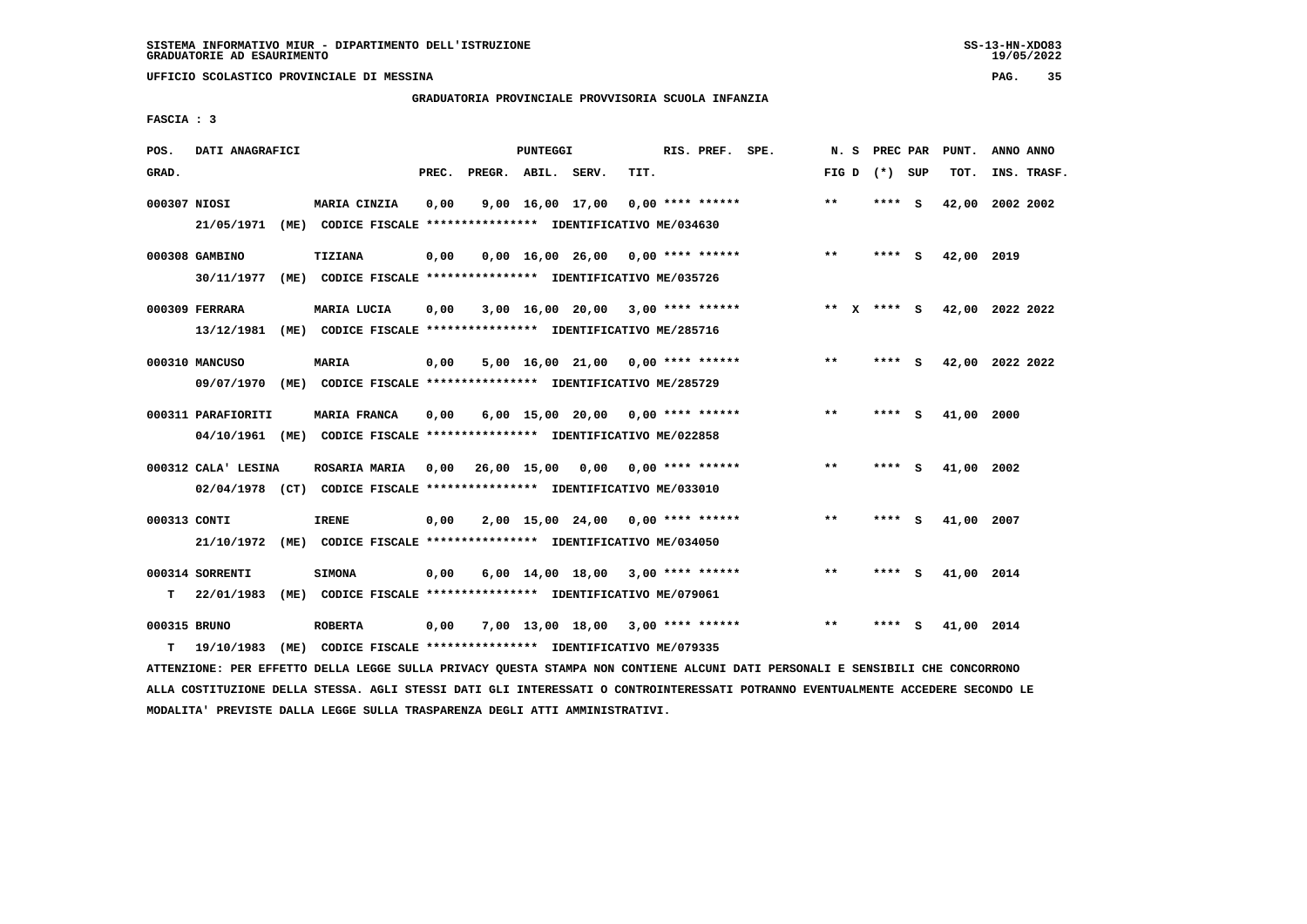SISTEMA INFORMATIVO MIUR - DIPARTIMENTO DELL'ISTRUZIONE
GRADUATORIE AD ESAURIMENTO

UFFICIO SCOLASTICO PROVINCIALE DI MESSINA

GRADUATORIA PROVINCIALE PROVVISORIA SCUOLA INFANZIA

FASCIA : 3

| POS. GRAD. | DATI ANAGRAFICI | | PREC. | PREGR. | ABIL. | SERV. | TIT. | RIS. PREF. | SPE. | N. S FIG D | PREC PAR (*) SUP | PUNT. TOT. | ANNO ANNO INS. TRASF. |
|---|---|---|---|---|---|---|---|---|---|---|---|---|---|
| 000307 | NIOSI | MARIA CINZIA | 0,00 | 9,00 | 16,00 | 17,00 | 0,00 | **** ****** | | ** | **** S | 42,00 | 2002 2002 |
| | 21/05/1971 (ME) CODICE FISCALE **************** IDENTIFICATIVO ME/034630 | | | | | | | | | | | | |
| 000308 | GAMBINO | TIZIANA | 0,00 | 0,00 | 16,00 | 26,00 | 0,00 | **** ****** | | ** | **** S | 42,00 | 2019 |
| | 30/11/1977 (ME) CODICE FISCALE **************** IDENTIFICATIVO ME/035726 | | | | | | | | | | | | |
| 000309 | FERRARA | MARIA LUCIA | 0,00 | 3,00 | 16,00 | 20,00 | 3,00 | **** ****** | | ** X | **** S | 42,00 | 2022 2022 |
| | 13/12/1981 (ME) CODICE FISCALE **************** IDENTIFICATIVO ME/285716 | | | | | | | | | | | | |
| 000310 | MANCUSO | MARIA | 0,00 | 5,00 | 16,00 | 21,00 | 0,00 | **** ****** | | ** | **** S | 42,00 | 2022 2022 |
| | 09/07/1970 (ME) CODICE FISCALE **************** IDENTIFICATIVO ME/285729 | | | | | | | | | | | | |
| 000311 | PARAFIORITI | MARIA FRANCA | 0,00 | 6,00 | 15,00 | 20,00 | 0,00 | **** ****** | | ** | **** S | 41,00 | 2000 |
| | 04/10/1961 (ME) CODICE FISCALE **************** IDENTIFICATIVO ME/022858 | | | | | | | | | | | | |
| 000312 | CALA' LESINA | ROSARIA MARIA | 0,00 | 26,00 | 15,00 | 0,00 | 0,00 | **** ****** | | ** | **** S | 41,00 | 2002 |
| | 02/04/1978 (CT) CODICE FISCALE **************** IDENTIFICATIVO ME/033010 | | | | | | | | | | | | |
| 000313 | CONTI | IRENE | 0,00 | 2,00 | 15,00 | 24,00 | 0,00 | **** ****** | | ** | **** S | 41,00 | 2007 |
| | 21/10/1972 (ME) CODICE FISCALE **************** IDENTIFICATIVO ME/034050 | | | | | | | | | | | | |
| 000314 | SORRENTI | SIMONA | 0,00 | 6,00 | 14,00 | 18,00 | 3,00 | **** ****** | | ** | **** S | 41,00 | 2014 |
| T | 22/01/1983 (ME) CODICE FISCALE **************** IDENTIFICATIVO ME/079061 | | | | | | | | | | | | |
| 000315 | BRUNO | ROBERTA | 0,00 | 7,00 | 13,00 | 18,00 | 3,00 | **** ****** | | ** | **** S | 41,00 | 2014 |
| T | 19/10/1983 (ME) CODICE FISCALE **************** IDENTIFICATIVO ME/079335 | | | | | | | | | | | | |

ATTENZIONE: PER EFFETTO DELLA LEGGE SULLA PRIVACY QUESTA STAMPA NON CONTIENE ALCUNI DATI PERSONALI E SENSIBILI CHE CONCORRONO ALLA COSTITUZIONE DELLA STESSA. AGLI STESSI DATI GLI INTERESSATI O CONTROINTERESSATI POTRANNO EVENTUALMENTE ACCEDERE SECONDO LE MODALITA' PREVISTE DALLA LEGGE SULLA TRASPARENZA DEGLI ATTI AMMINISTRATIVI.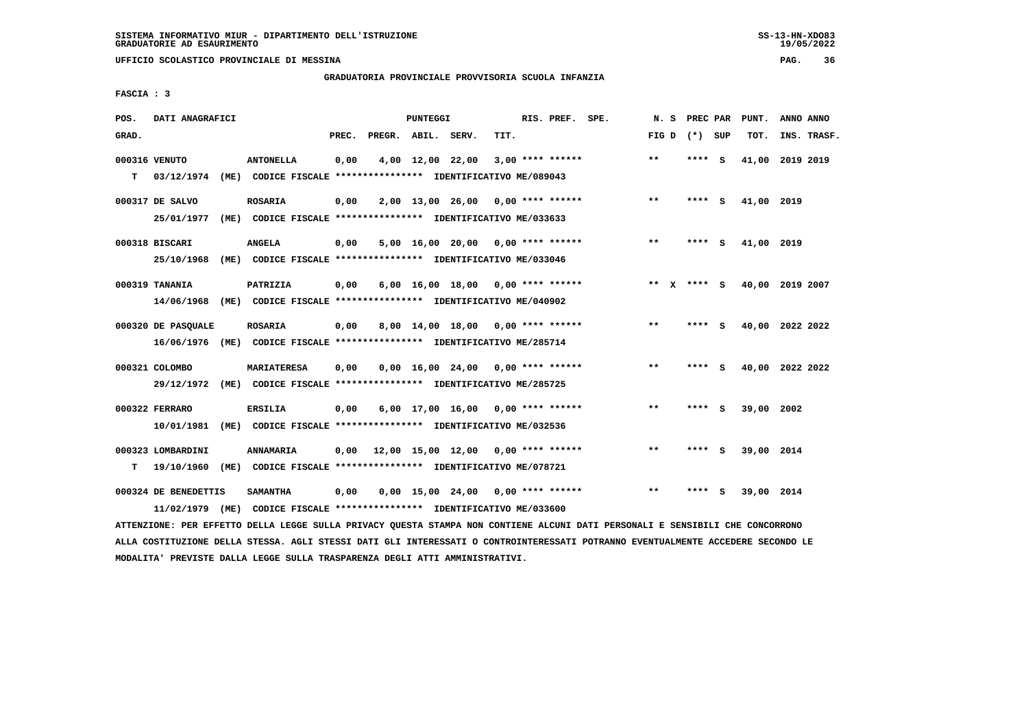**SISTEMA INFORMATIVO MIUR - DIPARTIMENTO DELL'ISTRUZIONE**
**GRADUATORIE AD ESAURIMENTO**

**UFFICIO SCOLASTICO PROVINCIALE DI MESSINA**

**GRADUATORIA PROVINCIALE PROVVISORIA SCUOLA INFANZIA**

**FASCIA : 3**

| POS. GRAD. | | DATI ANAGRAFICI | | PREC. | PREGR. | ABIL. | SERV. | TIT. | RIS. PREF. | SPE. | N. S FIG D | PREC PAR (*) | SUP | PUNT. TOT. | ANNO INS. | ANNO TRASF. |
|---|---|---|---|---|---|---|---|---|---|---|---|---|---|---|---|---|
| 000316 | | VENUTO | ANTONELLA | 0,00 | 4,00 | 12,00 | 22,00 | 3,00 | **** ****** | | ** | **** | S | 41,00 | 2019 | 2019 |
| | T | 03/12/1974 (ME) | CODICE FISCALE **************** IDENTIFICATIVO ME/089043 | | | | | | | | | | | | | |
| 000317 | | DE SALVO | ROSARIA | 0,00 | 2,00 | 13,00 | 26,00 | 0,00 | **** ****** | | ** | **** | S | 41,00 | 2019 | |
| | | 25/01/1977 (ME) | CODICE FISCALE **************** IDENTIFICATIVO ME/033633 | | | | | | | | | | | | | |
| 000318 | | BISCARI | ANGELA | 0,00 | 5,00 | 16,00 | 20,00 | 0,00 | **** ****** | | ** | **** | S | 41,00 | 2019 | |
| | | 25/10/1968 (ME) | CODICE FISCALE **************** IDENTIFICATIVO ME/033046 | | | | | | | | | | | | | |
| 000319 | | TANANIA | PATRIZIA | 0,00 | 6,00 | 16,00 | 18,00 | 0,00 | **** ****** | | ** X | **** | S | 40,00 | 2019 | 2007 |
| | | 14/06/1968 (ME) | CODICE FISCALE **************** IDENTIFICATIVO ME/040902 | | | | | | | | | | | | | |
| 000320 | | DE PASQUALE | ROSARIA | 0,00 | 8,00 | 14,00 | 18,00 | 0,00 | **** ****** | | ** | **** | S | 40,00 | 2022 | 2022 |
| | | 16/06/1976 (ME) | CODICE FISCALE **************** IDENTIFICATIVO ME/285714 | | | | | | | | | | | | | |
| 000321 | | COLOMBO | MARIATERESA | 0,00 | 0,00 | 16,00 | 24,00 | 0,00 | **** ****** | | ** | **** | S | 40,00 | 2022 | 2022 |
| | | 29/12/1972 (ME) | CODICE FISCALE **************** IDENTIFICATIVO ME/285725 | | | | | | | | | | | | | |
| 000322 | | FERRARO | ERSILIA | 0,00 | 6,00 | 17,00 | 16,00 | 0,00 | **** ****** | | ** | **** | S | 39,00 | 2002 | |
| | | 10/01/1981 (ME) | CODICE FISCALE **************** IDENTIFICATIVO ME/032536 | | | | | | | | | | | | | |
| 000323 | | LOMBARDINI | ANNAMARIA | 0,00 | 12,00 | 15,00 | 12,00 | 0,00 | **** ****** | | ** | **** | S | 39,00 | 2014 | |
| | T | 19/10/1960 (ME) | CODICE FISCALE **************** IDENTIFICATIVO ME/078721 | | | | | | | | | | | | | |
| 000324 | | DE BENEDETTIS | SAMANTHA | 0,00 | 0,00 | 15,00 | 24,00 | 0,00 | **** ****** | | ** | **** | S | 39,00 | 2014 | |
| | | 11/02/1979 (ME) | CODICE FISCALE **************** IDENTIFICATIVO ME/033600 | | | | | | | | | | | | | |

ATTENZIONE: PER EFFETTO DELLA LEGGE SULLA PRIVACY QUESTA STAMPA NON CONTIENE ALCUNI DATI PERSONALI E SENSIBILI CHE CONCORRONO ALLA COSTITUZIONE DELLA STESSA. AGLI STESSI DATI GLI INTERESSATI O CONTROINTERESSATI POTRANNO EVENTUALMENTE ACCEDERE SECONDO LE MODALITA' PREVISTE DALLA LEGGE SULLA TRASPARENZA DEGLI ATTI AMMINISTRATIVI.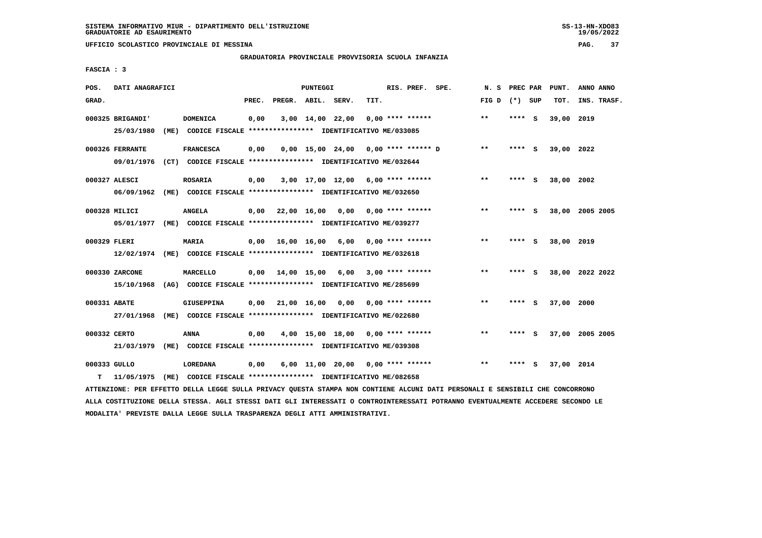SISTEMA INFORMATIVO MIUR - DIPARTIMENTO DELL'ISTRUZIONE
GRADUATORIE AD ESAURIMENTO

UFFICIO SCOLASTICO PROVINCIALE DI MESSINA

GRADUATORIA PROVINCIALE PROVVISORIA SCUOLA INFANZIA

FASCIA : 3

| POS. GRAD. | DATI ANAGRAFICI | | PREC. | PREGR. | ABIL. | SERV. | TIT. | RIS. PREF. | SPE. | N. S FIG D | PREC PAR (*) | SUP | PUNT. TOT. | ANNO INS. | ANNO TRASF. |
|---|---|---|---|---|---|---|---|---|---|---|---|---|---|---|---|
| 000325 | BRIGANDI' | DOMENICA | 0,00 | 3,00 | 14,00 | 22,00 | 0,00 | **** ****** | | ** | **** | S | 39,00 | 2019 | |
| | 25/03/1980 (ME) CODICE FISCALE **************** IDENTIFICATIVO ME/033085 | | | | | | | | | | | | | | |
| 000326 | FERRANTE | FRANCESCA | 0,00 | 0,00 | 15,00 | 24,00 | 0,00 | **** ****** | D | ** | **** | S | 39,00 | 2022 | |
| | 09/01/1976 (CT) CODICE FISCALE **************** IDENTIFICATIVO ME/032644 | | | | | | | | | | | | | | |
| 000327 | ALESCI | ROSARIA | 0,00 | 3,00 | 17,00 | 12,00 | 6,00 | **** ****** | | ** | **** | S | 38,00 | 2002 | |
| | 06/09/1962 (ME) CODICE FISCALE **************** IDENTIFICATIVO ME/032650 | | | | | | | | | | | | | | |
| 000328 | MILICI | ANGELA | 0,00 | 22,00 | 16,00 | 0,00 | 0,00 | **** ****** | | ** | **** | S | 38,00 | 2005 | 2005 |
| | 05/01/1977 (ME) CODICE FISCALE **************** IDENTIFICATIVO ME/039277 | | | | | | | | | | | | | | |
| 000329 | FLERI | MARIA | 0,00 | 16,00 | 16,00 | 6,00 | 0,00 | **** ****** | | ** | **** | S | 38,00 | 2019 | |
| | 12/02/1974 (ME) CODICE FISCALE **************** IDENTIFICATIVO ME/032618 | | | | | | | | | | | | | | |
| 000330 | ZARCONE | MARCELLO | 0,00 | 14,00 | 15,00 | 6,00 | 3,00 | **** ****** | | ** | **** | S | 38,00 | 2022 | 2022 |
| | 15/10/1968 (AG) CODICE FISCALE **************** IDENTIFICATIVO ME/285699 | | | | | | | | | | | | | | |
| 000331 | ABATE | GIUSEPPINA | 0,00 | 21,00 | 16,00 | 0,00 | 0,00 | **** ****** | | ** | **** | S | 37,00 | 2000 | |
| | 27/01/1968 (ME) CODICE FISCALE **************** IDENTIFICATIVO ME/022680 | | | | | | | | | | | | | | |
| 000332 | CERTO | ANNA | 0,00 | 4,00 | 15,00 | 18,00 | 0,00 | **** ****** | | ** | **** | S | 37,00 | 2005 | 2005 |
| | 21/03/1979 (ME) CODICE FISCALE **************** IDENTIFICATIVO ME/039308 | | | | | | | | | | | | | | |
| 000333 | GULLO | LOREDANA | 0,00 | 6,00 | 11,00 | 20,00 | 0,00 | **** ****** | | ** | **** | S | 37,00 | 2014 | |
| T | 11/05/1975 (ME) CODICE FISCALE **************** IDENTIFICATIVO ME/082658 | | | | | | | | | | | | | | |

ATTENZIONE: PER EFFETTO DELLA LEGGE SULLA PRIVACY QUESTA STAMPA NON CONTIENE ALCUNI DATI PERSONALI E SENSIBILI CHE CONCORRONO ALLA COSTITUZIONE DELLA STESSA. AGLI STESSI DATI GLI INTERESSATI O CONTROINTERESSATI POTRANNO EVENTUALMENTE ACCEDERE SECONDO LE MODALITA' PREVISTE DALLA LEGGE SULLA TRASPARENZA DEGLI ATTI AMMINISTRATIVI.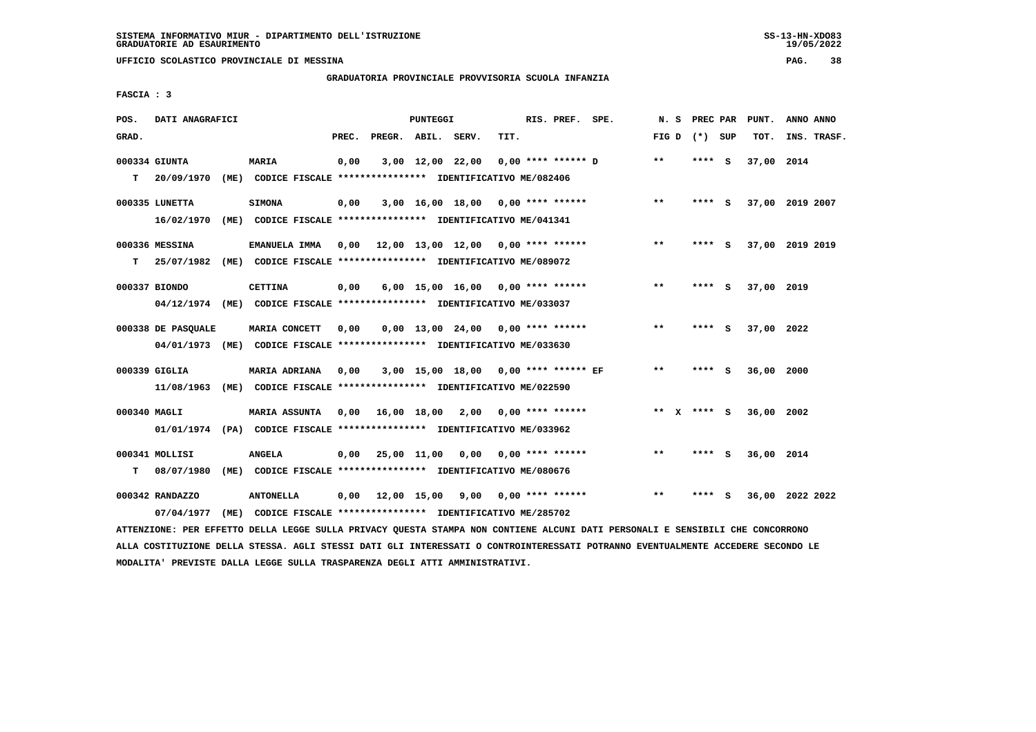SISTEMA INFORMATIVO MIUR - DIPARTIMENTO DELL'ISTRUZIONE
GRADUATORIE AD ESAURIMENTO

UFFICIO SCOLASTICO PROVINCIALE DI MESSINA

GRADUATORIA PROVINCIALE PROVVISORIA SCUOLA INFANZIA

FASCIA : 3

| POS. GRAD. | DATI ANAGRAFICI | | PUNTEGGI PREC. | PREGR. | ABIL. | SERV. | TIT. | RIS. PREF. SPE. | N. S FIG D | PREC PAR (*) SUP | PUNT. TOT. | ANNO ANNO INS. TRASF. |
|---|---|---|---|---|---|---|---|---|---|---|---|---|
| 000334 | GIUNTA | MARIA | 0,00 | 3,00 | 12,00 | 22,00 | 0,00 | **** ****** D | ** | **** S | 37,00 | 2014 |
| T | 20/09/1970 (ME) CODICE FISCALE **************** IDENTIFICATIVO ME/082406 | | | | | | | | | | | |
| 000335 | LUNETTA | SIMONA | 0,00 | 3,00 | 16,00 | 18,00 | 0,00 | **** ****** | ** | **** S | 37,00 | 2019 2007 |
| | 16/02/1970 (ME) CODICE FISCALE **************** IDENTIFICATIVO ME/041341 | | | | | | | | | | | |
| 000336 | MESSINA | EMANUELA IMMA | 0,00 | 12,00 | 13,00 | 12,00 | 0,00 | **** ****** | ** | **** S | 37,00 | 2019 2019 |
| T | 25/07/1982 (ME) CODICE FISCALE **************** IDENTIFICATIVO ME/089072 | | | | | | | | | | | |
| 000337 | BIONDO | CETTINA | 0,00 | 6,00 | 15,00 | 16,00 | 0,00 | **** ****** | ** | **** S | 37,00 | 2019 |
| | 04/12/1974 (ME) CODICE FISCALE **************** IDENTIFICATIVO ME/033037 | | | | | | | | | | | |
| 000338 | DE PASQUALE | MARIA CONCETT | 0,00 | 0,00 | 13,00 | 24,00 | 0,00 | **** ****** | ** | **** S | 37,00 | 2022 |
| | 04/01/1973 (ME) CODICE FISCALE **************** IDENTIFICATIVO ME/033630 | | | | | | | | | | | |
| 000339 | GIGLIA | MARIA ADRIANA | 0,00 | 3,00 | 15,00 | 18,00 | 0,00 | **** ****** EF | ** | **** S | 36,00 | 2000 |
| | 11/08/1963 (ME) CODICE FISCALE **************** IDENTIFICATIVO ME/022590 | | | | | | | | | | | |
| 000340 | MAGLI | MARIA ASSUNTA | 0,00 | 16,00 | 18,00 | 2,00 | 0,00 | **** ****** | ** X | **** S | 36,00 | 2002 |
| | 01/01/1974 (PA) CODICE FISCALE **************** IDENTIFICATIVO ME/033962 | | | | | | | | | | | |
| 000341 | MOLLISI | ANGELA | 0,00 | 25,00 | 11,00 | 0,00 | 0,00 | **** ****** | ** | **** S | 36,00 | 2014 |
| T | 08/07/1980 (ME) CODICE FISCALE **************** IDENTIFICATIVO ME/080676 | | | | | | | | | | | |
| 000342 | RANDAZZO | ANTONELLA | 0,00 | 12,00 | 15,00 | 9,00 | 0,00 | **** ****** | ** | **** S | 36,00 | 2022 2022 |
| | 07/04/1977 (ME) CODICE FISCALE **************** IDENTIFICATIVO ME/285702 | | | | | | | | | | | |

ATTENZIONE: PER EFFETTO DELLA LEGGE SULLA PRIVACY QUESTA STAMPA NON CONTIENE ALCUNI DATI PERSONALI E SENSIBILI CHE CONCORRONO ALLA COSTITUZIONE DELLA STESSA. AGLI STESSI DATI GLI INTERESSATI O CONTROINTERESSATI POTRANNO EVENTUALMENTE ACCEDERE SECONDO LE MODALITA' PREVISTE DALLA LEGGE SULLA TRASPARENZA DEGLI ATTI AMMINISTRATIVI.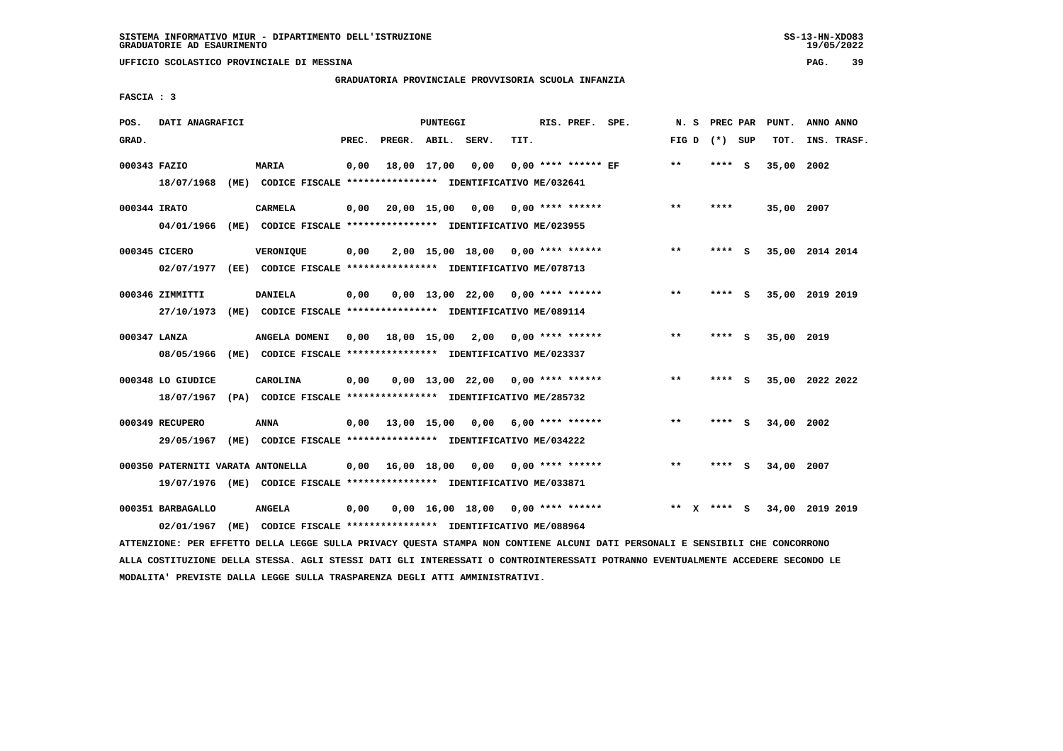SISTEMA INFORMATIVO MIUR - DIPARTIMENTO DELL'ISTRUZIONE
GRADUATORIE AD ESAURIMENTO

UFFICIO SCOLASTICO PROVINCIALE DI MESSINA

GRADUATORIA PROVINCIALE PROVVISORIA SCUOLA INFANZIA

FASCIA : 3

| POS. GRAD. | DATI ANAGRAFICI | | PREC. | PREGR. | ABIL. | SERV. | TIT. | RIS. PREF. | SPE. | N. S FIG D | PREC PAR (*) | SUP | PUNT. TOT. | ANNO INS. | ANNO TRASF. |
|---|---|---|---|---|---|---|---|---|---|---|---|---|---|---|---|
| 000343 | FAZIO | MARIA | 0,00 | 18,00 | 17,00 | 0,00 | 0,00 | **** ****** | EF | ** | **** | S | 35,00 | 2002 | |
| | 18/07/1968 (ME) CODICE FISCALE **************** IDENTIFICATIVO ME/032641 | | | | | | | | | | | | | | |
| 000344 | IRATO | CARMELA | 0,00 | 20,00 | 15,00 | 0,00 | 0,00 | **** ****** | | ** | **** | | 35,00 | 2007 | |
| | 04/01/1966 (ME) CODICE FISCALE **************** IDENTIFICATIVO ME/023955 | | | | | | | | | | | | | | |
| 000345 | CICERO | VERONIQUE | 0,00 | 2,00 | 15,00 | 18,00 | 0,00 | **** ****** | | ** | **** | S | 35,00 | 2014 | 2014 |
| | 02/07/1977 (EE) CODICE FISCALE **************** IDENTIFICATIVO ME/078713 | | | | | | | | | | | | | | |
| 000346 | ZIMMITTI | DANIELA | 0,00 | 0,00 | 13,00 | 22,00 | 0,00 | **** ****** | | ** | **** | S | 35,00 | 2019 | 2019 |
| | 27/10/1973 (ME) CODICE FISCALE **************** IDENTIFICATIVO ME/089114 | | | | | | | | | | | | | | |
| 000347 | LANZA | ANGELA DOMENI | 0,00 | 18,00 | 15,00 | 2,00 | 0,00 | **** ****** | | ** | **** | S | 35,00 | 2019 | |
| | 08/05/1966 (ME) CODICE FISCALE **************** IDENTIFICATIVO ME/023337 | | | | | | | | | | | | | | |
| 000348 | LO GIUDICE | CAROLINA | 0,00 | 0,00 | 13,00 | 22,00 | 0,00 | **** ****** | | ** | **** | S | 35,00 | 2022 | 2022 |
| | 18/07/1967 (PA) CODICE FISCALE **************** IDENTIFICATIVO ME/285732 | | | | | | | | | | | | | | |
| 000349 | RECUPERO | ANNA | 0,00 | 13,00 | 15,00 | 0,00 | 6,00 | **** ****** | | ** | **** | S | 34,00 | 2002 | |
| | 29/05/1967 (ME) CODICE FISCALE **************** IDENTIFICATIVO ME/034222 | | | | | | | | | | | | | | |
| 000350 | PATERNITI VARATA | ANTONELLA | 0,00 | 16,00 | 18,00 | 0,00 | 0,00 | **** ****** | | ** | **** | S | 34,00 | 2007 | |
| | 19/07/1976 (ME) CODICE FISCALE **************** IDENTIFICATIVO ME/033871 | | | | | | | | | | | | | | |
| 000351 | BARBAGALLO | ANGELA | 0,00 | 0,00 | 16,00 | 18,00 | 0,00 | **** ****** | | ** X | **** | S | 34,00 | 2019 | 2019 |
| | 02/01/1967 (ME) CODICE FISCALE **************** IDENTIFICATIVO ME/088964 | | | | | | | | | | | | | | |

ATTENZIONE: PER EFFETTO DELLA LEGGE SULLA PRIVACY QUESTA STAMPA NON CONTIENE ALCUNI DATI PERSONALI E SENSIBILI CHE CONCORRONO ALLA COSTITUZIONE DELLA STESSA. AGLI STESSI DATI GLI INTERESSATI O CONTROINTERESSATI POTRANNO EVENTUALMENTE ACCEDERE SECONDO LE MODALITA' PREVISTE DALLA LEGGE SULLA TRASPARENZA DEGLI ATTI AMMINISTRATIVI.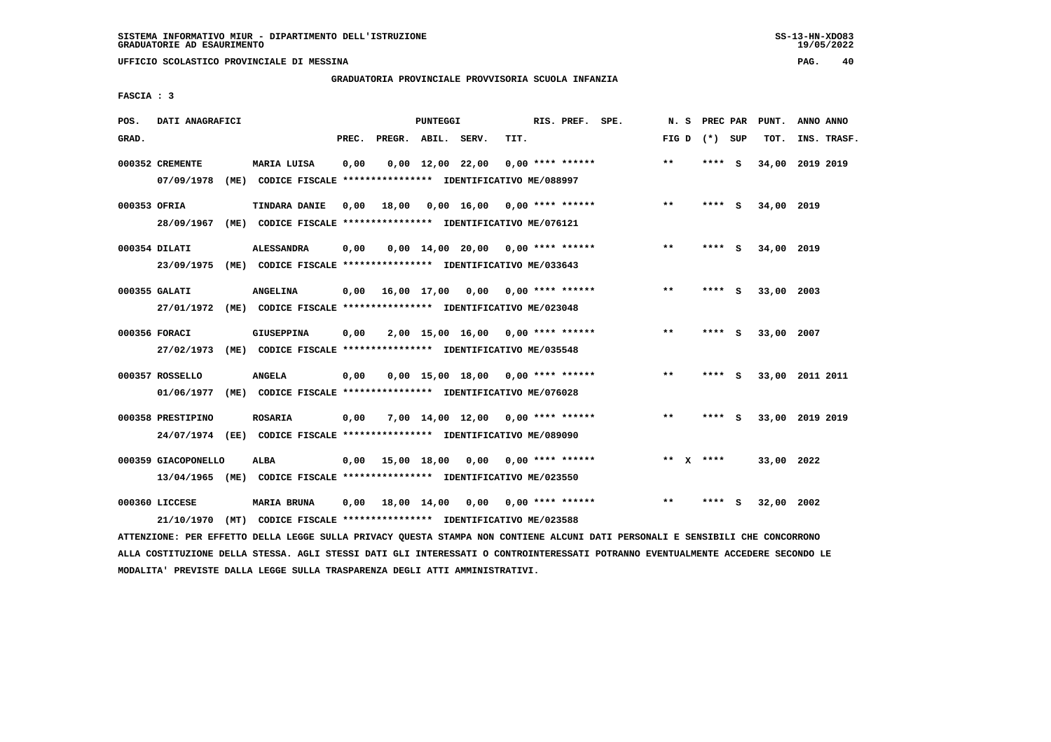SISTEMA INFORMATIVO MIUR - DIPARTIMENTO DELL'ISTRUZIONE
GRADUATORIE AD ESAURIMENTO

UFFICIO SCOLASTICO PROVINCIALE DI MESSINA

GRADUATORIA PROVINCIALE PROVVISORIA SCUOLA INFANZIA

FASCIA : 3

| POS. GRAD. | DATI ANAGRAFICI | | PREC. | PREGR. | ABIL. | SERV. | TIT. | RIS. PREF. | SPE. | N. S FIG D | PREC PAR (*) | SUP | PUNT. TOT. | ANNO INS. | ANNO TRASF. |
|---|---|---|---|---|---|---|---|---|---|---|---|---|---|---|---|
| 000352 | CREMENTE | MARIA LUISA | 0,00 | 0,00 | 12,00 | 22,00 | 0,00 | **** ****** | | ** | **** | S | 34,00 | 2019 | 2019 |
| | 07/09/1978 (ME) CODICE FISCALE **************** IDENTIFICATIVO ME/088997 | | | | | | | | | | | | | | |
| 000353 | OFRIA | TINDARA DANIE | 0,00 | 18,00 | 0,00 | 16,00 | 0,00 | **** ****** | | ** | **** | S | 34,00 | 2019 | |
| | 28/09/1967 (ME) CODICE FISCALE **************** IDENTIFICATIVO ME/076121 | | | | | | | | | | | | | | |
| 000354 | DILATI | ALESSANDRA | 0,00 | 0,00 | 14,00 | 20,00 | 0,00 | **** ****** | | ** | **** | S | 34,00 | 2019 | |
| | 23/09/1975 (ME) CODICE FISCALE **************** IDENTIFICATIVO ME/033643 | | | | | | | | | | | | | | |
| 000355 | GALATI | ANGELINA | 0,00 | 16,00 | 17,00 | 0,00 | 0,00 | **** ****** | | ** | **** | S | 33,00 | 2003 | |
| | 27/01/1972 (ME) CODICE FISCALE **************** IDENTIFICATIVO ME/023048 | | | | | | | | | | | | | | |
| 000356 | FORACI | GIUSEPPINA | 0,00 | 2,00 | 15,00 | 16,00 | 0,00 | **** ****** | | ** | **** | S | 33,00 | 2007 | |
| | 27/02/1973 (ME) CODICE FISCALE **************** IDENTIFICATIVO ME/035548 | | | | | | | | | | | | | | |
| 000357 | ROSSELLO | ANGELA | 0,00 | 0,00 | 15,00 | 18,00 | 0,00 | **** ****** | | ** | **** | S | 33,00 | 2011 | 2011 |
| | 01/06/1977 (ME) CODICE FISCALE **************** IDENTIFICATIVO ME/076028 | | | | | | | | | | | | | | |
| 000358 | PRESTIPINO | ROSARIA | 0,00 | 7,00 | 14,00 | 12,00 | 0,00 | **** ****** | | ** | **** | S | 33,00 | 2019 | 2019 |
| | 24/07/1974 (EE) CODICE FISCALE **************** IDENTIFICATIVO ME/089090 | | | | | | | | | | | | | | |
| 000359 | GIACOPONELLO | ALBA | 0,00 | 15,00 | 18,00 | 0,00 | 0,00 | **** ****** | | ** X | **** | | 33,00 | 2022 | |
| | 13/04/1965 (ME) CODICE FISCALE **************** IDENTIFICATIVO ME/023550 | | | | | | | | | | | | | | |
| 000360 | LICCESE | MARIA BRUNA | 0,00 | 18,00 | 14,00 | 0,00 | 0,00 | **** ****** | | ** | **** | S | 32,00 | 2002 | |
| | 21/10/1970 (MT) CODICE FISCALE **************** IDENTIFICATIVO ME/023588 | | | | | | | | | | | | | | |

ATTENZIONE: PER EFFETTO DELLA LEGGE SULLA PRIVACY QUESTA STAMPA NON CONTIENE ALCUNI DATI PERSONALI E SENSIBILI CHE CONCORRONO ALLA COSTITUZIONE DELLA STESSA. AGLI STESSI DATI GLI INTERESSATI O CONTROINTERESSATI POTRANNO EVENTUALMENTE ACCEDERE SECONDO LE MODALITA' PREVISTE DALLA LEGGE SULLA TRASPARENZA DEGLI ATTI AMMINISTRATIVI.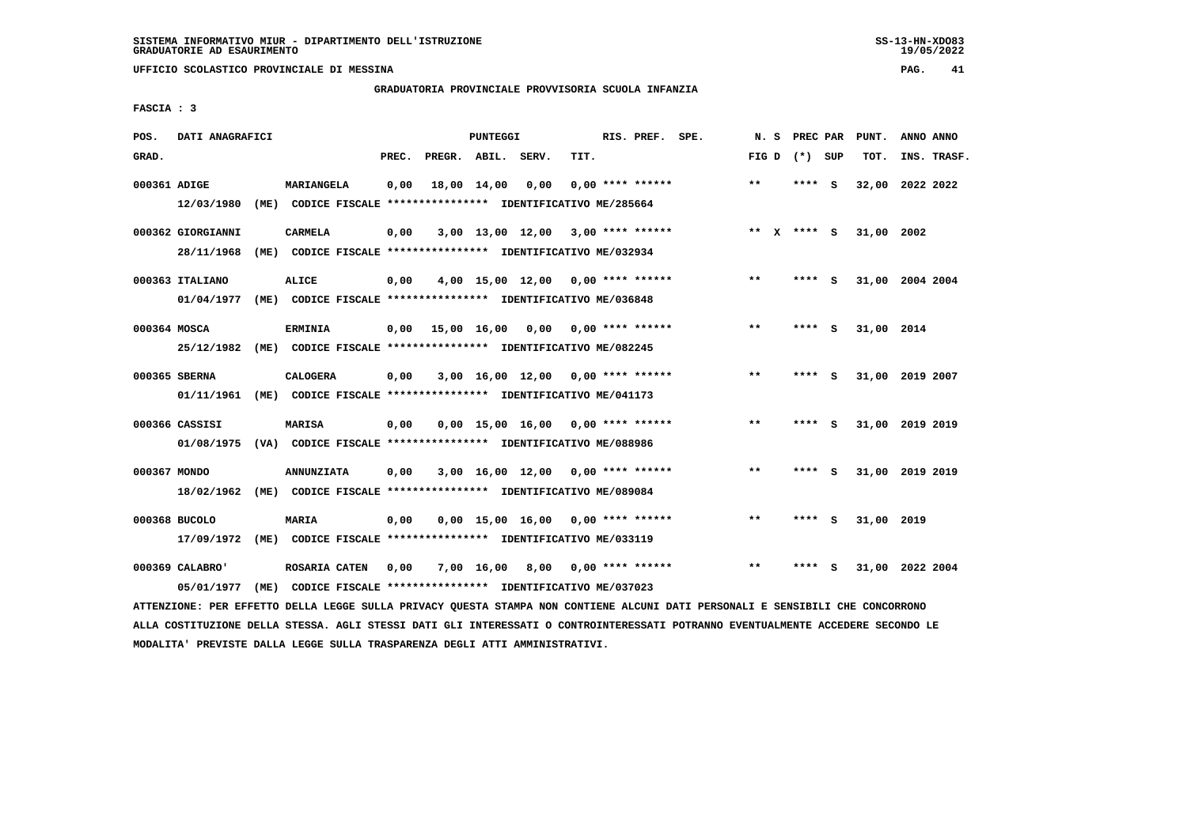SISTEMA INFORMATIVO MIUR - DIPARTIMENTO DELL'ISTRUZIONE
GRADUATORIE AD ESAURIMENTO

UFFICIO SCOLASTICO PROVINCIALE DI MESSINA

GRADUATORIA PROVINCIALE PROVVISORIA SCUOLA INFANZIA

FASCIA : 3

| POS. GRAD. | DATI ANAGRAFICI | | PREC. | PREGR. | ABIL. | SERV. | TIT. | RIS. PREF. | SPE. | N. S FIG D | PREC PAR (*) SUP | PUNT. TOT. | ANNO ANNO INS. TRASF. |
|---|---|---|---|---|---|---|---|---|---|---|---|---|---|
| 000361 | ADIGE | MARIANGELA | 0,00 | 18,00 | 14,00 | 0,00 | 0,00 | **** ****** | | ** | **** S | 32,00 | 2022 2022 |
| | 12/03/1980 (ME) CODICE FISCALE **************** IDENTIFICATIVO ME/285664 | | | | | | | | | | | | |
| 000362 | GIORGIANNI | CARMELA | 0,00 | 3,00 | 13,00 | 12,00 | 3,00 | **** ****** | | ** X | **** S | 31,00 | 2002 |
| | 28/11/1968 (ME) CODICE FISCALE **************** IDENTIFICATIVO ME/032934 | | | | | | | | | | | | |
| 000363 | ITALIANO | ALICE | 0,00 | 4,00 | 15,00 | 12,00 | 0,00 | **** ****** | | ** | **** S | 31,00 | 2004 2004 |
| | 01/04/1977 (ME) CODICE FISCALE **************** IDENTIFICATIVO ME/036848 | | | | | | | | | | | | |
| 000364 | MOSCA | ERMINIA | 0,00 | 15,00 | 16,00 | 0,00 | 0,00 | **** ****** | | ** | **** S | 31,00 | 2014 |
| | 25/12/1982 (ME) CODICE FISCALE **************** IDENTIFICATIVO ME/082245 | | | | | | | | | | | | |
| 000365 | SBERNA | CALOGERA | 0,00 | 3,00 | 16,00 | 12,00 | 0,00 | **** ****** | | ** | **** S | 31,00 | 2019 2007 |
| | 01/11/1961 (ME) CODICE FISCALE **************** IDENTIFICATIVO ME/041173 | | | | | | | | | | | | |
| 000366 | CASSISI | MARISA | 0,00 | 0,00 | 15,00 | 16,00 | 0,00 | **** ****** | | ** | **** S | 31,00 | 2019 2019 |
| | 01/08/1975 (VA) CODICE FISCALE **************** IDENTIFICATIVO ME/088986 | | | | | | | | | | | | |
| 000367 | MONDO | ANNUNZIATA | 0,00 | 3,00 | 16,00 | 12,00 | 0,00 | **** ****** | | ** | **** S | 31,00 | 2019 2019 |
| | 18/02/1962 (ME) CODICE FISCALE **************** IDENTIFICATIVO ME/089084 | | | | | | | | | | | | |
| 000368 | BUCOLO | MARIA | 0,00 | 0,00 | 15,00 | 16,00 | 0,00 | **** ****** | | ** | **** S | 31,00 | 2019 |
| | 17/09/1972 (ME) CODICE FISCALE **************** IDENTIFICATIVO ME/033119 | | | | | | | | | | | | |
| 000369 | CALABRO' | ROSARIA CATEN | 0,00 | 7,00 | 16,00 | 8,00 | 0,00 | **** ****** | | ** | **** S | 31,00 | 2022 2004 |
| | 05/01/1977 (ME) CODICE FISCALE **************** IDENTIFICATIVO ME/037023 | | | | | | | | | | | | |

ATTENZIONE: PER EFFETTO DELLA LEGGE SULLA PRIVACY QUESTA STAMPA NON CONTIENE ALCUNI DATI PERSONALI E SENSIBILI CHE CONCORRONO ALLA COSTITUZIONE DELLA STESSA. AGLI STESSI DATI GLI INTERESSATI O CONTROINTERESSATI POTRANNO EVENTUALMENTE ACCEDERE SECONDO LE MODALITA' PREVISTE DALLA LEGGE SULLA TRASPARENZA DEGLI ATTI AMMINISTRATIVI.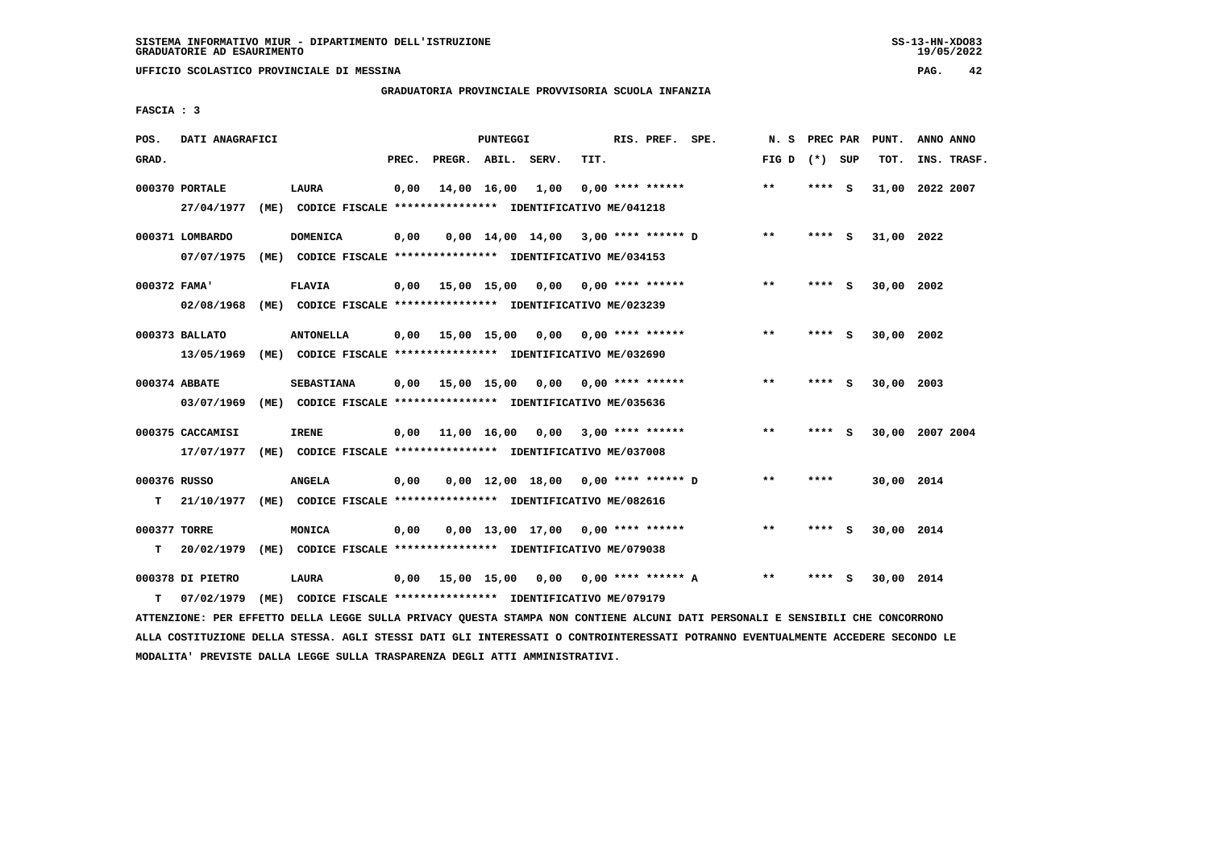SISTEMA INFORMATIVO MIUR - DIPARTIMENTO DELL'ISTRUZIONE
GRADUATORIE AD ESAURIMENTO

UFFICIO SCOLASTICO PROVINCIALE DI MESSINA

GRADUATORIA PROVINCIALE PROVVISORIA SCUOLA INFANZIA

FASCIA : 3

| POS. GRAD. | DATI ANAGRAFICI | | PREC. | PREGR. | ABIL. | SERV. | TIT. | RIS. PREF. SPE. | N. S FIG D | PREC PAR (*) SUP | PUNT. TOT. | ANNO ANNO INS. TRASF. |
|---|---|---|---|---|---|---|---|---|---|---|---|---|
| 000370 PORTALE | LAURA | | 0,00 | 14,00 | 16,00 | 1,00 | 0,00 | **** ****** | ** | **** S | 31,00 | 2022 2007 |
| | 27/04/1977 (ME) CODICE FISCALE **************** IDENTIFICATIVO ME/041218 | | | | | | | | | | | |
| 000371 LOMBARDO | DOMENICA | | 0,00 | 0,00 | 14,00 | 14,00 | 3,00 | **** ****** D | ** | **** S | 31,00 | 2022 |
| | 07/07/1975 (ME) CODICE FISCALE **************** IDENTIFICATIVO ME/034153 | | | | | | | | | | | |
| 000372 FAMA' | FLAVIA | | 0,00 | 15,00 | 15,00 | 0,00 | 0,00 | **** ****** | ** | **** S | 30,00 | 2002 |
| | 02/08/1968 (ME) CODICE FISCALE **************** IDENTIFICATIVO ME/023239 | | | | | | | | | | | |
| 000373 BALLATO | ANTONELLA | | 0,00 | 15,00 | 15,00 | 0,00 | 0,00 | **** ****** | ** | **** S | 30,00 | 2002 |
| | 13/05/1969 (ME) CODICE FISCALE **************** IDENTIFICATIVO ME/032690 | | | | | | | | | | | |
| 000374 ABBATE | SEBASTIANA | | 0,00 | 15,00 | 15,00 | 0,00 | 0,00 | **** ****** | ** | **** S | 30,00 | 2003 |
| | 03/07/1969 (ME) CODICE FISCALE **************** IDENTIFICATIVO ME/035636 | | | | | | | | | | | |
| 000375 CACCAMISI | IRENE | | 0,00 | 11,00 | 16,00 | 0,00 | 3,00 | **** ****** | ** | **** S | 30,00 | 2007 2004 |
| | 17/07/1977 (ME) CODICE FISCALE **************** IDENTIFICATIVO ME/037008 | | | | | | | | | | | |
| 000376 RUSSO | ANGELA | | 0,00 | 0,00 | 12,00 | 18,00 | 0,00 | **** ****** D | ** | **** | 30,00 | 2014 |
| T | 21/10/1977 (ME) CODICE FISCALE **************** IDENTIFICATIVO ME/082616 | | | | | | | | | | | |
| 000377 TORRE | MONICA | | 0,00 | 0,00 | 13,00 | 17,00 | 0,00 | **** ****** | ** | **** S | 30,00 | 2014 |
| T | 20/02/1979 (ME) CODICE FISCALE **************** IDENTIFICATIVO ME/079038 | | | | | | | | | | | |
| 000378 DI PIETRO | LAURA | | 0,00 | 15,00 | 15,00 | 0,00 | 0,00 | **** ****** A | ** | **** S | 30,00 | 2014 |
| T | 07/02/1979 (ME) CODICE FISCALE **************** IDENTIFICATIVO ME/079179 | | | | | | | | | | | |

ATTENZIONE: PER EFFETTO DELLA LEGGE SULLA PRIVACY QUESTA STAMPA NON CONTIENE ALCUNI DATI PERSONALI E SENSIBILI CHE CONCORRONO ALLA COSTITUZIONE DELLA STESSA. AGLI STESSI DATI GLI INTERESSATI O CONTROINTERESSATI POTRANNO EVENTUALMENTE ACCEDERE SECONDO LE MODALITA' PREVISTE DALLA LEGGE SULLA TRASPARENZA DEGLI ATTI AMMINISTRATIVI.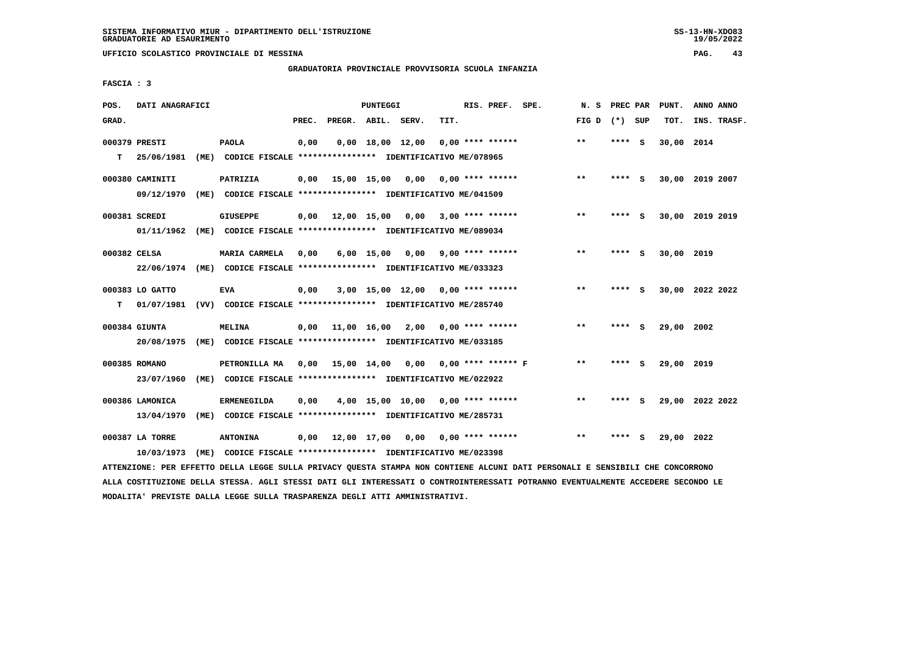SISTEMA INFORMATIVO MIUR - DIPARTIMENTO DELL'ISTRUZIONE
GRADUATORIE AD ESAURIMENTO

UFFICIO SCOLASTICO PROVINCIALE DI MESSINA

GRADUATORIA PROVINCIALE PROVVISORIA SCUOLA INFANZIA

FASCIA : 3

| POS. GRAD. | DATI ANAGRAFICI | | PREC. | PREGR. | ABIL. | SERV. | TIT. | RIS. PREF. SPE. | N. S FIG D | PREC PAR (*) SUP | PUNT. TOT. | ANNO ANNO INS. TRASF. |
|---|---|---|---|---|---|---|---|---|---|---|---|---|
| 000379 PRESTI | | PAOLA | 0,00 | 0,00 | 18,00 | 12,00 | 0,00 | **** ****** | ** | **** S | 30,00 | 2014 |
| T | 25/06/1981 (ME) CODICE FISCALE **************** IDENTIFICATIVO ME/078965 | | | | | | | | | | | |
| 000380 CAMINITI | | PATRIZIA | 0,00 | 15,00 | 15,00 | 0,00 | 0,00 | **** ****** | ** | **** S | 30,00 | 2019 2007 |
| | 09/12/1970 (ME) CODICE FISCALE **************** IDENTIFICATIVO ME/041509 | | | | | | | | | | | |
| 000381 SCREDI | | GIUSEPPE | 0,00 | 12,00 | 15,00 | 0,00 | 3,00 | **** ****** | ** | **** S | 30,00 | 2019 2019 |
| | 01/11/1962 (ME) CODICE FISCALE **************** IDENTIFICATIVO ME/089034 | | | | | | | | | | | |
| 000382 CELSA | | MARIA CARMELA | 0,00 | 6,00 | 15,00 | 0,00 | 9,00 | **** ****** | ** | **** S | 30,00 | 2019 |
| | 22/06/1974 (ME) CODICE FISCALE **************** IDENTIFICATIVO ME/033323 | | | | | | | | | | | |
| 000383 LO GATTO | | EVA | 0,00 | 3,00 | 15,00 | 12,00 | 0,00 | **** ****** | ** | **** S | 30,00 | 2022 2022 |
| T | 01/07/1981 (VV) CODICE FISCALE **************** IDENTIFICATIVO ME/285740 | | | | | | | | | | | |
| 000384 GIUNTA | | MELINA | 0,00 | 11,00 | 16,00 | 2,00 | 0,00 | **** ****** | ** | **** S | 29,00 | 2002 |
| | 20/08/1975 (ME) CODICE FISCALE **************** IDENTIFICATIVO ME/033185 | | | | | | | | | | | |
| 000385 ROMANO | | PETRONILLA MA | 0,00 | 15,00 | 14,00 | 0,00 | 0,00 | **** ****** F | ** | **** S | 29,00 | 2019 |
| | 23/07/1960 (ME) CODICE FISCALE **************** IDENTIFICATIVO ME/022922 | | | | | | | | | | | |
| 000386 LAMONICA | | ERMENEGILDA | 0,00 | 4,00 | 15,00 | 10,00 | 0,00 | **** ****** | ** | **** S | 29,00 | 2022 2022 |
| | 13/04/1970 (ME) CODICE FISCALE **************** IDENTIFICATIVO ME/285731 | | | | | | | | | | | |
| 000387 LA TORRE | | ANTONINA | 0,00 | 12,00 | 17,00 | 0,00 | 0,00 | **** ****** | ** | **** S | 29,00 | 2022 |
| | 10/03/1973 (ME) CODICE FISCALE **************** IDENTIFICATIVO ME/023398 | | | | | | | | | | | |

ATTENZIONE: PER EFFETTO DELLA LEGGE SULLA PRIVACY QUESTA STAMPA NON CONTIENE ALCUNI DATI PERSONALI E SENSIBILI CHE CONCORRONO ALLA COSTITUZIONE DELLA STESSA. AGLI STESSI DATI GLI INTERESSATI O CONTROINTERESSATI POTRANNO EVENTUALMENTE ACCEDERE SECONDO LE MODALITA' PREVISTE DALLA LEGGE SULLA TRASPARENZA DEGLI ATTI AMMINISTRATIVI.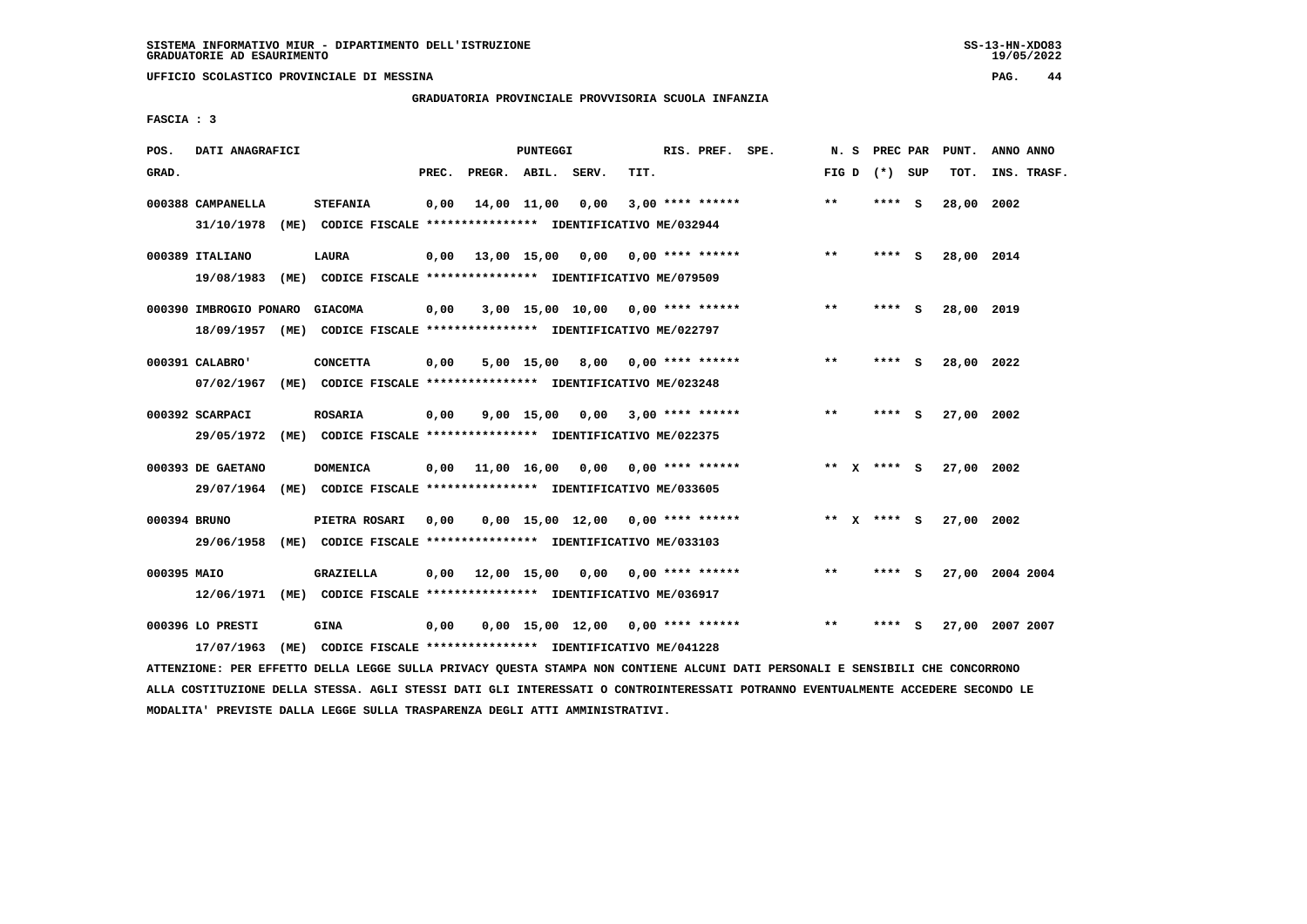SISTEMA INFORMATIVO MIUR - DIPARTIMENTO DELL'ISTRUZIONE
GRADUATORIE AD ESAURIMENTO

UFFICIO SCOLASTICO PROVINCIALE DI MESSINA

GRADUATORIA PROVINCIALE PROVVISORIA SCUOLA INFANZIA

FASCIA : 3

| POS. GRAD. | DATI ANAGRAFICI | | PREC. | PREGR. | ABIL. | SERV. | TIT. | RIS. PREF. | SPE. | N. S FIG D | PREC PAR (*) | SUP | PUNT. TOT. | ANNO INS. | ANNO TRASF. |
|---|---|---|---|---|---|---|---|---|---|---|---|---|---|---|---|
| 000388 | CAMPANELLA | STEFANIA | 0,00 | 14,00 | 11,00 | 0,00 | 3,00 | **** ****** | | ** | **** | S | 28,00 | 2002 | |
| | 31/10/1978 (ME) | CODICE FISCALE **************** IDENTIFICATIVO ME/032944 | | | | | | | | | | | | | |
| 000389 | ITALIANO | LAURA | 0,00 | 13,00 | 15,00 | 0,00 | 0,00 | **** ****** | | ** | **** | S | 28,00 | 2014 | |
| | 19/08/1983 (ME) | CODICE FISCALE **************** IDENTIFICATIVO ME/079509 | | | | | | | | | | | | | |
| 000390 | IMBROGIO PONARO | GIACOMA | 0,00 | 3,00 | 15,00 | 10,00 | 0,00 | **** ****** | | ** | **** | S | 28,00 | 2019 | |
| | 18/09/1957 (ME) | CODICE FISCALE **************** IDENTIFICATIVO ME/022797 | | | | | | | | | | | | | |
| 000391 | CALABRO' | CONCETTA | 0,00 | 5,00 | 15,00 | 8,00 | 0,00 | **** ****** | | ** | **** | S | 28,00 | 2022 | |
| | 07/02/1967 (ME) | CODICE FISCALE **************** IDENTIFICATIVO ME/023248 | | | | | | | | | | | | | |
| 000392 | SCARPACI | ROSARIA | 0,00 | 9,00 | 15,00 | 0,00 | 3,00 | **** ****** | | ** | **** | S | 27,00 | 2002 | |
| | 29/05/1972 (ME) | CODICE FISCALE **************** IDENTIFICATIVO ME/022375 | | | | | | | | | | | | | |
| 000393 | DE GAETANO | DOMENICA | 0,00 | 11,00 | 16,00 | 0,00 | 0,00 | **** ****** | | ** X | **** | S | 27,00 | 2002 | |
| | 29/07/1964 (ME) | CODICE FISCALE **************** IDENTIFICATIVO ME/033605 | | | | | | | | | | | | | |
| 000394 | BRUNO | PIETRA ROSARI | 0,00 | 0,00 | 15,00 | 12,00 | 0,00 | **** ****** | | ** X | **** | S | 27,00 | 2002 | |
| | 29/06/1958 (ME) | CODICE FISCALE **************** IDENTIFICATIVO ME/033103 | | | | | | | | | | | | | |
| 000395 | MAIO | GRAZIELLA | 0,00 | 12,00 | 15,00 | 0,00 | 0,00 | **** ****** | | ** | **** | S | 27,00 | 2004 | 2004 |
| | 12/06/1971 (ME) | CODICE FISCALE **************** IDENTIFICATIVO ME/036917 | | | | | | | | | | | | | |
| 000396 | LO PRESTI | GINA | 0,00 | 0,00 | 15,00 | 12,00 | 0,00 | **** ****** | | ** | **** | S | 27,00 | 2007 | 2007 |
| | 17/07/1963 (ME) | CODICE FISCALE **************** IDENTIFICATIVO ME/041228 | | | | | | | | | | | | | |

ATTENZIONE: PER EFFETTO DELLA LEGGE SULLA PRIVACY QUESTA STAMPA NON CONTIENE ALCUNI DATI PERSONALI E SENSIBILI CHE CONCORRONO ALLA COSTITUZIONE DELLA STESSA. AGLI STESSI DATI GLI INTERESSATI O CONTROINTERESSATI POTRANNO EVENTUALMENTE ACCEDERE SECONDO LE MODALITA' PREVISTE DALLA LEGGE SULLA TRASPARENZA DEGLI ATTI AMMINISTRATIVI.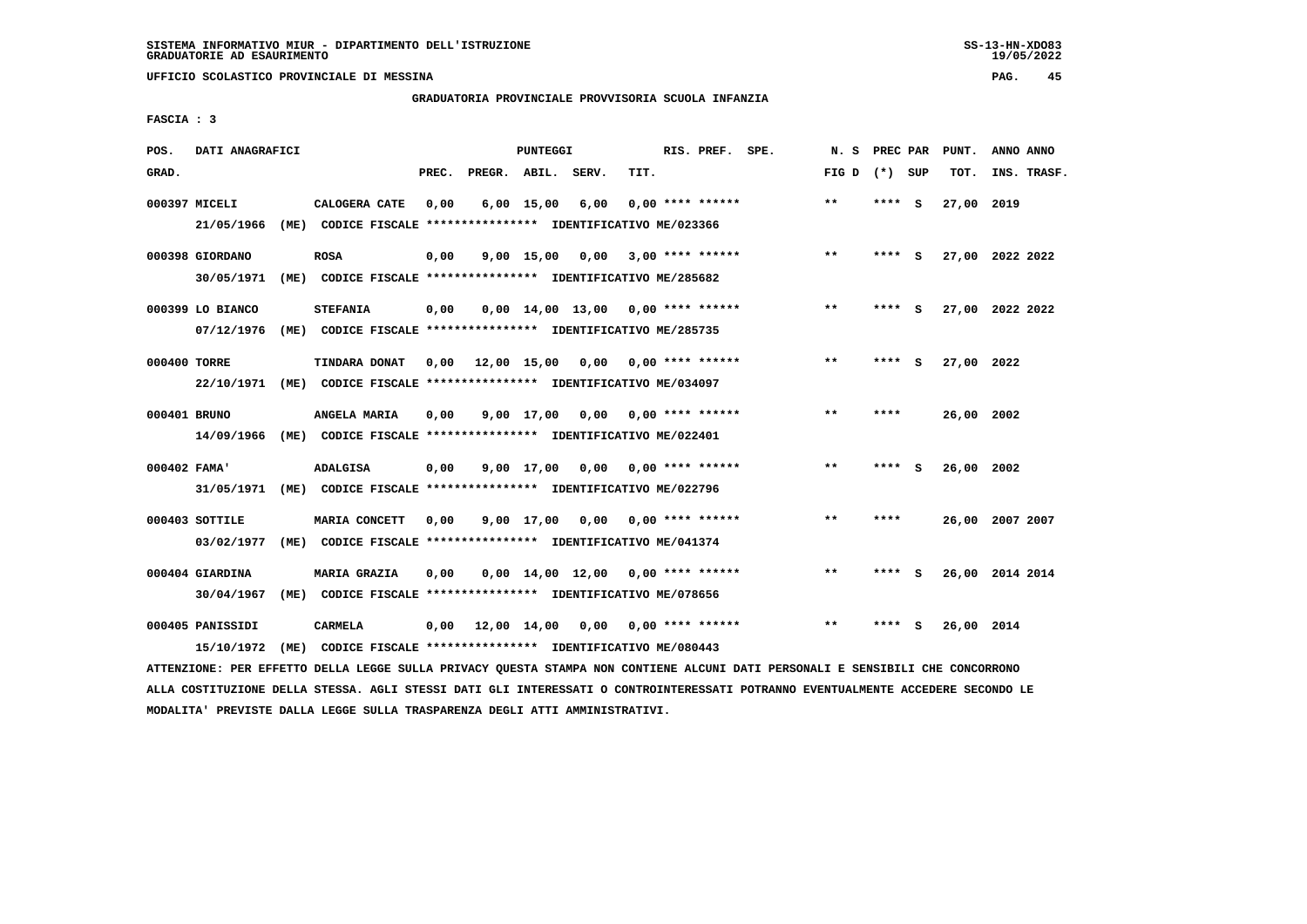SISTEMA INFORMATIVO MIUR - DIPARTIMENTO DELL'ISTRUZIONE
GRADUATORIE AD ESAURIMENTO

UFFICIO SCOLASTICO PROVINCIALE DI MESSINA

GRADUATORIA PROVINCIALE PROVVISORIA SCUOLA INFANZIA

FASCIA : 3

| POS. GRAD. | DATI ANAGRAFICI | | PREC. | PREGR. | ABIL. | SERV. | TIT. | RIS. PREF. | SPE. | N. S FIG D | PREC PAR (*) | SUP | PUNT. TOT. | ANNO ANNO INS. TRASF. |
|---|---|---|---|---|---|---|---|---|---|---|---|---|---|---|
| 000397 | MICELI | CALOGERA CATE | 0,00 | 6,00 | 15,00 | 6,00 | 0,00 | **** ****** | | ** | **** | S | 27,00 | 2019 |
| | 21/05/1966 (ME) CODICE FISCALE **************** IDENTIFICATIVO ME/023366 | | | | | | | | | | | | | |
| 000398 | GIORDANO | ROSA | 0,00 | 9,00 | 15,00 | 0,00 | 3,00 | **** ****** | | ** | **** | S | 27,00 | 2022 2022 |
| | 30/05/1971 (ME) CODICE FISCALE **************** IDENTIFICATIVO ME/285682 | | | | | | | | | | | | | |
| 000399 | LO BIANCO | STEFANIA | 0,00 | 0,00 | 14,00 | 13,00 | 0,00 | **** ****** | | ** | **** | S | 27,00 | 2022 2022 |
| | 07/12/1976 (ME) CODICE FISCALE **************** IDENTIFICATIVO ME/285735 | | | | | | | | | | | | | |
| 000400 | TORRE | TINDARA DONAT | 0,00 | 12,00 | 15,00 | 0,00 | 0,00 | **** ****** | | ** | **** | S | 27,00 | 2022 |
| | 22/10/1971 (ME) CODICE FISCALE **************** IDENTIFICATIVO ME/034097 | | | | | | | | | | | | | |
| 000401 | BRUNO | ANGELA MARIA | 0,00 | 9,00 | 17,00 | 0,00 | 0,00 | **** ****** | | ** | **** | | 26,00 | 2002 |
| | 14/09/1966 (ME) CODICE FISCALE **************** IDENTIFICATIVO ME/022401 | | | | | | | | | | | | | |
| 000402 | FAMA' | ADALGISA | 0,00 | 9,00 | 17,00 | 0,00 | 0,00 | **** ****** | | ** | **** | S | 26,00 | 2002 |
| | 31/05/1971 (ME) CODICE FISCALE **************** IDENTIFICATIVO ME/022796 | | | | | | | | | | | | | |
| 000403 | SOTTILE | MARIA CONCETT | 0,00 | 9,00 | 17,00 | 0,00 | 0,00 | **** ****** | | ** | **** | | 26,00 | 2007 2007 |
| | 03/02/1977 (ME) CODICE FISCALE **************** IDENTIFICATIVO ME/041374 | | | | | | | | | | | | | |
| 000404 | GIARDINA | MARIA GRAZIA | 0,00 | 0,00 | 14,00 | 12,00 | 0,00 | **** ****** | | ** | **** | S | 26,00 | 2014 2014 |
| | 30/04/1967 (ME) CODICE FISCALE **************** IDENTIFICATIVO ME/078656 | | | | | | | | | | | | | |
| 000405 | PANISSIDI | CARMELA | 0,00 | 12,00 | 14,00 | 0,00 | 0,00 | **** ****** | | ** | **** | S | 26,00 | 2014 |
| | 15/10/1972 (ME) CODICE FISCALE **************** IDENTIFICATIVO ME/080443 | | | | | | | | | | | | | |

ATTENZIONE: PER EFFETTO DELLA LEGGE SULLA PRIVACY QUESTA STAMPA NON CONTIENE ALCUNI DATI PERSONALI E SENSIBILI CHE CONCORRONO ALLA COSTITUZIONE DELLA STESSA. AGLI STESSI DATI GLI INTERESSATI O CONTROINTERESSATI POTRANNO EVENTUALMENTE ACCEDERE SECONDO LE MODALITA' PREVISTE DALLA LEGGE SULLA TRASPARENZA DEGLI ATTI AMMINISTRATIVI.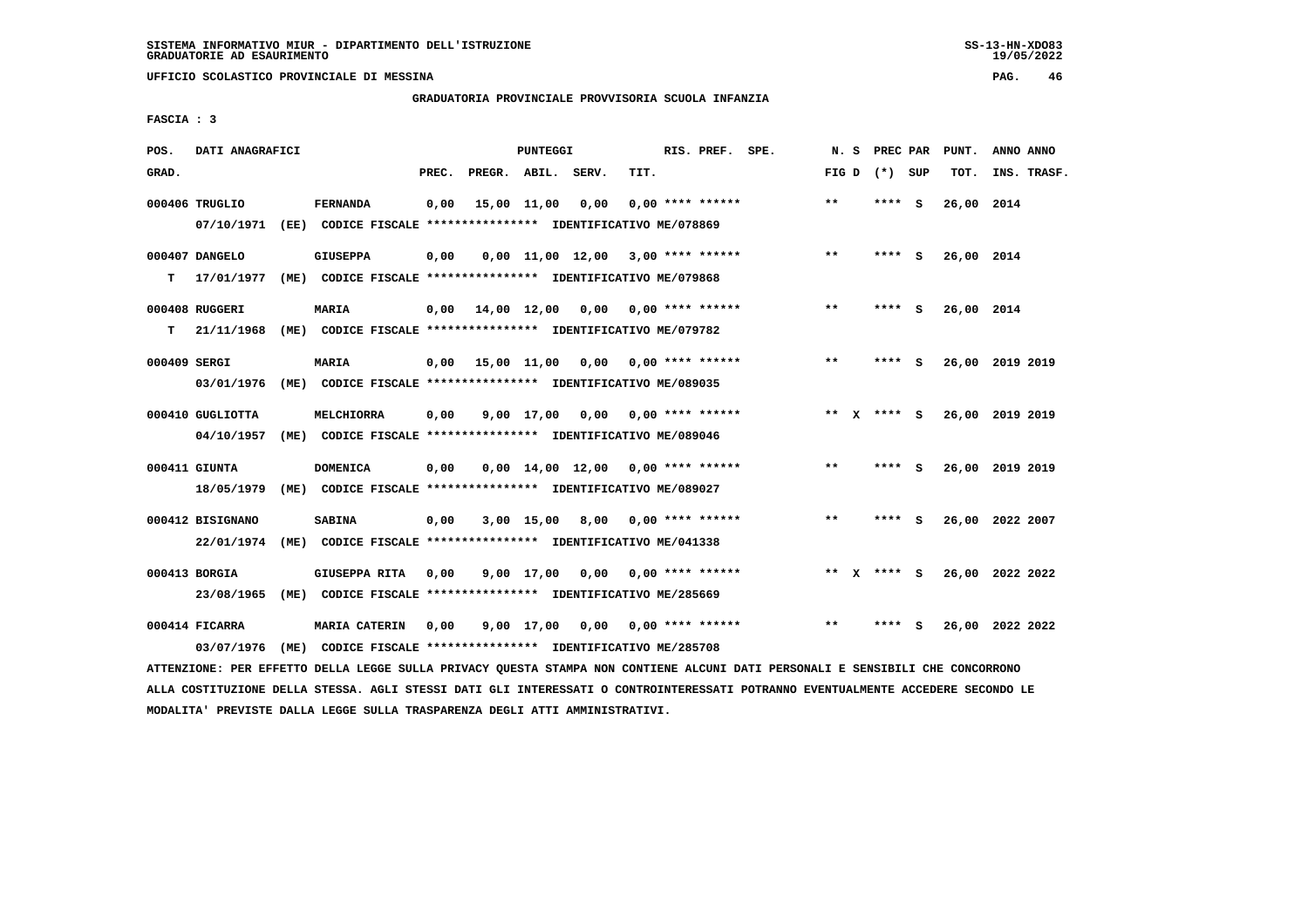SISTEMA INFORMATIVO MIUR - DIPARTIMENTO DELL'ISTRUZIONE
GRADUATORIE AD ESAURIMENTO

UFFICIO SCOLASTICO PROVINCIALE DI MESSINA

GRADUATORIA PROVINCIALE PROVVISORIA SCUOLA INFANZIA

FASCIA : 3

| POS. GRAD. | DATI ANAGRAFICI | | PREC. | PREGR. | ABIL. | SERV. | TIT. | RIS. PREF. | SPE. | N. S FIG D | PREC PAR (*) SUP | PUNT. TOT. | ANNO INS. | ANNO TRASF. |
|---|---|---|---|---|---|---|---|---|---|---|---|---|---|---|
| 000406 | TRUGLIO | FERNANDA | 0,00 | 15,00 | 11,00 | 0,00 | 0,00 | **** ****** | | ** | **** S | 26,00 | 2014 | |
| | 07/10/1971 (EE) CODICE FISCALE **************** IDENTIFICATIVO ME/078869 | | | | | | | | | | | | | |
| 000407 | DANGELO | GIUSEPPA | 0,00 | 0,00 | 11,00 | 12,00 | 3,00 | **** ****** | | ** | **** S | 26,00 | 2014 | |
| T | 17/01/1977 (ME) CODICE FISCALE **************** IDENTIFICATIVO ME/079868 | | | | | | | | | | | | | |
| 000408 | RUGGERI | MARIA | 0,00 | 14,00 | 12,00 | 0,00 | 0,00 | **** ****** | | ** | **** S | 26,00 | 2014 | |
| T | 21/11/1968 (ME) CODICE FISCALE **************** IDENTIFICATIVO ME/079782 | | | | | | | | | | | | | |
| 000409 | SERGI | MARIA | 0,00 | 15,00 | 11,00 | 0,00 | 0,00 | **** ****** | | ** | **** S | 26,00 | 2019 | 2019 |
| | 03/01/1976 (ME) CODICE FISCALE **************** IDENTIFICATIVO ME/089035 | | | | | | | | | | | | | |
| 000410 | GUGLIOTTA | MELCHIORRA | 0,00 | 9,00 | 17,00 | 0,00 | 0,00 | **** ****** | | ** X | **** S | 26,00 | 2019 | 2019 |
| | 04/10/1957 (ME) CODICE FISCALE **************** IDENTIFICATIVO ME/089046 | | | | | | | | | | | | | |
| 000411 | GIUNTA | DOMENICA | 0,00 | 0,00 | 14,00 | 12,00 | 0,00 | **** ****** | | ** | **** S | 26,00 | 2019 | 2019 |
| | 18/05/1979 (ME) CODICE FISCALE **************** IDENTIFICATIVO ME/089027 | | | | | | | | | | | | | |
| 000412 | BISIGNANO | SABINA | 0,00 | 3,00 | 15,00 | 8,00 | 0,00 | **** ****** | | ** | **** S | 26,00 | 2022 | 2007 |
| | 22/01/1974 (ME) CODICE FISCALE **************** IDENTIFICATIVO ME/041338 | | | | | | | | | | | | | |
| 000413 | BORGIA | GIUSEPPA RITA | 0,00 | 9,00 | 17,00 | 0,00 | 0,00 | **** ****** | | ** X | **** S | 26,00 | 2022 | 2022 |
| | 23/08/1965 (ME) CODICE FISCALE **************** IDENTIFICATIVO ME/285669 | | | | | | | | | | | | | |
| 000414 | FICARRA | MARIA CATERIN | 0,00 | 9,00 | 17,00 | 0,00 | 0,00 | **** ****** | | ** | **** S | 26,00 | 2022 | 2022 |
| | 03/07/1976 (ME) CODICE FISCALE **************** IDENTIFICATIVO ME/285708 | | | | | | | | | | | | | |

ATTENZIONE: PER EFFETTO DELLA LEGGE SULLA PRIVACY QUESTA STAMPA NON CONTIENE ALCUNI DATI PERSONALI E SENSIBILI CHE CONCORRONO ALLA COSTITUZIONE DELLA STESSA. AGLI STESSI DATI GLI INTERESSATI O CONTROINTERESSATI POTRANNO EVENTUALMENTE ACCEDERE SECONDO LE MODALITA' PREVISTE DALLA LEGGE SULLA TRASPARENZA DEGLI ATTI AMMINISTRATIVI.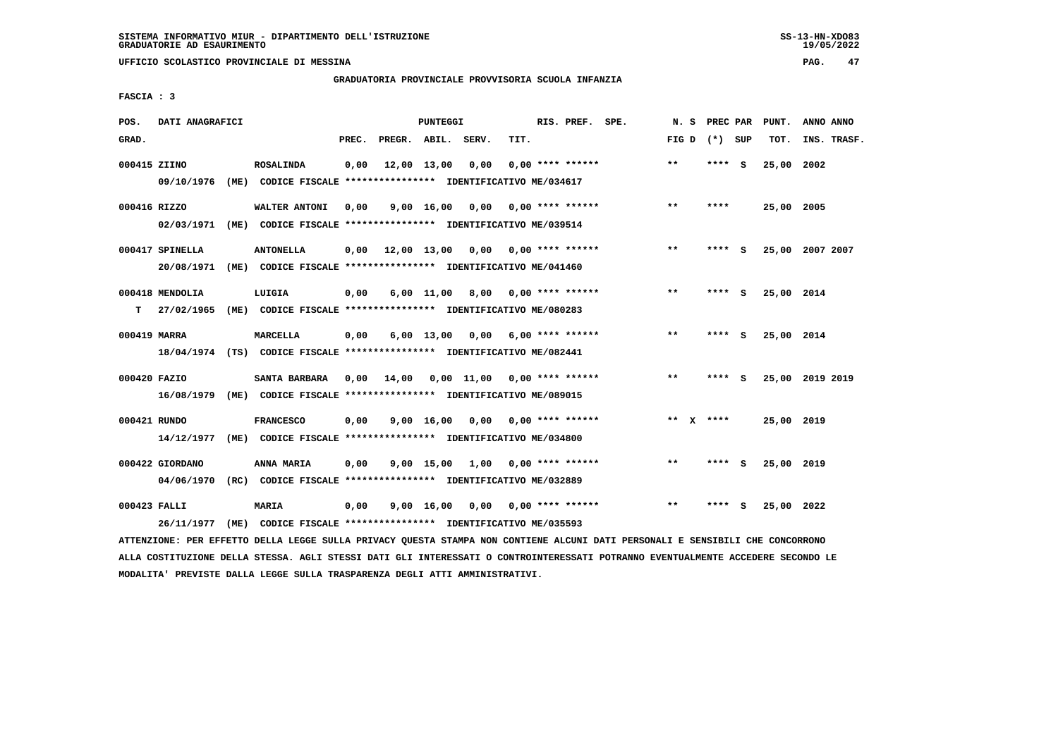GRADUATORIA PROVINCIALE PROVVISORIA SCUOLA INFANZIA

FASCIA : 3

| POS. GRAD. | DATI ANAGRAFICI | | PREC. | PREGR. | ABIL. | SERV. | TIT. | RIS. PREF. | SPE. | N. S FIG D | PREC PAR (*) | SUP | PUNT. TOT. | ANNO INS. | ANNO TRASF. |
|---|---|---|---|---|---|---|---|---|---|---|---|---|---|---|---|
| 000415 | ZIINO | ROSALINDA | 0,00 | 12,00 | 13,00 | 0,00 | 0,00 | **** ****** | | ** | **** | S | 25,00 | 2002 | |
| | 09/10/1976 (ME) | CODICE FISCALE **************** IDENTIFICATIVO ME/034617 | | | | | | | | | | | | | |
| 000416 | RIZZO | WALTER ANTONI | 0,00 | 9,00 | 16,00 | 0,00 | 0,00 | **** ****** | | ** | **** | | 25,00 | 2005 | |
| | 02/03/1971 (ME) | CODICE FISCALE **************** IDENTIFICATIVO ME/039514 | | | | | | | | | | | | | |
| 000417 | SPINELLA | ANTONELLA | 0,00 | 12,00 | 13,00 | 0,00 | 0,00 | **** ****** | | ** | **** | S | 25,00 | 2007 | 2007 |
| | 20/08/1971 (ME) | CODICE FISCALE **************** IDENTIFICATIVO ME/041460 | | | | | | | | | | | | | |
| 000418 | MENDOLIA | LUIGIA | 0,00 | 6,00 | 11,00 | 8,00 | 0,00 | **** ****** | | ** | **** | S | 25,00 | 2014 | |
| T | 27/02/1965 (ME) | CODICE FISCALE **************** IDENTIFICATIVO ME/080283 | | | | | | | | | | | | | |
| 000419 | MARRA | MARCELLA | 0,00 | 6,00 | 13,00 | 0,00 | 6,00 | **** ****** | | ** | **** | S | 25,00 | 2014 | |
| | 18/04/1974 (TS) | CODICE FISCALE **************** IDENTIFICATIVO ME/082441 | | | | | | | | | | | | | |
| 000420 | FAZIO | SANTA BARBARA | 0,00 | 14,00 | 0,00 | 11,00 | 0,00 | **** ****** | | ** | **** | S | 25,00 | 2019 | 2019 |
| | 16/08/1979 (ME) | CODICE FISCALE **************** IDENTIFICATIVO ME/089015 | | | | | | | | | | | | | |
| 000421 | RUNDO | FRANCESCO | 0,00 | 9,00 | 16,00 | 0,00 | 0,00 | **** ****** | | ** X | **** | | 25,00 | 2019 | |
| | 14/12/1977 (ME) | CODICE FISCALE **************** IDENTIFICATIVO ME/034800 | | | | | | | | | | | | | |
| 000422 | GIORDANO | ANNA MARIA | 0,00 | 9,00 | 15,00 | 1,00 | 0,00 | **** ****** | | ** | **** | S | 25,00 | 2019 | |
| | 04/06/1970 (RC) | CODICE FISCALE **************** IDENTIFICATIVO ME/032889 | | | | | | | | | | | | | |
| 000423 | FALLI | MARIA | 0,00 | 9,00 | 16,00 | 0,00 | 0,00 | **** ****** | | ** | **** | S | 25,00 | 2022 | |
| | 26/11/1977 (ME) | CODICE FISCALE **************** IDENTIFICATIVO ME/035593 | | | | | | | | | | | | | |

ATTENZIONE: PER EFFETTO DELLA LEGGE SULLA PRIVACY QUESTA STAMPA NON CONTIENE ALCUNI DATI PERSONALI E SENSIBILI CHE CONCORRONO ALLA COSTITUZIONE DELLA STESSA. AGLI STESSI DATI GLI INTERESSATI O CONTROINTERESSATI POTRANNO EVENTUALMENTE ACCEDERE SECONDO LE MODALITA' PREVISTE DALLA LEGGE SULLA TRASPARENZA DEGLI ATTI AMMINISTRATIVI.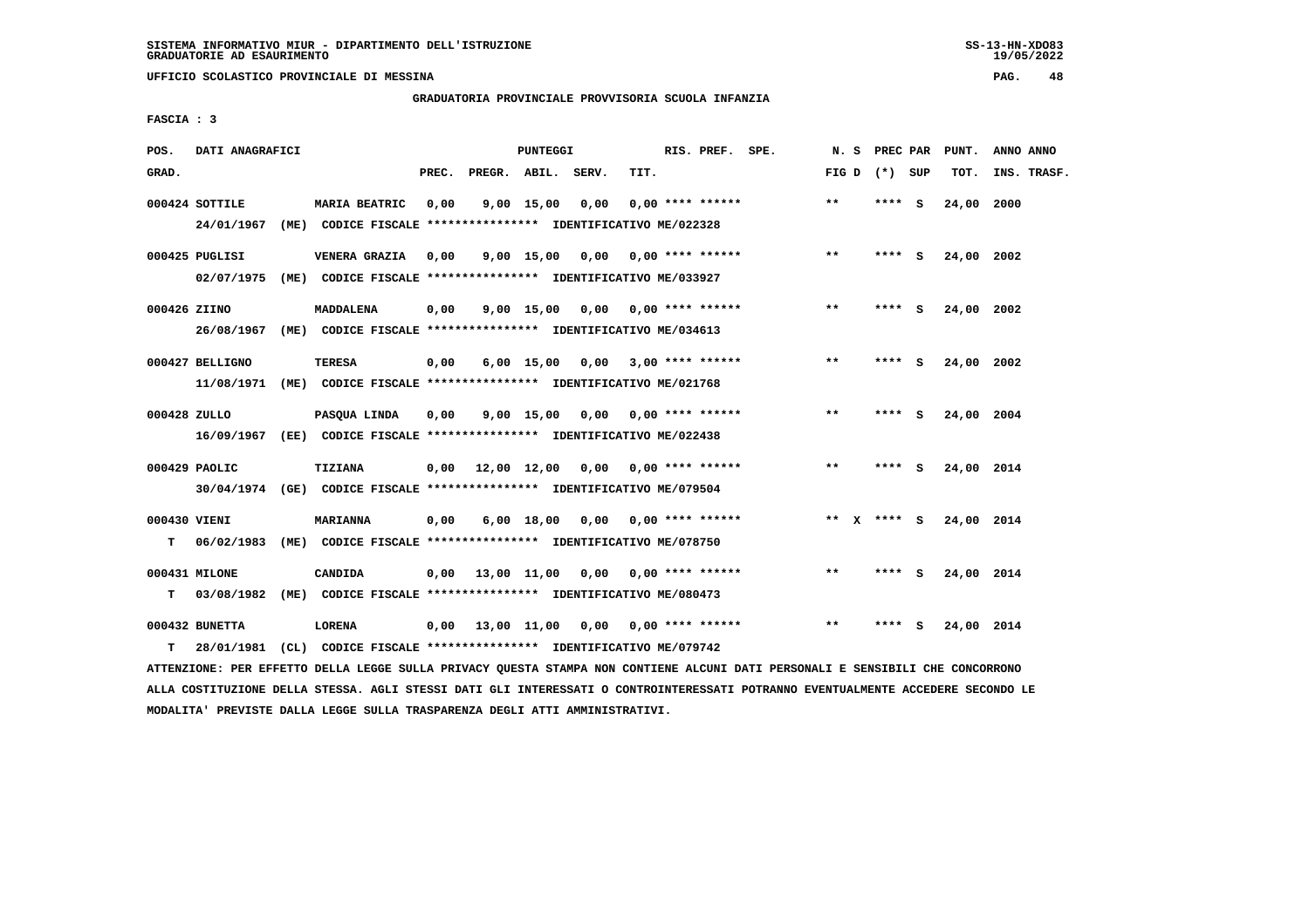SISTEMA INFORMATIVO MIUR - DIPARTIMENTO DELL'ISTRUZIONE
GRADUATORIE AD ESAURIMENTO

UFFICIO SCOLASTICO PROVINCIALE DI MESSINA

GRADUATORIA PROVINCIALE PROVVISORIA SCUOLA INFANZIA

FASCIA : 3

| POS. GRAD. | DATI ANAGRAFICI | | PREC. | PREGR. | ABIL. | SERV. | TIT. | RIS. PREF. | SPE. | N. S FIG D | PREC PAR (*) SUP | PUNT. TOT. | ANNO INS. | ANNO TRASF. |
|---|---|---|---|---|---|---|---|---|---|---|---|---|---|---|
| 000424 | SOTTILE | MARIA BEATRIC | 0,00 | 9,00 | 15,00 | 0,00 | 0,00 | **** ****** | | ** | **** S | 24,00 | 2000 | |
| | 24/01/1967 (ME) CODICE FISCALE **************** IDENTIFICATIVO ME/022328 | | | | | | | | | | | | | |
| 000425 | PUGLISI | VENERA GRAZIA | 0,00 | 9,00 | 15,00 | 0,00 | 0,00 | **** ****** | | ** | **** S | 24,00 | 2002 | |
| | 02/07/1975 (ME) CODICE FISCALE **************** IDENTIFICATIVO ME/033927 | | | | | | | | | | | | | |
| 000426 | ZIINO | MADDALENA | 0,00 | 9,00 | 15,00 | 0,00 | 0,00 | **** ****** | | ** | **** S | 24,00 | 2002 | |
| | 26/08/1967 (ME) CODICE FISCALE **************** IDENTIFICATIVO ME/034613 | | | | | | | | | | | | | |
| 000427 | BELLIGNO | TERESA | 0,00 | 6,00 | 15,00 | 0,00 | 3,00 | **** ****** | | ** | **** S | 24,00 | 2002 | |
| | 11/08/1971 (ME) CODICE FISCALE **************** IDENTIFICATIVO ME/021768 | | | | | | | | | | | | | |
| 000428 | ZULLO | PASQUA LINDA | 0,00 | 9,00 | 15,00 | 0,00 | 0,00 | **** ****** | | ** | **** S | 24,00 | 2004 | |
| | 16/09/1967 (EE) CODICE FISCALE **************** IDENTIFICATIVO ME/022438 | | | | | | | | | | | | | |
| 000429 | PAOLIC | TIZIANA | 0,00 | 12,00 | 12,00 | 0,00 | 0,00 | **** ****** | | ** | **** S | 24,00 | 2014 | |
| | 30/04/1974 (GE) CODICE FISCALE **************** IDENTIFICATIVO ME/079504 | | | | | | | | | | | | | |
| 000430 | VIENI | MARIANNA | 0,00 | 6,00 | 18,00 | 0,00 | 0,00 | **** ****** | | ** X | **** S | 24,00 | 2014 | |
| T | 06/02/1983 (ME) CODICE FISCALE **************** IDENTIFICATIVO ME/078750 | | | | | | | | | | | | | |
| 000431 | MILONE | CANDIDA | 0,00 | 13,00 | 11,00 | 0,00 | 0,00 | **** ****** | | ** | **** S | 24,00 | 2014 | |
| T | 03/08/1982 (ME) CODICE FISCALE **************** IDENTIFICATIVO ME/080473 | | | | | | | | | | | | | |
| 000432 | BUNETTA | LORENA | 0,00 | 13,00 | 11,00 | 0,00 | 0,00 | **** ****** | | ** | **** S | 24,00 | 2014 | |
| T | 28/01/1981 (CL) CODICE FISCALE **************** IDENTIFICATIVO ME/079742 | | | | | | | | | | | | | |

ATTENZIONE: PER EFFETTO DELLA LEGGE SULLA PRIVACY QUESTA STAMPA NON CONTIENE ALCUNI DATI PERSONALI E SENSIBILI CHE CONCORRONO ALLA COSTITUZIONE DELLA STESSA. AGLI STESSI DATI GLI INTERESSATI O CONTROINTERESSATI POTRANNO EVENTUALMENTE ACCEDERE SECONDO LE MODALITA' PREVISTE DALLA LEGGE SULLA TRASPARENZA DEGLI ATTI AMMINISTRATIVI.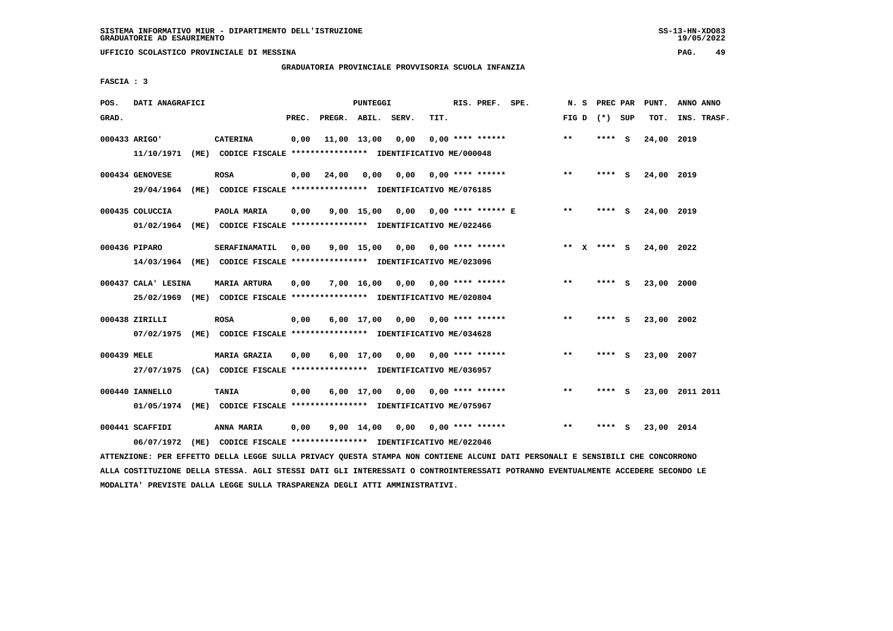SISTEMA INFORMATIVO MIUR - DIPARTIMENTO DELL'ISTRUZIONE
GRADUATORIE AD ESAURIMENTO

UFFICIO SCOLASTICO PROVINCIALE DI MESSINA

GRADUATORIA PROVINCIALE PROVVISORIA SCUOLA INFANZIA

FASCIA : 3

| POS. GRAD. | DATI ANAGRAFICI | | PREC. | PREGR. | ABIL. | SERV. | TIT. | RIS. PREF. SPE. | N. S FIG D | PREC PAR (*) SUP | PUNT. TOT. | ANNO ANNO INS. TRASF. |
|---|---|---|---|---|---|---|---|---|---|---|---|---|
| 000433 | ARIGO' | CATERINA | 0,00 | 11,00 | 13,00 | 0,00 | 0,00 | **** ****** | ** | **** S | 24,00 | 2019 |
| | 11/10/1971 (ME) CODICE FISCALE **************** IDENTIFICATIVO ME/000048 | | | | | | | | | | | |
| 000434 | GENOVESE | ROSA | 0,00 | 24,00 | 0,00 | 0,00 | 0,00 | **** ****** | ** | **** S | 24,00 | 2019 |
| | 29/04/1964 (ME) CODICE FISCALE **************** IDENTIFICATIVO ME/076185 | | | | | | | | | | | |
| 000435 | COLUCCIA | PAOLA MARIA | 0,00 | 9,00 | 15,00 | 0,00 | 0,00 | **** ****** E | ** | **** S | 24,00 | 2019 |
| | 01/02/1964 (ME) CODICE FISCALE **************** IDENTIFICATIVO ME/022466 | | | | | | | | | | | |
| 000436 | PIPARO | SERAFINAMATIL | 0,00 | 9,00 | 15,00 | 0,00 | 0,00 | **** ****** | ** X | **** S | 24,00 | 2022 |
| | 14/03/1964 (ME) CODICE FISCALE **************** IDENTIFICATIVO ME/023096 | | | | | | | | | | | |
| 000437 | CALA' LESINA | MARIA ARTURA | 0,00 | 7,00 | 16,00 | 0,00 | 0,00 | **** ****** | ** | **** S | 23,00 | 2000 |
| | 25/02/1969 (ME) CODICE FISCALE **************** IDENTIFICATIVO ME/020804 | | | | | | | | | | | |
| 000438 | ZIRILLI | ROSA | 0,00 | 6,00 | 17,00 | 0,00 | 0,00 | **** ****** | ** | **** S | 23,00 | 2002 |
| | 07/02/1975 (ME) CODICE FISCALE **************** IDENTIFICATIVO ME/034628 | | | | | | | | | | | |
| 000439 | MELE | MARIA GRAZIA | 0,00 | 6,00 | 17,00 | 0,00 | 0,00 | **** ****** | ** | **** S | 23,00 | 2007 |
| | 27/07/1975 (CA) CODICE FISCALE **************** IDENTIFICATIVO ME/036957 | | | | | | | | | | | |
| 000440 | IANNELLO | TANIA | 0,00 | 6,00 | 17,00 | 0,00 | 0,00 | **** ****** | ** | **** S | 23,00 | 2011 2011 |
| | 01/05/1974 (ME) CODICE FISCALE **************** IDENTIFICATIVO ME/075967 | | | | | | | | | | | |
| 000441 | SCAFFIDI | ANNA MARIA | 0,00 | 9,00 | 14,00 | 0,00 | 0,00 | **** ****** | ** | **** S | 23,00 | 2014 |
| | 06/07/1972 (ME) CODICE FISCALE **************** IDENTIFICATIVO ME/022046 | | | | | | | | | | | |

ATTENZIONE: PER EFFETTO DELLA LEGGE SULLA PRIVACY QUESTA STAMPA NON CONTIENE ALCUNI DATI PERSONALI E SENSIBILI CHE CONCORRONO ALLA COSTITUZIONE DELLA STESSA. AGLI STESSI DATI GLI INTERESSATI O CONTROINTERESSATI POTRANNO EVENTUALMENTE ACCEDERE SECONDO LE MODALITA' PREVISTE DALLA LEGGE SULLA TRASPARENZA DEGLI ATTI AMMINISTRATIVI.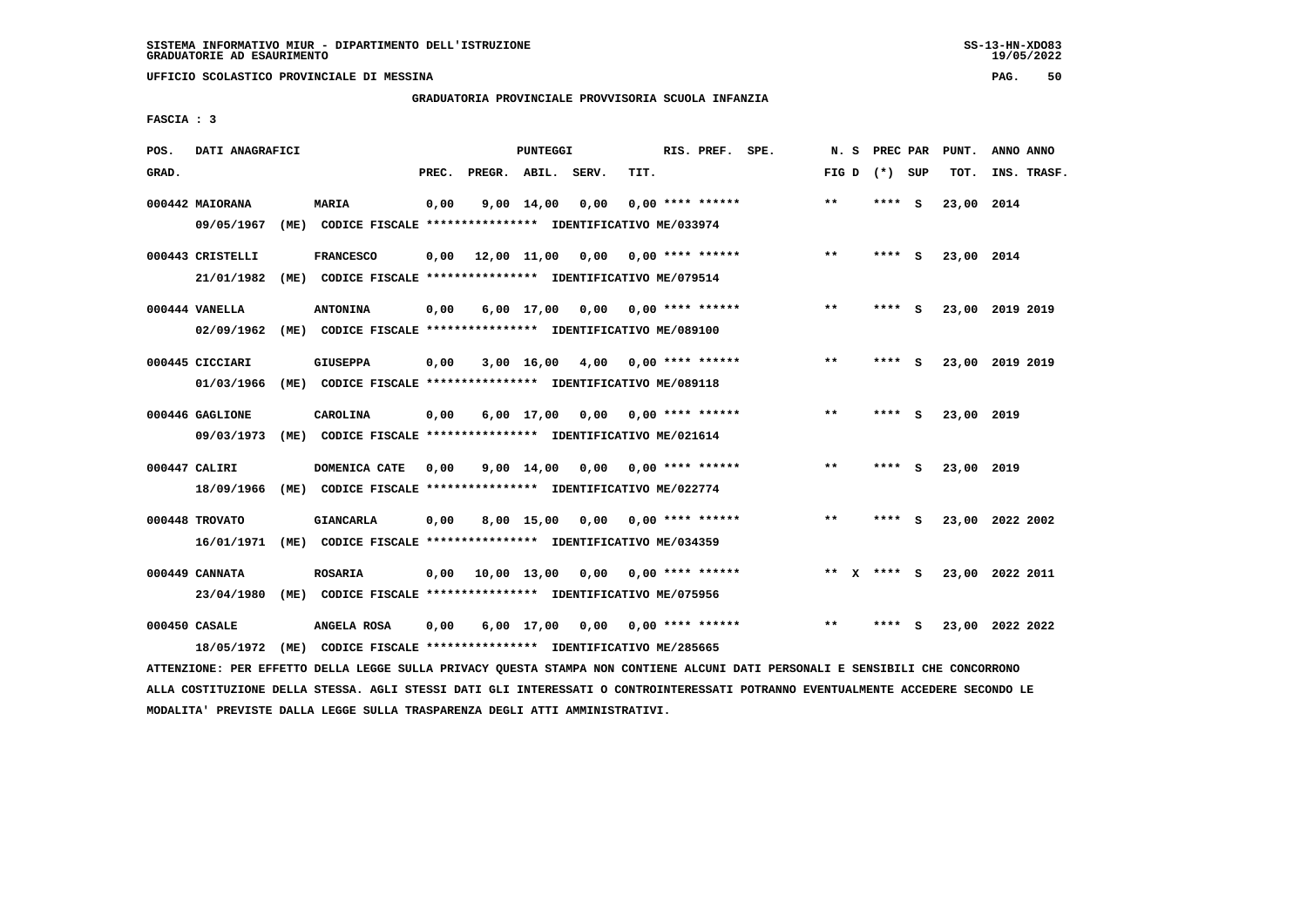SISTEMA INFORMATIVO MIUR - DIPARTIMENTO DELL'ISTRUZIONE
GRADUATORIE AD ESAURIMENTO

UFFICIO SCOLASTICO PROVINCIALE DI MESSINA

GRADUATORIA PROVINCIALE PROVVISORIA SCUOLA INFANZIA

FASCIA : 3

| POS. GRAD. | DATI ANAGRAFICI | | PREC. | PREGR. | ABIL. | SERV. | TIT. | RIS. PREF. | SPE. | N. S FIG D | PREC PAR (*) SUP | PUNT. TOT. | ANNO INS. | ANNO TRASF. |
|---|---|---|---|---|---|---|---|---|---|---|---|---|---|---|
| 000442 | MAIORANA | MARIA | 0,00 | 9,00 | 14,00 | 0,00 | 0,00 | **** ****** | | ** | **** S | 23,00 | 2014 | |
| | 09/05/1967 (ME) | CODICE FISCALE **************** IDENTIFICATIVO ME/033974 | | | | | | | | | | | | |
| 000443 | CRISTELLI | FRANCESCO | 0,00 | 12,00 | 11,00 | 0,00 | 0,00 | **** ****** | | ** | **** S | 23,00 | 2014 | |
| | 21/01/1982 (ME) | CODICE FISCALE **************** IDENTIFICATIVO ME/079514 | | | | | | | | | | | | |
| 000444 | VANELLA | ANTONINA | 0,00 | 6,00 | 17,00 | 0,00 | 0,00 | **** ****** | | ** | **** S | 23,00 | 2019 | 2019 |
| | 02/09/1962 (ME) | CODICE FISCALE **************** IDENTIFICATIVO ME/089100 | | | | | | | | | | | | |
| 000445 | CICCIARI | GIUSEPPA | 0,00 | 3,00 | 16,00 | 4,00 | 0,00 | **** ****** | | ** | **** S | 23,00 | 2019 | 2019 |
| | 01/03/1966 (ME) | CODICE FISCALE **************** IDENTIFICATIVO ME/089118 | | | | | | | | | | | | |
| 000446 | GAGLIONE | CAROLINA | 0,00 | 6,00 | 17,00 | 0,00 | 0,00 | **** ****** | | ** | **** S | 23,00 | 2019 | |
| | 09/03/1973 (ME) | CODICE FISCALE **************** IDENTIFICATIVO ME/021614 | | | | | | | | | | | | |
| 000447 | CALIRI | DOMENICA CATE | 0,00 | 9,00 | 14,00 | 0,00 | 0,00 | **** ****** | | ** | **** S | 23,00 | 2019 | |
| | 18/09/1966 (ME) | CODICE FISCALE **************** IDENTIFICATIVO ME/022774 | | | | | | | | | | | | |
| 000448 | TROVATO | GIANCARLA | 0,00 | 8,00 | 15,00 | 0,00 | 0,00 | **** ****** | | ** | **** S | 23,00 | 2022 | 2002 |
| | 16/01/1971 (ME) | CODICE FISCALE **************** IDENTIFICATIVO ME/034359 | | | | | | | | | | | | |
| 000449 | CANNATA | ROSARIA | 0,00 | 10,00 | 13,00 | 0,00 | 0,00 | **** ****** | | ** X | **** S | 23,00 | 2022 | 2011 |
| | 23/04/1980 (ME) | CODICE FISCALE **************** IDENTIFICATIVO ME/075956 | | | | | | | | | | | | |
| 000450 | CASALE | ANGELA ROSA | 0,00 | 6,00 | 17,00 | 0,00 | 0,00 | **** ****** | | ** | **** S | 23,00 | 2022 | 2022 |
| | 18/05/1972 (ME) | CODICE FISCALE **************** IDENTIFICATIVO ME/285665 | | | | | | | | | | | | |

ATTENZIONE: PER EFFETTO DELLA LEGGE SULLA PRIVACY QUESTA STAMPA NON CONTIENE ALCUNI DATI PERSONALI E SENSIBILI CHE CONCORRONO ALLA COSTITUZIONE DELLA STESSA. AGLI STESSI DATI GLI INTERESSATI O CONTROINTERESSATI POTRANNO EVENTUALMENTE ACCEDERE SECONDO LE MODALITA' PREVISTE DALLA LEGGE SULLA TRASPARENZA DEGLI ATTI AMMINISTRATIVI.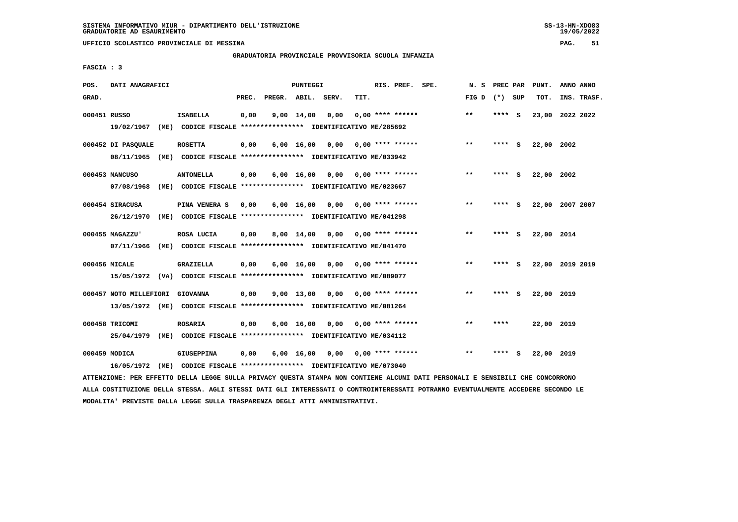SISTEMA INFORMATIVO MIUR - DIPARTIMENTO DELL'ISTRUZIONE
GRADUATORIE AD ESAURIMENTO

UFFICIO SCOLASTICO PROVINCIALE DI MESSINA

GRADUATORIA PROVINCIALE PROVVISORIA SCUOLA INFANZIA

FASCIA : 3

| POS. GRAD. | DATI ANAGRAFICI | | PREC. | PREGR. | ABIL. | SERV. | TIT. | RIS. PREF. SPE. | N. S FIG D | PREC PAR (*) SUP | PUNT. TOT. | ANNO ANNO INS. TRASF. |
|---|---|---|---|---|---|---|---|---|---|---|---|---|
| 000451 | RUSSO | ISABELLA | 0,00 | 9,00 | 14,00 | 0,00 | 0,00 | **** ****** | ** | **** S | 23,00 | 2022 2022 |
| | 19/02/1967 (ME) CODICE FISCALE **************** IDENTIFICATIVO ME/285692 | | | | | | | | | | | |
| 000452 | DI PASQUALE | ROSETTA | 0,00 | 6,00 | 16,00 | 0,00 | 0,00 | **** ****** | ** | **** S | 22,00 | 2002 |
| | 08/11/1965 (ME) CODICE FISCALE **************** IDENTIFICATIVO ME/033942 | | | | | | | | | | | |
| 000453 | MANCUSO | ANTONELLA | 0,00 | 6,00 | 16,00 | 0,00 | 0,00 | **** ****** | ** | **** S | 22,00 | 2002 |
| | 07/08/1968 (ME) CODICE FISCALE **************** IDENTIFICATIVO ME/023667 | | | | | | | | | | | |
| 000454 | SIRACUSA | PINA VENERA S | 0,00 | 6,00 | 16,00 | 0,00 | 0,00 | **** ****** | ** | **** S | 22,00 | 2007 2007 |
| | 26/12/1970 (ME) CODICE FISCALE **************** IDENTIFICATIVO ME/041298 | | | | | | | | | | | |
| 000455 | MAGAZZU' | ROSA LUCIA | 0,00 | 8,00 | 14,00 | 0,00 | 0,00 | **** ****** | ** | **** S | 22,00 | 2014 |
| | 07/11/1966 (ME) CODICE FISCALE **************** IDENTIFICATIVO ME/041470 | | | | | | | | | | | |
| 000456 | MICALE | GRAZIELLA | 0,00 | 6,00 | 16,00 | 0,00 | 0,00 | **** ****** | ** | **** S | 22,00 | 2019 2019 |
| | 15/05/1972 (VA) CODICE FISCALE **************** IDENTIFICATIVO ME/089077 | | | | | | | | | | | |
| 000457 | NOTO MILLEFIORI | GIOVANNA | 0,00 | 9,00 | 13,00 | 0,00 | 0,00 | **** ****** | ** | **** S | 22,00 | 2019 |
| | 13/05/1972 (ME) CODICE FISCALE **************** IDENTIFICATIVO ME/081264 | | | | | | | | | | | |
| 000458 | TRICOMI | ROSARIA | 0,00 | 6,00 | 16,00 | 0,00 | 0,00 | **** ****** | ** | **** | 22,00 | 2019 |
| | 25/04/1979 (ME) CODICE FISCALE **************** IDENTIFICATIVO ME/034112 | | | | | | | | | | | |
| 000459 | MODICA | GIUSEPPINA | 0,00 | 6,00 | 16,00 | 0,00 | 0,00 | **** ****** | ** | **** S | 22,00 | 2019 |
| | 16/05/1972 (ME) CODICE FISCALE **************** IDENTIFICATIVO ME/073040 | | | | | | | | | | | |

ATTENZIONE: PER EFFETTO DELLA LEGGE SULLA PRIVACY QUESTA STAMPA NON CONTIENE ALCUNI DATI PERSONALI E SENSIBILI CHE CONCORRONO ALLA COSTITUZIONE DELLA STESSA. AGLI STESSI DATI GLI INTERESSATI O CONTROINTERESSATI POTRANNO EVENTUALMENTE ACCEDERE SECONDO LE MODALITA' PREVISTE DALLA LEGGE SULLA TRASPARENZA DEGLI ATTI AMMINISTRATIVI.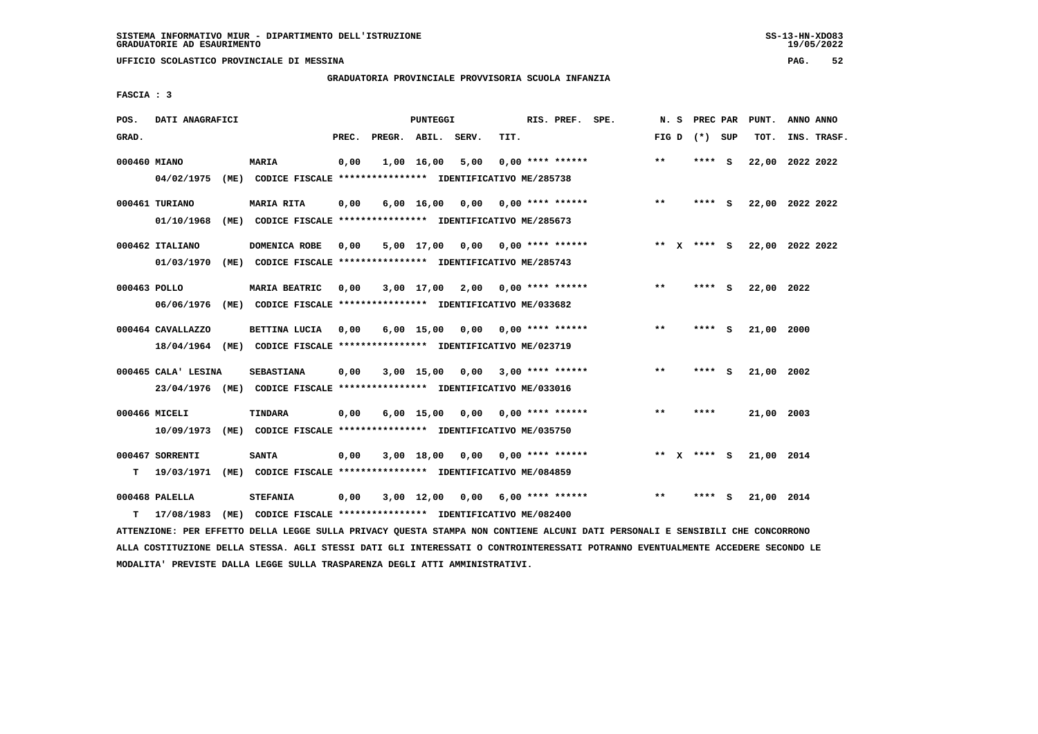SISTEMA INFORMATIVO MIUR - DIPARTIMENTO DELL'ISTRUZIONE
GRADUATORIE AD ESAURIMENTO

UFFICIO SCOLASTICO PROVINCIALE DI MESSINA

GRADUATORIA PROVINCIALE PROVVISORIA SCUOLA INFANZIA

FASCIA : 3

| POS. GRAD. | DATI ANAGRAFICI | | PREC. | PREGR. | ABIL. | SERV. | TIT. | RIS. PREF. | SPE. | N. S FIG D | PREC PAR (*) | SUP | PUNT. TOT. | ANNO INS. | ANNO TRASF. |
|---|---|---|---|---|---|---|---|---|---|---|---|---|---|---|---|
| 000460 | MIANO | MARIA | 0,00 | 1,00 | 16,00 | 5,00 | 0,00 | **** ****** | | ** | **** | S | 22,00 | 2022 | 2022 |
| | 04/02/1975 (ME) CODICE FISCALE **************** IDENTIFICATIVO ME/285738 | | | | | | | | | | | | | | |
| 000461 | TURIANO | MARIA RITA | 0,00 | 6,00 | 16,00 | 0,00 | 0,00 | **** ****** | | ** | **** | S | 22,00 | 2022 | 2022 |
| | 01/10/1968 (ME) CODICE FISCALE **************** IDENTIFICATIVO ME/285673 | | | | | | | | | | | | | | |
| 000462 | ITALIANO | DOMENICA ROBE | 0,00 | 5,00 | 17,00 | 0,00 | 0,00 | **** ****** | | ** X | **** | S | 22,00 | 2022 | 2022 |
| | 01/03/1970 (ME) CODICE FISCALE **************** IDENTIFICATIVO ME/285743 | | | | | | | | | | | | | | |
| 000463 | POLLO | MARIA BEATRIC | 0,00 | 3,00 | 17,00 | 2,00 | 0,00 | **** ****** | | ** | **** | S | 22,00 | 2022 | |
| | 06/06/1976 (ME) CODICE FISCALE **************** IDENTIFICATIVO ME/033682 | | | | | | | | | | | | | | |
| 000464 | CAVALLAZZO | BETTINA LUCIA | 0,00 | 6,00 | 15,00 | 0,00 | 0,00 | **** ****** | | ** | **** | S | 21,00 | 2000 | |
| | 18/04/1964 (ME) CODICE FISCALE **************** IDENTIFICATIVO ME/023719 | | | | | | | | | | | | | | |
| 000465 | CALA' LESINA | SEBASTIANA | 0,00 | 3,00 | 15,00 | 0,00 | 3,00 | **** ****** | | ** | **** | S | 21,00 | 2002 | |
| | 23/04/1976 (ME) CODICE FISCALE **************** IDENTIFICATIVO ME/033016 | | | | | | | | | | | | | | |
| 000466 | MICELI | TINDARA | 0,00 | 6,00 | 15,00 | 0,00 | 0,00 | **** ****** | | ** | **** | | 21,00 | 2003 | |
| | 10/09/1973 (ME) CODICE FISCALE **************** IDENTIFICATIVO ME/035750 | | | | | | | | | | | | | | |
| 000467 | SORRENTI | SANTA | 0,00 | 3,00 | 18,00 | 0,00 | 0,00 | **** ****** | | ** X | **** | S | 21,00 | 2014 | |
| T | 19/03/1971 (ME) CODICE FISCALE **************** IDENTIFICATIVO ME/084859 | | | | | | | | | | | | | | |
| 000468 | PALELLA | STEFANIA | 0,00 | 3,00 | 12,00 | 0,00 | 6,00 | **** ****** | | ** | **** | S | 21,00 | 2014 | |
| T | 17/08/1983 (ME) CODICE FISCALE **************** IDENTIFICATIVO ME/082400 | | | | | | | | | | | | | | |

ATTENZIONE: PER EFFETTO DELLA LEGGE SULLA PRIVACY QUESTA STAMPA NON CONTIENE ALCUNI DATI PERSONALI E SENSIBILI CHE CONCORRONO ALLA COSTITUZIONE DELLA STESSA. AGLI STESSI DATI GLI INTERESSATI O CONTROINTERESSATI POTRANNO EVENTUALMENTE ACCEDERE SECONDO LE MODALITA' PREVISTE DALLA LEGGE SULLA TRASPARENZA DEGLI ATTI AMMINISTRATIVI.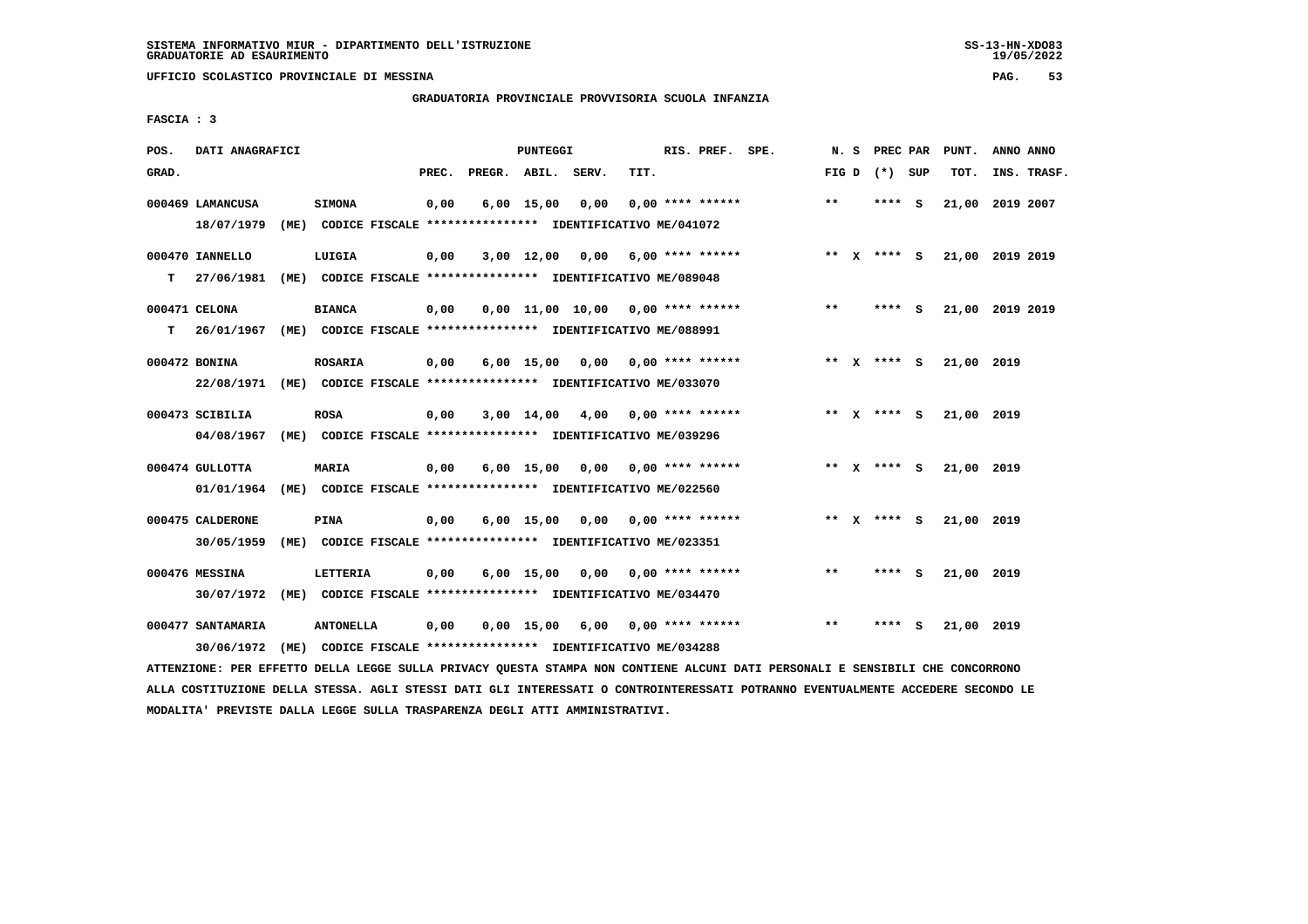SISTEMA INFORMATIVO MIUR - DIPARTIMENTO DELL'ISTRUZIONE
GRADUATORIE AD ESAURIMENTO

UFFICIO SCOLASTICO PROVINCIALE DI MESSINA

GRADUATORIA PROVINCIALE PROVVISORIA SCUOLA INFANZIA

FASCIA : 3

| POS. GRAD. | DATI ANAGRAFICI | | PREC. | PREGR. | ABIL. | SERV. | TIT. | RIS. PREF. | SPE. | N. S FIG D | PREC PAR (*) SUP | PUNT. TOT. | ANNO ANNO INS. TRASF. |
|---|---|---|---|---|---|---|---|---|---|---|---|---|---|
| 000469 | LAMANCUSA | SIMONA | 0,00 | 6,00 | 15,00 | 0,00 | 0,00 | **** ****** | | ** | **** S | 21,00 | 2019 2007 |
| | 18/07/1979 (ME) CODICE FISCALE **************** IDENTIFICATIVO ME/041072 | | | | | | | | | | | | |
| 000470 | IANNELLO | LUIGIA | 0,00 | 3,00 | 12,00 | 0,00 | 6,00 | **** ****** | | ** X | **** S | 21,00 | 2019 2019 |
| T | 27/06/1981 (ME) CODICE FISCALE **************** IDENTIFICATIVO ME/089048 | | | | | | | | | | | | |
| 000471 | CELONA | BIANCA | 0,00 | 0,00 | 11,00 | 10,00 | 0,00 | **** ****** | | ** | **** S | 21,00 | 2019 2019 |
| T | 26/01/1967 (ME) CODICE FISCALE **************** IDENTIFICATIVO ME/088991 | | | | | | | | | | | | |
| 000472 | BONINA | ROSARIA | 0,00 | 6,00 | 15,00 | 0,00 | 0,00 | **** ****** | | ** X | **** S | 21,00 | 2019 |
| | 22/08/1971 (ME) CODICE FISCALE **************** IDENTIFICATIVO ME/033070 | | | | | | | | | | | | |
| 000473 | SCIBILIA | ROSA | 0,00 | 3,00 | 14,00 | 4,00 | 0,00 | **** ****** | | ** X | **** S | 21,00 | 2019 |
| | 04/08/1967 (ME) CODICE FISCALE **************** IDENTIFICATIVO ME/039296 | | | | | | | | | | | | |
| 000474 | GULLOTTA | MARIA | 0,00 | 6,00 | 15,00 | 0,00 | 0,00 | **** ****** | | ** X | **** S | 21,00 | 2019 |
| | 01/01/1964 (ME) CODICE FISCALE **************** IDENTIFICATIVO ME/022560 | | | | | | | | | | | | |
| 000475 | CALDERONE | PINA | 0,00 | 6,00 | 15,00 | 0,00 | 0,00 | **** ****** | | ** X | **** S | 21,00 | 2019 |
| | 30/05/1959 (ME) CODICE FISCALE **************** IDENTIFICATIVO ME/023351 | | | | | | | | | | | | |
| 000476 | MESSINA | LETTERIA | 0,00 | 6,00 | 15,00 | 0,00 | 0,00 | **** ****** | | ** | **** S | 21,00 | 2019 |
| | 30/07/1972 (ME) CODICE FISCALE **************** IDENTIFICATIVO ME/034470 | | | | | | | | | | | | |
| 000477 | SANTAMARIA | ANTONELLA | 0,00 | 0,00 | 15,00 | 6,00 | 0,00 | **** ****** | | ** | **** S | 21,00 | 2019 |
| | 30/06/1972 (ME) CODICE FISCALE **************** IDENTIFICATIVO ME/034288 | | | | | | | | | | | | |

ATTENZIONE: PER EFFETTO DELLA LEGGE SULLA PRIVACY QUESTA STAMPA NON CONTIENE ALCUNI DATI PERSONALI E SENSIBILI CHE CONCORRONO ALLA COSTITUZIONE DELLA STESSA. AGLI STESSI DATI GLI INTERESSATI O CONTROINTERESSATI POTRANNO EVENTUALMENTE ACCEDERE SECONDO LE MODALITA' PREVISTE DALLA LEGGE SULLA TRASPARENZA DEGLI ATTI AMMINISTRATIVI.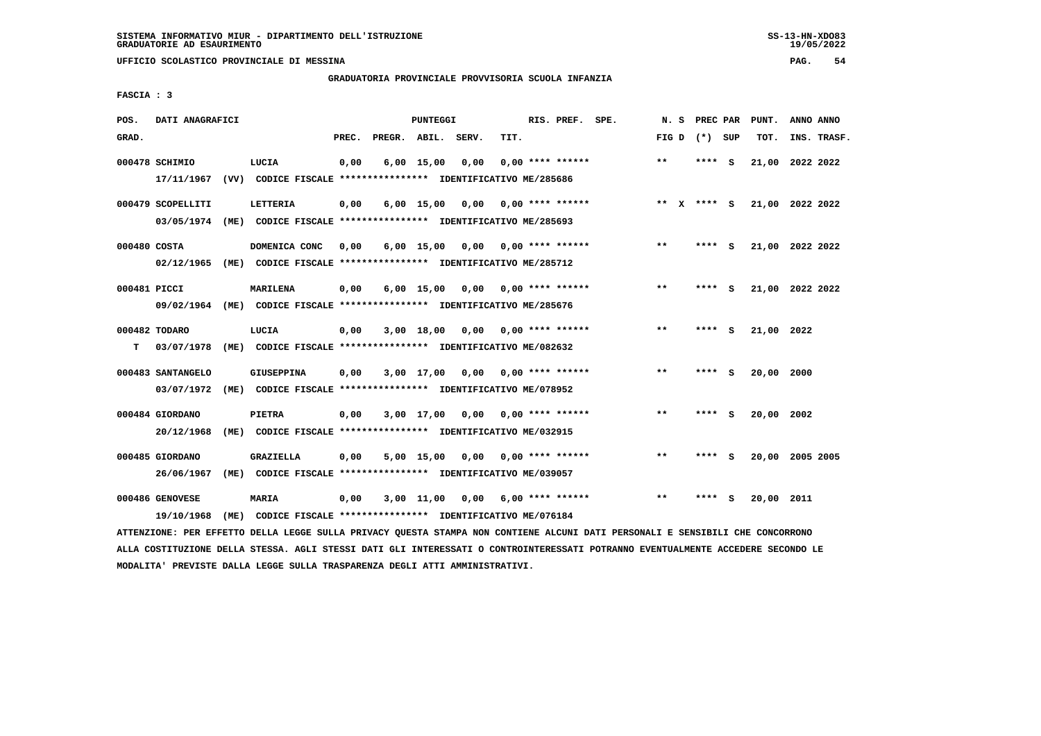GRADUATORIA PROVINCIALE PROVVISORIA SCUOLA INFANZIA

FASCIA : 3

| POS. GRAD. | DATI ANAGRAFICI | | PREC. | PREGR. | ABIL. | SERV. | TIT. | RIS. PREF. SPE. | N. S FIG D | PREC PAR (*) SUP | PUNT. TOT. | ANNO ANNO INS. TRASF. |
|---|---|---|---|---|---|---|---|---|---|---|---|---|
| 000478 | SCHIMIO | LUCIA | 0,00 | 6,00 | 15,00 | 0,00 | 0,00 | **** ****** | ** | **** S | 21,00 | 2022 2022 |
| | 17/11/1967 (VV) CODICE FISCALE **************** IDENTIFICATIVO ME/285686 | | | | | | | | | | | |
| 000479 | SCOPELLITI | LETTERIA | 0,00 | 6,00 | 15,00 | 0,00 | 0,00 | **** ****** | ** X | **** S | 21,00 | 2022 2022 |
| | 03/05/1974 (ME) CODICE FISCALE **************** IDENTIFICATIVO ME/285693 | | | | | | | | | | | |
| 000480 | COSTA | DOMENICA CONC | 0,00 | 6,00 | 15,00 | 0,00 | 0,00 | **** ****** | ** | **** S | 21,00 | 2022 2022 |
| | 02/12/1965 (ME) CODICE FISCALE **************** IDENTIFICATIVO ME/285712 | | | | | | | | | | | |
| 000481 | PICCI | MARILENA | 0,00 | 6,00 | 15,00 | 0,00 | 0,00 | **** ****** | ** | **** S | 21,00 | 2022 2022 |
| | 09/02/1964 (ME) CODICE FISCALE **************** IDENTIFICATIVO ME/285676 | | | | | | | | | | | |
| 000482 | TODARO | LUCIA | 0,00 | 3,00 | 18,00 | 0,00 | 0,00 | **** ****** | ** | **** S | 21,00 | 2022 |
| T | 03/07/1978 (ME) CODICE FISCALE **************** IDENTIFICATIVO ME/082632 | | | | | | | | | | | |
| 000483 | SANTANGELO | GIUSEPPINA | 0,00 | 3,00 | 17,00 | 0,00 | 0,00 | **** ****** | ** | **** S | 20,00 | 2000 |
| | 03/07/1972 (ME) CODICE FISCALE **************** IDENTIFICATIVO ME/078952 | | | | | | | | | | | |
| 000484 | GIORDANO | PIETRA | 0,00 | 3,00 | 17,00 | 0,00 | 0,00 | **** ****** | ** | **** S | 20,00 | 2002 |
| | 20/12/1968 (ME) CODICE FISCALE **************** IDENTIFICATIVO ME/032915 | | | | | | | | | | | |
| 000485 | GIORDANO | GRAZIELLA | 0,00 | 5,00 | 15,00 | 0,00 | 0,00 | **** ****** | ** | **** S | 20,00 | 2005 2005 |
| | 26/06/1967 (ME) CODICE FISCALE **************** IDENTIFICATIVO ME/039057 | | | | | | | | | | | |
| 000486 | GENOVESE | MARIA | 0,00 | 3,00 | 11,00 | 0,00 | 6,00 | **** ****** | ** | **** S | 20,00 | 2011 |
| | 19/10/1968 (ME) CODICE FISCALE **************** IDENTIFICATIVO ME/076184 | | | | | | | | | | | |

ATTENZIONE: PER EFFETTO DELLA LEGGE SULLA PRIVACY QUESTA STAMPA NON CONTIENE ALCUNI DATI PERSONALI E SENSIBILI CHE CONCORRONO ALLA COSTITUZIONE DELLA STESSA. AGLI STESSI DATI GLI INTERESSATI O CONTROINTERESSATI POTRANNO EVENTUALMENTE ACCEDERE SECONDO LE MODALITA' PREVISTE DALLA LEGGE SULLA TRASPARENZA DEGLI ATTI AMMINISTRATIVI.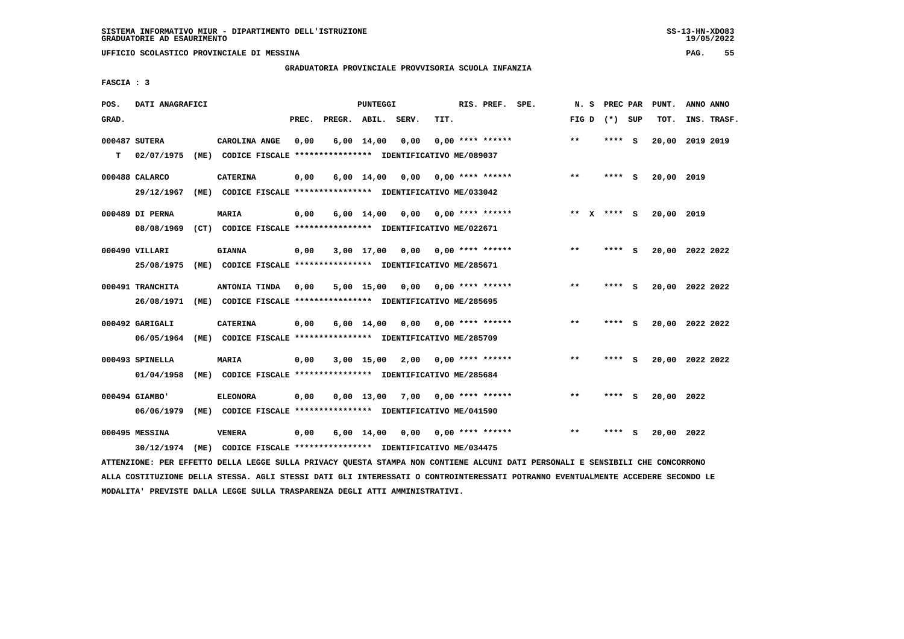SISTEMA INFORMATIVO MIUR - DIPARTIMENTO DELL'ISTRUZIONE
GRADUATORIE AD ESAURIMENTO

UFFICIO SCOLASTICO PROVINCIALE DI MESSINA

GRADUATORIA PROVINCIALE PROVVISORIA SCUOLA INFANZIA

FASCIA : 3

| POS. GRAD. | DATI ANAGRAFICI | | PREC. | PREGR. | ABIL. | SERV. | TIT. | RIS. PREF. | SPE. | N. S FIG D | PREC PAR (*) SUP | PUNT. TOT. | ANNO ANNO INS. TRASF. |
|---|---|---|---|---|---|---|---|---|---|---|---|---|---|
| 000487 | SUTERA | CAROLINA ANGE | 0,00 | 6,00 | 14,00 | 0,00 | 0,00 | **** ****** | | ** | **** S | 20,00 | 2019 2019 |
| T | 02/07/1975 (ME) CODICE FISCALE **************** IDENTIFICATIVO ME/089037 | | | | | | | | | | | | |
| 000488 | CALARCO | CATERINA | 0,00 | 6,00 | 14,00 | 0,00 | 0,00 | **** ****** | | ** | **** S | 20,00 | 2019 |
| | 29/12/1967 (ME) CODICE FISCALE **************** IDENTIFICATIVO ME/033042 | | | | | | | | | | | | |
| 000489 | DI PERNA | MARIA | 0,00 | 6,00 | 14,00 | 0,00 | 0,00 | **** ****** | | ** X | **** S | 20,00 | 2019 |
| | 08/08/1969 (CT) CODICE FISCALE **************** IDENTIFICATIVO ME/022671 | | | | | | | | | | | | |
| 000490 | VILLARI | GIANNA | 0,00 | 3,00 | 17,00 | 0,00 | 0,00 | **** ****** | | ** | **** S | 20,00 | 2022 2022 |
| | 25/08/1975 (ME) CODICE FISCALE **************** IDENTIFICATIVO ME/285671 | | | | | | | | | | | | |
| 000491 | TRANCHITA | ANTONIA TINDA | 0,00 | 5,00 | 15,00 | 0,00 | 0,00 | **** ****** | | ** | **** S | 20,00 | 2022 2022 |
| | 26/08/1971 (ME) CODICE FISCALE **************** IDENTIFICATIVO ME/285695 | | | | | | | | | | | | |
| 000492 | GARIGALI | CATERINA | 0,00 | 6,00 | 14,00 | 0,00 | 0,00 | **** ****** | | ** | **** S | 20,00 | 2022 2022 |
| | 06/05/1964 (ME) CODICE FISCALE **************** IDENTIFICATIVO ME/285709 | | | | | | | | | | | | |
| 000493 | SPINELLA | MARIA | 0,00 | 3,00 | 15,00 | 2,00 | 0,00 | **** ****** | | ** | **** S | 20,00 | 2022 2022 |
| | 01/04/1958 (ME) CODICE FISCALE **************** IDENTIFICATIVO ME/285684 | | | | | | | | | | | | |
| 000494 | GIAMBO' | ELEONORA | 0,00 | 0,00 | 13,00 | 7,00 | 0,00 | **** ****** | | ** | **** S | 20,00 | 2022 |
| | 06/06/1979 (ME) CODICE FISCALE **************** IDENTIFICATIVO ME/041590 | | | | | | | | | | | | |
| 000495 | MESSINA | VENERA | 0,00 | 6,00 | 14,00 | 0,00 | 0,00 | **** ****** | | ** | **** S | 20,00 | 2022 |
| | 30/12/1974 (ME) CODICE FISCALE **************** IDENTIFICATIVO ME/034475 | | | | | | | | | | | | |

ATTENZIONE: PER EFFETTO DELLA LEGGE SULLA PRIVACY QUESTA STAMPA NON CONTIENE ALCUNI DATI PERSONALI E SENSIBILI CHE CONCORRONO ALLA COSTITUZIONE DELLA STESSA. AGLI STESSI DATI GLI INTERESSATI O CONTROINTERESSATI POTRANNO EVENTUALMENTE ACCEDERE SECONDO LE MODALITA' PREVISTE DALLA LEGGE SULLA TRASPARENZA DEGLI ATTI AMMINISTRATIVI.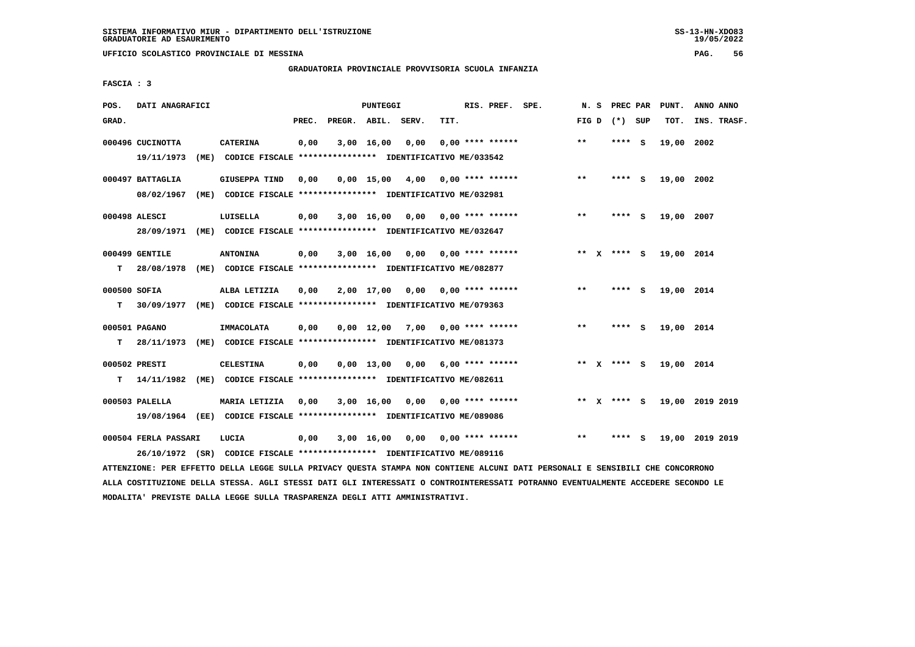SISTEMA INFORMATIVO MIUR - DIPARTIMENTO DELL'ISTRUZIONE
GRADUATORIE AD ESAURIMENTO

UFFICIO SCOLASTICO PROVINCIALE DI MESSINA

GRADUATORIA PROVINCIALE PROVVISORIA SCUOLA INFANZIA

FASCIA : 3

| POS. GRAD. | DATI ANAGRAFICI | | PREC. | PREGR. | ABIL. | SERV. | TIT. | RIS. PREF. | SPE. | N. S FIG D | PREC PAR (*) SUP | PUNT. TOT. | ANNO ANNO INS. TRASF. |
|---|---|---|---|---|---|---|---|---|---|---|---|---|---|
| 000496 CUCINOTTA | | CATERINA | 0,00 | 3,00 | 16,00 | 0,00 | 0,00 | **** ****** | | ** | **** S | 19,00 | 2002 |
| | 19/11/1973 (ME) CODICE FISCALE **************** IDENTIFICATIVO ME/033542 | | | | | | | | | | | | |
| 000497 BATTAGLIA | | GIUSEPPA TIND | 0,00 | 0,00 | 15,00 | 4,00 | 0,00 | **** ****** | | ** | **** S | 19,00 | 2002 |
| | 08/02/1967 (ME) CODICE FISCALE **************** IDENTIFICATIVO ME/032981 | | | | | | | | | | | | |
| 000498 ALESCI | | LUISELLA | 0,00 | 3,00 | 16,00 | 0,00 | 0,00 | **** ****** | | ** | **** S | 19,00 | 2007 |
| | 28/09/1971 (ME) CODICE FISCALE **************** IDENTIFICATIVO ME/032647 | | | | | | | | | | | | |
| 000499 GENTILE | | ANTONINA | 0,00 | 3,00 | 16,00 | 0,00 | 0,00 | **** ****** | | ** X | **** S | 19,00 | 2014 |
| T | 28/08/1978 (ME) CODICE FISCALE **************** IDENTIFICATIVO ME/082877 | | | | | | | | | | | | |
| 000500 SOFIA | | ALBA LETIZIA | 0,00 | 2,00 | 17,00 | 0,00 | 0,00 | **** ****** | | ** | **** S | 19,00 | 2014 |
| T | 30/09/1977 (ME) CODICE FISCALE **************** IDENTIFICATIVO ME/079363 | | | | | | | | | | | | |
| 000501 PAGANO | | IMMACOLATA | 0,00 | 0,00 | 12,00 | 7,00 | 0,00 | **** ****** | | ** | **** S | 19,00 | 2014 |
| T | 28/11/1973 (ME) CODICE FISCALE **************** IDENTIFICATIVO ME/081373 | | | | | | | | | | | | |
| 000502 PRESTI | | CELESTINA | 0,00 | 0,00 | 13,00 | 0,00 | 6,00 | **** ****** | | ** X | **** S | 19,00 | 2014 |
| T | 14/11/1982 (ME) CODICE FISCALE **************** IDENTIFICATIVO ME/082611 | | | | | | | | | | | | |
| 000503 PALELLA | | MARIA LETIZIA | 0,00 | 3,00 | 16,00 | 0,00 | 0,00 | **** ****** | | ** X | **** S | 19,00 | 2019 2019 |
| | 19/08/1964 (EE) CODICE FISCALE **************** IDENTIFICATIVO ME/089086 | | | | | | | | | | | | |
| 000504 FERLA PASSARI | | LUCIA | 0,00 | 3,00 | 16,00 | 0,00 | 0,00 | **** ****** | | ** | **** S | 19,00 | 2019 2019 |
| | 26/10/1972 (SR) CODICE FISCALE **************** IDENTIFICATIVO ME/089116 | | | | | | | | | | | | |

ATTENZIONE: PER EFFETTO DELLA LEGGE SULLA PRIVACY QUESTA STAMPA NON CONTIENE ALCUNI DATI PERSONALI E SENSIBILI CHE CONCORRONO ALLA COSTITUZIONE DELLA STESSA. AGLI STESSI DATI GLI INTERESSATI O CONTROINTERESSATI POTRANNO EVENTUALMENTE ACCEDERE SECONDO LE MODALITA' PREVISTE DALLA LEGGE SULLA TRASPARENZA DEGLI ATTI AMMINISTRATIVI.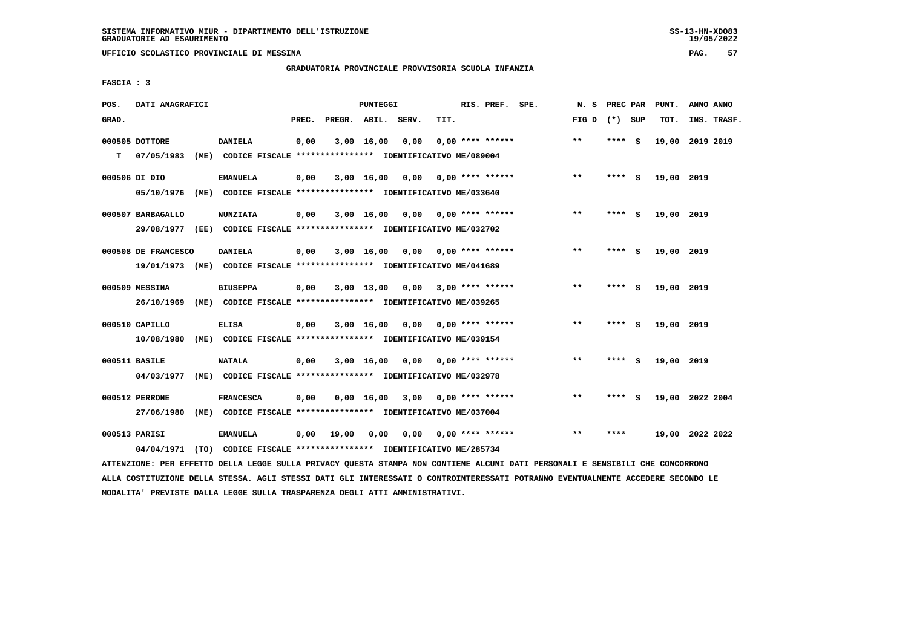SISTEMA INFORMATIVO MIUR - DIPARTIMENTO DELL'ISTRUZIONE
GRADUATORIE AD ESAURIMENTO

UFFICIO SCOLASTICO PROVINCIALE DI MESSINA

GRADUATORIA PROVINCIALE PROVVISORIA SCUOLA INFANZIA

FASCIA : 3

| POS. GRAD. | DATI ANAGRAFICI | | PREC. | PREGR. | ABIL. | SERV. | TIT. | RIS. PREF. | SPE. | N. S FIG D | PREC PAR (*) SUP | PUNT. TOT. | ANNO INS. | ANNO TRASF. |
|---|---|---|---|---|---|---|---|---|---|---|---|---|---|---|
| 000505 | DOTTORE | DANIELA | 0,00 | 3,00 | 16,00 | 0,00 | 0,00 | **** ****** | | ** | **** S | 19,00 | 2019 | 2019 |
| T | 07/05/1983 (ME) CODICE FISCALE **************** IDENTIFICATIVO ME/089004 | | | | | | | | | | | | | |
| 000506 | DI DIO | EMANUELA | 0,00 | 3,00 | 16,00 | 0,00 | 0,00 | **** ****** | | ** | **** S | 19,00 | 2019 | |
| | 05/10/1976 (ME) CODICE FISCALE **************** IDENTIFICATIVO ME/033640 | | | | | | | | | | | | | |
| 000507 | BARBAGALLO | NUNZIATA | 0,00 | 3,00 | 16,00 | 0,00 | 0,00 | **** ****** | | ** | **** S | 19,00 | 2019 | |
| | 29/08/1977 (EE) CODICE FISCALE **************** IDENTIFICATIVO ME/032702 | | | | | | | | | | | | | |
| 000508 | DE FRANCESCO | DANIELA | 0,00 | 3,00 | 16,00 | 0,00 | 0,00 | **** ****** | | ** | **** S | 19,00 | 2019 | |
| | 19/01/1973 (ME) CODICE FISCALE **************** IDENTIFICATIVO ME/041689 | | | | | | | | | | | | | |
| 000509 | MESSINA | GIUSEPPA | 0,00 | 3,00 | 13,00 | 0,00 | 3,00 | **** ****** | | ** | **** S | 19,00 | 2019 | |
| | 26/10/1969 (ME) CODICE FISCALE **************** IDENTIFICATIVO ME/039265 | | | | | | | | | | | | | |
| 000510 | CAPILLO | ELISA | 0,00 | 3,00 | 16,00 | 0,00 | 0,00 | **** ****** | | ** | **** S | 19,00 | 2019 | |
| | 10/08/1980 (ME) CODICE FISCALE **************** IDENTIFICATIVO ME/039154 | | | | | | | | | | | | | |
| 000511 | BASILE | NATALA | 0,00 | 3,00 | 16,00 | 0,00 | 0,00 | **** ****** | | ** | **** S | 19,00 | 2019 | |
| | 04/03/1977 (ME) CODICE FISCALE **************** IDENTIFICATIVO ME/032978 | | | | | | | | | | | | | |
| 000512 | PERRONE | FRANCESCA | 0,00 | 0,00 | 16,00 | 3,00 | 0,00 | **** ****** | | ** | **** S | 19,00 | 2022 | 2004 |
| | 27/06/1980 (ME) CODICE FISCALE **************** IDENTIFICATIVO ME/037004 | | | | | | | | | | | | | |
| 000513 | PARISI | EMANUELA | 0,00 | 19,00 | 0,00 | 0,00 | 0,00 | **** ****** | | ** | **** | 19,00 | 2022 | 2022 |
| | 04/04/1971 (TO) CODICE FISCALE **************** IDENTIFICATIVO ME/285734 | | | | | | | | | | | | | |

ATTENZIONE: PER EFFETTO DELLA LEGGE SULLA PRIVACY QUESTA STAMPA NON CONTIENE ALCUNI DATI PERSONALI E SENSIBILI CHE CONCORRONO ALLA COSTITUZIONE DELLA STESSA. AGLI STESSI DATI GLI INTERESSATI O CONTROINTERESSATI POTRANNO EVENTUALMENTE ACCEDERE SECONDO LE MODALITA' PREVISTE DALLA LEGGE SULLA TRASPARENZA DEGLI ATTI AMMINISTRATIVI.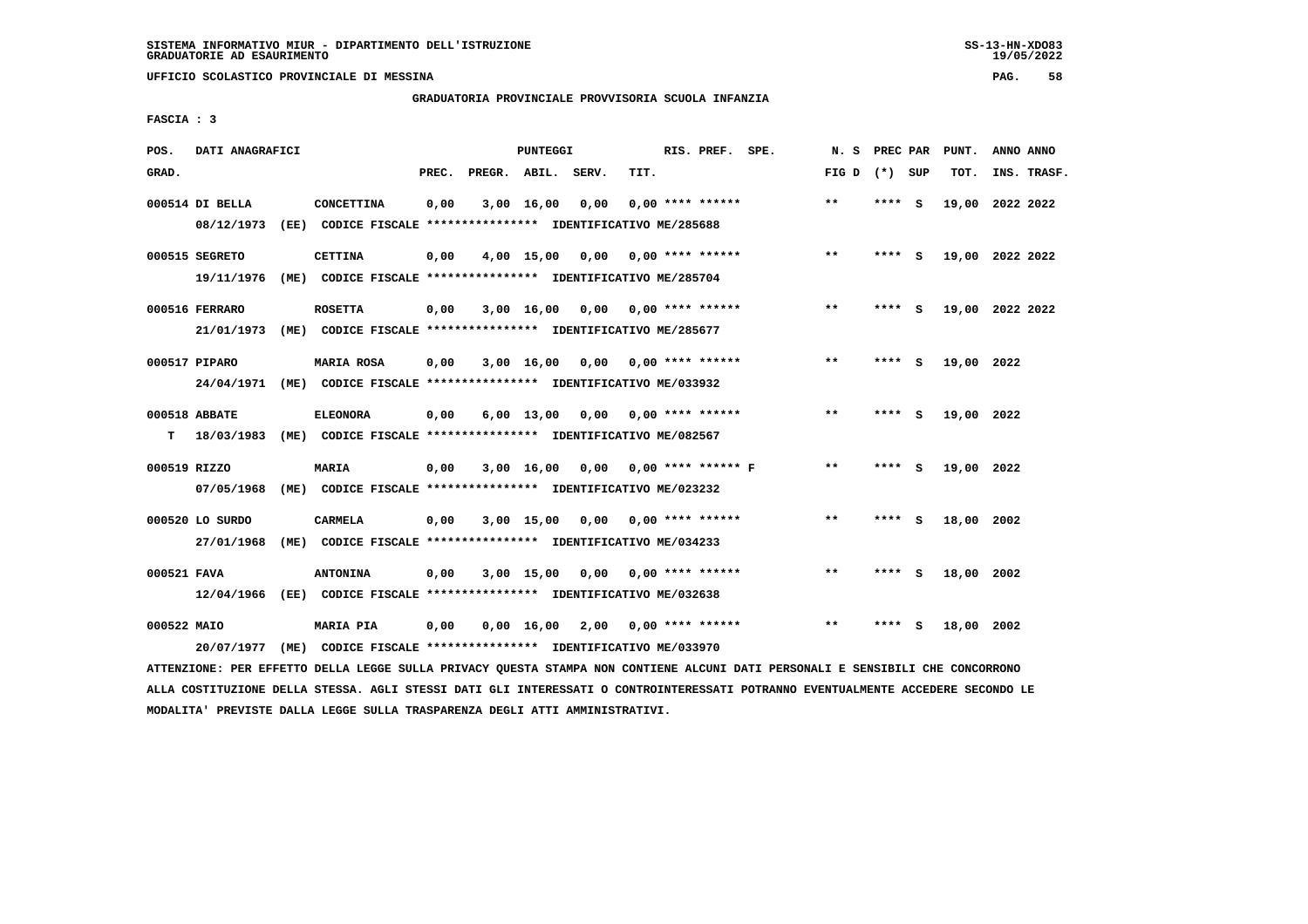SISTEMA INFORMATIVO MIUR - DIPARTIMENTO DELL'ISTRUZIONE
GRADUATORIE AD ESAURIMENTO

UFFICIO SCOLASTICO PROVINCIALE DI MESSINA

GRADUATORIA PROVINCIALE PROVVISORIA SCUOLA INFANZIA

FASCIA : 3

| POS. GRAD. | DATI ANAGRAFICI | | PREC. | PREGR. | ABIL. | SERV. | TIT. | RIS. PREF. SPE. | N. S FIG D | PREC PAR (*) SUP | PUNT. TOT. | ANNO ANNO INS. TRASF. |
|---|---|---|---|---|---|---|---|---|---|---|---|---|
| 000514 | DI BELLA | CONCETTINA | 0,00 | 3,00 | 16,00 | 0,00 | 0,00 | **** ****** | ** | **** S | 19,00 | 2022 2022 |
| | 08/12/1973 (EE) CODICE FISCALE **************** IDENTIFICATIVO ME/285688 | | | | | | | | | | | |
| 000515 | SEGRETO | CETTINA | 0,00 | 4,00 | 15,00 | 0,00 | 0,00 | **** ****** | ** | **** S | 19,00 | 2022 2022 |
| | 19/11/1976 (ME) CODICE FISCALE **************** IDENTIFICATIVO ME/285704 | | | | | | | | | | | |
| 000516 | FERRARO | ROSETTA | 0,00 | 3,00 | 16,00 | 0,00 | 0,00 | **** ****** | ** | **** S | 19,00 | 2022 2022 |
| | 21/01/1973 (ME) CODICE FISCALE **************** IDENTIFICATIVO ME/285677 | | | | | | | | | | | |
| 000517 | PIPARO | MARIA ROSA | 0,00 | 3,00 | 16,00 | 0,00 | 0,00 | **** ****** | ** | **** S | 19,00 | 2022 |
| | 24/04/1971 (ME) CODICE FISCALE **************** IDENTIFICATIVO ME/033932 | | | | | | | | | | | |
| 000518 | ABBATE | ELEONORA | 0,00 | 6,00 | 13,00 | 0,00 | 0,00 | **** ****** | ** | **** S | 19,00 | 2022 |
| T | 18/03/1983 (ME) CODICE FISCALE **************** IDENTIFICATIVO ME/082567 | | | | | | | | | | | |
| 000519 | RIZZO | MARIA | 0,00 | 3,00 | 16,00 | 0,00 | 0,00 | **** ****** F | ** | **** S | 19,00 | 2022 |
| | 07/05/1968 (ME) CODICE FISCALE **************** IDENTIFICATIVO ME/023232 | | | | | | | | | | | |
| 000520 | LO SURDO | CARMELA | 0,00 | 3,00 | 15,00 | 0,00 | 0,00 | **** ****** | ** | **** S | 18,00 | 2002 |
| | 27/01/1968 (ME) CODICE FISCALE **************** IDENTIFICATIVO ME/034233 | | | | | | | | | | | |
| 000521 | FAVA | ANTONINA | 0,00 | 3,00 | 15,00 | 0,00 | 0,00 | **** ****** | ** | **** S | 18,00 | 2002 |
| | 12/04/1966 (EE) CODICE FISCALE **************** IDENTIFICATIVO ME/032638 | | | | | | | | | | | |
| 000522 | MAIO | MARIA PIA | 0,00 | 0,00 | 16,00 | 2,00 | 0,00 | **** ****** | ** | **** S | 18,00 | 2002 |
| | 20/07/1977 (ME) CODICE FISCALE **************** IDENTIFICATIVO ME/033970 | | | | | | | | | | | |

ATTENZIONE: PER EFFETTO DELLA LEGGE SULLA PRIVACY QUESTA STAMPA NON CONTIENE ALCUNI DATI PERSONALI E SENSIBILI CHE CONCORRONO ALLA COSTITUZIONE DELLA STESSA. AGLI STESSI DATI GLI INTERESSATI O CONTROINTERESSATI POTRANNO EVENTUALMENTE ACCEDERE SECONDO LE MODALITA' PREVISTE DALLA LEGGE SULLA TRASPARENZA DEGLI ATTI AMMINISTRATIVI.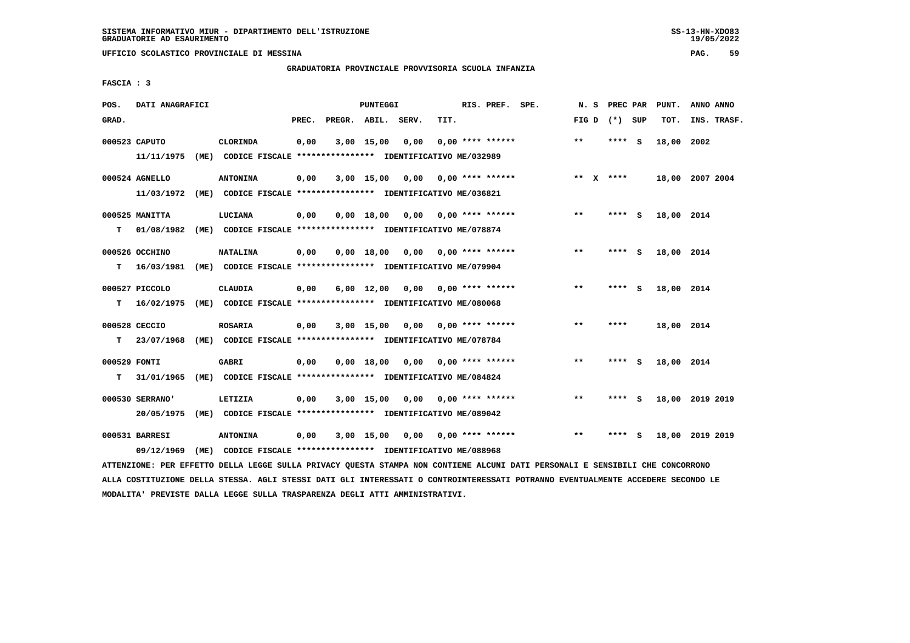SISTEMA INFORMATIVO MIUR - DIPARTIMENTO DELL'ISTRUZIONE
GRADUATORIE AD ESAURIMENTO

UFFICIO SCOLASTICO PROVINCIALE DI MESSINA

GRADUATORIA PROVINCIALE PROVVISORIA SCUOLA INFANZIA

FASCIA : 3

| POS. GRAD. | DATI ANAGRAFICI | | PREC. | PREGR. | ABIL. | SERV. | TIT. | RIS. PREF. SPE. | N. S FIG D | PREC PAR (*) SUP | PUNT. TOT. | ANNO ANNO INS. TRASF. |
|---|---|---|---|---|---|---|---|---|---|---|---|---|
| 000523 | CAPUTO | CLORINDA | 0,00 | 3,00 | 15,00 | 0,00 | 0,00 | **** ****** | ** | **** S | 18,00 | 2002 |
| | 11/11/1975 (ME) CODICE FISCALE **************** IDENTIFICATIVO ME/032989 | | | | | | | | | | | |
| 000524 | AGNELLO | ANTONINA | 0,00 | 3,00 | 15,00 | 0,00 | 0,00 | **** ****** | ** X | **** | 18,00 | 2007 2004 |
| | 11/03/1972 (ME) CODICE FISCALE **************** IDENTIFICATIVO ME/036821 | | | | | | | | | | | |
| 000525 | MANITTA | LUCIANA | 0,00 | 0,00 | 18,00 | 0,00 | 0,00 | **** ****** | ** | **** S | 18,00 | 2014 |
| T | 01/08/1982 (ME) CODICE FISCALE **************** IDENTIFICATIVO ME/078874 | | | | | | | | | | | |
| 000526 | OCCHINO | NATALINA | 0,00 | 0,00 | 18,00 | 0,00 | 0,00 | **** ****** | ** | **** S | 18,00 | 2014 |
| T | 16/03/1981 (ME) CODICE FISCALE **************** IDENTIFICATIVO ME/079904 | | | | | | | | | | | |
| 000527 | PICCOLO | CLAUDIA | 0,00 | 6,00 | 12,00 | 0,00 | 0,00 | **** ****** | ** | **** S | 18,00 | 2014 |
| T | 16/02/1975 (ME) CODICE FISCALE **************** IDENTIFICATIVO ME/080068 | | | | | | | | | | | |
| 000528 | CECCIO | ROSARIA | 0,00 | 3,00 | 15,00 | 0,00 | 0,00 | **** ****** | ** | **** | 18,00 | 2014 |
| T | 23/07/1968 (ME) CODICE FISCALE **************** IDENTIFICATIVO ME/078784 | | | | | | | | | | | |
| 000529 | FONTI | GABRI | 0,00 | 0,00 | 18,00 | 0,00 | 0,00 | **** ****** | ** | **** S | 18,00 | 2014 |
| T | 31/01/1965 (ME) CODICE FISCALE **************** IDENTIFICATIVO ME/084824 | | | | | | | | | | | |
| 000530 | SERRANO' | LETIZIA | 0,00 | 3,00 | 15,00 | 0,00 | 0,00 | **** ****** | ** | **** S | 18,00 | 2019 2019 |
| | 20/05/1975 (ME) CODICE FISCALE **************** IDENTIFICATIVO ME/089042 | | | | | | | | | | | |
| 000531 | BARRESI | ANTONINA | 0,00 | 3,00 | 15,00 | 0,00 | 0,00 | **** ****** | ** | **** S | 18,00 | 2019 2019 |
| | 09/12/1969 (ME) CODICE FISCALE **************** IDENTIFICATIVO ME/088968 | | | | | | | | | | | |

ATTENZIONE: PER EFFETTO DELLA LEGGE SULLA PRIVACY QUESTA STAMPA NON CONTIENE ALCUNI DATI PERSONALI E SENSIBILI CHE CONCORRONO ALLA COSTITUZIONE DELLA STESSA. AGLI STESSI DATI GLI INTERESSATI O CONTROINTERESSATI POTRANNO EVENTUALMENTE ACCEDERE SECONDO LE MODALITA' PREVISTE DALLA LEGGE SULLA TRASPARENZA DEGLI ATTI AMMINISTRATIVI.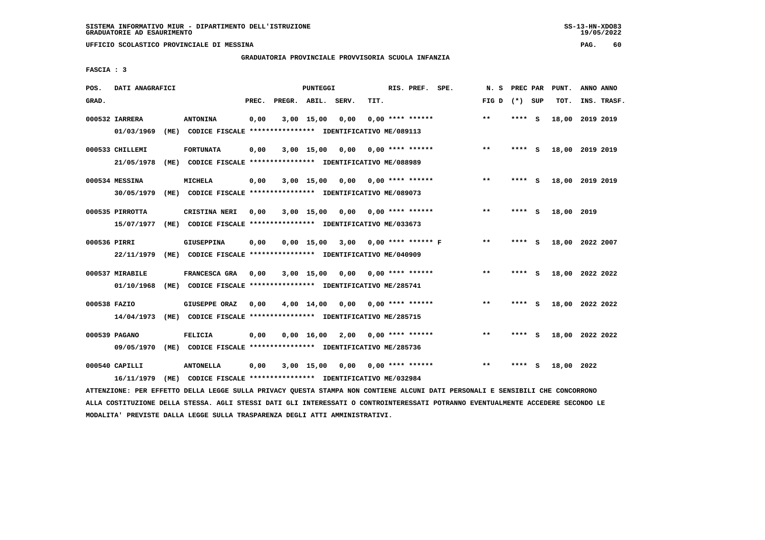SISTEMA INFORMATIVO MIUR - DIPARTIMENTO DELL'ISTRUZIONE
GRADUATORIE AD ESAURIMENTO

UFFICIO SCOLASTICO PROVINCIALE DI MESSINA

GRADUATORIA PROVINCIALE PROVVISORIA SCUOLA INFANZIA

FASCIA : 3

| POS. GRAD. | DATI ANAGRAFICI | | PREC. | PREGR. | ABIL. | SERV. | TIT. | RIS. PREF. SPE. | N. S FIG D | PREC PAR (*) SUP | PUNT. TOT. | ANNO ANNO INS. TRASF. |
|---|---|---|---|---|---|---|---|---|---|---|---|---|
| 000532 | IARRERA | ANTONINA | 0,00 | 3,00 | 15,00 | 0,00 | 0,00 | **** ****** | ** | **** S | 18,00 | 2019 2019 |
| | 01/03/1969 (ME) | CODICE FISCALE **************** IDENTIFICATIVO ME/089113 | | | | | | | | | | |
| 000533 | CHILLEMI | FORTUNATA | 0,00 | 3,00 | 15,00 | 0,00 | 0,00 | **** ****** | ** | **** S | 18,00 | 2019 2019 |
| | 21/05/1978 (ME) | CODICE FISCALE **************** IDENTIFICATIVO ME/088989 | | | | | | | | | | |
| 000534 | MESSINA | MICHELA | 0,00 | 3,00 | 15,00 | 0,00 | 0,00 | **** ****** | ** | **** S | 18,00 | 2019 2019 |
| | 30/05/1979 (ME) | CODICE FISCALE **************** IDENTIFICATIVO ME/089073 | | | | | | | | | | |
| 000535 | PIRROTTA | CRISTINA NERI | 0,00 | 3,00 | 15,00 | 0,00 | 0,00 | **** ****** | ** | **** S | 18,00 | 2019 |
| | 15/07/1977 (ME) | CODICE FISCALE **************** IDENTIFICATIVO ME/033673 | | | | | | | | | | |
| 000536 | PIRRI | GIUSEPPINA | 0,00 | 0,00 | 15,00 | 3,00 | 0,00 | **** ****** F | ** | **** S | 18,00 | 2022 2007 |
| | 22/11/1979 (ME) | CODICE FISCALE **************** IDENTIFICATIVO ME/040909 | | | | | | | | | | |
| 000537 | MIRABILE | FRANCESCA GRA | 0,00 | 3,00 | 15,00 | 0,00 | 0,00 | **** ****** | ** | **** S | 18,00 | 2022 2022 |
| | 01/10/1968 (ME) | CODICE FISCALE **************** IDENTIFICATIVO ME/285741 | | | | | | | | | | |
| 000538 | FAZIO | GIUSEPPE ORAZ | 0,00 | 4,00 | 14,00 | 0,00 | 0,00 | **** ****** | ** | **** S | 18,00 | 2022 2022 |
| | 14/04/1973 (ME) | CODICE FISCALE **************** IDENTIFICATIVO ME/285715 | | | | | | | | | | |
| 000539 | PAGANO | FELICIA | 0,00 | 0,00 | 16,00 | 2,00 | 0,00 | **** ****** | ** | **** S | 18,00 | 2022 2022 |
| | 09/05/1970 (ME) | CODICE FISCALE **************** IDENTIFICATIVO ME/285736 | | | | | | | | | | |
| 000540 | CAPILLI | ANTONELLA | 0,00 | 3,00 | 15,00 | 0,00 | 0,00 | **** ****** | ** | **** S | 18,00 | 2022 |
| | 16/11/1979 (ME) | CODICE FISCALE **************** IDENTIFICATIVO ME/032984 | | | | | | | | | | |

ATTENZIONE: PER EFFETTO DELLA LEGGE SULLA PRIVACY QUESTA STAMPA NON CONTIENE ALCUNI DATI PERSONALI E SENSIBILI CHE CONCORRONO ALLA COSTITUZIONE DELLA STESSA. AGLI STESSI DATI GLI INTERESSATI O CONTROINTERESSATI POTRANNO EVENTUALMENTE ACCEDERE SECONDO LE MODALITA' PREVISTE DALLA LEGGE SULLA TRASPARENZA DEGLI ATTI AMMINISTRATIVI.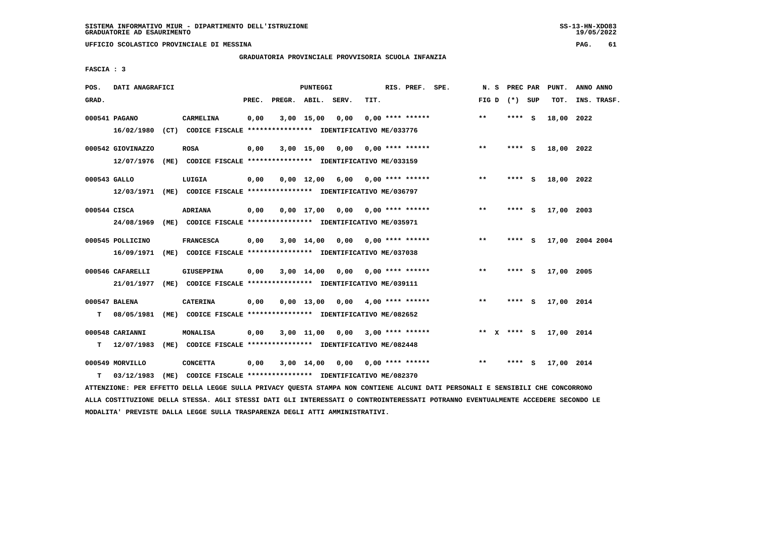SISTEMA INFORMATIVO MIUR - DIPARTIMENTO DELL'ISTRUZIONE
GRADUATORIE AD ESAURIMENTO

UFFICIO SCOLASTICO PROVINCIALE DI MESSINA

GRADUATORIA PROVINCIALE PROVVISORIA SCUOLA INFANZIA

FASCIA : 3

| POS. GRAD. | DATI ANAGRAFICI | | PREC. | PREGR. | ABIL. | SERV. | TIT. | RIS. PREF. | SPE. | N. S FIG D | PREC PAR (*) SUP | PUNT. TOT. | ANNO ANNO INS. TRASF. |
|---|---|---|---|---|---|---|---|---|---|---|---|---|---|
| 000541 PAGANO | CARMELINA | | 0,00 | 3,00 | 15,00 | 0,00 | 0,00 | **** ****** | | ** | **** S | 18,00 | 2022 |
| | 16/02/1980 (CT) CODICE FISCALE **************** IDENTIFICATIVO ME/033776 | | | | | | | | | | | | |
| 000542 GIOVINAZZO | ROSA | | 0,00 | 3,00 | 15,00 | 0,00 | 0,00 | **** ****** | | ** | **** S | 18,00 | 2022 |
| | 12/07/1976 (ME) CODICE FISCALE **************** IDENTIFICATIVO ME/033159 | | | | | | | | | | | | |
| 000543 GALLO | LUIGIA | | 0,00 | 0,00 | 12,00 | 6,00 | 0,00 | **** ****** | | ** | **** S | 18,00 | 2022 |
| | 12/03/1971 (ME) CODICE FISCALE **************** IDENTIFICATIVO ME/036797 | | | | | | | | | | | | |
| 000544 CISCA | ADRIANA | | 0,00 | 0,00 | 17,00 | 0,00 | 0,00 | **** ****** | | ** | **** S | 17,00 | 2003 |
| | 24/08/1969 (ME) CODICE FISCALE **************** IDENTIFICATIVO ME/035971 | | | | | | | | | | | | |
| 000545 POLLICINO | FRANCESCA | | 0,00 | 3,00 | 14,00 | 0,00 | 0,00 | **** ****** | | ** | **** S | 17,00 | 2004 2004 |
| | 16/09/1971 (ME) CODICE FISCALE **************** IDENTIFICATIVO ME/037038 | | | | | | | | | | | | |
| 000546 CAFARELLI | GIUSEPPINA | | 0,00 | 3,00 | 14,00 | 0,00 | 0,00 | **** ****** | | ** | **** S | 17,00 | 2005 |
| | 21/01/1977 (ME) CODICE FISCALE **************** IDENTIFICATIVO ME/039111 | | | | | | | | | | | | |
| 000547 BALENA | CATERINA | | 0,00 | 0,00 | 13,00 | 0,00 | 4,00 | **** ****** | | ** | **** S | 17,00 | 2014 |
| T | 08/05/1981 (ME) CODICE FISCALE **************** IDENTIFICATIVO ME/082652 | | | | | | | | | | | | |
| 000548 CARIANNI | MONALISA | | 0,00 | 3,00 | 11,00 | 0,00 | 3,00 | **** ****** | | ** X | **** S | 17,00 | 2014 |
| T | 12/07/1983 (ME) CODICE FISCALE **************** IDENTIFICATIVO ME/082448 | | | | | | | | | | | | |
| 000549 MORVILLO | CONCETTA | | 0,00 | 3,00 | 14,00 | 0,00 | 0,00 | **** ****** | | ** | **** S | 17,00 | 2014 |
| T | 03/12/1983 (ME) CODICE FISCALE **************** IDENTIFICATIVO ME/082370 | | | | | | | | | | | | |

ATTENZIONE: PER EFFETTO DELLA LEGGE SULLA PRIVACY QUESTA STAMPA NON CONTIENE ALCUNI DATI PERSONALI E SENSIBILI CHE CONCORRONO ALLA COSTITUZIONE DELLA STESSA. AGLI STESSI DATI GLI INTERESSATI O CONTROINTERESSATI POTRANNO EVENTUALMENTE ACCEDERE SECONDO LE MODALITA' PREVISTE DALLA LEGGE SULLA TRASPARENZA DEGLI ATTI AMMINISTRATIVI.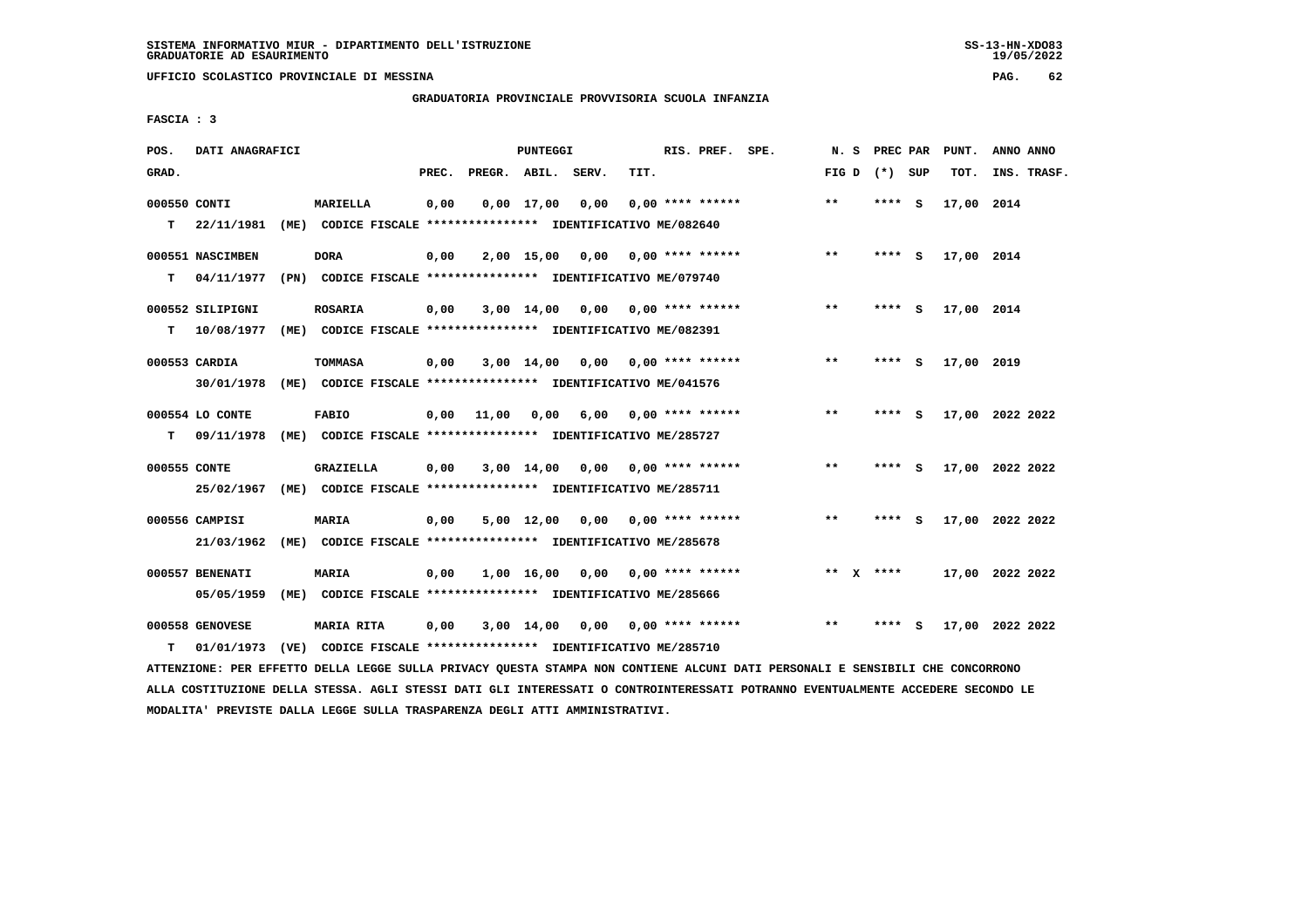SISTEMA INFORMATIVO MIUR - DIPARTIMENTO DELL'ISTRUZIONE
GRADUATORIE AD ESAURIMENTO

UFFICIO SCOLASTICO PROVINCIALE DI MESSINA

GRADUATORIA PROVINCIALE PROVVISORIA SCUOLA INFANZIA

FASCIA : 3

| POS. GRAD. | DATI ANAGRAFICI | | PREC. | PREGR. | ABIL. | SERV. | TIT. | RIS. PREF. SPE. | N. S FIG D | PREC PAR (*) SUP | PUNT. TOT. | ANNO ANNO INS. TRASF. |
|---|---|---|---|---|---|---|---|---|---|---|---|---|
| 000550 CONTI | | MARIELLA | 0,00 | 0,00 | 17,00 | 0,00 | 0,00 | **** ****** | ** | **** S | 17,00 | 2014 |
| T | 22/11/1981 (ME) CODICE FISCALE **************** IDENTIFICATIVO ME/082640 | | | | | | | | | | | |
| 000551 NASCIMBEN | | DORA | 0,00 | 2,00 | 15,00 | 0,00 | 0,00 | **** ****** | ** | **** S | 17,00 | 2014 |
| T | 04/11/1977 (PN) CODICE FISCALE **************** IDENTIFICATIVO ME/079740 | | | | | | | | | | | |
| 000552 SILIPIGNI | | ROSARIA | 0,00 | 3,00 | 14,00 | 0,00 | 0,00 | **** ****** | ** | **** S | 17,00 | 2014 |
| T | 10/08/1977 (ME) CODICE FISCALE **************** IDENTIFICATIVO ME/082391 | | | | | | | | | | | |
| 000553 CARDIA | | TOMMASA | 0,00 | 3,00 | 14,00 | 0,00 | 0,00 | **** ****** | ** | **** S | 17,00 | 2019 |
| | 30/01/1978 (ME) CODICE FISCALE **************** IDENTIFICATIVO ME/041576 | | | | | | | | | | | |
| 000554 LO CONTE | | FABIO | 0,00 | 11,00 | 0,00 | 6,00 | 0,00 | **** ****** | ** | **** S | 17,00 | 2022 2022 |
| T | 09/11/1978 (ME) CODICE FISCALE **************** IDENTIFICATIVO ME/285727 | | | | | | | | | | | |
| 000555 CONTE | | GRAZIELLA | 0,00 | 3,00 | 14,00 | 0,00 | 0,00 | **** ****** | ** | **** S | 17,00 | 2022 2022 |
| | 25/02/1967 (ME) CODICE FISCALE **************** IDENTIFICATIVO ME/285711 | | | | | | | | | | | |
| 000556 CAMPISI | | MARIA | 0,00 | 5,00 | 12,00 | 0,00 | 0,00 | **** ****** | ** | **** S | 17,00 | 2022 2022 |
| | 21/03/1962 (ME) CODICE FISCALE **************** IDENTIFICATIVO ME/285678 | | | | | | | | | | | |
| 000557 BENENATI | | MARIA | 0,00 | 1,00 | 16,00 | 0,00 | 0,00 | **** ****** | ** X | **** | 17,00 | 2022 2022 |
| | 05/05/1959 (ME) CODICE FISCALE **************** IDENTIFICATIVO ME/285666 | | | | | | | | | | | |
| 000558 GENOVESE | | MARIA RITA | 0,00 | 3,00 | 14,00 | 0,00 | 0,00 | **** ****** | ** | **** S | 17,00 | 2022 2022 |
| T | 01/01/1973 (VE) CODICE FISCALE **************** IDENTIFICATIVO ME/285710 | | | | | | | | | | | |

ATTENZIONE: PER EFFETTO DELLA LEGGE SULLA PRIVACY QUESTA STAMPA NON CONTIENE ALCUNI DATI PERSONALI E SENSIBILI CHE CONCORRONO ALLA COSTITUZIONE DELLA STESSA. AGLI STESSI DATI GLI INTERESSATI O CONTROINTERESSATI POTRANNO EVENTUALMENTE ACCEDERE SECONDO LE MODALITA' PREVISTE DALLA LEGGE SULLA TRASPARENZA DEGLI ATTI AMMINISTRATIVI.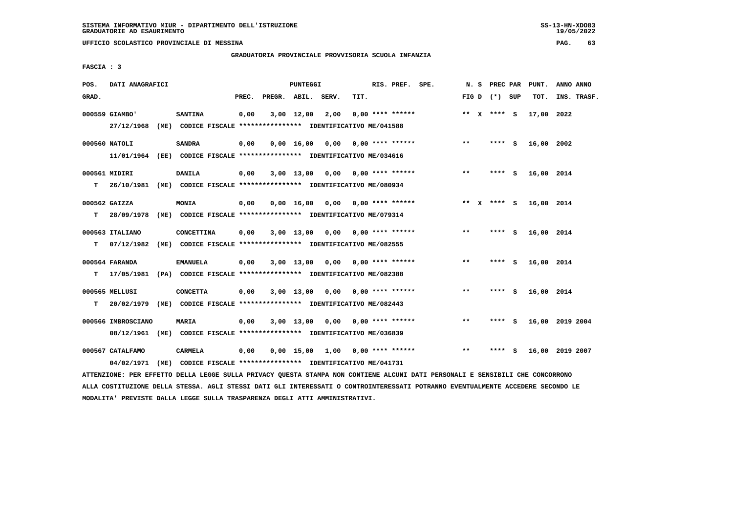SISTEMA INFORMATIVO MIUR - DIPARTIMENTO DELL'ISTRUZIONE
GRADUATORIE AD ESAURIMENTO

UFFICIO SCOLASTICO PROVINCIALE DI MESSINA

GRADUATORIA PROVINCIALE PROVVISORIA SCUOLA INFANZIA

FASCIA : 3

| POS. GRAD. | DATI ANAGRAFICI | | PREC. | PREGR. | ABIL. | SERV. | TIT. | RIS. PREF. | SPE. | N. S FIG D | PREC PAR (*) SUP | PUNT. TOT. | ANNO ANNO INS. TRASF. |
|---|---|---|---|---|---|---|---|---|---|---|---|---|---|
| 000559 GIAMBO' | SANTINA | | 0,00 | 3,00 | 12,00 | 2,00 | 0,00 | **** ****** | | ** X | **** S | 17,00 | 2022 |
| | 27/12/1968 (ME) CODICE FISCALE **************** IDENTIFICATIVO ME/041588 | | | | | | | | | | | | |
| 000560 NATOLI | SANDRA | | 0,00 | 0,00 | 16,00 | 0,00 | 0,00 | **** ****** | | ** | **** S | 16,00 | 2002 |
| | 11/01/1964 (EE) CODICE FISCALE **************** IDENTIFICATIVO ME/034616 | | | | | | | | | | | | |
| 000561 MIDIRI | DANILA | | 0,00 | 3,00 | 13,00 | 0,00 | 0,00 | **** ****** | | ** | **** S | 16,00 | 2014 |
| T | 26/10/1981 (ME) CODICE FISCALE **************** IDENTIFICATIVO ME/080934 | | | | | | | | | | | | |
| 000562 GAIZZA | MONIA | | 0,00 | 0,00 | 16,00 | 0,00 | 0,00 | **** ****** | | ** X | **** S | 16,00 | 2014 |
| T | 28/09/1978 (ME) CODICE FISCALE **************** IDENTIFICATIVO ME/079314 | | | | | | | | | | | | |
| 000563 ITALIANO | CONCETTINA | | 0,00 | 3,00 | 13,00 | 0,00 | 0,00 | **** ****** | | ** | **** S | 16,00 | 2014 |
| T | 07/12/1982 (ME) CODICE FISCALE **************** IDENTIFICATIVO ME/082555 | | | | | | | | | | | | |
| 000564 FARANDA | EMANUELA | | 0,00 | 3,00 | 13,00 | 0,00 | 0,00 | **** ****** | | ** | **** S | 16,00 | 2014 |
| T | 17/05/1981 (PA) CODICE FISCALE **************** IDENTIFICATIVO ME/082388 | | | | | | | | | | | | |
| 000565 MELLUSI | CONCETTA | | 0,00 | 3,00 | 13,00 | 0,00 | 0,00 | **** ****** | | ** | **** S | 16,00 | 2014 |
| T | 20/02/1979 (ME) CODICE FISCALE **************** IDENTIFICATIVO ME/082443 | | | | | | | | | | | | |
| 000566 IMBROSCIANO | MARIA | | 0,00 | 3,00 | 13,00 | 0,00 | 0,00 | **** ****** | | ** | **** S | 16,00 | 2019 2004 |
| | 08/12/1961 (ME) CODICE FISCALE **************** IDENTIFICATIVO ME/036839 | | | | | | | | | | | | |
| 000567 CATALFAMO | CARMELA | | 0,00 | 0,00 | 15,00 | 1,00 | 0,00 | **** ****** | | ** | **** S | 16,00 | 2019 2007 |
| | 04/02/1971 (ME) CODICE FISCALE **************** IDENTIFICATIVO ME/041731 | | | | | | | | | | | | |

ATTENZIONE: PER EFFETTO DELLA LEGGE SULLA PRIVACY QUESTA STAMPA NON CONTIENE ALCUNI DATI PERSONALI E SENSIBILI CHE CONCORRONO ALLA COSTITUZIONE DELLA STESSA. AGLI STESSI DATI GLI INTERESSATI O CONTROINTERESSATI POTRANNO EVENTUALMENTE ACCEDERE SECONDO LE MODALITA' PREVISTE DALLA LEGGE SULLA TRASPARENZA DEGLI ATTI AMMINISTRATIVI.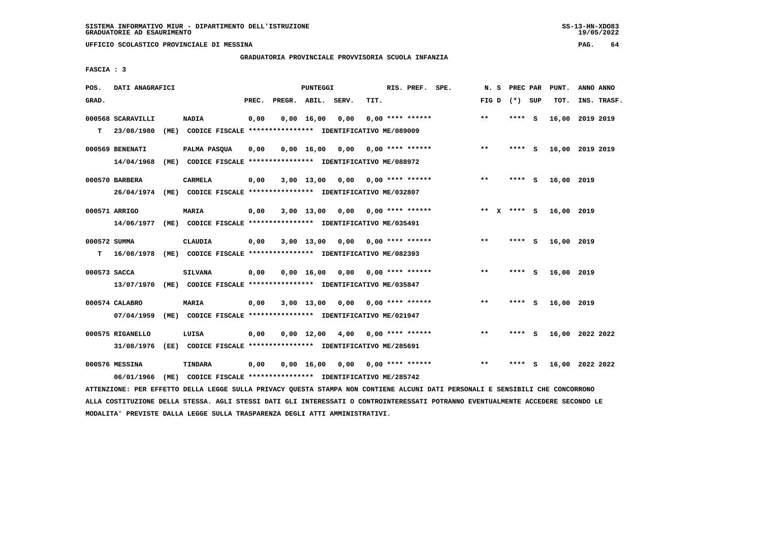SISTEMA INFORMATIVO MIUR - DIPARTIMENTO DELL'ISTRUZIONE
GRADUATORIE AD ESAURIMENTO

UFFICIO SCOLASTICO PROVINCIALE DI MESSINA

GRADUATORIA PROVINCIALE PROVVISORIA SCUOLA INFANZIA

FASCIA : 3

| POS. GRAD. | DATI ANAGRAFICI | | PREC. | PREGR. | ABIL. | SERV. | TIT. | RIS. PREF. | SPE. | N. S FIG D | PREC PAR (*) SUP | PUNT. TOT. | ANNO ANNO INS. TRASF. |
|---|---|---|---|---|---|---|---|---|---|---|---|---|---|
| 000568 | SCARAVILLI | NADIA | 0,00 | 0,00 | 16,00 | 0,00 | 0,00 | **** ****** | | ** | **** S | 16,00 | 2019 2019 |
| T | 23/08/1980 (ME) CODICE FISCALE **************** IDENTIFICATIVO ME/089009 | | | | | | | | | | | | |
| 000569 | BENENATI | PALMA PASQUA | 0,00 | 0,00 | 16,00 | 0,00 | 0,00 | **** ****** | | ** | **** S | 16,00 | 2019 2019 |
| | 14/04/1968 (ME) CODICE FISCALE **************** IDENTIFICATIVO ME/088972 | | | | | | | | | | | | |
| 000570 | BARBERA | CARMELA | 0,00 | 3,00 | 13,00 | 0,00 | 0,00 | **** ****** | | ** | **** S | 16,00 | 2019 |
| | 26/04/1974 (ME) CODICE FISCALE **************** IDENTIFICATIVO ME/032807 | | | | | | | | | | | | |
| 000571 | ARRIGO | MARIA | 0,00 | 3,00 | 13,00 | 0,00 | 0,00 | **** ****** | | ** X | **** S | 16,00 | 2019 |
| | 14/06/1977 (ME) CODICE FISCALE **************** IDENTIFICATIVO ME/035491 | | | | | | | | | | | | |
| 000572 | SUMMA | CLAUDIA | 0,00 | 3,00 | 13,00 | 0,00 | 0,00 | **** ****** | | ** | **** S | 16,00 | 2019 |
| T | 16/08/1978 (ME) CODICE FISCALE **************** IDENTIFICATIVO ME/082393 | | | | | | | | | | | | |
| 000573 | SACCA | SILVANA | 0,00 | 0,00 | 16,00 | 0,00 | 0,00 | **** ****** | | ** | **** S | 16,00 | 2019 |
| | 13/07/1970 (ME) CODICE FISCALE **************** IDENTIFICATIVO ME/035847 | | | | | | | | | | | | |
| 000574 | CALABRO | MARIA | 0,00 | 3,00 | 13,00 | 0,00 | 0,00 | **** ****** | | ** | **** S | 16,00 | 2019 |
| | 07/04/1959 (ME) CODICE FISCALE **************** IDENTIFICATIVO ME/021947 | | | | | | | | | | | | |
| 000575 | RIGANELLO | LUISA | 0,00 | 0,00 | 12,00 | 4,00 | 0,00 | **** ****** | | ** | **** S | 16,00 | 2022 2022 |
| | 31/08/1976 (EE) CODICE FISCALE **************** IDENTIFICATIVO ME/285691 | | | | | | | | | | | | |
| 000576 | MESSINA | TINDARA | 0,00 | 0,00 | 16,00 | 0,00 | 0,00 | **** ****** | | ** | **** S | 16,00 | 2022 2022 |
| | 06/01/1966 (ME) CODICE FISCALE **************** IDENTIFICATIVO ME/285742 | | | | | | | | | | | | |

ATTENZIONE: PER EFFETTO DELLA LEGGE SULLA PRIVACY QUESTA STAMPA NON CONTIENE ALCUNI DATI PERSONALI E SENSIBILI CHE CONCORRONO ALLA COSTITUZIONE DELLA STESSA. AGLI STESSI DATI GLI INTERESSATI O CONTROINTERESSATI POTRANNO EVENTUALMENTE ACCEDERE SECONDO LE MODALITA' PREVISTE DALLA LEGGE SULLA TRASPARENZA DEGLI ATTI AMMINISTRATIVI.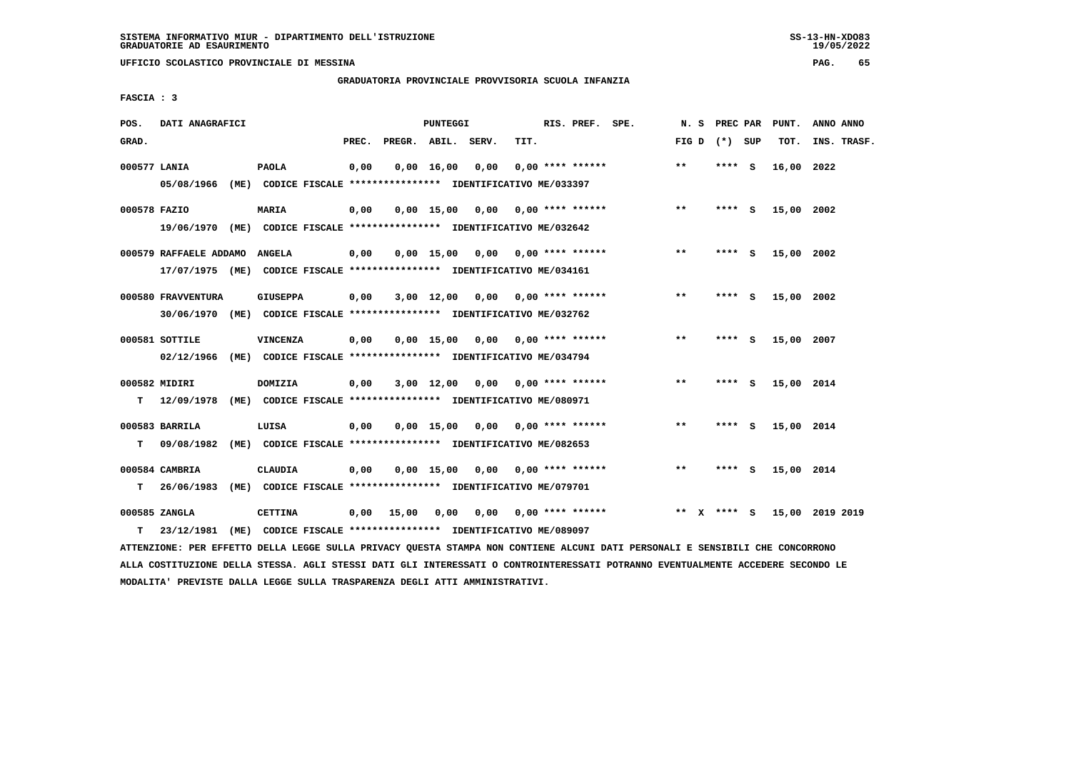GRADUATORIA PROVINCIALE PROVVISORIA SCUOLA INFANZIA

FASCIA : 3

| POS. GRAD. | DATI ANAGRAFICI | | PREC. | PREGR. | ABIL. | SERV. | TIT. | RIS. PREF. SPE. | N. S FIG D | PREC PAR (*) SUP | PUNT. TOT. | ANNO ANNO INS. TRASF. |
|---|---|---|---|---|---|---|---|---|---|---|---|---|
| 000577 | LANIA | PAOLA | 0,00 | 0,00 | 16,00 | 0,00 | 0,00 | **** ****** | ** | **** S | 16,00 | 2022 |
| | 05/08/1966 (ME) CODICE FISCALE **************** IDENTIFICATIVO ME/033397 | | | | | | | | | | | |
| 000578 | FAZIO | MARIA | 0,00 | 0,00 | 15,00 | 0,00 | 0,00 | **** ****** | ** | **** S | 15,00 | 2002 |
| | 19/06/1970 (ME) CODICE FISCALE **************** IDENTIFICATIVO ME/032642 | | | | | | | | | | | |
| 000579 | RAFFAELE ADDAMO | ANGELA | 0,00 | 0,00 | 15,00 | 0,00 | 0,00 | **** ****** | ** | **** S | 15,00 | 2002 |
| | 17/07/1975 (ME) CODICE FISCALE **************** IDENTIFICATIVO ME/034161 | | | | | | | | | | | |
| 000580 | FRAVVENTURA | GIUSEPPA | 0,00 | 3,00 | 12,00 | 0,00 | 0,00 | **** ****** | ** | **** S | 15,00 | 2002 |
| | 30/06/1970 (ME) CODICE FISCALE **************** IDENTIFICATIVO ME/032762 | | | | | | | | | | | |
| 000581 | SOTTILE | VINCENZA | 0,00 | 0,00 | 15,00 | 0,00 | 0,00 | **** ****** | ** | **** S | 15,00 | 2007 |
| | 02/12/1966 (ME) CODICE FISCALE **************** IDENTIFICATIVO ME/034794 | | | | | | | | | | | |
| 000582 | MIDIRI | DOMIZIA | 0,00 | 3,00 | 12,00 | 0,00 | 0,00 | **** ****** | ** | **** S | 15,00 | 2014 |
| T | 12/09/1978 (ME) CODICE FISCALE **************** IDENTIFICATIVO ME/080971 | | | | | | | | | | | |
| 000583 | BARRILA | LUISA | 0,00 | 0,00 | 15,00 | 0,00 | 0,00 | **** ****** | ** | **** S | 15,00 | 2014 |
| T | 09/08/1982 (ME) CODICE FISCALE **************** IDENTIFICATIVO ME/082653 | | | | | | | | | | | |
| 000584 | CAMBRIA | CLAUDIA | 0,00 | 0,00 | 15,00 | 0,00 | 0,00 | **** ****** | ** | **** S | 15,00 | 2014 |
| T | 26/06/1983 (ME) CODICE FISCALE **************** IDENTIFICATIVO ME/079701 | | | | | | | | | | | |
| 000585 | ZANGLA | CETTINA | 0,00 | 15,00 | 0,00 | 0,00 | 0,00 | **** ****** | ** X | **** S | 15,00 | 2019 2019 |
| T | 23/12/1981 (ME) CODICE FISCALE **************** IDENTIFICATIVO ME/089097 | | | | | | | | | | | |

ATTENZIONE: PER EFFETTO DELLA LEGGE SULLA PRIVACY QUESTA STAMPA NON CONTIENE ALCUNI DATI PERSONALI E SENSIBILI CHE CONCORRONO ALLA COSTITUZIONE DELLA STESSA. AGLI STESSI DATI GLI INTERESSATI O CONTROINTERESSATI POTRANNO EVENTUALMENTE ACCEDERE SECONDO LE MODALITA' PREVISTE DALLA LEGGE SULLA TRASPARENZA DEGLI ATTI AMMINISTRATIVI.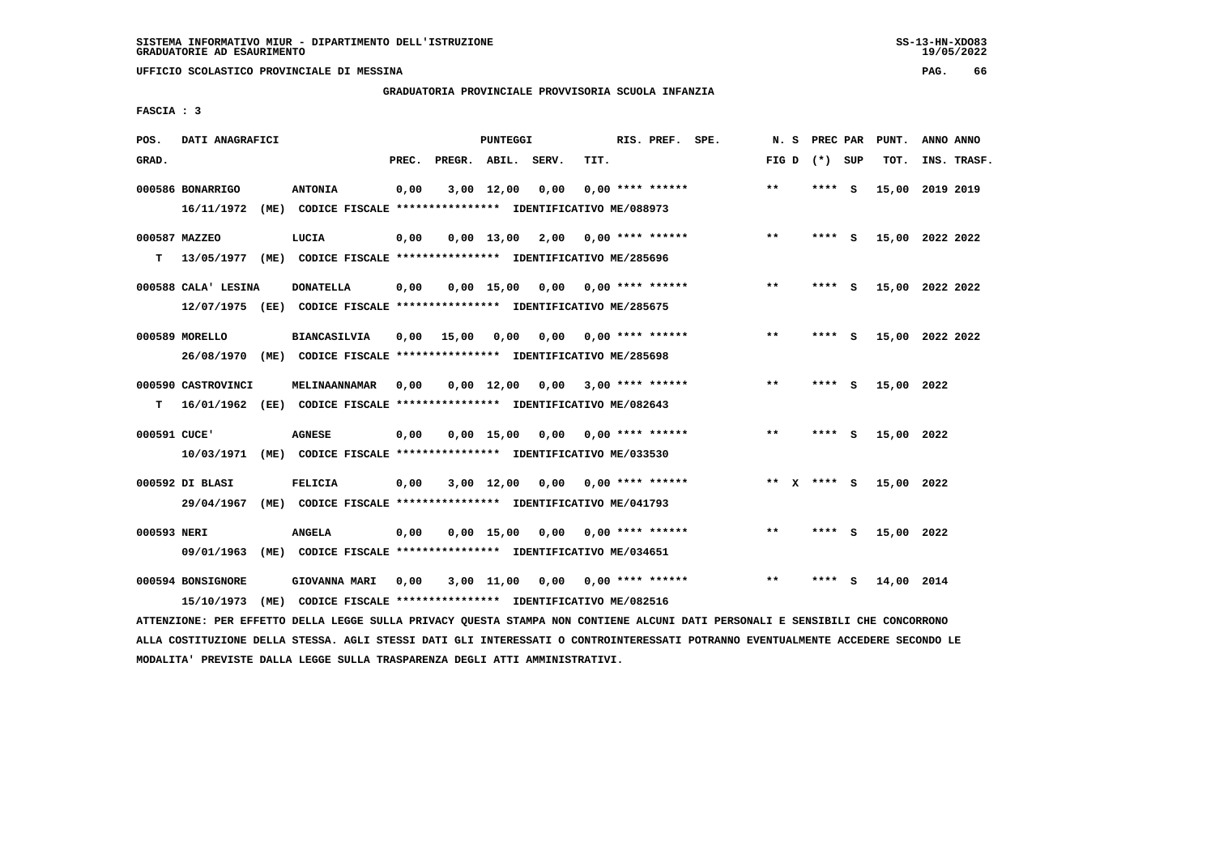SISTEMA INFORMATIVO MIUR - DIPARTIMENTO DELL'ISTRUZIONE
GRADUATORIE AD ESAURIMENTO

UFFICIO SCOLASTICO PROVINCIALE DI MESSINA

GRADUATORIA PROVINCIALE PROVVISORIA SCUOLA INFANZIA

FASCIA : 3

| POS. GRAD. | DATI ANAGRAFICI | | PREC. | PREGR. | ABIL. | SERV. | TIT. | RIS. PREF. SPE. | N. S FIG D | PREC PAR (*) SUP | PUNT. TOT. | ANNO ANNO INS. TRASF. |
|---|---|---|---|---|---|---|---|---|---|---|---|---|
| 000586 | BONARRIGO | ANTONIA | 0,00 | 3,00 | 12,00 | 0,00 | 0,00 | **** ****** | ** | **** S | 15,00 | 2019 2019 |
| | 16/11/1972 (ME) CODICE FISCALE **************** IDENTIFICATIVO ME/088973 | | | | | | | | | | | |
| 000587 | MAZZEO | LUCIA | 0,00 | 0,00 | 13,00 | 2,00 | 0,00 | **** ****** | ** | **** S | 15,00 | 2022 2022 |
| T | 13/05/1977 (ME) CODICE FISCALE **************** IDENTIFICATIVO ME/285696 | | | | | | | | | | | |
| 000588 | CALA' LESINA | DONATELLA | 0,00 | 0,00 | 15,00 | 0,00 | 0,00 | **** ****** | ** | **** S | 15,00 | 2022 2022 |
| | 12/07/1975 (EE) CODICE FISCALE **************** IDENTIFICATIVO ME/285675 | | | | | | | | | | | |
| 000589 | MORELLO | BIANCASILVIA | 0,00 | 15,00 | 0,00 | 0,00 | 0,00 | **** ****** | ** | **** S | 15,00 | 2022 2022 |
| | 26/08/1970 (ME) CODICE FISCALE **************** IDENTIFICATIVO ME/285698 | | | | | | | | | | | |
| 000590 | CASTROVINCI | MELINAANNAMAR | 0,00 | 0,00 | 12,00 | 0,00 | 3,00 | **** ****** | ** | **** S | 15,00 | 2022 |
| T | 16/01/1962 (EE) CODICE FISCALE **************** IDENTIFICATIVO ME/082643 | | | | | | | | | | | |
| 000591 | CUCE' | AGNESE | 0,00 | 0,00 | 15,00 | 0,00 | 0,00 | **** ****** | ** | **** S | 15,00 | 2022 |
| | 10/03/1971 (ME) CODICE FISCALE **************** IDENTIFICATIVO ME/033530 | | | | | | | | | | | |
| 000592 | DI BLASI | FELICIA | 0,00 | 3,00 | 12,00 | 0,00 | 0,00 | **** ****** | ** X | **** S | 15,00 | 2022 |
| | 29/04/1967 (ME) CODICE FISCALE **************** IDENTIFICATIVO ME/041793 | | | | | | | | | | | |
| 000593 | NERI | ANGELA | 0,00 | 0,00 | 15,00 | 0,00 | 0,00 | **** ****** | ** | **** S | 15,00 | 2022 |
| | 09/01/1963 (ME) CODICE FISCALE **************** IDENTIFICATIVO ME/034651 | | | | | | | | | | | |
| 000594 | BONSIGNORE | GIOVANNA MARI | 0,00 | 3,00 | 11,00 | 0,00 | 0,00 | **** ****** | ** | **** S | 14,00 | 2014 |
| | 15/10/1973 (ME) CODICE FISCALE **************** IDENTIFICATIVO ME/082516 | | | | | | | | | | | |

ATTENZIONE: PER EFFETTO DELLA LEGGE SULLA PRIVACY QUESTA STAMPA NON CONTIENE ALCUNI DATI PERSONALI E SENSIBILI CHE CONCORRONO ALLA COSTITUZIONE DELLA STESSA. AGLI STESSI DATI GLI INTERESSATI O CONTROINTERESSATI POTRANNO EVENTUALMENTE ACCEDERE SECONDO LE MODALITA' PREVISTE DALLA LEGGE SULLA TRASPARENZA DEGLI ATTI AMMINISTRATIVI.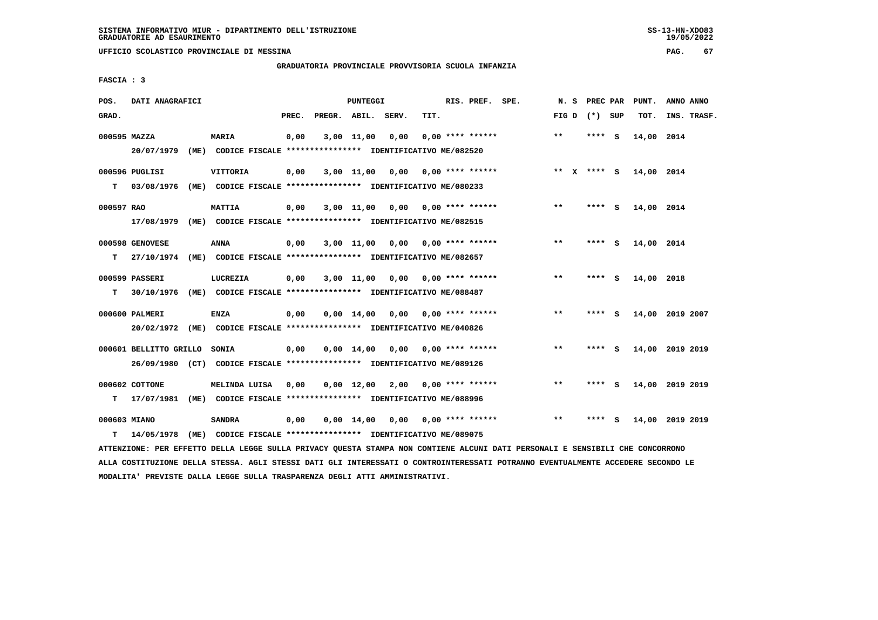SISTEMA INFORMATIVO MIUR - DIPARTIMENTO DELL'ISTRUZIONE
GRADUATORIE AD ESAURIMENTO

UFFICIO SCOLASTICO PROVINCIALE DI MESSINA

GRADUATORIA PROVINCIALE PROVVISORIA SCUOLA INFANZIA

FASCIA : 3

| POS. GRAD. | DATI ANAGRAFICI | | PREC. | PREGR. | ABIL. | SERV. | TIT. | RIS. PREF. | SPE. | N. S FIG D | PREC PAR (*) | SUP | PUNT. TOT. | ANNO INS. | ANNO TRASF. |
|---|---|---|---|---|---|---|---|---|---|---|---|---|---|---|---|
| 000595 | MAZZA | MARIA | 0,00 | 3,00 | 11,00 | 0,00 | 0,00 | **** ****** | | ** | **** | S | 14,00 | 2014 | |
| | 20/07/1979 (ME) CODICE FISCALE **************** IDENTIFICATIVO ME/082520 | | | | | | | | | | | | | | |
| 000596 | PUGLISI | VITTORIA | 0,00 | 3,00 | 11,00 | 0,00 | 0,00 | **** ****** | | ** X | **** | S | 14,00 | 2014 | |
| T | 03/08/1976 (ME) CODICE FISCALE **************** IDENTIFICATIVO ME/080233 | | | | | | | | | | | | | | |
| 000597 | RAO | MATTIA | 0,00 | 3,00 | 11,00 | 0,00 | 0,00 | **** ****** | | ** | **** | S | 14,00 | 2014 | |
| | 17/08/1979 (ME) CODICE FISCALE **************** IDENTIFICATIVO ME/082515 | | | | | | | | | | | | | | |
| 000598 | GENOVESE | ANNA | 0,00 | 3,00 | 11,00 | 0,00 | 0,00 | **** ****** | | ** | **** | S | 14,00 | 2014 | |
| T | 27/10/1974 (ME) CODICE FISCALE **************** IDENTIFICATIVO ME/082657 | | | | | | | | | | | | | | |
| 000599 | PASSERI | LUCREZIA | 0,00 | 3,00 | 11,00 | 0,00 | 0,00 | **** ****** | | ** | **** | S | 14,00 | 2018 | |
| T | 30/10/1976 (ME) CODICE FISCALE **************** IDENTIFICATIVO ME/088487 | | | | | | | | | | | | | | |
| 000600 | PALMERI | ENZA | 0,00 | 0,00 | 14,00 | 0,00 | 0,00 | **** ****** | | ** | **** | S | 14,00 | 2019 | 2007 |
| | 20/02/1972 (ME) CODICE FISCALE **************** IDENTIFICATIVO ME/040826 | | | | | | | | | | | | | | |
| 000601 | BELLITTO GRILLO | SONIA | 0,00 | 0,00 | 14,00 | 0,00 | 0,00 | **** ****** | | ** | **** | S | 14,00 | 2019 | 2019 |
| | 26/09/1980 (CT) CODICE FISCALE **************** IDENTIFICATIVO ME/089126 | | | | | | | | | | | | | | |
| 000602 | COTTONE | MELINDA LUISA | 0,00 | 0,00 | 12,00 | 2,00 | 0,00 | **** ****** | | ** | **** | S | 14,00 | 2019 | 2019 |
| T | 17/07/1981 (ME) CODICE FISCALE **************** IDENTIFICATIVO ME/088996 | | | | | | | | | | | | | | |
| 000603 | MIANO | SANDRA | 0,00 | 0,00 | 14,00 | 0,00 | 0,00 | **** ****** | | ** | **** | S | 14,00 | 2019 | 2019 |
| T | 14/05/1978 (ME) CODICE FISCALE **************** IDENTIFICATIVO ME/089075 | | | | | | | | | | | | | | |

ATTENZIONE: PER EFFETTO DELLA LEGGE SULLA PRIVACY QUESTA STAMPA NON CONTIENE ALCUNI DATI PERSONALI E SENSIBILI CHE CONCORRONO ALLA COSTITUZIONE DELLA STESSA. AGLI STESSI DATI GLI INTERESSATI O CONTROINTERESSATI POTRANNO EVENTUALMENTE ACCEDERE SECONDO LE MODALITA' PREVISTE DALLA LEGGE SULLA TRASPARENZA DEGLI ATTI AMMINISTRATIVI.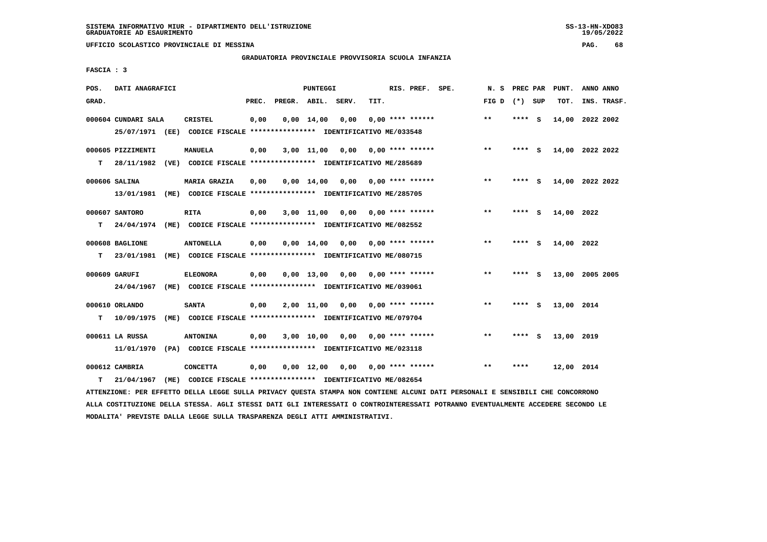SISTEMA INFORMATIVO MIUR - DIPARTIMENTO DELL'ISTRUZIONE
GRADUATORIE AD ESAURIMENTO

UFFICIO SCOLASTICO PROVINCIALE DI MESSINA

GRADUATORIA PROVINCIALE PROVVISORIA SCUOLA INFANZIA

FASCIA : 3

| POS. GRAD. | DATI ANAGRAFICI | | PREC. | PREGR. | ABIL. | SERV. | TIT. | RIS. PREF. | SPE. | N. S FIG D | PREC PAR (*) | SUP | PUNT. TOT. | ANNO ANNO INS. TRASF. |
|---|---|---|---|---|---|---|---|---|---|---|---|---|---|---|
| 000604 | CUNDARI SALA | CRISTEL | 0,00 | 0,00 | 14,00 | 0,00 | 0,00 | **** ****** | | ** | **** | S | 14,00 | 2022 2002 |
| | 25/07/1971 (EE) CODICE FISCALE **************** IDENTIFICATIVO ME/033548 | | | | | | | | | | | | | |
| 000605 | PIZZIMENTI | MANUELA | 0,00 | 3,00 | 11,00 | 0,00 | 0,00 | **** ****** | | ** | **** | S | 14,00 | 2022 2022 |
| T | 28/11/1982 (VE) CODICE FISCALE **************** IDENTIFICATIVO ME/285689 | | | | | | | | | | | | | |
| 000606 | SALINA | MARIA GRAZIA | 0,00 | 0,00 | 14,00 | 0,00 | 0,00 | **** ****** | | ** | **** | S | 14,00 | 2022 2022 |
| | 13/01/1981 (ME) CODICE FISCALE **************** IDENTIFICATIVO ME/285705 | | | | | | | | | | | | | |
| 000607 | SANTORO | RITA | 0,00 | 3,00 | 11,00 | 0,00 | 0,00 | **** ****** | | ** | **** | S | 14,00 | 2022 |
| T | 24/04/1974 (ME) CODICE FISCALE **************** IDENTIFICATIVO ME/082552 | | | | | | | | | | | | | |
| 000608 | BAGLIONE | ANTONELLA | 0,00 | 0,00 | 14,00 | 0,00 | 0,00 | **** ****** | | ** | **** | S | 14,00 | 2022 |
| T | 23/01/1981 (ME) CODICE FISCALE **************** IDENTIFICATIVO ME/080715 | | | | | | | | | | | | | |
| 000609 | GARUFI | ELEONORA | 0,00 | 0,00 | 13,00 | 0,00 | 0,00 | **** ****** | | ** | **** | S | 13,00 | 2005 2005 |
| | 24/04/1967 (ME) CODICE FISCALE **************** IDENTIFICATIVO ME/039061 | | | | | | | | | | | | | |
| 000610 | ORLANDO | SANTA | 0,00 | 2,00 | 11,00 | 0,00 | 0,00 | **** ****** | | ** | **** | S | 13,00 | 2014 |
| T | 10/09/1975 (ME) CODICE FISCALE **************** IDENTIFICATIVO ME/079704 | | | | | | | | | | | | | |
| 000611 | LA RUSSA | ANTONINA | 0,00 | 3,00 | 10,00 | 0,00 | 0,00 | **** ****** | | ** | **** | S | 13,00 | 2019 |
| | 11/01/1970 (PA) CODICE FISCALE **************** IDENTIFICATIVO ME/023118 | | | | | | | | | | | | | |
| 000612 | CAMBRIA | CONCETTA | 0,00 | 0,00 | 12,00 | 0,00 | 0,00 | **** ****** | | ** | **** | | 12,00 | 2014 |
| T | 21/04/1967 (ME) CODICE FISCALE **************** IDENTIFICATIVO ME/082654 | | | | | | | | | | | | | |

ATTENZIONE: PER EFFETTO DELLA LEGGE SULLA PRIVACY QUESTA STAMPA NON CONTIENE ALCUNI DATI PERSONALI E SENSIBILI CHE CONCORRONO ALLA COSTITUZIONE DELLA STESSA. AGLI STESSI DATI GLI INTERESSATI O CONTROINTERESSATI POTRANNO EVENTUALMENTE ACCEDERE SECONDO LE MODALITA' PREVISTE DALLA LEGGE SULLA TRASPARENZA DEGLI ATTI AMMINISTRATIVI.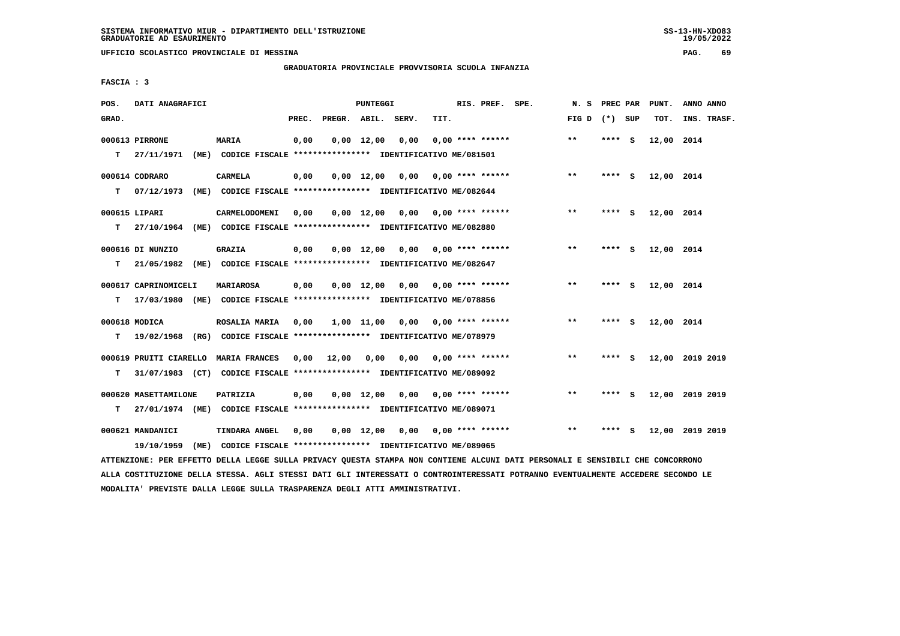SISTEMA INFORMATIVO MIUR - DIPARTIMENTO DELL'ISTRUZIONE
GRADUATORIE AD ESAURIMENTO

UFFICIO SCOLASTICO PROVINCIALE DI MESSINA

GRADUATORIA PROVINCIALE PROVVISORIA SCUOLA INFANZIA

FASCIA : 3

| POS. GRAD. | DATI ANAGRAFICI | | PREC. | PREGR. | ABIL. | SERV. | TIT. | RIS. PREF. | SPE. | N. S FIG D | PREC PAR (*) | SUP | PUNT. TOT. | ANNO ANNO INS. TRASF. |
|---|---|---|---|---|---|---|---|---|---|---|---|---|---|---|
| 000613 | PIRRONE | MARIA | 0,00 | 0,00 | 12,00 | 0,00 | 0,00 | **** ****** | | ** | **** | S | 12,00 | 2014 |
| T | 27/11/1971 (ME) CODICE FISCALE **************** IDENTIFICATIVO ME/081501 | | | | | | | | | | | | | |
| 000614 | CODRARO | CARMELA | 0,00 | 0,00 | 12,00 | 0,00 | 0,00 | **** ****** | | ** | **** | S | 12,00 | 2014 |
| T | 07/12/1973 (ME) CODICE FISCALE **************** IDENTIFICATIVO ME/082644 | | | | | | | | | | | | | |
| 000615 | LIPARI | CARMELODOMENI | 0,00 | 0,00 | 12,00 | 0,00 | 0,00 | **** ****** | | ** | **** | S | 12,00 | 2014 |
| T | 27/10/1964 (ME) CODICE FISCALE **************** IDENTIFICATIVO ME/082880 | | | | | | | | | | | | | |
| 000616 | DI NUNZIO | GRAZIA | 0,00 | 0,00 | 12,00 | 0,00 | 0,00 | **** ****** | | ** | **** | S | 12,00 | 2014 |
| T | 21/05/1982 (ME) CODICE FISCALE **************** IDENTIFICATIVO ME/082647 | | | | | | | | | | | | | |
| 000617 | CAPRINOMICELI | MARIAROSA | 0,00 | 0,00 | 12,00 | 0,00 | 0,00 | **** ****** | | ** | **** | S | 12,00 | 2014 |
| T | 17/03/1980 (ME) CODICE FISCALE **************** IDENTIFICATIVO ME/078856 | | | | | | | | | | | | | |
| 000618 | MODICA | ROSALIA MARIA | 0,00 | 1,00 | 11,00 | 0,00 | 0,00 | **** ****** | | ** | **** | S | 12,00 | 2014 |
| T | 19/02/1968 (RG) CODICE FISCALE **************** IDENTIFICATIVO ME/078979 | | | | | | | | | | | | | |
| 000619 | PRUITI CIARELLO | MARIA FRANCES | 0,00 | 12,00 | 0,00 | 0,00 | 0,00 | **** ****** | | ** | **** | S | 12,00 | 2019 2019 |
| T | 31/07/1983 (CT) CODICE FISCALE **************** IDENTIFICATIVO ME/089092 | | | | | | | | | | | | | |
| 000620 | MASETTAMILONE | PATRIZIA | 0,00 | 0,00 | 12,00 | 0,00 | 0,00 | **** ****** | | ** | **** | S | 12,00 | 2019 2019 |
| T | 27/01/1974 (ME) CODICE FISCALE **************** IDENTIFICATIVO ME/089071 | | | | | | | | | | | | | |
| 000621 | MANDANICI | TINDARA ANGEL | 0,00 | 0,00 | 12,00 | 0,00 | 0,00 | **** ****** | | ** | **** | S | 12,00 | 2019 2019 |
| | 19/10/1959 (ME) CODICE FISCALE **************** IDENTIFICATIVO ME/089065 | | | | | | | | | | | | | |

ATTENZIONE: PER EFFETTO DELLA LEGGE SULLA PRIVACY QUESTA STAMPA NON CONTIENE ALCUNI DATI PERSONALI E SENSIBILI CHE CONCORRONO ALLA COSTITUZIONE DELLA STESSA. AGLI STESSI DATI GLI INTERESSATI O CONTROINTERESSATI POTRANNO EVENTUALMENTE ACCEDERE SECONDO LE MODALITA' PREVISTE DALLA LEGGE SULLA TRASPARENZA DEGLI ATTI AMMINISTRATIVI.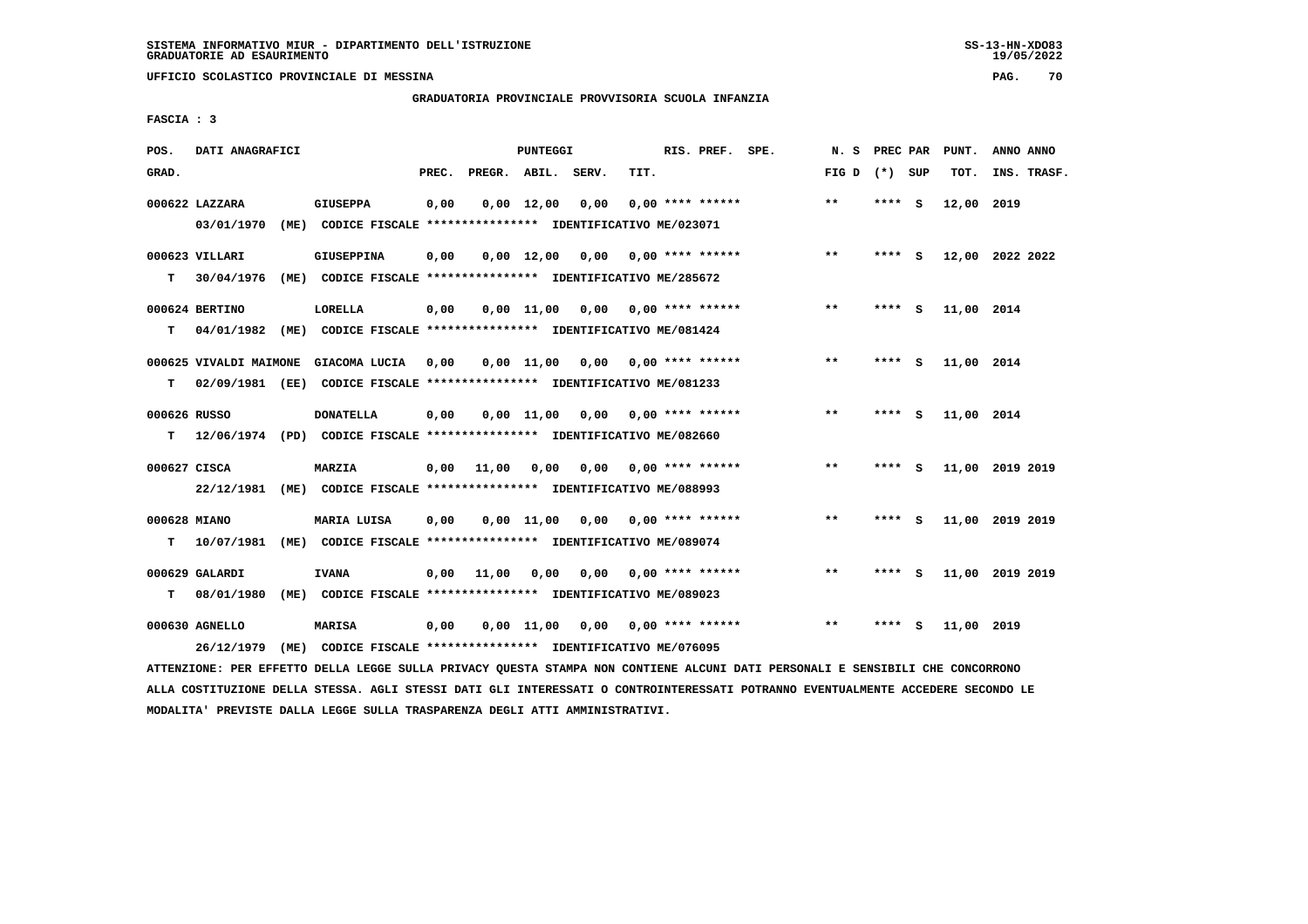**GRADUATORIA PROVINCIALE PROVVISORIA SCUOLA INFANZIA**

**FASCIA : 3**

| POS. GRAD. | | DATI ANAGRAFICI | | PREC. | PREGR. | ABIL. | SERV. | TIT. | RIS. PREF. SPE. | N. S FIG D | PREC PAR (*) SUP | PUNT. TOT. | ANNO ANNO INS. TRASF. |
|---|---|---|---|---|---|---|---|---|---|---|---|---|---|
| 000622 | | LAZZARA | GIUSEPPA | 0,00 | 0,00 | 12,00 | 0,00 | 0,00 | **** ****** | ** | **** S | 12,00 | 2019 |
| | | 03/01/1970 (ME) CODICE FISCALE **************** IDENTIFICATIVO ME/023071 | | | | | | | | | | | |
| 000623 | | VILLARI | GIUSEPPINA | 0,00 | 0,00 | 12,00 | 0,00 | 0,00 | **** ****** | ** | **** S | 12,00 | 2022 2022 |
| | T | 30/04/1976 (ME) CODICE FISCALE **************** IDENTIFICATIVO ME/285672 | | | | | | | | | | | |
| 000624 | | BERTINO | LORELLA | 0,00 | 0,00 | 11,00 | 0,00 | 0,00 | **** ****** | ** | **** S | 11,00 | 2014 |
| | T | 04/01/1982 (ME) CODICE FISCALE **************** IDENTIFICATIVO ME/081424 | | | | | | | | | | | |
| 000625 | | VIVALDI MAIMONE | GIACOMA LUCIA | 0,00 | 0,00 | 11,00 | 0,00 | 0,00 | **** ****** | ** | **** S | 11,00 | 2014 |
| | T | 02/09/1981 (EE) CODICE FISCALE **************** IDENTIFICATIVO ME/081233 | | | | | | | | | | | |
| 000626 | | RUSSO | DONATELLA | 0,00 | 0,00 | 11,00 | 0,00 | 0,00 | **** ****** | ** | **** S | 11,00 | 2014 |
| | T | 12/06/1974 (PD) CODICE FISCALE **************** IDENTIFICATIVO ME/082660 | | | | | | | | | | | |
| 000627 | | CISCA | MARZIA | 0,00 | 11,00 | 0,00 | 0,00 | 0,00 | **** ****** | ** | **** S | 11,00 | 2019 2019 |
| | | 22/12/1981 (ME) CODICE FISCALE **************** IDENTIFICATIVO ME/088993 | | | | | | | | | | | |
| 000628 | | MIANO | MARIA LUISA | 0,00 | 0,00 | 11,00 | 0,00 | 0,00 | **** ****** | ** | **** S | 11,00 | 2019 2019 |
| | T | 10/07/1981 (ME) CODICE FISCALE **************** IDENTIFICATIVO ME/089074 | | | | | | | | | | | |
| 000629 | | GALARDI | IVANA | 0,00 | 11,00 | 0,00 | 0,00 | 0,00 | **** ****** | ** | **** S | 11,00 | 2019 2019 |
| | T | 08/01/1980 (ME) CODICE FISCALE **************** IDENTIFICATIVO ME/089023 | | | | | | | | | | | |
| 000630 | | AGNELLO | MARISA | 0,00 | 0,00 | 11,00 | 0,00 | 0,00 | **** ****** | ** | **** S | 11,00 | 2019 |
| | | 26/12/1979 (ME) CODICE FISCALE **************** IDENTIFICATIVO ME/076095 | | | | | | | | | | | |

ATTENZIONE: PER EFFETTO DELLA LEGGE SULLA PRIVACY QUESTA STAMPA NON CONTIENE ALCUNI DATI PERSONALI E SENSIBILI CHE CONCORRONO ALLA COSTITUZIONE DELLA STESSA. AGLI STESSI DATI GLI INTERESSATI O CONTROINTERESSATI POTRANNO EVENTUALMENTE ACCEDERE SECONDO LE MODALITA' PREVISTE DALLA LEGGE SULLA TRASPARENZA DEGLI ATTI AMMINISTRATIVI.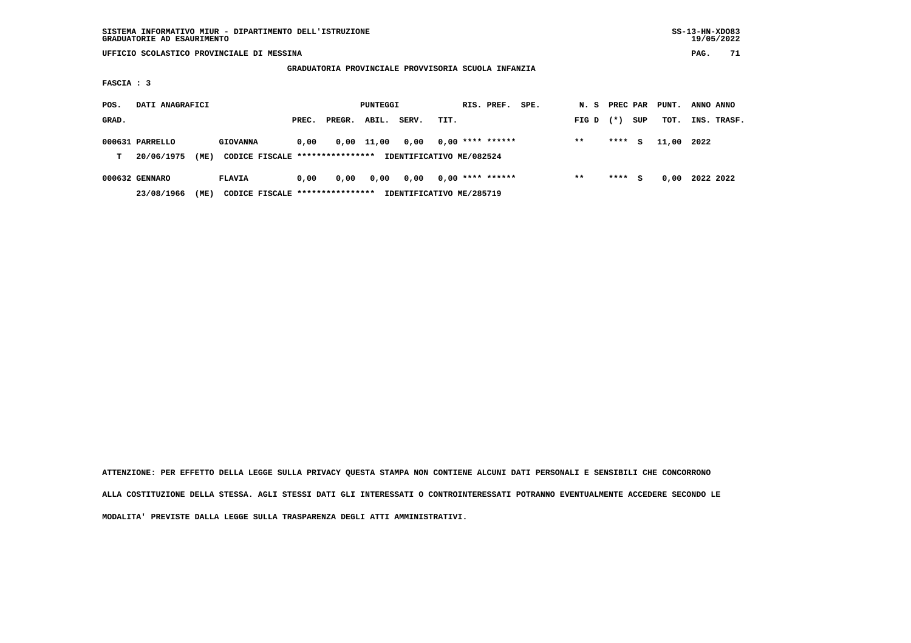SISTEMA INFORMATIVO MIUR - DIPARTIMENTO DELL'ISTRUZIONE
GRADUATORIE AD ESAURIMENTO

UFFICIO SCOLASTICO PROVINCIALE DI MESSINA

GRADUATORIA PROVINCIALE PROVVISORIA SCUOLA INFANZIA

FASCIA : 3

| POS. GRAD. | DATI ANAGRAFICI | | PUNTEGGI PREC. | PREGR. | ABIL. | SERV. | TIT. | RIS. PREF. | SPE. | N. S FIG D | PREC (*) | PAR SUP | PUNT. TOT. | ANNO INS. | ANNO TRASF. |
|---|---|---|---|---|---|---|---|---|---|---|---|---|---|---|---|
| 000631 | PARRELLO | GIOVANNA | 0,00 | 0,00 | 11,00 | 0,00 | 0,00 | **** ****** | | ** | **** | S | 11,00 | 2022 | |
| T | 20/06/1975 (ME) | CODICE FISCALE **************** | IDENTIFICATIVO ME/082524 | | | | | | | | | | | | |
| 000632 | GENNARO | FLAVIA | 0,00 | 0,00 | 0,00 | 0,00 | 0,00 | **** ****** | | ** | **** | S | 0,00 | 2022 | 2022 |
| | 23/08/1966 (ME) | CODICE FISCALE **************** | IDENTIFICATIVO ME/285719 | | | | | | | | | | | | |

ATTENZIONE: PER EFFETTO DELLA LEGGE SULLA PRIVACY QUESTA STAMPA NON CONTIENE ALCUNI DATI PERSONALI E SENSIBILI CHE CONCORRONO ALLA COSTITUZIONE DELLA STESSA. AGLI STESSI DATI GLI INTERESSATI O CONTROINTERESSATI POTRANNO EVENTUALMENTE ACCEDERE SECONDO LE MODALITA' PREVISTE DALLA LEGGE SULLA TRASPARENZA DEGLI ATTI AMMINISTRATIVI.